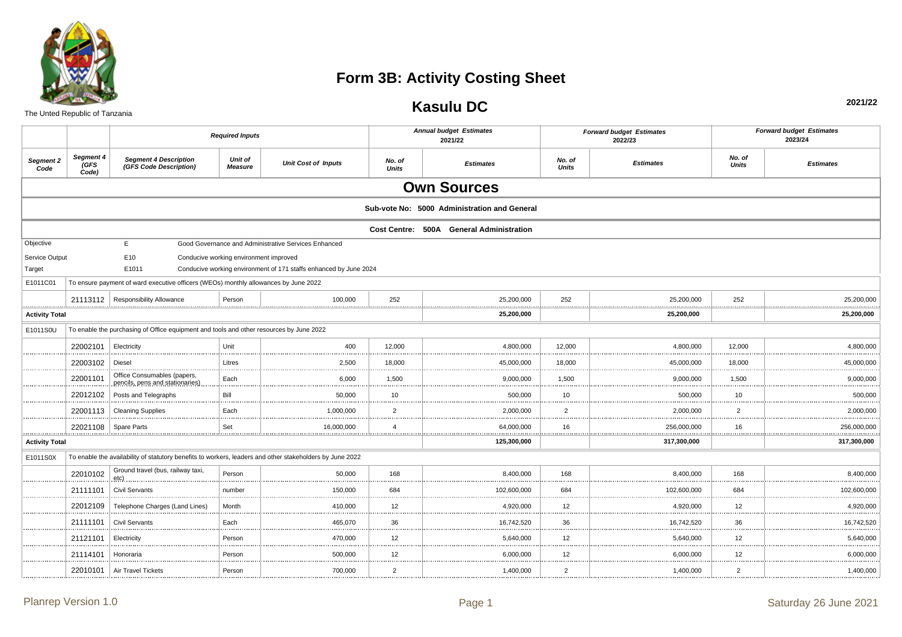# Form 3B: Activity Costing Sheet

## Kasulu DC

2021/22

The Unted Republic of Tanzania

| | | Required Inputs | | | Annual budget Estimates 2021/22 | | Forward budget Estimates 2022/23 | | Forward budget Estimates 2023/24 | |
|---|---|---|---|---|---|---|---|---|---|---|
| *Segment 2 Code* | *Segment 4 (GFS Code)* | *Segment 4 Description (GFS Code Description)* | *Unit of Measure* | *Unit Cost of Inputs* | *No. of Units* | *Estimates* | *No. of Units* | *Estimates* | *No. of Units* | *Estimates* |
| **Own Sources** | | | | | | | | | | |
| **Sub-vote No: 5000 Administration and General** | | | | | | | | | | |
| **Cost Centre: 500A General Administration** | | | | | | | | | | |
| Objective | | E | Good Governance and Administrative Services Enhanced | | | | | | | |
| Service Output | | E10 | Conducive working environment improved | | | | | | | |
| Target | | E1011 | Conducive working environment of 171 staffs enhanced by June 2024 | | | | | | | |
| E1011C01 | To ensure payment of ward executive officers (WEOs) monthly allowances by June 2022 | | | | | | | | | |
| | 21113112 | Responsibility Allowance | Person | 100,000 | 252 | 25,200,000 | 252 | 25,200,000 | 252 | 25,200,000 |
| **Activity Total** | | | | | | **25,200,000** | | **25,200,000** | | **25,200,000** |
| E1011S0U | To enable the purchasing of Office equipment and tools and other resources by June 2022 | | | | | | | | | |
| | 22002101 | Electricity | Unit | 400 | 12,000 | 4,800,000 | 12,000 | 4,800,000 | 12,000 | 4,800,000 |
| | 22003102 | Diesel | Litres | 2,500 | 18,000 | 45,000,000 | 18,000 | 45,000,000 | 18,000 | 45,000,000 |
| | 22001101 | Office Consumables (papers, pencils, pens and stationaries) | Each | 6,000 | 1,500 | 9,000,000 | 1,500 | 9,000,000 | 1,500 | 9,000,000 |
| | 22012102 | Posts and Telegraphs | Bill | 50,000 | 10 | 500,000 | 10 | 500,000 | 10 | 500,000 |
| | 22001113 | Cleaning Supplies | Each | 1,000,000 | 2 | 2,000,000 | 2 | 2,000,000 | 2 | 2,000,000 |
| | 22021108 | Spare Parts | Set | 16,000,000 | 4 | 64,000,000 | 16 | 256,000,000 | 16 | 256,000,000 |
| **Activity Total** | | | | | | **125,300,000** | | **317,300,000** | | **317,300,000** |
| E1011S0X | To enable the availability of statutory benefits to workers, leaders and other stakeholders by June 2022 | | | | | | | | | |
| | 22010102 | Ground travel (bus, railway taxi, etc) | Person | 50,000 | 168 | 8,400,000 | 168 | 8,400,000 | 168 | 8,400,000 |
| | 21111101 | Civil Servants | number | 150,000 | 684 | 102,600,000 | 684 | 102,600,000 | 684 | 102,600,000 |
| | 22012109 | Telephone Charges (Land Lines) | Month | 410,000 | 12 | 4,920,000 | 12 | 4,920,000 | 12 | 4,920,000 |
| | 21111101 | Civil Servants | Each | 465,070 | 36 | 16,742,520 | 36 | 16,742,520 | 36 | 16,742,520 |
| | 21121101 | Electricity | Person | 470,000 | 12 | 5,640,000 | 12 | 5,640,000 | 12 | 5,640,000 |
| | 21114101 | Honoraria | Person | 500,000 | 12 | 6,000,000 | 12 | 6,000,000 | 12 | 6,000,000 |
| | 22010101 | Air Travel Tickets | Person | 700,000 | 2 | 1,400,000 | 2 | 1,400,000 | 2 | 1,400,000 |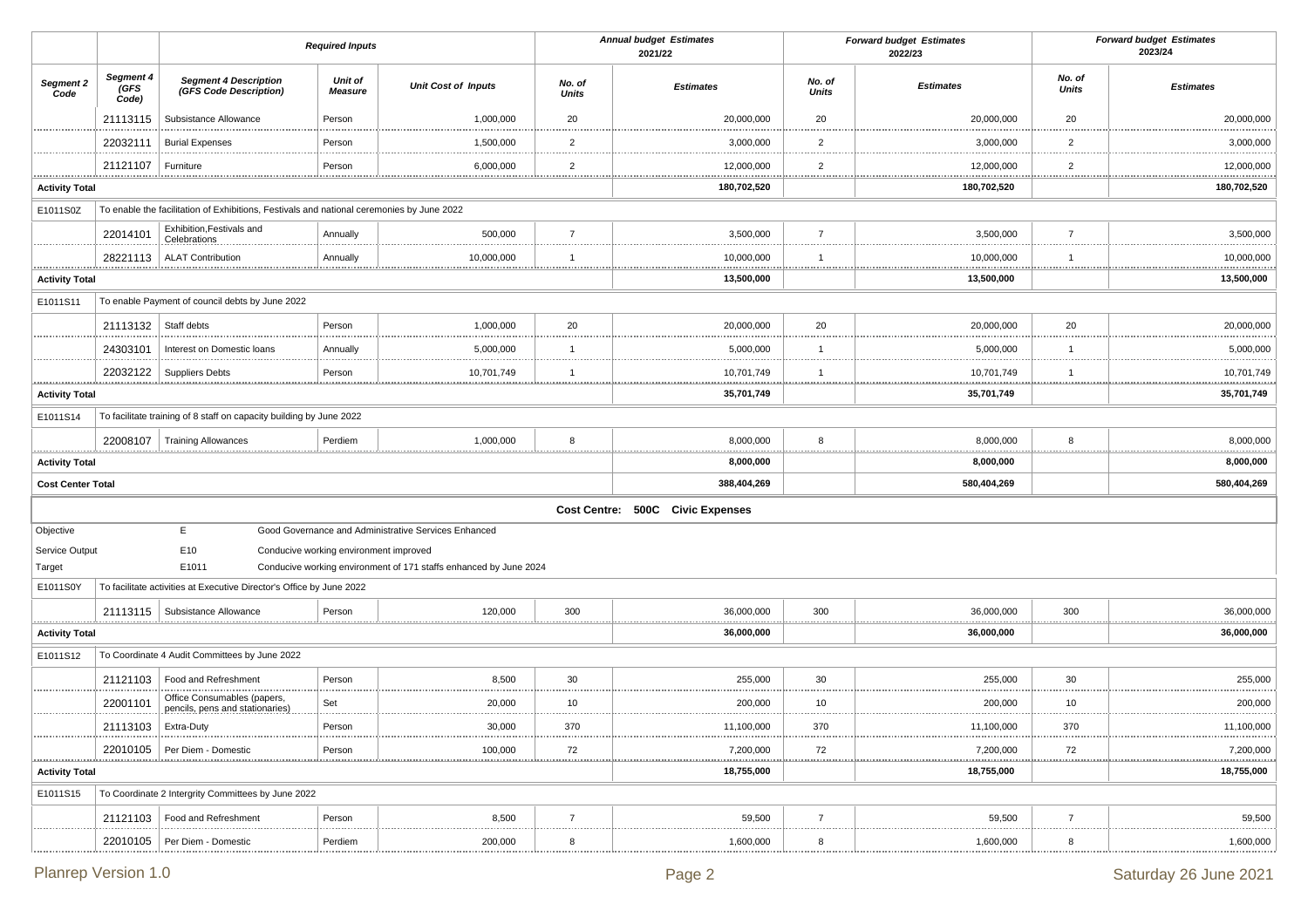| Segment 2 Code | Segment 4 (GFS Code) | Segment 4 Description (GFS Code Description) | Unit of Measure | Unit Cost of Inputs | Annual budget Estimates 2021/22 No. of Units | Annual budget Estimates 2021/22 Estimates | Forward budget Estimates 2022/23 No. of Units | Forward budget Estimates 2022/23 Estimates | Forward budget Estimates 2023/24 No. of Units | Forward budget Estimates 2023/24 Estimates |
|---|---|---|---|---|---|---|---|---|---|---|
| | 21113115 | Subsistance Allowance | Person | 1,000,000 | 20 | 20,000,000 | 20 | 20,000,000 | 20 | 20,000,000 |
| | 22032111 | Burial Expenses | Person | 1,500,000 | 2 | 3,000,000 | 2 | 3,000,000 | 2 | 3,000,000 |
| | 21121107 | Furniture | Person | 6,000,000 | 2 | 12,000,000 | 2 | 12,000,000 | 2 | 12,000,000 |
| **Activity Total** | | | | | | **180,702,520** | | **180,702,520** | | **180,702,520** |
| E1011S0Z | To enable the facilitation of Exhibitions, Festivals and national ceremonies by June 2022 | | | | | | | | | |
| | 22014101 | Exhibition,Festivals and Celebrations | Annually | 500,000 | 7 | 3,500,000 | 7 | 3,500,000 | 7 | 3,500,000 |
| | 28221113 | ALAT Contribution | Annually | 10,000,000 | 1 | 10,000,000 | 1 | 10,000,000 | 1 | 10,000,000 |
| **Activity Total** | | | | | | **13,500,000** | | **13,500,000** | | **13,500,000** |
| E1011S11 | To enable Payment of council debts by June 2022 | | | | | | | | | |
| | 21113132 | Staff debts | Person | 1,000,000 | 20 | 20,000,000 | 20 | 20,000,000 | 20 | 20,000,000 |
| | 24303101 | Interest on Domestic loans | Annually | 5,000,000 | 1 | 5,000,000 | 1 | 5,000,000 | 1 | 5,000,000 |
| | 22032122 | Suppliers Debts | Person | 10,701,749 | 1 | 10,701,749 | 1 | 10,701,749 | 1 | 10,701,749 |
| **Activity Total** | | | | | | **35,701,749** | | **35,701,749** | | **35,701,749** |
| E1011S14 | To facilitate training of 8 staff on capacity building by June 2022 | | | | | | | | | |
| | 22008107 | Training Allowances | Perdiem | 1,000,000 | 8 | 8,000,000 | 8 | 8,000,000 | 8 | 8,000,000 |
| **Activity Total** | | | | | | **8,000,000** | | **8,000,000** | | **8,000,000** |
| **Cost Center Total** | | | | | | **388,404,269** | | **580,404,269** | | **580,404,269** |

**Cost Centre: 500C Civic Expenses**

Objective E Good Governance and Administrative Services Enhanced

Service Output E10 Conducive working environment improved

Target E1011 Conducive working environment of 171 staffs enhanced by June 2024

| Segment 2 Code | Segment 4 (GFS Code) | Segment 4 Description (GFS Code Description) | Unit of Measure | Unit Cost of Inputs | Annual budget Estimates 2021/22 No. of Units | Annual budget Estimates 2021/22 Estimates | Forward budget Estimates 2022/23 No. of Units | Forward budget Estimates 2022/23 Estimates | Forward budget Estimates 2023/24 No. of Units | Forward budget Estimates 2023/24 Estimates |
|---|---|---|---|---|---|---|---|---|---|---|
| E1011S0Y | To facilitate activities at Executive Director's Office by June 2022 | | | | | | | | | |
| | 21113115 | Subsistance Allowance | Person | 120,000 | 300 | 36,000,000 | 300 | 36,000,000 | 300 | 36,000,000 |
| **Activity Total** | | | | | | **36,000,000** | | **36,000,000** | | **36,000,000** |
| E1011S12 | To Coordinate 4 Audit Committees by June 2022 | | | | | | | | | |
| | 21121103 | Food and Refreshment | Person | 8,500 | 30 | 255,000 | 30 | 255,000 | 30 | 255,000 |
| | 22001101 | Office Consumables (papers, pencils, pens and stationaries) | Set | 20,000 | 10 | 200,000 | 10 | 200,000 | 10 | 200,000 |
| | 21113103 | Extra-Duty | Person | 30,000 | 370 | 11,100,000 | 370 | 11,100,000 | 370 | 11,100,000 |
| | 22010105 | Per Diem - Domestic | Person | 100,000 | 72 | 7,200,000 | 72 | 7,200,000 | 72 | 7,200,000 |
| **Activity Total** | | | | | | **18,755,000** | | **18,755,000** | | **18,755,000** |
| E1011S15 | To Coordinate 2 Intergrity Committees by June 2022 | | | | | | | | | |
| | 21121103 | Food and Refreshment | Person | 8,500 | 7 | 59,500 | 7 | 59,500 | 7 | 59,500 |
| | 22010105 | Per Diem - Domestic | Perdiem | 200,000 | 8 | 1,600,000 | 8 | 1,600,000 | 8 | 1,600,000 |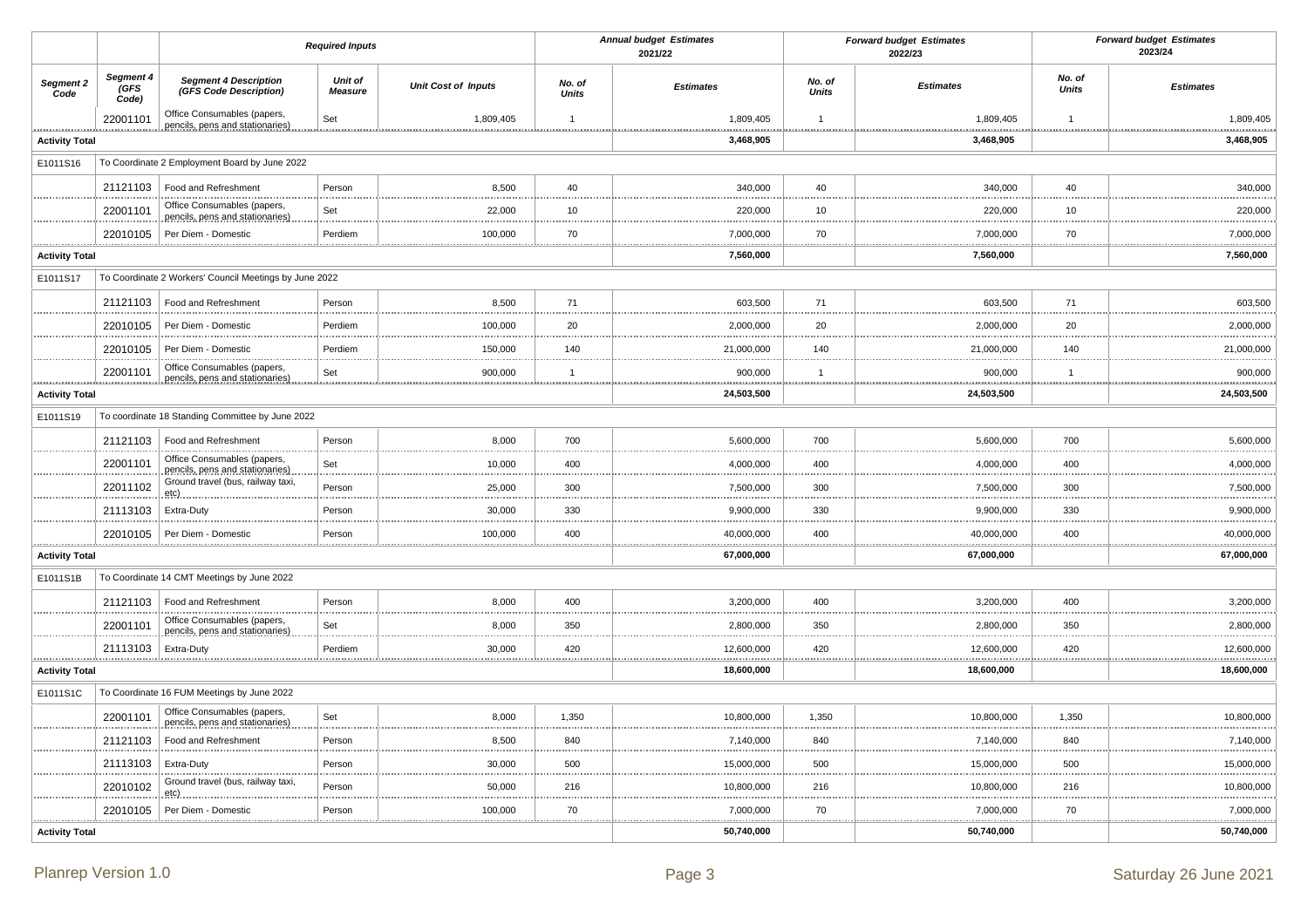| | | Required Inputs | | | Annual budget Estimates 2021/22 | | Forward budget Estimates 2022/23 | | Forward budget Estimates 2023/24 | |
|---|---|---|---|---|---|---|---|---|---|---|
| **Segment 2 Code** | **Segment 4 (GFS Code)** | **Segment 4 Description (GFS Code Description)** | **Unit of Measure** | **Unit Cost of Inputs** | **No. of Units** | **Estimates** | **No. of Units** | **Estimates** | **No. of Units** | **Estimates** |
| | 22001101 | Office Consumables (papers, pencils, pens and stationaries) | Set | 1,809,405 | 1 | 1,809,405 | 1 | 1,809,405 | 1 | 1,809,405 |
| **Activity Total** | | | | | | **3,468,905** | | **3,468,905** | | **3,468,905** |
| E1011S16 | To Coordinate 2 Employment Board by June 2022 | | | | | | | | | |
| | 21121103 | Food and Refreshment | Person | 8,500 | 40 | 340,000 | 40 | 340,000 | 40 | 340,000 |
| | 22001101 | Office Consumables (papers, pencils, pens and stationaries) | Set | 22,000 | 10 | 220,000 | 10 | 220,000 | 10 | 220,000 |
| | 22010105 | Per Diem - Domestic | Perdiem | 100,000 | 70 | 7,000,000 | 70 | 7,000,000 | 70 | 7,000,000 |
| **Activity Total** | | | | | | **7,560,000** | | **7,560,000** | | **7,560,000** |
| E1011S17 | To Coordinate 2 Workers' Council Meetings by June 2022 | | | | | | | | | |
| | 21121103 | Food and Refreshment | Person | 8,500 | 71 | 603,500 | 71 | 603,500 | 71 | 603,500 |
| | 22010105 | Per Diem - Domestic | Perdiem | 100,000 | 20 | 2,000,000 | 20 | 2,000,000 | 20 | 2,000,000 |
| | 22010105 | Per Diem - Domestic | Perdiem | 150,000 | 140 | 21,000,000 | 140 | 21,000,000 | 140 | 21,000,000 |
| | 22001101 | Office Consumables (papers, pencils, pens and stationaries) | Set | 900,000 | 1 | 900,000 | 1 | 900,000 | 1 | 900,000 |
| **Activity Total** | | | | | | **24,503,500** | | **24,503,500** | | **24,503,500** |
| E1011S19 | To coordinate 18 Standing Committee by June 2022 | | | | | | | | | |
| | 21121103 | Food and Refreshment | Person | 8,000 | 700 | 5,600,000 | 700 | 5,600,000 | 700 | 5,600,000 |
| | 22001101 | Office Consumables (papers, pencils, pens and stationaries) | Set | 10,000 | 400 | 4,000,000 | 400 | 4,000,000 | 400 | 4,000,000 |
| | 22011102 | Ground travel (bus, railway taxi, etc) | Person | 25,000 | 300 | 7,500,000 | 300 | 7,500,000 | 300 | 7,500,000 |
| | 21113103 | Extra-Duty | Person | 30,000 | 330 | 9,900,000 | 330 | 9,900,000 | 330 | 9,900,000 |
| | 22010105 | Per Diem - Domestic | Person | 100,000 | 400 | 40,000,000 | 400 | 40,000,000 | 400 | 40,000,000 |
| **Activity Total** | | | | | | **67,000,000** | | **67,000,000** | | **67,000,000** |
| E1011S1B | To Coordinate 14 CMT Meetings by June 2022 | | | | | | | | | |
| | 21121103 | Food and Refreshment | Person | 8,000 | 400 | 3,200,000 | 400 | 3,200,000 | 400 | 3,200,000 |
| | 22001101 | Office Consumables (papers, pencils, pens and stationaries) | Set | 8,000 | 350 | 2,800,000 | 350 | 2,800,000 | 350 | 2,800,000 |
| | 21113103 | Extra-Duty | Perdiem | 30,000 | 420 | 12,600,000 | 420 | 12,600,000 | 420 | 12,600,000 |
| **Activity Total** | | | | | | **18,600,000** | | **18,600,000** | | **18,600,000** |
| E1011S1C | To Coordinate 16 FUM Meetings by June 2022 | | | | | | | | | |
| | 22001101 | Office Consumables (papers, pencils, pens and stationaries) | Set | 8,000 | 1,350 | 10,800,000 | 1,350 | 10,800,000 | 1,350 | 10,800,000 |
| | 21121103 | Food and Refreshment | Person | 8,500 | 840 | 7,140,000 | 840 | 7,140,000 | 840 | 7,140,000 |
| | 21113103 | Extra-Duty | Person | 30,000 | 500 | 15,000,000 | 500 | 15,000,000 | 500 | 15,000,000 |
| | 22010102 | Ground travel (bus, railway taxi, etc) | Person | 50,000 | 216 | 10,800,000 | 216 | 10,800,000 | 216 | 10,800,000 |
| | 22010105 | Per Diem - Domestic | Person | 100,000 | 70 | 7,000,000 | 70 | 7,000,000 | 70 | 7,000,000 |
| **Activity Total** | | | | | | **50,740,000** | | **50,740,000** | | **50,740,000** |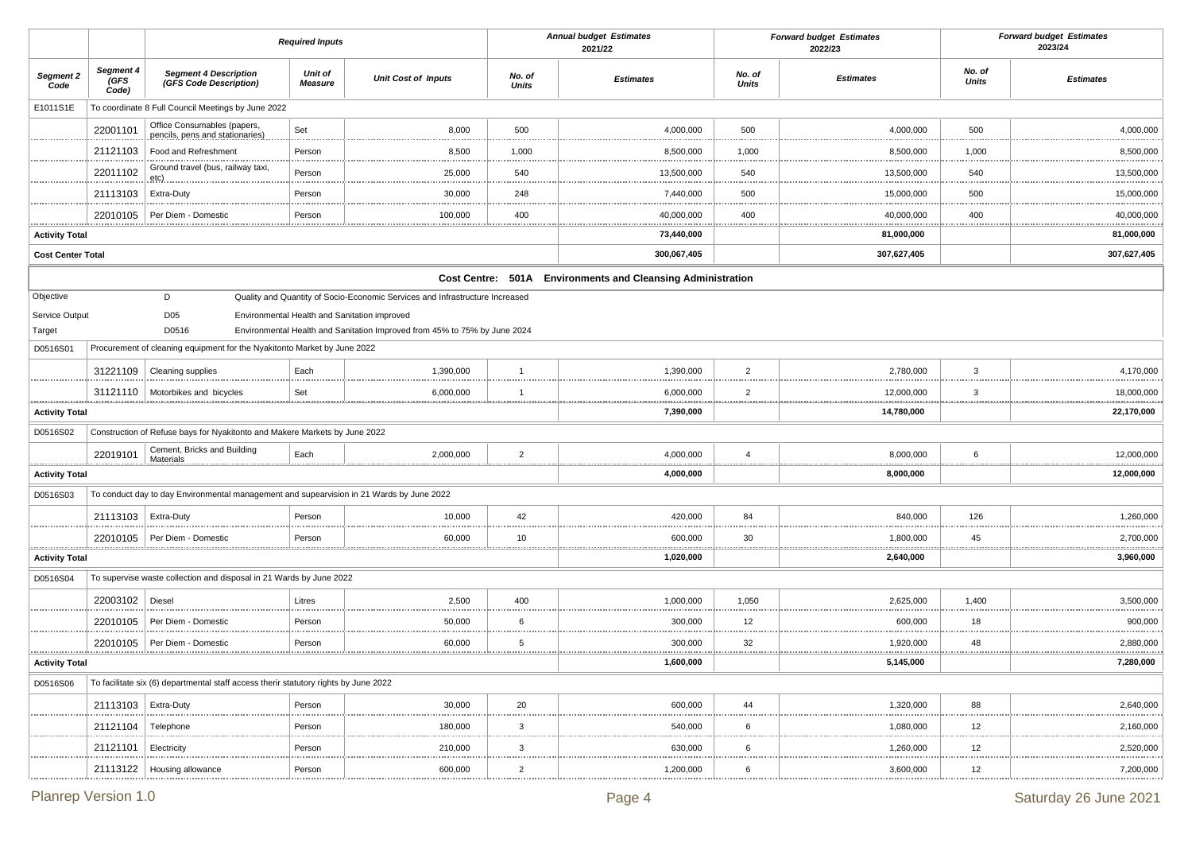| | | Required Inputs | | | Annual budget Estimates 2021/22 | | Forward budget Estimates 2022/23 | | Forward budget Estimates 2023/24 | |
|---|---|---|---|---|---|---|---|---|---|---|
| Segment 2 Code | Segment 4 (GFS Code) | Segment 4 Description (GFS Code Description) | Unit of Measure | Unit Cost of Inputs | No. of Units | Estimates | No. of Units | Estimates | No. of Units | Estimates |
| E1011S1E | To coordinate 8 Full Council Meetings by June 2022 | | | | | | | | | |
| | 22001101 | Office Consumables (papers, pencils, pens and stationaries) | Set | 8,000 | 500 | 4,000,000 | 500 | 4,000,000 | 500 | 4,000,000 |
| | 21121103 | Food and Refreshment | Person | 8,500 | 1,000 | 8,500,000 | 1,000 | 8,500,000 | 1,000 | 8,500,000 |
| | 22011102 | Ground travel (bus, railway taxi, etc) | Person | 25,000 | 540 | 13,500,000 | 540 | 13,500,000 | 540 | 13,500,000 |
| | 21113103 | Extra-Duty | Person | 30,000 | 248 | 7,440,000 | 500 | 15,000,000 | 500 | 15,000,000 |
| | 22010105 | Per Diem - Domestic | Person | 100,000 | 400 | 40,000,000 | 400 | 40,000,000 | 400 | 40,000,000 |
| **Activity Total** | | | | | | **73,440,000** | | **81,000,000** | | **81,000,000** |
| **Cost Center Total** | | | | | | **300,067,405** | | **307,627,405** | | **307,627,405** |

**Cost Centre: 501A Environments and Cleansing Administration**

| | | | | | | | | | | |
|---|---|---|---|---|---|---|---|---|---|---|
| Objective | | D | Quality and Quantity of Socio-Economic Services and Infrastructure Increased | | | | | | | |
| Service Output | | D05 | Environmental Health and Sanitation improved | | | | | | | |
| Target | | D0516 | Environmental Health and Sanitation Improved from 45% to 75% by June 2024 | | | | | | | |
| D0516S01 | Procurement of cleaning equipment for the Nyakitonto Market by June 2022 | | | | | | | | | |
| | 31221109 | Cleaning supplies | Each | 1,390,000 | 1 | 1,390,000 | 2 | 2,780,000 | 3 | 4,170,000 |
| | 31121110 | Motorbikes and bicycles | Set | 6,000,000 | 1 | 6,000,000 | 2 | 12,000,000 | 3 | 18,000,000 |
| **Activity Total** | | | | | | **7,390,000** | | **14,780,000** | | **22,170,000** |
| D0516S02 | Construction of Refuse bays for Nyakitonto and Makere Markets by June 2022 | | | | | | | | | |
| | 22019101 | Cement, Bricks and Building Materials | Each | 2,000,000 | 2 | 4,000,000 | 4 | 8,000,000 | 6 | 12,000,000 |
| **Activity Total** | | | | | | **4,000,000** | | **8,000,000** | | **12,000,000** |
| D0516S03 | To conduct day to day Environmental management and supearvision in 21 Wards by June 2022 | | | | | | | | | |
| | 21113103 | Extra-Duty | Person | 10,000 | 42 | 420,000 | 84 | 840,000 | 126 | 1,260,000 |
| | 22010105 | Per Diem - Domestic | Person | 60,000 | 10 | 600,000 | 30 | 1,800,000 | 45 | 2,700,000 |
| **Activity Total** | | | | | | **1,020,000** | | **2,640,000** | | **3,960,000** |
| D0516S04 | To supervise waste collection and disposal in 21 Wards by June 2022 | | | | | | | | | |
| | 22003102 | Diesel | Litres | 2,500 | 400 | 1,000,000 | 1,050 | 2,625,000 | 1,400 | 3,500,000 |
| | 22010105 | Per Diem - Domestic | Person | 50,000 | 6 | 300,000 | 12 | 600,000 | 18 | 900,000 |
| | 22010105 | Per Diem - Domestic | Person | 60,000 | 5 | 300,000 | 32 | 1,920,000 | 48 | 2,880,000 |
| **Activity Total** | | | | | | **1,600,000** | | **5,145,000** | | **7,280,000** |
| D0516S06 | To facilitate six (6) departmental staff access therir statutory rights by June 2022 | | | | | | | | | |
| | 21113103 | Extra-Duty | Person | 30,000 | 20 | 600,000 | 44 | 1,320,000 | 88 | 2,640,000 |
| | 21121104 | Telephone | Person | 180,000 | 3 | 540,000 | 6 | 1,080,000 | 12 | 2,160,000 |
| | 21121101 | Electricity | Person | 210,000 | 3 | 630,000 | 6 | 1,260,000 | 12 | 2,520,000 |
| | 21113122 | Housing allowance | Person | 600,000 | 2 | 1,200,000 | 6 | 3,600,000 | 12 | 7,200,000 |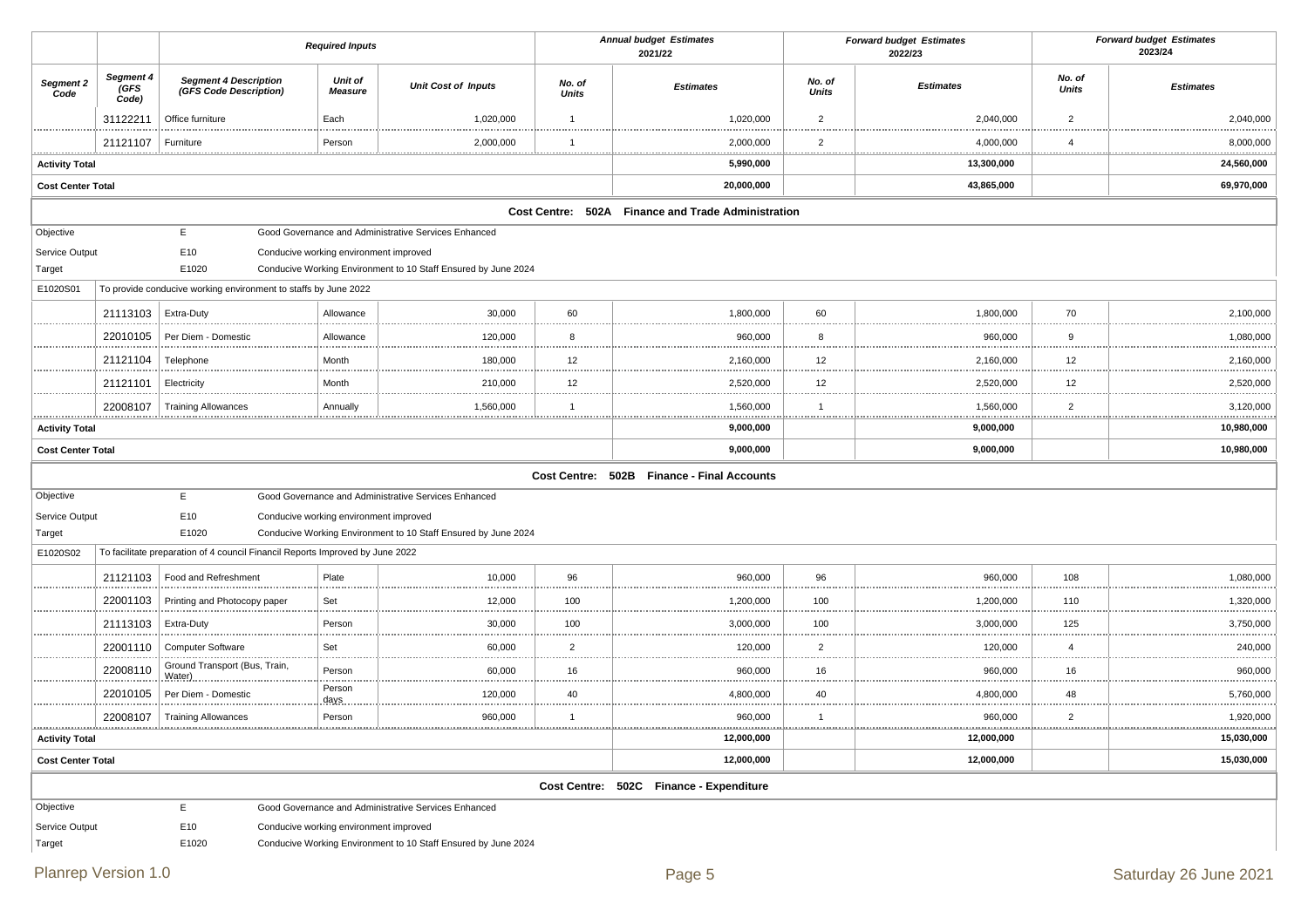| | | Required Inputs | | | Annual budget Estimates 2021/22 | | Forward budget Estimates 2022/23 | | Forward budget Estimates 2023/24 | |
|---|---|---|---|---|---|---|---|---|---|---|
| **Segment 2 Code** | **Segment 4 (GFS Code)** | **Segment 4 Description (GFS Code Description)** | **Unit of Measure** | **Unit Cost of Inputs** | **No. of Units** | **Estimates** | **No. of Units** | **Estimates** | **No. of Units** | **Estimates** |
| | 31122211 | Office furniture | Each | 1,020,000 | 1 | 1,020,000 | 2 | 2,040,000 | 2 | 2,040,000 |
| | 21121107 | Furniture | Person | 2,000,000 | 1 | 2,000,000 | 2 | 4,000,000 | 4 | 8,000,000 |
| **Activity Total** | | | | | | **5,990,000** | | **13,300,000** | | **24,560,000** |
| **Cost Center Total** | | | | | | **20,000,000** | | **43,865,000** | | **69,970,000** |

**Cost Centre: 502A Finance and Trade Administration**

| | | |
|---|---|---|
| Objective | E | Good Governance and Administrative Services Enhanced |
| Service Output | E10 | Conducive working environment improved |
| Target | E1020 | Conducive Working Environment to 10 Staff Ensured by June 2024 |

E1020S01 To provide conducive working environment to staffs by June 2022

| Segment 2 Code | Segment 4 (GFS Code) | Segment 4 Description (GFS Code Description) | Unit of Measure | Unit Cost of Inputs | No. of Units 2021/22 | Estimates 2021/22 | No. of Units 2022/23 | Estimates 2022/23 | No. of Units 2023/24 | Estimates 2023/24 |
|---|---|---|---|---|---|---|---|---|---|---|
| | 21113103 | Extra-Duty | Allowance | 30,000 | 60 | 1,800,000 | 60 | 1,800,000 | 70 | 2,100,000 |
| | 22010105 | Per Diem - Domestic | Allowance | 120,000 | 8 | 960,000 | 8 | 960,000 | 9 | 1,080,000 |
| | 21121104 | Telephone | Month | 180,000 | 12 | 2,160,000 | 12 | 2,160,000 | 12 | 2,160,000 |
| | 21121101 | Electricity | Month | 210,000 | 12 | 2,520,000 | 12 | 2,520,000 | 12 | 2,520,000 |
| | 22008107 | Training Allowances | Annually | 1,560,000 | 1 | 1,560,000 | 1 | 1,560,000 | 2 | 3,120,000 |
| **Activity Total** | | | | | | **9,000,000** | | **9,000,000** | | **10,980,000** |
| **Cost Center Total** | | | | | | **9,000,000** | | **9,000,000** | | **10,980,000** |

**Cost Centre: 502B Finance - Final Accounts**

| | | |
|---|---|---|
| Objective | E | Good Governance and Administrative Services Enhanced |
| Service Output | E10 | Conducive working environment improved |
| Target | E1020 | Conducive Working Environment to 10 Staff Ensured by June 2024 |

E1020S02 To facilitate preparation of 4 council Financil Reports Improved by June 2022

| Segment 2 Code | Segment 4 (GFS Code) | Segment 4 Description (GFS Code Description) | Unit of Measure | Unit Cost of Inputs | No. of Units 2021/22 | Estimates 2021/22 | No. of Units 2022/23 | Estimates 2022/23 | No. of Units 2023/24 | Estimates 2023/24 |
|---|---|---|---|---|---|---|---|---|---|---|
| | 21121103 | Food and Refreshment | Plate | 10,000 | 96 | 960,000 | 96 | 960,000 | 108 | 1,080,000 |
| | 22001103 | Printing and Photocopy paper | Set | 12,000 | 100 | 1,200,000 | 100 | 1,200,000 | 110 | 1,320,000 |
| | 21113103 | Extra-Duty | Person | 30,000 | 100 | 3,000,000 | 100 | 3,000,000 | 125 | 3,750,000 |
| | 22001110 | Computer Software | Set | 60,000 | 2 | 120,000 | 2 | 120,000 | 4 | 240,000 |
| | 22008110 | Ground Transport (Bus, Train, Water) | Person | 60,000 | 16 | 960,000 | 16 | 960,000 | 16 | 960,000 |
| | 22010105 | Per Diem - Domestic | Person days | 120,000 | 40 | 4,800,000 | 40 | 4,800,000 | 48 | 5,760,000 |
| | 22008107 | Training Allowances | Person | 960,000 | 1 | 960,000 | 1 | 960,000 | 2 | 1,920,000 |
| **Activity Total** | | | | | | **12,000,000** | | **12,000,000** | | **15,030,000** |
| **Cost Center Total** | | | | | | **12,000,000** | | **12,000,000** | | **15,030,000** |

**Cost Centre: 502C Finance - Expenditure**

| | | |
|---|---|---|
| Objective | E | Good Governance and Administrative Services Enhanced |
| Service Output | E10 | Conducive working environment improved |
| Target | E1020 | Conducive Working Environment to 10 Staff Ensured by June 2024 |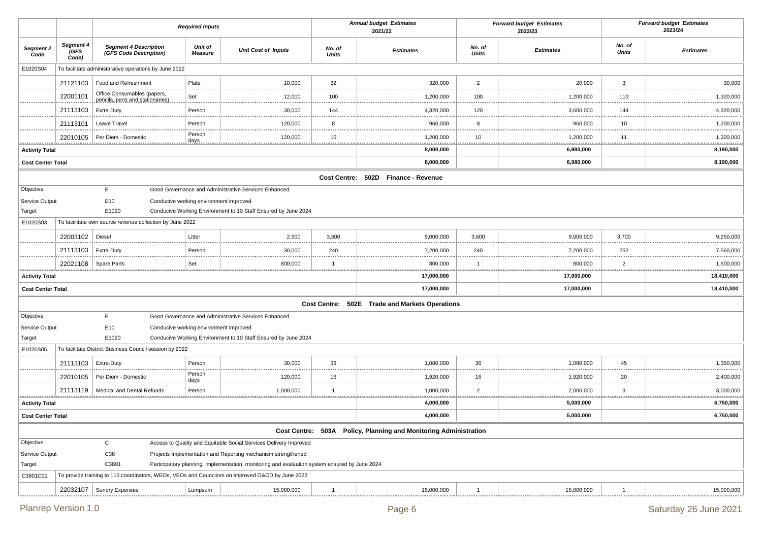| | | Required Inputs | | | Annual budget Estimates 2021/22 | | Forward budget Estimates 2022/23 | | Forward budget Estimates 2023/24 | |
|---|---|---|---|---|---|---|---|---|---|---|
| **Segment 2 Code** | **Segment 4 (GFS Code)** | **Segment 4 Description (GFS Code Description)** | **Unit of Measure** | **Unit Cost of Inputs** | **No. of Units** | **Estimates** | **No. of Units** | **Estimates** | **No. of Units** | **Estimates** |
| E1020S04 | To facilitate administarative operations by June 2022 | | | | | | | | | |
| | 21121103 | Food and Refreshment | Plate | 10,000 | 32 | 320,000 | 2 | 20,000 | 3 | 30,000 |
| | 22001101 | Office Consumables (papers, pencils, pens and stationaries) | Set | 12,000 | 100 | 1,200,000 | 100 | 1,200,000 | 110 | 1,320,000 |
| | 21113103 | Extra-Duty | Person | 30,000 | 144 | 4,320,000 | 120 | 3,600,000 | 144 | 4,320,000 |
| | 21113101 | Leave Travel | Person | 120,000 | 8 | 960,000 | 8 | 960,000 | 10 | 1,200,000 |
| | 22010105 | Per Diem - Domestic | Person days | 120,000 | 10 | 1,200,000 | 10 | 1,200,000 | 11 | 1,320,000 |
| **Activity Total** | | | | | | **8,000,000** | | **6,980,000** | | **8,190,000** |
| **Cost Center Total** | | | | | | **8,000,000** | | **6,980,000** | | **8,190,000** |

**Cost Centre: 502D Finance - Revenue**

| | | | | | | | | | | |
|---|---|---|---|---|---|---|---|---|---|---|
| Objective | | E | Good Governance and Administrative Services Enhanced | | | | | | | |
| Service Output | | E10 | Conducive working environment improved | | | | | | | |
| Target | | E1020 | Conducive Working Environment to 10 Staff Ensured by June 2024 | | | | | | | |
| E1020S03 | To facililtate own source revenue collection by June 2022 | | | | | | | | | |
| | 22003102 | Diesel | Litter | 2,500 | 3,600 | 9,000,000 | 3,600 | 9,000,000 | 3,700 | 9,250,000 |
| | 21113103 | Extra-Duty | Person | 30,000 | 240 | 7,200,000 | 240 | 7,200,000 | 252 | 7,560,000 |
| | 22021108 | Spare Parts | Set | 800,000 | 1 | 800,000 | 1 | 800,000 | 2 | 1,600,000 |
| **Activity Total** | | | | | | **17,000,000** | | **17,000,000** | | **18,410,000** |
| **Cost Center Total** | | | | | | **17,000,000** | | **17,000,000** | | **18,410,000** |

**Cost Centre: 502E Trade and Markets Operations**

| | | | | | | | | | | |
|---|---|---|---|---|---|---|---|---|---|---|
| Objective | | E | Good Governance and Administrative Services Enhanced | | | | | | | |
| Service Output | | E10 | Conducive working environment improved | | | | | | | |
| Target | | E1020 | Conducive Working Environment to 10 Staff Ensured by June 2024 | | | | | | | |
| E1020S05 | To facilitate District Business Council session by 2022 | | | | | | | | | |
| | 21113103 | Extra-Duty | Person | 30,000 | 36 | 1,080,000 | 36 | 1,080,000 | 45 | 1,350,000 |
| | 22010105 | Per Diem - Domestic | Person days | 120,000 | 16 | 1,920,000 | 16 | 1,920,000 | 20 | 2,400,000 |
| | 21113119 | Medical and Dental Refunds | Person | 1,000,000 | 1 | 1,000,000 | 2 | 2,000,000 | 3 | 3,000,000 |
| **Activity Total** | | | | | | **4,000,000** | | **5,000,000** | | **6,750,000** |
| **Cost Center Total** | | | | | | **4,000,000** | | **5,000,000** | | **6,750,000** |

**Cost Centre: 503A Policy, Planning and Monitoring Administration**

| | | | | | | | | | | |
|---|---|---|---|---|---|---|---|---|---|---|
| Objective | | C | Access to Quality and Equitable Social Services Delivery Improved | | | | | | | |
| Service Output | | C38 | Projects Implementation and Reporting mechanism strengthened | | | | | | | |
| Target | | C3801 | Participatory planning, implementation, monitoring and evaluation system ensured by June 2024 | | | | | | | |
| C3801C01 | To provide training to 110 coordinators, WEOs, VEOs and Councilors on improved O&OD by June 2022 | | | | | | | | | |
| | 22032107 | Sundry Expenses | Lumpsum | 15,000,000 | 1 | 15,000,000 | 1 | 15,000,000 | 1 | 15,000,000 |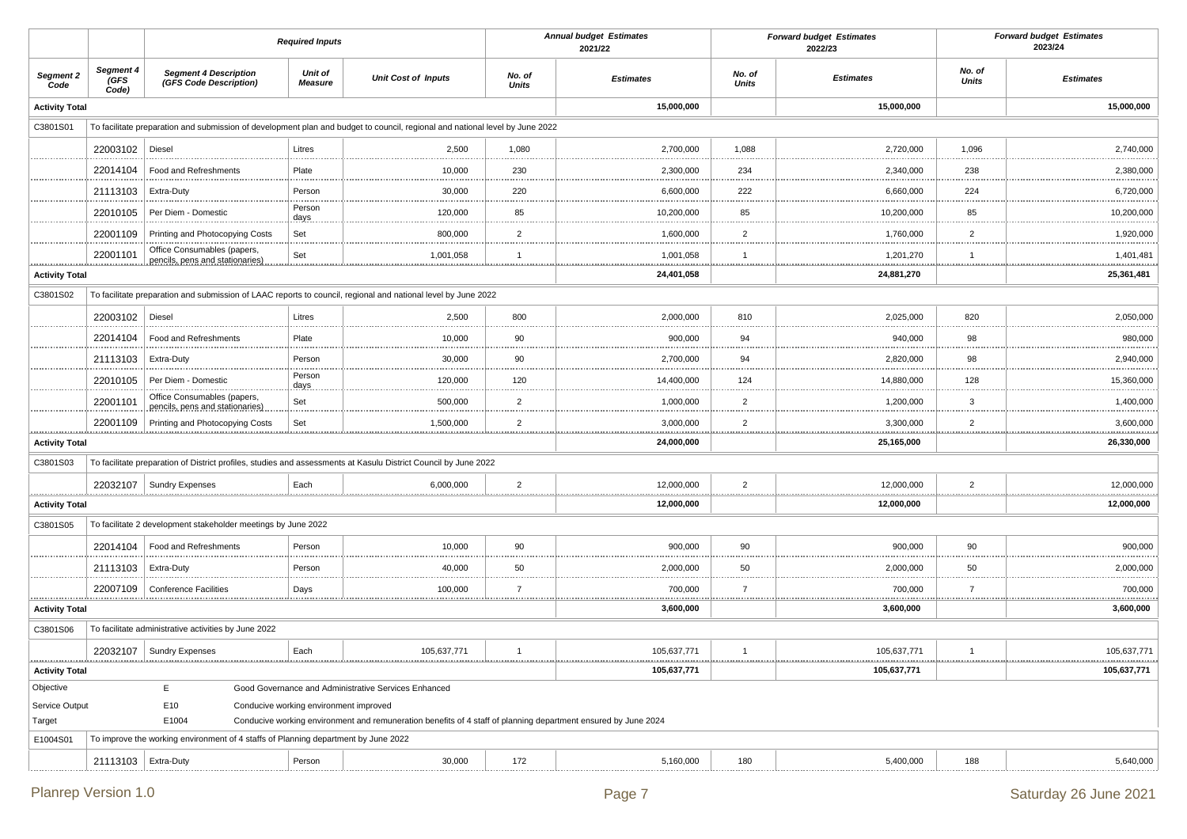| | | Required Inputs | | | Annual budget Estimates 2021/22 | | Forward budget Estimates 2022/23 | | Forward budget Estimates 2023/24 | |
|---|---|---|---|---|---|---|---|---|---|---|
| **Segment 2 Code** | **Segment 4 (GFS Code)** | **Segment 4 Description (GFS Code Description)** | **Unit of Measure** | **Unit Cost of Inputs** | **No. of Units** | **Estimates** | **No. of Units** | **Estimates** | **No. of Units** | **Estimates** |
| **Activity Total** | | | | | | **15,000,000** | | **15,000,000** | | **15,000,000** |
| C3801S01 | To facilitate preparation and submission of development plan and budget to council, regional and national level by June 2022 | | | | | | | | | |
| | 22003102 | Diesel | Litres | 2,500 | 1,080 | 2,700,000 | 1,088 | 2,720,000 | 1,096 | 2,740,000 |
| | 22014104 | Food and Refreshments | Plate | 10,000 | 230 | 2,300,000 | 234 | 2,340,000 | 238 | 2,380,000 |
| | 21113103 | Extra-Duty | Person | 30,000 | 220 | 6,600,000 | 222 | 6,660,000 | 224 | 6,720,000 |
| | 22010105 | Per Diem - Domestic | Person days | 120,000 | 85 | 10,200,000 | 85 | 10,200,000 | 85 | 10,200,000 |
| | 22001109 | Printing and Photocopying Costs | Set | 800,000 | 2 | 1,600,000 | 2 | 1,760,000 | 2 | 1,920,000 |
| | 22001101 | Office Consumables (papers, pencils, pens and stationaries) | Set | 1,001,058 | 1 | 1,001,058 | 1 | 1,201,270 | 1 | 1,401,481 |
| **Activity Total** | | | | | | **24,401,058** | | **24,881,270** | | **25,361,481** |
| C3801S02 | To facilitate preparation and submission of LAAC reports to council, regional and national level by June 2022 | | | | | | | | | |
| | 22003102 | Diesel | Litres | 2,500 | 800 | 2,000,000 | 810 | 2,025,000 | 820 | 2,050,000 |
| | 22014104 | Food and Refreshments | Plate | 10,000 | 90 | 900,000 | 94 | 940,000 | 98 | 980,000 |
| | 21113103 | Extra-Duty | Person | 30,000 | 90 | 2,700,000 | 94 | 2,820,000 | 98 | 2,940,000 |
| | 22010105 | Per Diem - Domestic | Person days | 120,000 | 120 | 14,400,000 | 124 | 14,880,000 | 128 | 15,360,000 |
| | 22001101 | Office Consumables (papers, pencils, pens and stationaries) | Set | 500,000 | 2 | 1,000,000 | 2 | 1,200,000 | 3 | 1,400,000 |
| | 22001109 | Printing and Photocopying Costs | Set | 1,500,000 | 2 | 3,000,000 | 2 | 3,300,000 | 2 | 3,600,000 |
| **Activity Total** | | | | | | **24,000,000** | | **25,165,000** | | **26,330,000** |
| C3801S03 | To facilitate preparation of District profiles, studies and assessments at Kasulu District Council by June 2022 | | | | | | | | | |
| | 22032107 | Sundry Expenses | Each | 6,000,000 | 2 | 12,000,000 | 2 | 12,000,000 | 2 | 12,000,000 |
| **Activity Total** | | | | | | **12,000,000** | | **12,000,000** | | **12,000,000** |
| C3801S05 | To facilitate 2 development stakeholder meetings by June 2022 | | | | | | | | | |
| | 22014104 | Food and Refreshments | Person | 10,000 | 90 | 900,000 | 90 | 900,000 | 90 | 900,000 |
| | 21113103 | Extra-Duty | Person | 40,000 | 50 | 2,000,000 | 50 | 2,000,000 | 50 | 2,000,000 |
| | 22007109 | Conference Facilities | Days | 100,000 | 7 | 700,000 | 7 | 700,000 | 7 | 700,000 |
| **Activity Total** | | | | | | **3,600,000** | | **3,600,000** | | **3,600,000** |
| C3801S06 | To facilitate administrative activities by June 2022 | | | | | | | | | |
| | 22032107 | Sundry Expenses | Each | 105,637,771 | 1 | 105,637,771 | 1 | 105,637,771 | 1 | 105,637,771 |
| **Activity Total** | | | | | | **105,637,771** | | **105,637,771** | | **105,637,771** |
| Objective | | E | Good Governance and Administrative Services Enhanced | | | | | | | |
| Service Output | | E10 | Conducive working environment improved | | | | | | | |
| Target | | E1004 | Conducive working environment and remuneration benefits of 4 staff of planning department ensured by June 2024 | | | | | | | |
| E1004S01 | To improve the working environment of 4 staffs of Planning department by June 2022 | | | | | | | | | |
| | 21113103 | Extra-Duty | Person | 30,000 | 172 | 5,160,000 | 180 | 5,400,000 | 188 | 5,640,000 |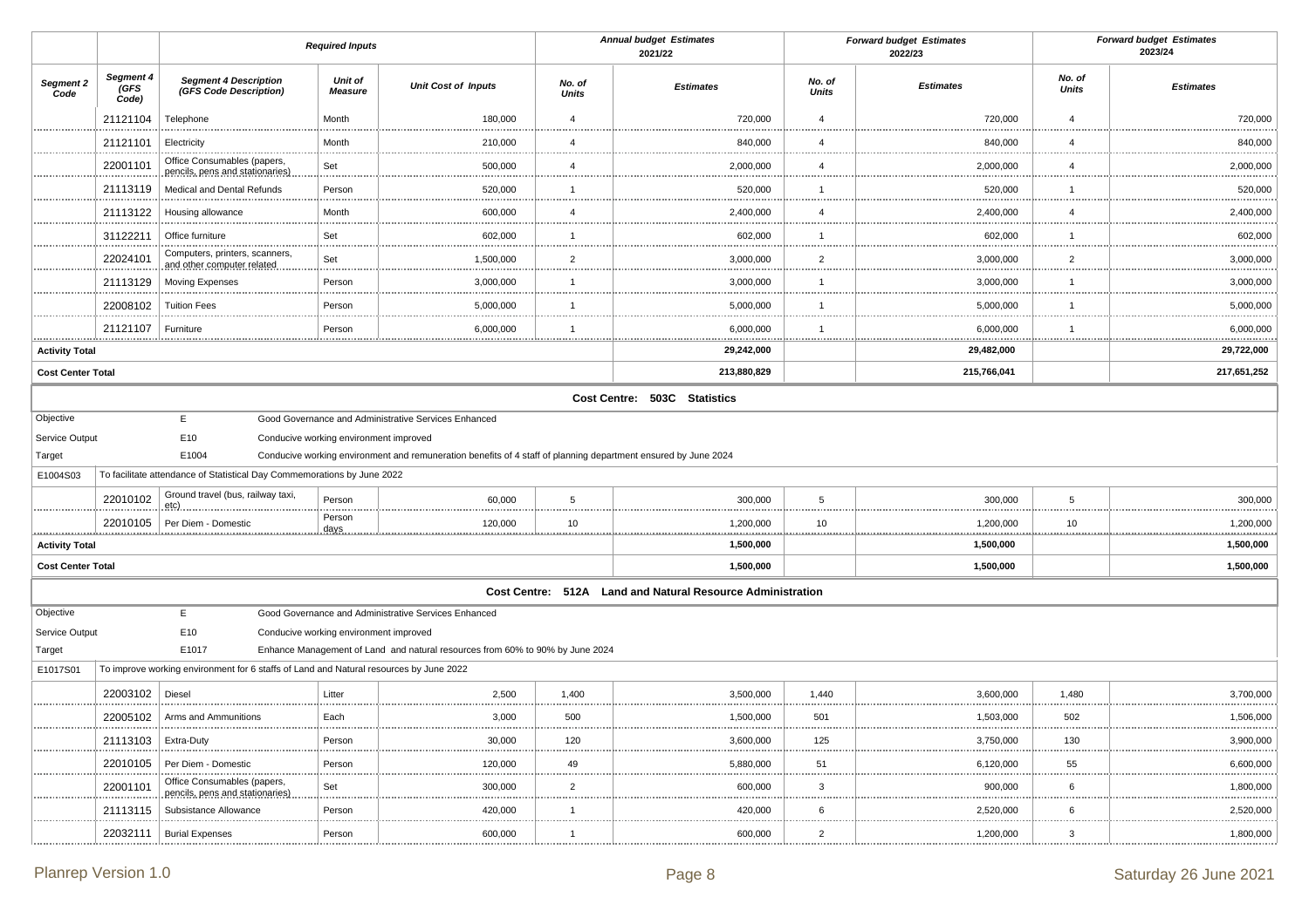| | | Required Inputs | | | Annual budget Estimates 2021/22 | | Forward budget Estimates 2022/23 | | Forward budget Estimates 2023/24 | |
|---|---|---|---|---|---|---|---|---|---|---|
| Segment 2 Code | Segment 4 (GFS Code) | Segment 4 Description (GFS Code Description) | Unit of Measure | Unit Cost of Inputs | No. of Units | Estimates | No. of Units | Estimates | No. of Units | Estimates |
| | 21121104 | Telephone | Month | 180,000 | 4 | 720,000 | 4 | 720,000 | 4 | 720,000 |
| | 21121101 | Electricity | Month | 210,000 | 4 | 840,000 | 4 | 840,000 | 4 | 840,000 |
| | 22001101 | Office Consumables (papers, pencils, pens and stationaries) | Set | 500,000 | 4 | 2,000,000 | 4 | 2,000,000 | 4 | 2,000,000 |
| | 21113119 | Medical and Dental Refunds | Person | 520,000 | 1 | 520,000 | 1 | 520,000 | 1 | 520,000 |
| | 21113122 | Housing allowance | Month | 600,000 | 4 | 2,400,000 | 4 | 2,400,000 | 4 | 2,400,000 |
| | 31122211 | Office furniture | Set | 602,000 | 1 | 602,000 | 1 | 602,000 | 1 | 602,000 |
| | 22024101 | Computers, printers, scanners, and other computer related | Set | 1,500,000 | 2 | 3,000,000 | 2 | 3,000,000 | 2 | 3,000,000 |
| | 21113129 | Moving Expenses | Person | 3,000,000 | 1 | 3,000,000 | 1 | 3,000,000 | 1 | 3,000,000 |
| | 22008102 | Tuition Fees | Person | 5,000,000 | 1 | 5,000,000 | 1 | 5,000,000 | 1 | 5,000,000 |
| | 21121107 | Furniture | Person | 6,000,000 | 1 | 6,000,000 | 1 | 6,000,000 | 1 | 6,000,000 |
| **Activity Total** | | | | | | **29,242,000** | | **29,482,000** | | **29,722,000** |
| **Cost Center Total** | | | | | | **213,880,829** | | **215,766,041** | | **217,651,252** |

**Cost Centre: 503C Statistics**

| | | | |
|---|---|---|---|
| Objective | E | Good Governance and Administrative Services Enhanced | |
| Service Output | E10 | Conducive working environment improved | |
| Target | E1004 | Conducive working environment and remuneration benefits of 4 staff of planning department ensured by June 2024 | |
| E1004S03 | To facilitate attendance of Statistical Day Commemorations by June 2022 | | |

| Segment 2 Code | Segment 4 (GFS Code) | Segment 4 Description (GFS Code Description) | Unit of Measure | Unit Cost of Inputs | No. of Units 2021/22 | Estimates 2021/22 | No. of Units 2022/23 | Estimates 2022/23 | No. of Units 2023/24 | Estimates 2023/24 |
|---|---|---|---|---|---|---|---|---|---|---|
| | 22010102 | Ground travel (bus, railway taxi, etc) | Person | 60,000 | 5 | 300,000 | 5 | 300,000 | 5 | 300,000 |
| | 22010105 | Per Diem - Domestic | Person days | 120,000 | 10 | 1,200,000 | 10 | 1,200,000 | 10 | 1,200,000 |
| **Activity Total** | | | | | | **1,500,000** | | **1,500,000** | | **1,500,000** |
| **Cost Center Total** | | | | | | **1,500,000** | | **1,500,000** | | **1,500,000** |

**Cost Centre: 512A Land and Natural Resource Administration**

| | | | |
|---|---|---|---|
| Objective | E | Good Governance and Administrative Services Enhanced | |
| Service Output | E10 | Conducive working environment improved | |
| Target | E1017 | Enhance Management of Land and natural resources from 60% to 90% by June 2024 | |
| E1017S01 | To improve working environment for 6 staffs of Land and Natural resources by June 2022 | | |

| Segment 2 Code | Segment 4 (GFS Code) | Segment 4 Description (GFS Code Description) | Unit of Measure | Unit Cost of Inputs | No. of Units 2021/22 | Estimates 2021/22 | No. of Units 2022/23 | Estimates 2022/23 | No. of Units 2023/24 | Estimates 2023/24 |
|---|---|---|---|---|---|---|---|---|---|---|
| | 22003102 | Diesel | Litter | 2,500 | 1,400 | 3,500,000 | 1,440 | 3,600,000 | 1,480 | 3,700,000 |
| | 22005102 | Arms and Ammunitions | Each | 3,000 | 500 | 1,500,000 | 501 | 1,503,000 | 502 | 1,506,000 |
| | 21113103 | Extra-Duty | Person | 30,000 | 120 | 3,600,000 | 125 | 3,750,000 | 130 | 3,900,000 |
| | 22010105 | Per Diem - Domestic | Person | 120,000 | 49 | 5,880,000 | 51 | 6,120,000 | 55 | 6,600,000 |
| | 22001101 | Office Consumables (papers, pencils, pens and stationaries) | Set | 300,000 | 2 | 600,000 | 3 | 900,000 | 6 | 1,800,000 |
| | 21113115 | Subsistance Allowance | Person | 420,000 | 1 | 420,000 | 6 | 2,520,000 | 6 | 2,520,000 |
| | 22032111 | Burial Expenses | Person | 600,000 | 1 | 600,000 | 2 | 1,200,000 | 3 | 1,800,000 |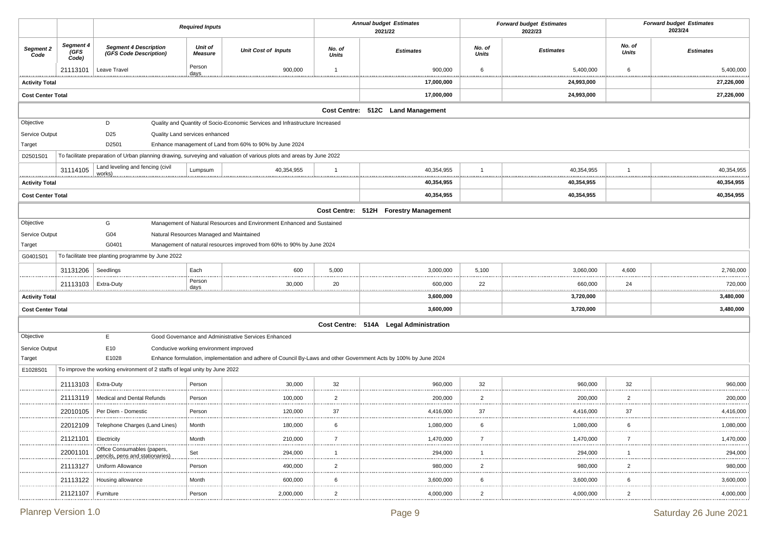| Segment 2 Code | Segment 4 (GFS Code) | Segment 4 Description (GFS Code Description) | Unit of Measure | Unit Cost of Inputs | Annual budget Estimates 2021/22 No. of Units | Annual budget Estimates 2021/22 Estimates | Forward budget Estimates 2022/23 No. of Units | Forward budget Estimates 2022/23 Estimates | Forward budget Estimates 2023/24 No. of Units | Forward budget Estimates 2023/24 Estimates |
|---|---|---|---|---|---|---|---|---|---|---|
| | 21113101 | Leave Travel | Person days | 900,000 | 1 | 900,000 | 6 | 5,400,000 | 6 | 5,400,000 |
| **Activity Total** | | | | | | **17,000,000** | | **24,993,000** | | **27,226,000** |
| **Cost Center Total** | | | | | | **17,000,000** | | **24,993,000** | | **27,226,000** |
| | | | | | | **Cost Centre: 512C Land Management** | | | | |
| Objective | | D | Quality and Quantity of Socio-Economic Services and Infrastructure Increased | | | | | | | |
| Service Output | | D25 | Quality Land services enhanced | | | | | | | |
| Target | | D2501 | Enhance management of Land from 60% to 90% by June 2024 | | | | | | | |
| D2501S01 | To facilitate preparation of Urban planning drawing, surveying and valuation of various plots and areas by June 2022 | | | | | | | | | |
| | 31114105 | Land leveling and fencing (civil works) | Lumpsum | 40,354,955 | 1 | 40,354,955 | 1 | 40,354,955 | 1 | 40,354,955 |
| **Activity Total** | | | | | | **40,354,955** | | **40,354,955** | | **40,354,955** |
| **Cost Center Total** | | | | | | **40,354,955** | | **40,354,955** | | **40,354,955** |
| | | | | | | **Cost Centre: 512H Forestry Management** | | | | |
| Objective | | G | Management of Natural Resources and Environment Enhanced and Sustained | | | | | | | |
| Service Output | | G04 | Natural Resources Managed and Maintained | | | | | | | |
| Target | | G0401 | Management of natural resources improved from 60% to 90% by June 2024 | | | | | | | |
| G0401S01 | To facilitate tree planting programme by June 2022 | | | | | | | | | |
| | 31131206 | Seedlings | Each | 600 | 5,000 | 3,000,000 | 5,100 | 3,060,000 | 4,600 | 2,760,000 |
| | 21113103 | Extra-Duty | Person days | 30,000 | 20 | 600,000 | 22 | 660,000 | 24 | 720,000 |
| **Activity Total** | | | | | | **3,600,000** | | **3,720,000** | | **3,480,000** |
| **Cost Center Total** | | | | | | **3,600,000** | | **3,720,000** | | **3,480,000** |
| | | | | | | **Cost Centre: 514A Legal Administration** | | | | |
| Objective | | E | Good Governance and Administrative Services Enhanced | | | | | | | |
| Service Output | | E10 | Conducive working environment improved | | | | | | | |
| Target | | E1028 | Enhance formulation, implementation and adhere of Council By-Laws and other Government Acts by 100% by June 2024 | | | | | | | |
| E1028S01 | To improve the working environment of 2 staffs of legal unity by June 2022 | | | | | | | | | |
| | 21113103 | Extra-Duty | Person | 30,000 | 32 | 960,000 | 32 | 960,000 | 32 | 960,000 |
| | 21113119 | Medical and Dental Refunds | Person | 100,000 | 2 | 200,000 | 2 | 200,000 | 2 | 200,000 |
| | 22010105 | Per Diem - Domestic | Person | 120,000 | 37 | 4,416,000 | 37 | 4,416,000 | 37 | 4,416,000 |
| | 22012109 | Telephone Charges (Land Lines) | Month | 180,000 | 6 | 1,080,000 | 6 | 1,080,000 | 6 | 1,080,000 |
| | 21121101 | Electricity | Month | 210,000 | 7 | 1,470,000 | 7 | 1,470,000 | 7 | 1,470,000 |
| | 22001101 | Office Consumables (papers, pencils, pens and stationaries) | Set | 294,000 | 1 | 294,000 | 1 | 294,000 | 1 | 294,000 |
| | 21113127 | Uniform Allowance | Person | 490,000 | 2 | 980,000 | 2 | 980,000 | 2 | 980,000 |
| | 21113122 | Housing allowance | Month | 600,000 | 6 | 3,600,000 | 6 | 3,600,000 | 6 | 3,600,000 |
| | 21121107 | Furniture | Person | 2,000,000 | 2 | 4,000,000 | 2 | 4,000,000 | 2 | 4,000,000 |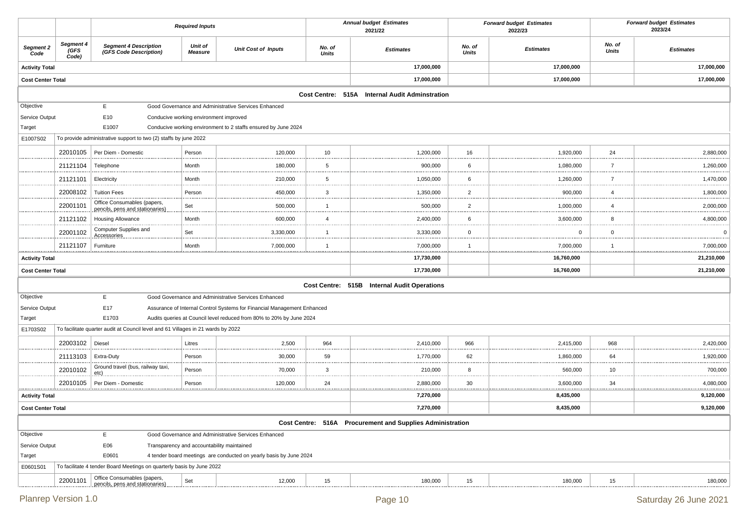| | | Required Inputs | | | Annual budget Estimates 2021/22 | | Forward budget Estimates 2022/23 | | Forward budget Estimates 2023/24 | |
|---|---|---|---|---|---|---|---|---|---|---|
| **Segment 2 Code** | **Segment 4 (GFS Code)** | **Segment 4 Description (GFS Code Description)** | **Unit of Measure** | **Unit Cost of Inputs** | **No. of Units** | **Estimates** | **No. of Units** | **Estimates** | **No. of Units** | **Estimates** |
| **Activity Total** | | | | | | **17,000,000** | | **17,000,000** | | **17,000,000** |
| **Cost Center Total** | | | | | | **17,000,000** | | **17,000,000** | | **17,000,000** |
| **Cost Centre: 515A Internal Audit Adminstration** | | | | | | | | | | |
| Objective | | E | Good Governance and Administrative Services Enhanced | | | | | | | |
| Service Output | | E10 | Conducive working environment improved | | | | | | | |
| Target | | E1007 | Conducive working environment to 2 staffs ensured by June 2024 | | | | | | | |
| E1007S02 | To provide administrative support to two (2) staffs by june 2022 | | | | | | | | | |
| | 22010105 | Per Diem - Domestic | Person | 120,000 | 10 | 1,200,000 | 16 | 1,920,000 | 24 | 2,880,000 |
| | 21121104 | Telephone | Month | 180,000 | 5 | 900,000 | 6 | 1,080,000 | 7 | 1,260,000 |
| | 21121101 | Electricity | Month | 210,000 | 5 | 1,050,000 | 6 | 1,260,000 | 7 | 1,470,000 |
| | 22008102 | Tuition Fees | Person | 450,000 | 3 | 1,350,000 | 2 | 900,000 | 4 | 1,800,000 |
| | 22001101 | Office Consumables (papers, pencils, pens and stationaries) | Set | 500,000 | 1 | 500,000 | 2 | 1,000,000 | 4 | 2,000,000 |
| | 21121102 | Housing Allowance | Month | 600,000 | 4 | 2,400,000 | 6 | 3,600,000 | 8 | 4,800,000 |
| | 22001102 | Computer Supplies and Accessories | Set | 3,330,000 | 1 | 3,330,000 | 0 | 0 | 0 | 0 |
| | 21121107 | Furniture | Month | 7,000,000 | 1 | 7,000,000 | 1 | 7,000,000 | 1 | 7,000,000 |
| **Activity Total** | | | | | | **17,730,000** | | **16,760,000** | | **21,210,000** |
| **Cost Center Total** | | | | | | **17,730,000** | | **16,760,000** | | **21,210,000** |
| **Cost Centre: 515B Internal Audit Operations** | | | | | | | | | | |
| Objective | | E | Good Governance and Administrative Services Enhanced | | | | | | | |
| Service Output | | E17 | Assurance of Internal Control Systems for Financial Management Enhanced | | | | | | | |
| Target | | E1703 | Audits queries at Council level reduced from 80% to 20% by June 2024 | | | | | | | |
| E1703S02 | To facilitate quarter audit at Council level and 61 Villages in 21 wards by 2022 | | | | | | | | | |
| | 22003102 | Diesel | Litres | 2,500 | 964 | 2,410,000 | 966 | 2,415,000 | 968 | 2,420,000 |
| | 21113103 | Extra-Duty | Person | 30,000 | 59 | 1,770,000 | 62 | 1,860,000 | 64 | 1,920,000 |
| | 22010102 | Ground travel (bus, railway taxi, etc) | Person | 70,000 | 3 | 210,000 | 8 | 560,000 | 10 | 700,000 |
| | 22010105 | Per Diem - Domestic | Person | 120,000 | 24 | 2,880,000 | 30 | 3,600,000 | 34 | 4,080,000 |
| **Activity Total** | | | | | | **7,270,000** | | **8,435,000** | | **9,120,000** |
| **Cost Center Total** | | | | | | **7,270,000** | | **8,435,000** | | **9,120,000** |
| **Cost Centre: 516A Procurement and Supplies Administration** | | | | | | | | | | |
| Objective | | E | Good Governance and Administrative Services Enhanced | | | | | | | |
| Service Output | | E06 | Transparency and accountability maintained | | | | | | | |
| Target | | E0601 | 4 tender board meetings are conducted on yearly basis by June 2024 | | | | | | | |
| E0601S01 | To facilitate 4 tender Board Meetings on quarterly basis by June 2022 | | | | | | | | | |
| | 22001101 | Office Consumables (papers, pencils, pens and stationaries) | Set | 12,000 | 15 | 180,000 | 15 | 180,000 | 15 | 180,000 |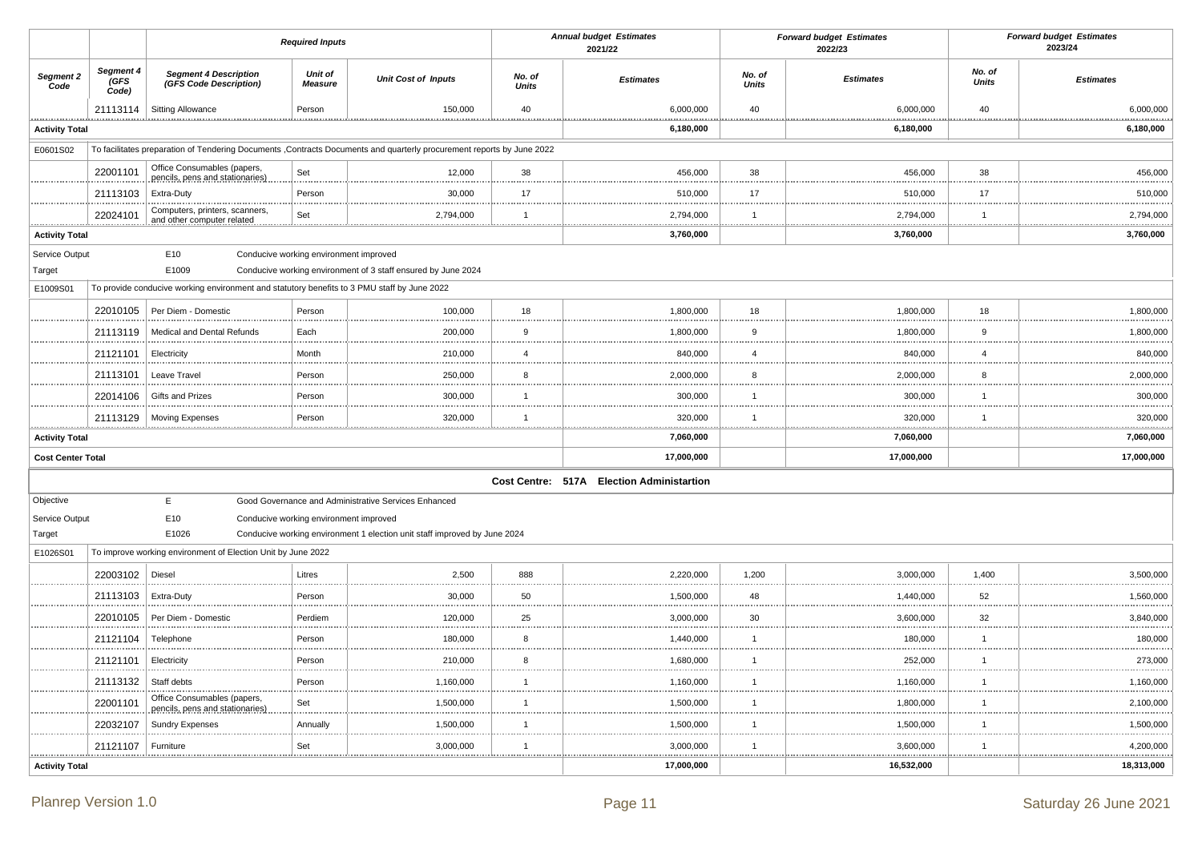| | | Required Inputs | | | Annual budget Estimates 2021/22 | | Forward budget Estimates 2022/23 | | Forward budget Estimates 2023/24 | |
|---|---|---|---|---|---|---|---|---|---|---|
| **Segment 2 Code** | **Segment 4 (GFS Code)** | **Segment 4 Description (GFS Code Description)** | **Unit of Measure** | **Unit Cost of Inputs** | **No. of Units** | **Estimates** | **No. of Units** | **Estimates** | **No. of Units** | **Estimates** |
| | 21113114 | Sitting Allowance | Person | 150,000 | 40 | 6,000,000 | 40 | 6,000,000 | 40 | 6,000,000 |
| **Activity Total** | | | | | | **6,180,000** | | **6,180,000** | | **6,180,000** |
| E0601S02 | To facilitates preparation of Tendering Documents ,Contracts Documents and quarterly procurement reports by June 2022 | | | | | | | | | |
| | 22001101 | Office Consumables (papers, pencils, pens and stationaries) | Set | 12,000 | 38 | 456,000 | 38 | 456,000 | 38 | 456,000 |
| | 21113103 | Extra-Duty | Person | 30,000 | 17 | 510,000 | 17 | 510,000 | 17 | 510,000 |
| | 22024101 | Computers, printers, scanners, and other computer related | Set | 2,794,000 | 1 | 2,794,000 | 1 | 2,794,000 | 1 | 2,794,000 |
| **Activity Total** | | | | | | **3,760,000** | | **3,760,000** | | **3,760,000** |
| Service Output | | E10 | Conducive working environment improved | | | | | | | |
| Target | | E1009 | Conducive working environment of 3 staff ensured by June 2024 | | | | | | | |
| E1009S01 | To provide conducive working environment and statutory benefits to 3 PMU staff by June 2022 | | | | | | | | | |
| | 22010105 | Per Diem - Domestic | Person | 100,000 | 18 | 1,800,000 | 18 | 1,800,000 | 18 | 1,800,000 |
| | 21113119 | Medical and Dental Refunds | Each | 200,000 | 9 | 1,800,000 | 9 | 1,800,000 | 9 | 1,800,000 |
| | 21121101 | Electricity | Month | 210,000 | 4 | 840,000 | 4 | 840,000 | 4 | 840,000 |
| | 21113101 | Leave Travel | Person | 250,000 | 8 | 2,000,000 | 8 | 2,000,000 | 8 | 2,000,000 |
| | 22014106 | Gifts and Prizes | Person | 300,000 | 1 | 300,000 | 1 | 300,000 | 1 | 300,000 |
| | 21113129 | Moving Expenses | Person | 320,000 | 1 | 320,000 | 1 | 320,000 | 1 | 320,000 |
| **Activity Total** | | | | | | **7,060,000** | | **7,060,000** | | **7,060,000** |
| **Cost Center Total** | | | | | | **17,000,000** | | **17,000,000** | | **17,000,000** |
| **Cost Centre: 517A Election Administartion** | | | | | | | | | | |
| Objective | | E | Good Governance and Administrative Services Enhanced | | | | | | | |
| Service Output | | E10 | Conducive working environment improved | | | | | | | |
| Target | | E1026 | Conducive working environment 1 election unit staff improved by June 2024 | | | | | | | |
| E1026S01 | To improve working environment of Election Unit by June 2022 | | | | | | | | | |
| | 22003102 | Diesel | Litres | 2,500 | 888 | 2,220,000 | 1,200 | 3,000,000 | 1,400 | 3,500,000 |
| | 21113103 | Extra-Duty | Person | 30,000 | 50 | 1,500,000 | 48 | 1,440,000 | 52 | 1,560,000 |
| | 22010105 | Per Diem - Domestic | Perdiem | 120,000 | 25 | 3,000,000 | 30 | 3,600,000 | 32 | 3,840,000 |
| | 21121104 | Telephone | Person | 180,000 | 8 | 1,440,000 | 1 | 180,000 | 1 | 180,000 |
| | 21121101 | Electricity | Person | 210,000 | 8 | 1,680,000 | 1 | 252,000 | 1 | 273,000 |
| | 21113132 | Staff debts | Person | 1,160,000 | 1 | 1,160,000 | 1 | 1,160,000 | 1 | 1,160,000 |
| | 22001101 | Office Consumables (papers, pencils, pens and stationaries) | Set | 1,500,000 | 1 | 1,500,000 | 1 | 1,800,000 | 1 | 2,100,000 |
| | 22032107 | Sundry Expenses | Annually | 1,500,000 | 1 | 1,500,000 | 1 | 1,500,000 | 1 | 1,500,000 |
| | 21121107 | Furniture | Set | 3,000,000 | 1 | 3,000,000 | 1 | 3,600,000 | 1 | 4,200,000 |
| **Activity Total** | | | | | | **17,000,000** | | **16,532,000** | | **18,313,000** |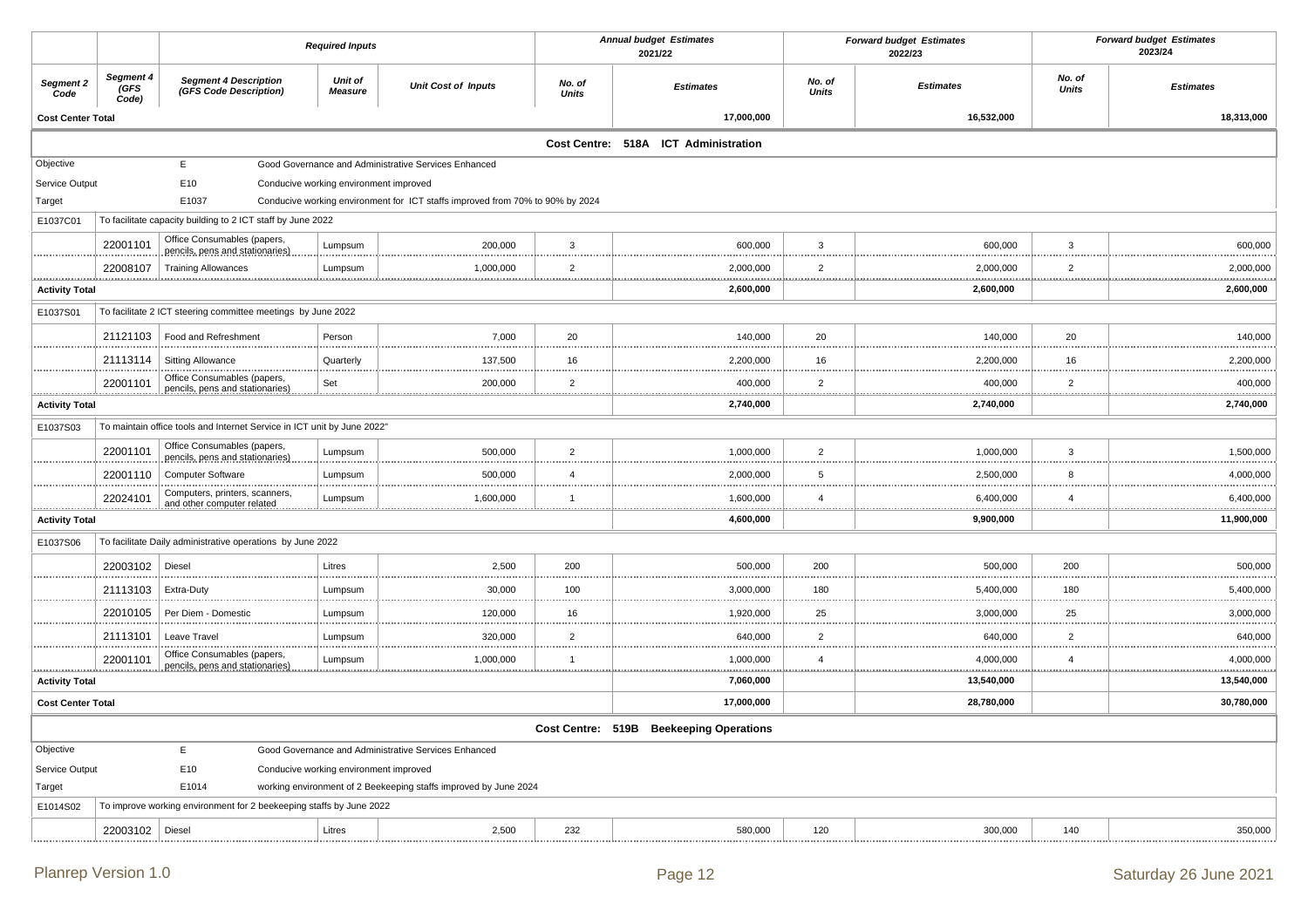| | | Required Inputs | | | Annual budget Estimates 2021/22 | | Forward budget Estimates 2022/23 | | Forward budget Estimates 2023/24 | |
|---|---|---|---|---|---|---|---|---|---|---|
| *Segment 2 Code* | *Segment 4 (GFS Code)* | *Segment 4 Description (GFS Code Description)* | *Unit of Measure* | *Unit Cost of Inputs* | *No. of Units* | *Estimates* | *No. of Units* | *Estimates* | *No. of Units* | *Estimates* |
| **Cost Center Total** | | | | | | **17,000,000** | | **16,532,000** | | **18,313,000** |
| | | | | | **Cost Centre: 518A ICT Administration** | | | | | |
| Objective | | E | Good Governance and Administrative Services Enhanced | | | | | | | |
| Service Output | | E10 | Conducive working environment improved | | | | | | | |
| Target | | E1037 | Conducive working environment for ICT staffs improved from 70% to 90% by 2024 | | | | | | | |
| E1037C01 | To facilitate capacity building to 2 ICT staff by June 2022 | | | | | | | | | |
| | 22001101 | Office Consumables (papers, pencils, pens and stationaries) | Lumpsum | 200,000 | 3 | 600,000 | 3 | 600,000 | 3 | 600,000 |
| | 22008107 | Training Allowances | Lumpsum | 1,000,000 | 2 | 2,000,000 | 2 | 2,000,000 | 2 | 2,000,000 |
| **Activity Total** | | | | | | **2,600,000** | | **2,600,000** | | **2,600,000** |
| E1037S01 | To facilitate 2 ICT steering committee meetings by June 2022 | | | | | | | | | |
| | 21121103 | Food and Refreshment | Person | 7,000 | 20 | 140,000 | 20 | 140,000 | 20 | 140,000 |
| | 21113114 | Sitting Allowance | Quarterly | 137,500 | 16 | 2,200,000 | 16 | 2,200,000 | 16 | 2,200,000 |
| | 22001101 | Office Consumables (papers, pencils, pens and stationaries) | Set | 200,000 | 2 | 400,000 | 2 | 400,000 | 2 | 400,000 |
| **Activity Total** | | | | | | **2,740,000** | | **2,740,000** | | **2,740,000** |
| E1037S03 | To maintain office tools and Internet Service in ICT unit by June 2022" | | | | | | | | | |
| | 22001101 | Office Consumables (papers, pencils, pens and stationaries) | Lumpsum | 500,000 | 2 | 1,000,000 | 2 | 1,000,000 | 3 | 1,500,000 |
| | 22001110 | Computer Software | Lumpsum | 500,000 | 4 | 2,000,000 | 5 | 2,500,000 | 8 | 4,000,000 |
| | 22024101 | Computers, printers, scanners, and other computer related | Lumpsum | 1,600,000 | 1 | 1,600,000 | 4 | 6,400,000 | 4 | 6,400,000 |
| **Activity Total** | | | | | | **4,600,000** | | **9,900,000** | | **11,900,000** |
| E1037S06 | To facilitate Daily administrative operations by June 2022 | | | | | | | | | |
| | 22003102 | Diesel | Litres | 2,500 | 200 | 500,000 | 200 | 500,000 | 200 | 500,000 |
| | 21113103 | Extra-Duty | Lumpsum | 30,000 | 100 | 3,000,000 | 180 | 5,400,000 | 180 | 5,400,000 |
| | 22010105 | Per Diem - Domestic | Lumpsum | 120,000 | 16 | 1,920,000 | 25 | 3,000,000 | 25 | 3,000,000 |
| | 21113101 | Leave Travel | Lumpsum | 320,000 | 2 | 640,000 | 2 | 640,000 | 2 | 640,000 |
| | 22001101 | Office Consumables (papers, pencils, pens and stationaries) | Lumpsum | 1,000,000 | 1 | 1,000,000 | 4 | 4,000,000 | 4 | 4,000,000 |
| **Activity Total** | | | | | | **7,060,000** | | **13,540,000** | | **13,540,000** |
| **Cost Center Total** | | | | | | **17,000,000** | | **28,780,000** | | **30,780,000** |
| | | | | | **Cost Centre: 519B Beekeeping Operations** | | | | | |
| Objective | | E | Good Governance and Administrative Services Enhanced | | | | | | | |
| Service Output | | E10 | Conducive working environment improved | | | | | | | |
| Target | | E1014 | working environment of 2 Beekeeping staffs improved by June 2024 | | | | | | | |
| E1014S02 | To improve working environment for 2 beekeeping staffs by June 2022 | | | | | | | | | |
| | 22003102 | Diesel | Litres | 2,500 | 232 | 580,000 | 120 | 300,000 | 140 | 350,000 |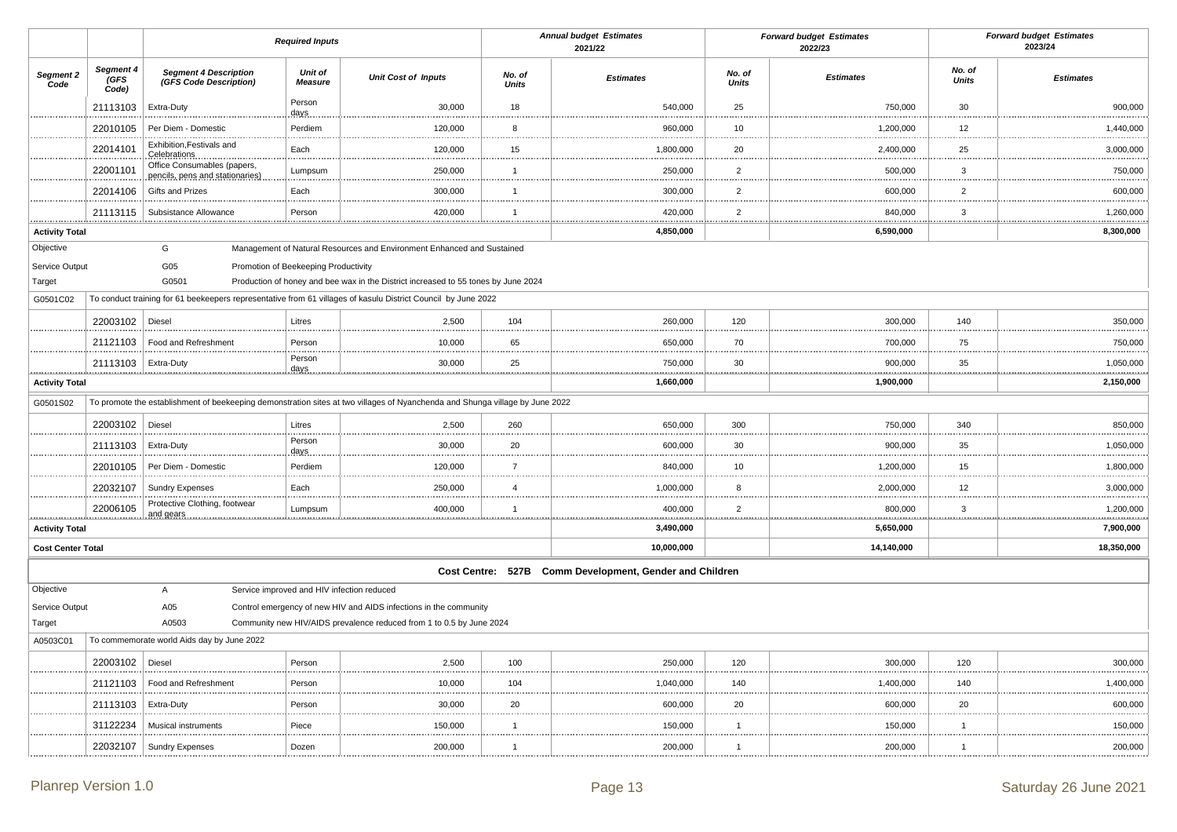| | | Required Inputs | | | Annual budget Estimates 2021/22 | | Forward budget Estimates 2022/23 | | Forward budget Estimates 2023/24 | |
|---|---|---|---|---|---|---|---|---|---|---|
| **Segment 2 Code** | **Segment 4 (GFS Code)** | **Segment 4 Description (GFS Code Description)** | **Unit of Measure** | **Unit Cost of Inputs** | **No. of Units** | **Estimates** | **No. of Units** | **Estimates** | **No. of Units** | **Estimates** |
| | 21113103 | Extra-Duty | Person days | 30,000 | 18 | 540,000 | 25 | 750,000 | 30 | 900,000 |
| | 22010105 | Per Diem - Domestic | Perdiem | 120,000 | 8 | 960,000 | 10 | 1,200,000 | 12 | 1,440,000 |
| | 22014101 | Exhibition,Festivals and Celebrations | Each | 120,000 | 15 | 1,800,000 | 20 | 2,400,000 | 25 | 3,000,000 |
| | 22001101 | Office Consumables (papers, pencils, pens and stationaries) | Lumpsum | 250,000 | 1 | 250,000 | 2 | 500,000 | 3 | 750,000 |
| | 22014106 | Gifts and Prizes | Each | 300,000 | 1 | 300,000 | 2 | 600,000 | 2 | 600,000 |
| | 21113115 | Subsistance Allowance | Person | 420,000 | 1 | 420,000 | 2 | 840,000 | 3 | 1,260,000 |
| **Activity Total** | | | | | | **4,850,000** | | **6,590,000** | | **8,300,000** |
| Objective | | G | Management of Natural Resources and Environment Enhanced and Sustained | | | | | | | |
| Service Output | | G05 | Promotion of Beekeeping Productivity | | | | | | | |
| Target | | G0501 | Production of honey and bee wax in the District increased to 55 tones by June 2024 | | | | | | | |
| G0501C02 | To conduct training for 61 beekeepers representative from 61 villages of kasulu District Council by June 2022 | | | | | | | | | |
| | 22003102 | Diesel | Litres | 2,500 | 104 | 260,000 | 120 | 300,000 | 140 | 350,000 |
| | 21121103 | Food and Refreshment | Person | 10,000 | 65 | 650,000 | 70 | 700,000 | 75 | 750,000 |
| | 21113103 | Extra-Duty | Person days | 30,000 | 25 | 750,000 | 30 | 900,000 | 35 | 1,050,000 |
| **Activity Total** | | | | | | **1,660,000** | | **1,900,000** | | **2,150,000** |
| G0501S02 | To promote the establishment of beekeeping demonstration sites at two villages of Nyanchenda and Shunga village by June 2022 | | | | | | | | | |
| | 22003102 | Diesel | Litres | 2,500 | 260 | 650,000 | 300 | 750,000 | 340 | 850,000 |
| | 21113103 | Extra-Duty | Person days | 30,000 | 20 | 600,000 | 30 | 900,000 | 35 | 1,050,000 |
| | 22010105 | Per Diem - Domestic | Perdiem | 120,000 | 7 | 840,000 | 10 | 1,200,000 | 15 | 1,800,000 |
| | 22032107 | Sundry Expenses | Each | 250,000 | 4 | 1,000,000 | 8 | 2,000,000 | 12 | 3,000,000 |
| | 22006105 | Protective Clothing, footwear and gears | Lumpsum | 400,000 | 1 | 400,000 | 2 | 800,000 | 3 | 1,200,000 |
| **Activity Total** | | | | | | **3,490,000** | | **5,650,000** | | **7,900,000** |
| **Cost Center Total** | | | | | | **10,000,000** | | **14,140,000** | | **18,350,000** |

**Cost Centre: 527B Comm Development, Gender and Children**

| | | | | | | | | | | |
|---|---|---|---|---|---|---|---|---|---|---|
| Objective | | A | Service improved and HIV infection reduced | | | | | | | |
| Service Output | | A05 | Control emergency of new HIV and AIDS infections in the community | | | | | | | |
| Target | | A0503 | Community new HIV/AIDS prevalence reduced from 1 to 0.5 by June 2024 | | | | | | | |
| A0503C01 | To commemorate world Aids day by June 2022 | | | | | | | | | |
| | 22003102 | Diesel | Person | 2,500 | 100 | 250,000 | 120 | 300,000 | 120 | 300,000 |
| | 21121103 | Food and Refreshment | Person | 10,000 | 104 | 1,040,000 | 140 | 1,400,000 | 140 | 1,400,000 |
| | 21113103 | Extra-Duty | Person | 30,000 | 20 | 600,000 | 20 | 600,000 | 20 | 600,000 |
| | 31122234 | Musical instruments | Piece | 150,000 | 1 | 150,000 | 1 | 150,000 | 1 | 150,000 |
| | 22032107 | Sundry Expenses | Dozen | 200,000 | 1 | 200,000 | 1 | 200,000 | 1 | 200,000 |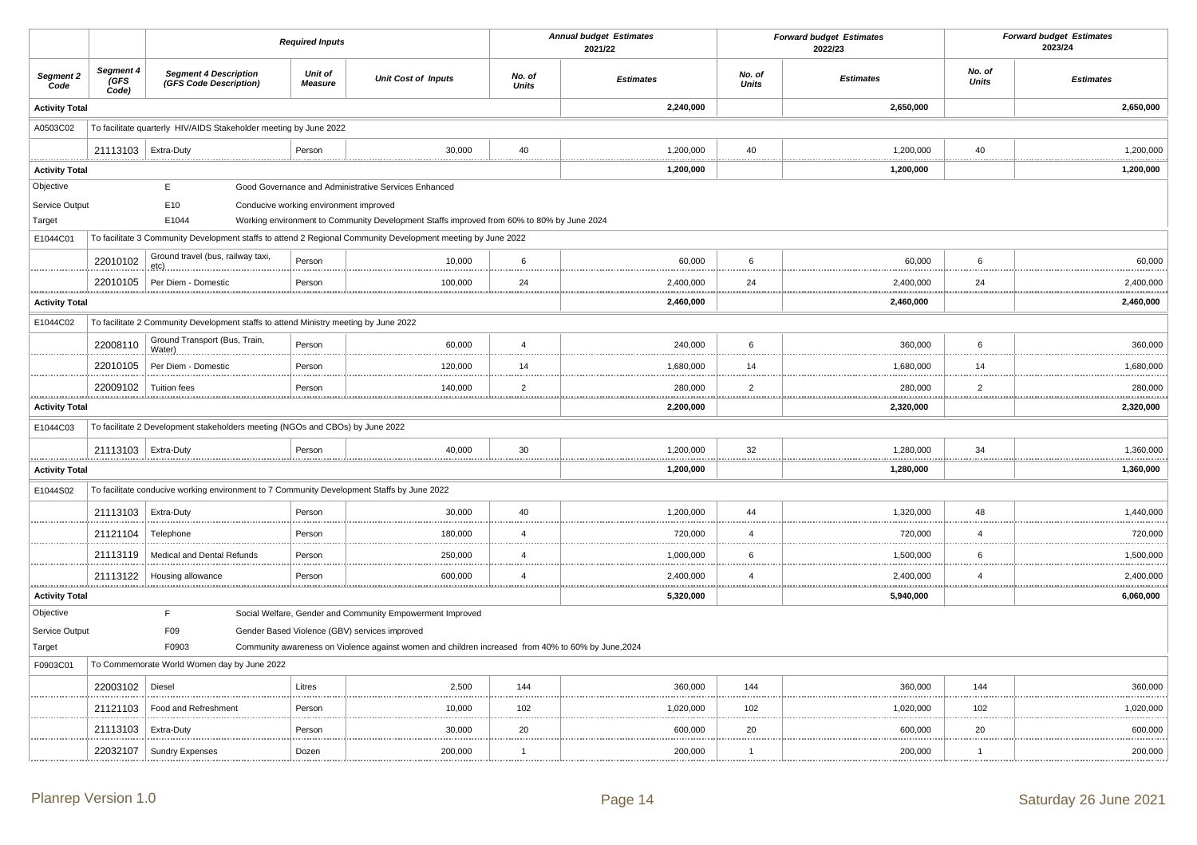| | | Required Inputs | | | Annual budget Estimates 2021/22 | | Forward budget Estimates 2022/23 | | Forward budget Estimates 2023/24 | |
|---|---|---|---|---|---|---|---|---|---|---|
| **Segment 2 Code** | **Segment 4 (GFS Code)** | **Segment 4 Description (GFS Code Description)** | **Unit of Measure** | **Unit Cost of Inputs** | **No. of Units** | **Estimates** | **No. of Units** | **Estimates** | **No. of Units** | **Estimates** |
| **Activity Total** | | | | | | **2,240,000** | | **2,650,000** | | **2,650,000** |
| A0503C02 | To facilitate quarterly HIV/AIDS Stakeholder meeting by June 2022 | | | | | | | | | |
| | 21113103 | Extra-Duty | Person | 30,000 | 40 | 1,200,000 | 40 | 1,200,000 | 40 | 1,200,000 |
| **Activity Total** | | | | | | **1,200,000** | | **1,200,000** | | **1,200,000** |
| Objective | | E | Good Governance and Administrative Services Enhanced | | | | | | | |
| Service Output | | E10 | Conducive working environment improved | | | | | | | |
| Target | | E1044 | Working environment to Community Development Staffs improved from 60% to 80% by June 2024 | | | | | | | |
| E1044C01 | To facilitate 3 Community Development staffs to attend 2 Regional Community Development meeting by June 2022 | | | | | | | | | |
| | 22010102 | Ground travel (bus, railway taxi, etc) | Person | 10,000 | 6 | 60,000 | 6 | 60,000 | 6 | 60,000 |
| | 22010105 | Per Diem - Domestic | Person | 100,000 | 24 | 2,400,000 | 24 | 2,400,000 | 24 | 2,400,000 |
| **Activity Total** | | | | | | **2,460,000** | | **2,460,000** | | **2,460,000** |
| E1044C02 | To facilitate 2 Community Development staffs to attend Ministry meeting by June 2022 | | | | | | | | | |
| | 22008110 | Ground Transport (Bus, Train, Water) | Person | 60,000 | 4 | 240,000 | 6 | 360,000 | 6 | 360,000 |
| | 22010105 | Per Diem - Domestic | Person | 120,000 | 14 | 1,680,000 | 14 | 1,680,000 | 14 | 1,680,000 |
| | 22009102 | Tuition fees | Person | 140,000 | 2 | 280,000 | 2 | 280,000 | 2 | 280,000 |
| **Activity Total** | | | | | | **2,200,000** | | **2,320,000** | | **2,320,000** |
| E1044C03 | To facilitate 2 Development stakeholders meeting (NGOs and CBOs) by June 2022 | | | | | | | | | |
| | 21113103 | Extra-Duty | Person | 40,000 | 30 | 1,200,000 | 32 | 1,280,000 | 34 | 1,360,000 |
| **Activity Total** | | | | | | **1,200,000** | | **1,280,000** | | **1,360,000** |
| E1044S02 | To facilitate conducive working environment to 7 Community Development Staffs by June 2022 | | | | | | | | | |
| | 21113103 | Extra-Duty | Person | 30,000 | 40 | 1,200,000 | 44 | 1,320,000 | 48 | 1,440,000 |
| | 21121104 | Telephone | Person | 180,000 | 4 | 720,000 | 4 | 720,000 | 4 | 720,000 |
| | 21113119 | Medical and Dental Refunds | Person | 250,000 | 4 | 1,000,000 | 6 | 1,500,000 | 6 | 1,500,000 |
| | 21113122 | Housing allowance | Person | 600,000 | 4 | 2,400,000 | 4 | 2,400,000 | 4 | 2,400,000 |
| **Activity Total** | | | | | | **5,320,000** | | **5,940,000** | | **6,060,000** |
| Objective | | F | Social Welfare, Gender and Community Empowerment Improved | | | | | | | |
| Service Output | | F09 | Gender Based Violence (GBV) services improved | | | | | | | |
| Target | | F0903 | Community awareness on Violence against women and children increased from 40% to 60% by June,2024 | | | | | | | |
| F0903C01 | To Commemorate World Women day by June 2022 | | | | | | | | | |
| | 22003102 | Diesel | Litres | 2,500 | 144 | 360,000 | 144 | 360,000 | 144 | 360,000 |
| | 21121103 | Food and Refreshment | Person | 10,000 | 102 | 1,020,000 | 102 | 1,020,000 | 102 | 1,020,000 |
| | 21113103 | Extra-Duty | Person | 30,000 | 20 | 600,000 | 20 | 600,000 | 20 | 600,000 |
| | 22032107 | Sundry Expenses | Dozen | 200,000 | 1 | 200,000 | 1 | 200,000 | 1 | 200,000 |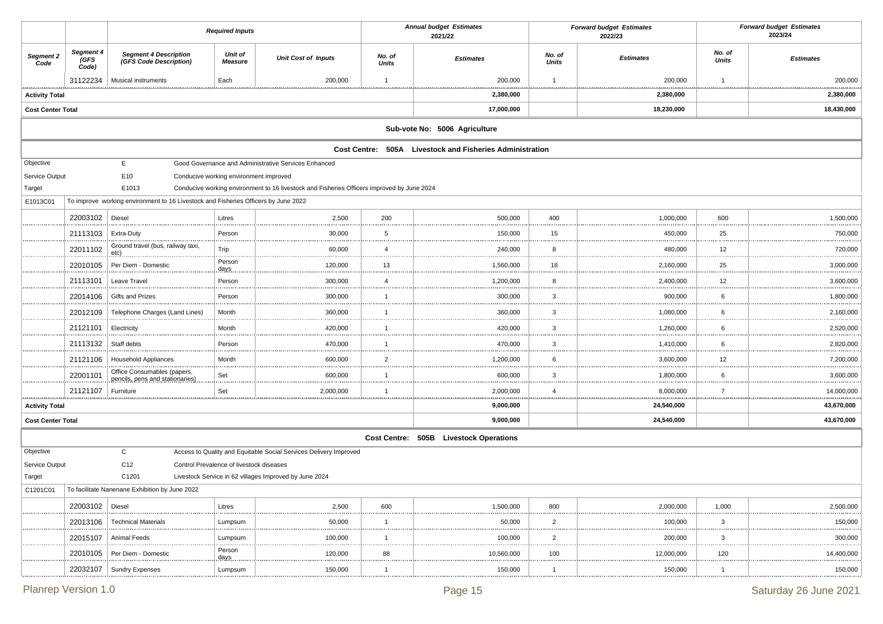| | | Required Inputs | | | Annual budget Estimates 2021/22 | | Forward budget Estimates 2022/23 | | Forward budget Estimates 2023/24 | |
|---|---|---|---|---|---|---|---|---|---|---|
| **Segment 2 Code** | **Segment 4 (GFS Code)** | **Segment 4 Description (GFS Code Description)** | **Unit of Measure** | **Unit Cost of Inputs** | **No. of Units** | **Estimates** | **No. of Units** | **Estimates** | **No. of Units** | **Estimates** |
| | 31122234 | Musical instruments | Each | 200,000 | 1 | 200,000 | 1 | 200,000 | 1 | 200,000 |
| **Activity Total** | | | | | | **2,380,000** | | **2,380,000** | | **2,380,000** |
| **Cost Center Total** | | | | | | **17,000,000** | | **18,230,000** | | **18,430,000** |

**Sub-vote No: 5006 Agriculture**

**Cost Centre: 505A Livestock and Fisheries Administration**

| | | |
|---|---|---|
| Objective | E | Good Governance and Administrative Services Enhanced |
| Service Output | E10 | Conducive working environment improved |
| Target | E1013 | Conducive working environment to 16 livestock and Fisheries Officers improved by June 2024 |
| E1013C01 | To improve working environment to 16 Livestock and Fisheries Officers by June 2022 | |

| Segment 2 Code | Segment 4 (GFS Code) | Segment 4 Description (GFS Code Description) | Unit of Measure | Unit Cost of Inputs | No. of Units 2021/22 | Estimates 2021/22 | No. of Units 2022/23 | Estimates 2022/23 | No. of Units 2023/24 | Estimates 2023/24 |
|---|---|---|---|---|---|---|---|---|---|---|
| | 22003102 | Diesel | Litres | 2,500 | 200 | 500,000 | 400 | 1,000,000 | 600 | 1,500,000 |
| | 21113103 | Extra-Duty | Person | 30,000 | 5 | 150,000 | 15 | 450,000 | 25 | 750,000 |
| | 22011102 | Ground travel (bus, railway taxi, etc) | Trip | 60,000 | 4 | 240,000 | 8 | 480,000 | 12 | 720,000 |
| | 22010105 | Per Diem - Domestic | Person days | 120,000 | 13 | 1,560,000 | 18 | 2,160,000 | 25 | 3,000,000 |
| | 21113101 | Leave Travel | Person | 300,000 | 4 | 1,200,000 | 8 | 2,400,000 | 12 | 3,600,000 |
| | 22014106 | Gifts and Prizes | Person | 300,000 | 1 | 300,000 | 3 | 900,000 | 6 | 1,800,000 |
| | 22012109 | Telephone Charges (Land Lines) | Month | 360,000 | 1 | 360,000 | 3 | 1,080,000 | 6 | 2,160,000 |
| | 21121101 | Electricity | Month | 420,000 | 1 | 420,000 | 3 | 1,260,000 | 6 | 2,520,000 |
| | 21113132 | Staff debts | Person | 470,000 | 1 | 470,000 | 3 | 1,410,000 | 6 | 2,820,000 |
| | 21121106 | Household Appliances | Month | 600,000 | 2 | 1,200,000 | 6 | 3,600,000 | 12 | 7,200,000 |
| | 22001101 | Office Consumables (papers, pencils, pens and stationaries) | Set | 600,000 | 1 | 600,000 | 3 | 1,800,000 | 6 | 3,600,000 |
| | 21121107 | Furniture | Set | 2,000,000 | 1 | 2,000,000 | 4 | 8,000,000 | 7 | 14,000,000 |
| **Activity Total** | | | | | | **9,000,000** | | **24,540,000** | | **43,670,000** |
| **Cost Center Total** | | | | | | **9,000,000** | | **24,540,000** | | **43,670,000** |

**Cost Centre: 505B Livestock Operations**

| | | |
|---|---|---|
| Objective | C | Access to Quality and Equitable Social Services Delivery Improved |
| Service Output | C12 | Control Prevalence of livestock diseases |
| Target | C1201 | Livestock Service in 62 villages Improved by June 2024 |
| C1201C01 | To facilitate Nanenane Exhibition by June 2022 | |

| Segment 2 Code | Segment 4 (GFS Code) | Segment 4 Description (GFS Code Description) | Unit of Measure | Unit Cost of Inputs | No. of Units 2021/22 | Estimates 2021/22 | No. of Units 2022/23 | Estimates 2022/23 | No. of Units 2023/24 | Estimates 2023/24 |
|---|---|---|---|---|---|---|---|---|---|---|
| | 22003102 | Diesel | Litres | 2,500 | 600 | 1,500,000 | 800 | 2,000,000 | 1,000 | 2,500,000 |
| | 22013106 | Technical Materials | Lumpsum | 50,000 | 1 | 50,000 | 2 | 100,000 | 3 | 150,000 |
| | 22015107 | Animal Feeds | Lumpsum | 100,000 | 1 | 100,000 | 2 | 200,000 | 3 | 300,000 |
| | 22010105 | Per Diem - Domestic | Person days | 120,000 | 88 | 10,560,000 | 100 | 12,000,000 | 120 | 14,400,000 |
| | 22032107 | Sundry Expenses | Lumpsum | 150,000 | 1 | 150,000 | 1 | 150,000 | 1 | 150,000 |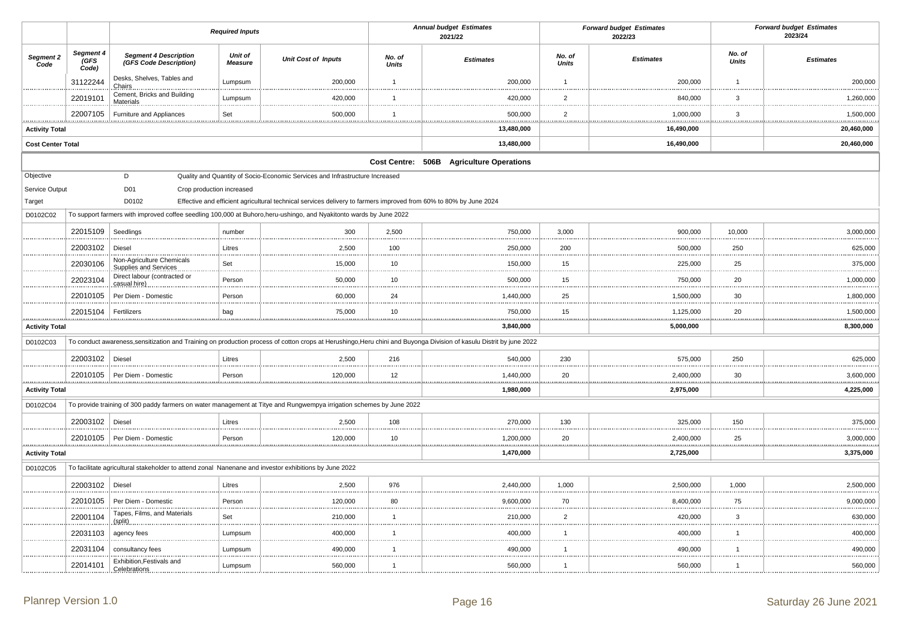| | | Required Inputs | | | Annual budget Estimates 2021/22 | | Forward budget Estimates 2022/23 | | Forward budget Estimates 2023/24 | |
|---|---|---|---|---|---|---|---|---|---|---|
| **Segment 2 Code** | **Segment 4 (GFS Code)** | **Segment 4 Description (GFS Code Description)** | **Unit of Measure** | **Unit Cost of Inputs** | **No. of Units** | **Estimates** | **No. of Units** | **Estimates** | **No. of Units** | **Estimates** |
| | 31122244 | Desks, Shelves, Tables and Chairs | Lumpsum | 200,000 | 1 | 200,000 | 1 | 200,000 | 1 | 200,000 |
| | 22019101 | Cement, Bricks and Building Materials | Lumpsum | 420,000 | 1 | 420,000 | 2 | 840,000 | 3 | 1,260,000 |
| | 22007105 | Furniture and Appliances | Set | 500,000 | 1 | 500,000 | 2 | 1,000,000 | 3 | 1,500,000 |
| **Activity Total** | | | | | | **13,480,000** | | **16,490,000** | | **20,460,000** |
| **Cost Center Total** | | | | | | **13,480,000** | | **16,490,000** | | **20,460,000** |

**Cost Centre: 506B Agriculture Operations**

| | | | | | | | | | | |
|---|---|---|---|---|---|---|---|---|---|---|
| Objective | | D | Quality and Quantity of Socio-Economic Services and Infrastructure Increased | | | | | | | |
| Service Output | | D01 | Crop production increased | | | | | | | |
| Target | | D0102 | Effective and efficient agricultural technical services delivery to farmers improved from 60% to 80% by June 2024 | | | | | | | |
| D0102C02 | To support farmers with improved coffee seedling 100,000 at Buhoro,heru-ushingo, and Nyakitonto wards by June 2022 | | | | | | | | | |
| | 22015109 | Seedlings | number | 300 | 2,500 | 750,000 | 3,000 | 900,000 | 10,000 | 3,000,000 |
| | 22003102 | Diesel | Litres | 2,500 | 100 | 250,000 | 200 | 500,000 | 250 | 625,000 |
| | 22030106 | Non-Agriculture Chemicals Supplies and Services | Set | 15,000 | 10 | 150,000 | 15 | 225,000 | 25 | 375,000 |
| | 22023104 | Direct labour (contracted or casual hire) | Person | 50,000 | 10 | 500,000 | 15 | 750,000 | 20 | 1,000,000 |
| | 22010105 | Per Diem - Domestic | Person | 60,000 | 24 | 1,440,000 | 25 | 1,500,000 | 30 | 1,800,000 |
| | 22015104 | Fertilizers | bag | 75,000 | 10 | 750,000 | 15 | 1,125,000 | 20 | 1,500,000 |
| **Activity Total** | | | | | | **3,840,000** | | **5,000,000** | | **8,300,000** |
| D0102C03 | To conduct awareness,sensitization and Training on production process of cotton crops at Herushingo,Heru chini and Buyonga Division of kasulu Distrit by june 2022 | | | | | | | | | |
| | 22003102 | Diesel | Litres | 2,500 | 216 | 540,000 | 230 | 575,000 | 250 | 625,000 |
| | 22010105 | Per Diem - Domestic | Person | 120,000 | 12 | 1,440,000 | 20 | 2,400,000 | 30 | 3,600,000 |
| **Activity Total** | | | | | | **1,980,000** | | **2,975,000** | | **4,225,000** |
| D0102C04 | To provide training of 300 paddy farmers on water management at Titye and Rungwempya irrigation schemes by June 2022 | | | | | | | | | |
| | 22003102 | Diesel | Litres | 2,500 | 108 | 270,000 | 130 | 325,000 | 150 | 375,000 |
| | 22010105 | Per Diem - Domestic | Person | 120,000 | 10 | 1,200,000 | 20 | 2,400,000 | 25 | 3,000,000 |
| **Activity Total** | | | | | | **1,470,000** | | **2,725,000** | | **3,375,000** |
| D0102C05 | To facilitate agricultural stakeholder to attend zonal Nanenane and investor exhibitions by June 2022 | | | | | | | | | |
| | 22003102 | Diesel | Litres | 2,500 | 976 | 2,440,000 | 1,000 | 2,500,000 | 1,000 | 2,500,000 |
| | 22010105 | Per Diem - Domestic | Person | 120,000 | 80 | 9,600,000 | 70 | 8,400,000 | 75 | 9,000,000 |
| | 22001104 | Tapes, Films, and Materials (split) | Set | 210,000 | 1 | 210,000 | 2 | 420,000 | 3 | 630,000 |
| | 22031103 | agency fees | Lumpsum | 400,000 | 1 | 400,000 | 1 | 400,000 | 1 | 400,000 |
| | 22031104 | consultancy fees | Lumpsum | 490,000 | 1 | 490,000 | 1 | 490,000 | 1 | 490,000 |
| | 22014101 | Exhibition,Festivals and Celebrations | Lumpsum | 560,000 | 1 | 560,000 | 1 | 560,000 | 1 | 560,000 |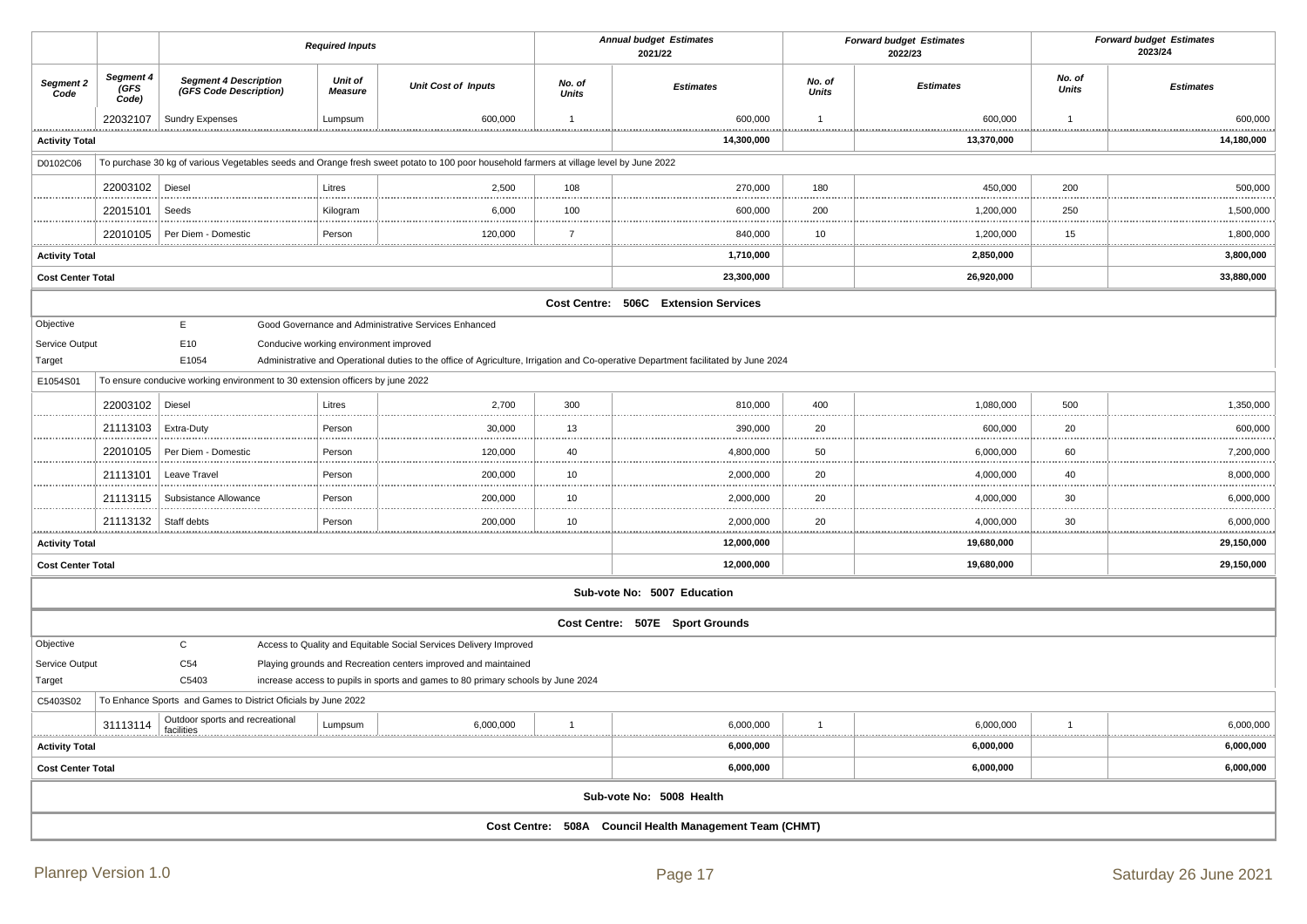| | | Required Inputs | | | Annual budget Estimates 2021/22 | | Forward budget Estimates 2022/23 | | Forward budget Estimates 2023/24 | |
|---|---|---|---|---|---|---|---|---|---|---|
| Segment 2 Code | Segment 4 (GFS Code) | Segment 4 Description (GFS Code Description) | Unit of Measure | Unit Cost of Inputs | No. of Units | Estimates | No. of Units | Estimates | No. of Units | Estimates |
| | 22032107 | Sundry Expenses | Lumpsum | 600,000 | 1 | 600,000 | 1 | 600,000 | 1 | 600,000 |
| **Activity Total** | | | | | | **14,300,000** | | **13,370,000** | | **14,180,000** |
| D0102C06 | To purchase 30 kg of various Vegetables seeds and Orange fresh sweet potato to 100 poor household farmers at village level by June 2022 | | | | | | | | | |
| | 22003102 | Diesel | Litres | 2,500 | 108 | 270,000 | 180 | 450,000 | 200 | 500,000 |
| | 22015101 | Seeds | Kilogram | 6,000 | 100 | 600,000 | 200 | 1,200,000 | 250 | 1,500,000 |
| | 22010105 | Per Diem - Domestic | Person | 120,000 | 7 | 840,000 | 10 | 1,200,000 | 15 | 1,800,000 |
| **Activity Total** | | | | | | **1,710,000** | | **2,850,000** | | **3,800,000** |
| **Cost Center Total** | | | | | | **23,300,000** | | **26,920,000** | | **33,880,000** |
| **Cost Centre: 506C Extension Services** | | | | | | | | | | |
| Objective | | E | Good Governance and Administrative Services Enhanced | | | | | | | |
| Service Output | | E10 | Conducive working environment improved | | | | | | | |
| Target | | E1054 | Administrative and Operational duties to the office of Agriculture, Irrigation and Co-operative Department facilitated by June 2024 | | | | | | | |
| E1054S01 | To ensure conducive working environment to 30 extension officers by june 2022 | | | | | | | | | |
| | 22003102 | Diesel | Litres | 2,700 | 300 | 810,000 | 400 | 1,080,000 | 500 | 1,350,000 |
| | 21113103 | Extra-Duty | Person | 30,000 | 13 | 390,000 | 20 | 600,000 | 20 | 600,000 |
| | 22010105 | Per Diem - Domestic | Person | 120,000 | 40 | 4,800,000 | 50 | 6,000,000 | 60 | 7,200,000 |
| | 21113101 | Leave Travel | Person | 200,000 | 10 | 2,000,000 | 20 | 4,000,000 | 40 | 8,000,000 |
| | 21113115 | Subsistance Allowance | Person | 200,000 | 10 | 2,000,000 | 20 | 4,000,000 | 30 | 6,000,000 |
| | 21113132 | Staff debts | Person | 200,000 | 10 | 2,000,000 | 20 | 4,000,000 | 30 | 6,000,000 |
| **Activity Total** | | | | | | **12,000,000** | | **19,680,000** | | **29,150,000** |
| **Cost Center Total** | | | | | | **12,000,000** | | **19,680,000** | | **29,150,000** |
| **Sub-vote No: 5007 Education** | | | | | | | | | | |
| **Cost Centre: 507E Sport Grounds** | | | | | | | | | | |
| Objective | | C | Access to Quality and Equitable Social Services Delivery Improved | | | | | | | |
| Service Output | | C54 | Playing grounds and Recreation centers improved and maintained | | | | | | | |
| Target | | C5403 | increase access to pupils in sports and games to 80 primary schools by June 2024 | | | | | | | |
| C5403S02 | To Enhance Sports and Games to District Oficials by June 2022 | | | | | | | | | |
| | 31113114 | Outdoor sports and recreational facilities | Lumpsum | 6,000,000 | 1 | 6,000,000 | 1 | 6,000,000 | 1 | 6,000,000 |
| **Activity Total** | | | | | | **6,000,000** | | **6,000,000** | | **6,000,000** |
| **Cost Center Total** | | | | | | **6,000,000** | | **6,000,000** | | **6,000,000** |
| **Sub-vote No: 5008 Health** | | | | | | | | | | |
| **Cost Centre: 508A Council Health Management Team (CHMT)** | | | | | | | | | | |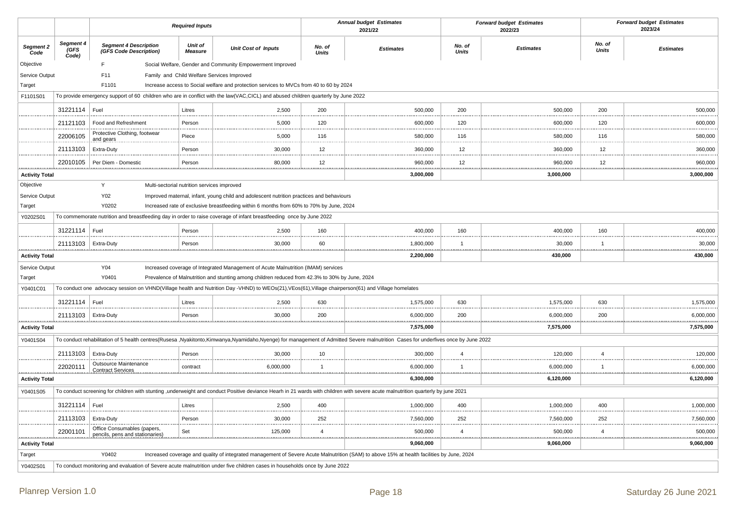| | | Required Inputs | | | Annual budget Estimates 2021/22 | | Forward budget Estimates 2022/23 | | Forward budget Estimates 2023/24 | |
|---|---|---|---|---|---|---|---|---|---|---|
| **Segment 2 Code** | **Segment 4 (GFS Code)** | **Segment 4 Description (GFS Code Description)** | **Unit of Measure** | **Unit Cost of Inputs** | **No. of Units** | **Estimates** | **No. of Units** | **Estimates** | **No. of Units** | **Estimates** |
| Objective | | F | Social Welfare, Gender and Community Empowerment Improved | | | | | | | |
| Service Output | | F11 | Family and Child Welfare Services Improved | | | | | | | |
| Target | | F1101 | Increase access to Social welfare and protection services to MVCs from 40 to 60 by 2024 | | | | | | | |
| F1101S01 | To provide emergency support of 60 children who are in conflict with the law(VAC,CICL) and abused children quarterly by June 2022 | | | | | | | | | |
| | 31221114 | Fuel | Litres | 2,500 | 200 | 500,000 | 200 | 500,000 | 200 | 500,000 |
| | 21121103 | Food and Refreshment | Person | 5,000 | 120 | 600,000 | 120 | 600,000 | 120 | 600,000 |
| | 22006105 | Protective Clothing, footwear and gears | Piece | 5,000 | 116 | 580,000 | 116 | 580,000 | 116 | 580,000 |
| | 21113103 | Extra-Duty | Person | 30,000 | 12 | 360,000 | 12 | 360,000 | 12 | 360,000 |
| | 22010105 | Per Diem - Domestic | Person | 80,000 | 12 | 960,000 | 12 | 960,000 | 12 | 960,000 |
| **Activity Total** | | | | | | **3,000,000** | | **3,000,000** | | **3,000,000** |
| Objective | | Y | Multi-sectorial nutrition services improved | | | | | | | |
| Service Output | | Y02 | Improved maternal, infant, young child and adolescent nutrition practices and behaviours | | | | | | | |
| Target | | Y0202 | Increased rate of exclusive breastfeeding within 6 months from 60% to 70% by June, 2024 | | | | | | | |
| Y0202S01 | To commemorate nutrition and breastfeeding day in order to raise coverage of infant breastfeeding once by June 2022 | | | | | | | | | |
| | 31221114 | Fuel | Person | 2,500 | 160 | 400,000 | 160 | 400,000 | 160 | 400,000 |
| | 21113103 | Extra-Duty | Person | 30,000 | 60 | 1,800,000 | 1 | 30,000 | 1 | 30,000 |
| **Activity Total** | | | | | | **2,200,000** | | **430,000** | | **430,000** |
| Service Output | | Y04 | Increased coverage of Integrated Management of Acute Malnutrition (IMAM) services | | | | | | | |
| Target | | Y0401 | Prevalence of Malnutrition and stunting among children reduced from 42.3% to 30% by June, 2024 | | | | | | | |
| Y0401C01 | To conduct one advocacy session on VHND(Village health and Nutrition Day -VHND) to WEOs(21),VEos(61),Village chairperson(61) and Village homelates | | | | | | | | | |
| | 31221114 | Fuel | Litres | 2,500 | 630 | 1,575,000 | 630 | 1,575,000 | 630 | 1,575,000 |
| | 21113103 | Extra-Duty | Person | 30,000 | 200 | 6,000,000 | 200 | 6,000,000 | 200 | 6,000,000 |
| **Activity Total** | | | | | | **7,575,000** | | **7,575,000** | | **7,575,000** |
| Y0401S04 | To conduct rehabilitation of 5 health centres(Rusesa ,Nyakitonto,Kimwanya,Nyamidaho,Nyenge) for management of Admitted Severe malnutrition Cases for underfives once by June 2022 | | | | | | | | | |
| | 21113103 | Extra-Duty | Person | 30,000 | 10 | 300,000 | 4 | 120,000 | 4 | 120,000 |
| | 22020111 | Outsource Maintenance Contract Services | contract | 6,000,000 | 1 | 6,000,000 | 1 | 6,000,000 | 1 | 6,000,000 |
| **Activity Total** | | | | | | **6,300,000** | | **6,120,000** | | **6,120,000** |
| Y0401S05 | To conduct screening for children with stunting ,underweight and conduct Positive deviance Hearh in 21 wards with children with severe acute malnutrition quarterly by june 2021 | | | | | | | | | |
| | 31221114 | Fuel | Litres | 2,500 | 400 | 1,000,000 | 400 | 1,000,000 | 400 | 1,000,000 |
| | 21113103 | Extra-Duty | Person | 30,000 | 252 | 7,560,000 | 252 | 7,560,000 | 252 | 7,560,000 |
| | 22001101 | Office Consumables (papers, pencils, pens and stationaries) | Set | 125,000 | 4 | 500,000 | 4 | 500,000 | 4 | 500,000 |
| **Activity Total** | | | | | | **9,060,000** | | **9,060,000** | | **9,060,000** |
| Target | | Y0402 | Increased coverage and quality of integrated management of Severe Acute Malnutrition (SAM) to above 15% at health facilities by June, 2024 | | | | | | | |
| Y0402S01 | To conduct monitoring and evaluation of Severe acute malnutrition under five children cases in households once by June 2022 | | | | | | | | | |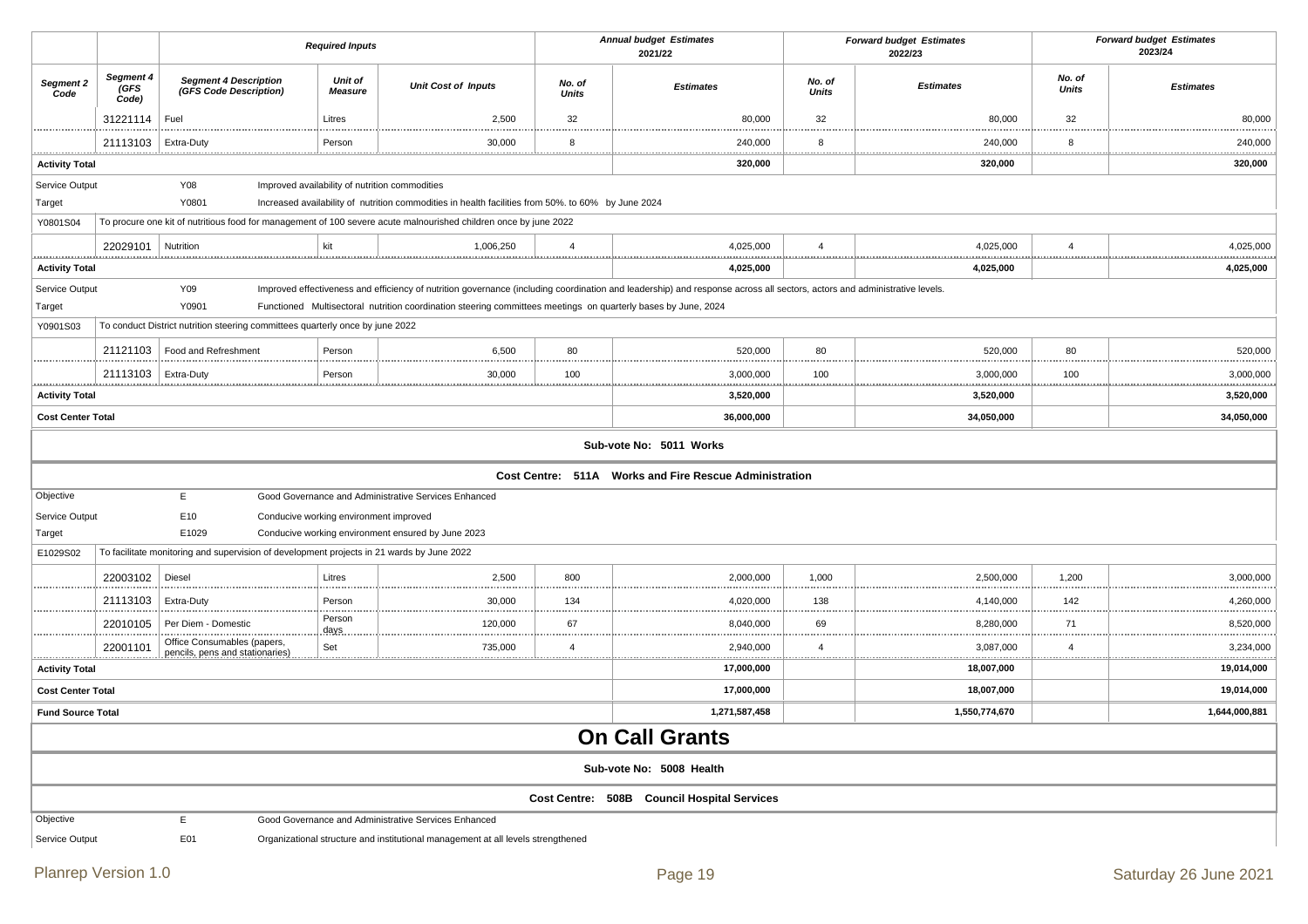| | | Required Inputs | | | Annual budget Estimates 2021/22 | | Forward budget Estimates 2022/23 | | Forward budget Estimates 2023/24 | |
|---|---|---|---|---|---|---|---|---|---|---|
| **Segment 2 Code** | **Segment 4 (GFS Code)** | **Segment 4 Description (GFS Code Description)** | **Unit of Measure** | **Unit Cost of Inputs** | **No. of Units** | **Estimates** | **No. of Units** | **Estimates** | **No. of Units** | **Estimates** |
| | 31221114 | Fuel | Litres | 2,500 | 32 | 80,000 | 32 | 80,000 | 32 | 80,000 |
| | 21113103 | Extra-Duty | Person | 30,000 | 8 | 240,000 | 8 | 240,000 | 8 | 240,000 |
| **Activity Total** | | | | | | **320,000** | | **320,000** | | **320,000** |
| Service Output | | Y08 | Improved availability of nutrition commodities | | | | | | | |
| Target | | Y0801 | Increased availability of nutrition commodities in health facilities from 50%. to 60% by June 2024 | | | | | | | |
| Y0801S04 | To procure one kit of nutritious food for management of 100 severe acute malnourished children once by june 2022 | | | | | | | | | |
| | 22029101 | Nutrition | kit | 1,006,250 | 4 | 4,025,000 | 4 | 4,025,000 | 4 | 4,025,000 |
| **Activity Total** | | | | | | **4,025,000** | | **4,025,000** | | **4,025,000** |
| Service Output | | Y09 | Improved effectiveness and efficiency of nutrition governance (including coordination and leadership) and response across all sectors, actors and administrative levels. | | | | | | | |
| Target | | Y0901 | Functioned Multisectoral nutrition coordination steering committees meetings on quarterly bases by June, 2024 | | | | | | | |
| Y0901S03 | To conduct District nutrition steering committees quarterly once by june 2022 | | | | | | | | | |
| | 21121103 | Food and Refreshment | Person | 6,500 | 80 | 520,000 | 80 | 520,000 | 80 | 520,000 |
| | 21113103 | Extra-Duty | Person | 30,000 | 100 | 3,000,000 | 100 | 3,000,000 | 100 | 3,000,000 |
| **Activity Total** | | | | | | **3,520,000** | | **3,520,000** | | **3,520,000** |
| **Cost Center Total** | | | | | | **36,000,000** | | **34,050,000** | | **34,050,000** |

**Sub-vote No: 5011 Works**

**Cost Centre: 511A Works and Fire Rescue Administration**

| | | | | | | | | | | |
|---|---|---|---|---|---|---|---|---|---|---|
| Objective | | E | Good Governance and Administrative Services Enhanced | | | | | | | |
| Service Output | | E10 | Conducive working environment improved | | | | | | | |
| Target | | E1029 | Conducive working environment ensured by June 2023 | | | | | | | |
| E1029S02 | To facilitate monitoring and supervision of development projects in 21 wards by June 2022 | | | | | | | | | |
| | 22003102 | Diesel | Litres | 2,500 | 800 | 2,000,000 | 1,000 | 2,500,000 | 1,200 | 3,000,000 |
| | 21113103 | Extra-Duty | Person | 30,000 | 134 | 4,020,000 | 138 | 4,140,000 | 142 | 4,260,000 |
| | 22010105 | Per Diem - Domestic | Person days | 120,000 | 67 | 8,040,000 | 69 | 8,280,000 | 71 | 8,520,000 |
| | 22001101 | Office Consumables (papers, pencils, pens and stationaries) | Set | 735,000 | 4 | 2,940,000 | 4 | 3,087,000 | 4 | 3,234,000 |
| **Activity Total** | | | | | | **17,000,000** | | **18,007,000** | | **19,014,000** |
| **Cost Center Total** | | | | | | **17,000,000** | | **18,007,000** | | **19,014,000** |
| **Fund Source Total** | | | | | | **1,271,587,458** | | **1,550,774,670** | | **1,644,000,881** |

# On Call Grants

**Sub-vote No: 5008 Health**

**Cost Centre: 508B Council Hospital Services**

| | | | |
|---|---|---|---|
| Objective | | E | Good Governance and Administrative Services Enhanced |
| Service Output | | E01 | Organizational structure and institutional management at all levels strengthened |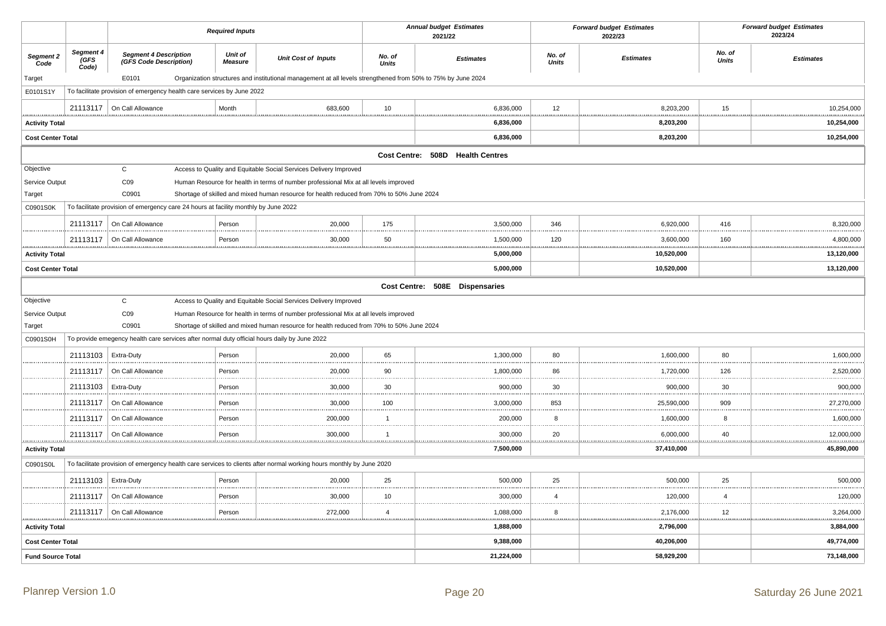| | | Required Inputs | | | Annual budget Estimates 2021/22 | | Forward budget Estimates 2022/23 | | Forward budget Estimates 2023/24 | |
|---|---|---|---|---|---|---|---|---|---|---|
| ***Segment 2 Code*** | ***Segment 4 (GFS Code)*** | ***Segment 4 Description (GFS Code Description)*** | ***Unit of Measure*** | ***Unit Cost of Inputs*** | ***No. of Units*** | ***Estimates*** | ***No. of Units*** | ***Estimates*** | ***No. of Units*** | ***Estimates*** |
| Target | | E0101 | Organization structures and institutional management at all levels strengthened from 50% to 75% by June 2024 | | | | | | | |
| E0101S1Y | To facilitate provision of emergency health care services by June 2022 | | | | | | | | | |
| | 21113117 | On Call Allowance | Month | 683,600 | 10 | 6,836,000 | 12 | 8,203,200 | 15 | 10,254,000 |
| **Activity Total** | | | | | | **6,836,000** | | **8,203,200** | | **10,254,000** |
| **Cost Center Total** | | | | | | **6,836,000** | | **8,203,200** | | **10,254,000** |
| **Cost Centre: 508D Health Centres** | | | | | | | | | | |
| Objective | | C | Access to Quality and Equitable Social Services Delivery Improved | | | | | | | |
| Service Output | | C09 | Human Resource for health in terms of number professional Mix at all levels improved | | | | | | | |
| Target | | C0901 | Shortage of skilled and mixed human resource for health reduced from 70% to 50% June 2024 | | | | | | | |
| C0901S0K | To facilitate provision of emergency care 24 hours at facility monthly by June 2022 | | | | | | | | | |
| | 21113117 | On Call Allowance | Person | 20,000 | 175 | 3,500,000 | 346 | 6,920,000 | 416 | 8,320,000 |
| | 21113117 | On Call Allowance | Person | 30,000 | 50 | 1,500,000 | 120 | 3,600,000 | 160 | 4,800,000 |
| **Activity Total** | | | | | | **5,000,000** | | **10,520,000** | | **13,120,000** |
| **Cost Center Total** | | | | | | **5,000,000** | | **10,520,000** | | **13,120,000** |
| **Cost Centre: 508E Dispensaries** | | | | | | | | | | |
| Objective | | C | Access to Quality and Equitable Social Services Delivery Improved | | | | | | | |
| Service Output | | C09 | Human Resource for health in terms of number professional Mix at all levels improved | | | | | | | |
| Target | | C0901 | Shortage of skilled and mixed human resource for health reduced from 70% to 50% June 2024 | | | | | | | |
| C0901S0H | To provide emegency health care services after normal duty official hours daily by June 2022 | | | | | | | | | |
| | 21113103 | Extra-Duty | Person | 20,000 | 65 | 1,300,000 | 80 | 1,600,000 | 80 | 1,600,000 |
| | 21113117 | On Call Allowance | Person | 20,000 | 90 | 1,800,000 | 86 | 1,720,000 | 126 | 2,520,000 |
| | 21113103 | Extra-Duty | Person | 30,000 | 30 | 900,000 | 30 | 900,000 | 30 | 900,000 |
| | 21113117 | On Call Allowance | Person | 30,000 | 100 | 3,000,000 | 853 | 25,590,000 | 909 | 27,270,000 |
| | 21113117 | On Call Allowance | Person | 200,000 | 1 | 200,000 | 8 | 1,600,000 | 8 | 1,600,000 |
| | 21113117 | On Call Allowance | Person | 300,000 | 1 | 300,000 | 20 | 6,000,000 | 40 | 12,000,000 |
| **Activity Total** | | | | | | **7,500,000** | | **37,410,000** | | **45,890,000** |
| C0901S0L | To facilitate provision of emergency health care services to clients after normal working hours monthly by June 2020 | | | | | | | | | |
| | 21113103 | Extra-Duty | Person | 20,000 | 25 | 500,000 | 25 | 500,000 | 25 | 500,000 |
| | 21113117 | On Call Allowance | Person | 30,000 | 10 | 300,000 | 4 | 120,000 | 4 | 120,000 |
| | 21113117 | On Call Allowance | Person | 272,000 | 4 | 1,088,000 | 8 | 2,176,000 | 12 | 3,264,000 |
| **Activity Total** | | | | | | **1,888,000** | | **2,796,000** | | **3,884,000** |
| **Cost Center Total** | | | | | | **9,388,000** | | **40,206,000** | | **49,774,000** |
| **Fund Source Total** | | | | | | **21,224,000** | | **58,929,200** | | **73,148,000** |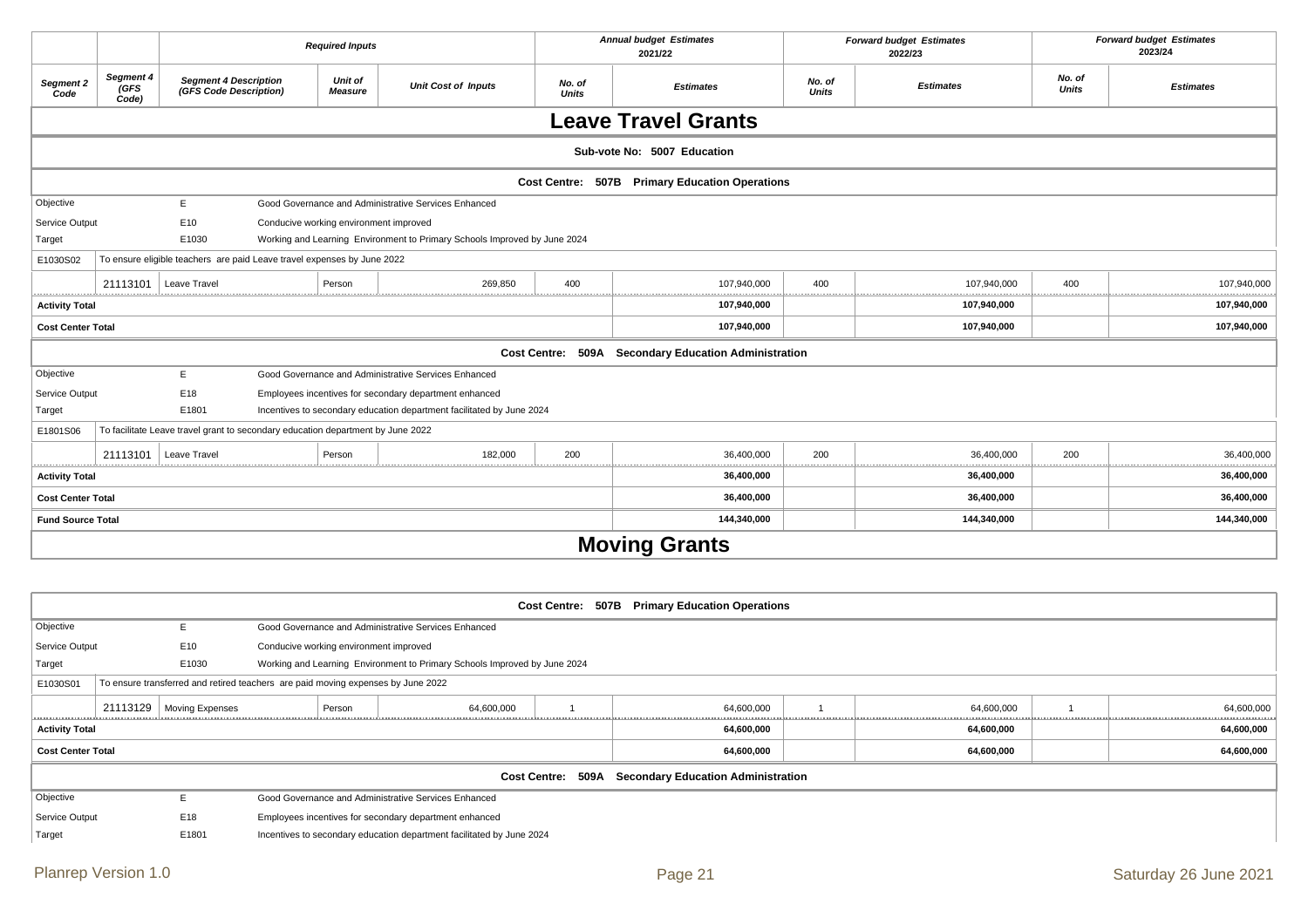| Segment 2 Code | Segment 4 (GFS Code) | Segment 4 Description (GFS Code Description) | Unit of Measure | Unit Cost of Inputs | Annual budget Estimates 2021/22 No. of Units | Annual budget Estimates 2021/22 Estimates | Forward budget Estimates 2022/23 No. of Units | Forward budget Estimates 2022/23 Estimates | Forward budget Estimates 2023/24 No. of Units | Forward budget Estimates 2023/24 Estimates |
|---|---|---|---|---|---|---|---|---|---|---|
| **Leave Travel Grants** | | | | | | | | | | |
| **Sub-vote No: 5007 Education** | | | | | | | | | | |
| **Cost Centre: 507B Primary Education Operations** | | | | | | | | | | |
| Objective | | E | Good Governance and Administrative Services Enhanced | | | | | | | |
| Service Output | | E10 | Conducive working environment improved | | | | | | | |
| Target | | E1030 | Working and Learning Environment to Primary Schools Improved by June 2024 | | | | | | | |
| E1030S02 | To ensure eligible teachers are paid Leave travel expenses by June 2022 | | | | | | | | | |
| | 21113101 | Leave Travel | Person | 269,850 | 400 | 107,940,000 | 400 | 107,940,000 | 400 | 107,940,000 |
| **Activity Total** | | | | | | **107,940,000** | | **107,940,000** | | **107,940,000** |
| **Cost Center Total** | | | | | | **107,940,000** | | **107,940,000** | | **107,940,000** |
| **Cost Centre: 509A Secondary Education Administration** | | | | | | | | | | |
| Objective | | E | Good Governance and Administrative Services Enhanced | | | | | | | |
| Service Output | | E18 | Employees incentives for secondary department enhanced | | | | | | | |
| Target | | E1801 | Incentives to secondary education department facilitated by June 2024 | | | | | | | |
| E1801S06 | To facilitate Leave travel grant to secondary education department by June 2022 | | | | | | | | | |
| | 21113101 | Leave Travel | Person | 182,000 | 200 | 36,400,000 | 200 | 36,400,000 | 200 | 36,400,000 |
| **Activity Total** | | | | | | **36,400,000** | | **36,400,000** | | **36,400,000** |
| **Cost Center Total** | | | | | | **36,400,000** | | **36,400,000** | | **36,400,000** |
| **Fund Source Total** | | | | | | **144,340,000** | | **144,340,000** | | **144,340,000** |
| **Moving Grants** | | | | | | | | | | |
| **Cost Centre: 507B Primary Education Operations** | | | | | | | | | | |
| Objective | | E | Good Governance and Administrative Services Enhanced | | | | | | | |
| Service Output | | E10 | Conducive working environment improved | | | | | | | |
| Target | | E1030 | Working and Learning Environment to Primary Schools Improved by June 2024 | | | | | | | |
| E1030S01 | To ensure transferred and retired teachers are paid moving expenses by June 2022 | | | | | | | | | |
| | 21113129 | Moving Expenses | Person | 64,600,000 | 1 | 64,600,000 | 1 | 64,600,000 | 1 | 64,600,000 |
| **Activity Total** | | | | | | **64,600,000** | | **64,600,000** | | **64,600,000** |
| **Cost Center Total** | | | | | | **64,600,000** | | **64,600,000** | | **64,600,000** |
| **Cost Centre: 509A Secondary Education Administration** | | | | | | | | | | |
| Objective | | E | Good Governance and Administrative Services Enhanced | | | | | | | |
| Service Output | | E18 | Employees incentives for secondary department enhanced | | | | | | | |
| Target | | E1801 | Incentives to secondary education department facilitated by June 2024 | | | | | | | |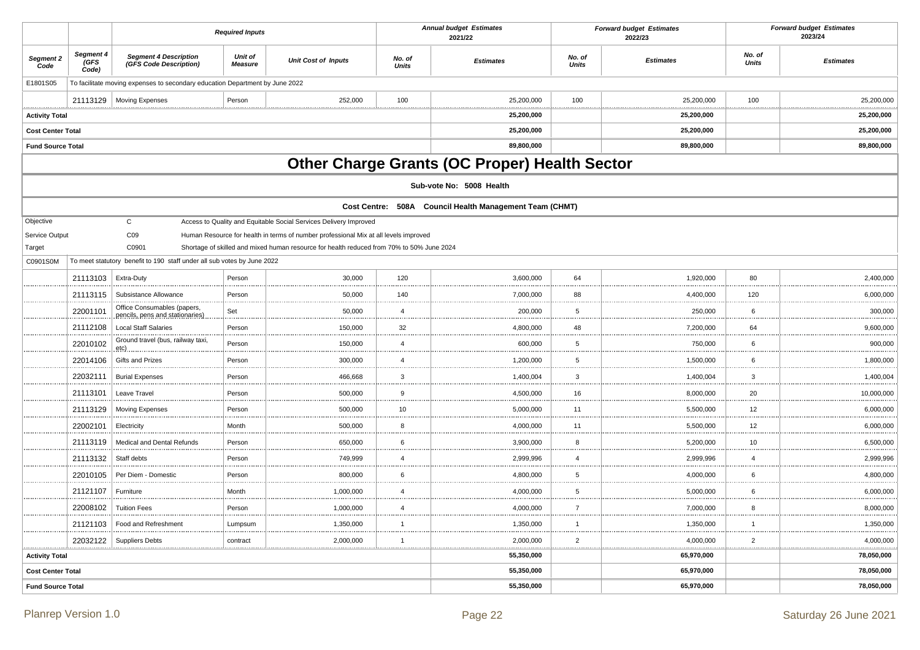| Segment 2 Code | Segment 4 (GFS Code) | Segment 4 Description (GFS Code Description) | Unit of Measure | Unit Cost of Inputs | Annual budget Estimates 2021/22 No. of Units | Annual budget Estimates 2021/22 Estimates | Forward budget Estimates 2022/23 No. of Units | Forward budget Estimates 2022/23 Estimates | Forward budget Estimates 2023/24 No. of Units | Forward budget Estimates 2023/24 Estimates |
|---|---|---|---|---|---|---|---|---|---|---|
| E1801S05 | To facilitate moving expenses to secondary education Department by June 2022 | | | | | | | | | |
| | 21113129 | Moving Expenses | Person | 252,000 | 100 | 25,200,000 | 100 | 25,200,000 | 100 | 25,200,000 |
| **Activity Total** | | | | | | **25,200,000** | | **25,200,000** | | **25,200,000** |
| **Cost Center Total** | | | | | | **25,200,000** | | **25,200,000** | | **25,200,000** |
| **Fund Source Total** | | | | | | **89,800,000** | | **89,800,000** | | **89,800,000** |

# Other Charge Grants (OC Proper) Health Sector

**Sub-vote No: 5008 Health**

**Cost Centre: 508A Council Health Management Team (CHMT)**

Objective C Access to Quality and Equitable Social Services Delivery Improved

Service Output C09 Human Resource for health in terms of number professional Mix at all levels improved

Target C0901 Shortage of skilled and mixed human resource for health reduced from 70% to 50% June 2024

| Segment 2 Code | Segment 4 (GFS Code) | Segment 4 Description (GFS Code Description) | Unit of Measure | Unit Cost of Inputs | Annual budget Estimates 2021/22 No. of Units | Annual budget Estimates 2021/22 Estimates | Forward budget Estimates 2022/23 No. of Units | Forward budget Estimates 2022/23 Estimates | Forward budget Estimates 2023/24 No. of Units | Forward budget Estimates 2023/24 Estimates |
|---|---|---|---|---|---|---|---|---|---|---|
| C0901S0M | To meet statutory benefit to 190 staff under all sub votes by June 2022 | | | | | | | | | |
| | 21113103 | Extra-Duty | Person | 30,000 | 120 | 3,600,000 | 64 | 1,920,000 | 80 | 2,400,000 |
| | 21113115 | Subsistance Allowance | Person | 50,000 | 140 | 7,000,000 | 88 | 4,400,000 | 120 | 6,000,000 |
| | 22001101 | Office Consumables (papers, pencils, pens and stationaries) | Set | 50,000 | 4 | 200,000 | 5 | 250,000 | 6 | 300,000 |
| | 21112108 | Local Staff Salaries | Person | 150,000 | 32 | 4,800,000 | 48 | 7,200,000 | 64 | 9,600,000 |
| | 22010102 | Ground travel (bus, railway taxi, etc) | Person | 150,000 | 4 | 600,000 | 5 | 750,000 | 6 | 900,000 |
| | 22014106 | Gifts and Prizes | Person | 300,000 | 4 | 1,200,000 | 5 | 1,500,000 | 6 | 1,800,000 |
| | 22032111 | Burial Expenses | Person | 466,668 | 3 | 1,400,004 | 3 | 1,400,004 | 3 | 1,400,004 |
| | 21113101 | Leave Travel | Person | 500,000 | 9 | 4,500,000 | 16 | 8,000,000 | 20 | 10,000,000 |
| | 21113129 | Moving Expenses | Person | 500,000 | 10 | 5,000,000 | 11 | 5,500,000 | 12 | 6,000,000 |
| | 22002101 | Electricity | Month | 500,000 | 8 | 4,000,000 | 11 | 5,500,000 | 12 | 6,000,000 |
| | 21113119 | Medical and Dental Refunds | Person | 650,000 | 6 | 3,900,000 | 8 | 5,200,000 | 10 | 6,500,000 |
| | 21113132 | Staff debts | Person | 749,999 | 4 | 2,999,996 | 4 | 2,999,996 | 4 | 2,999,996 |
| | 22010105 | Per Diem - Domestic | Person | 800,000 | 6 | 4,800,000 | 5 | 4,000,000 | 6 | 4,800,000 |
| | 21121107 | Furniture | Month | 1,000,000 | 4 | 4,000,000 | 5 | 5,000,000 | 6 | 6,000,000 |
| | 22008102 | Tuition Fees | Person | 1,000,000 | 4 | 4,000,000 | 7 | 7,000,000 | 8 | 8,000,000 |
| | 21121103 | Food and Refreshment | Lumpsum | 1,350,000 | 1 | 1,350,000 | 1 | 1,350,000 | 1 | 1,350,000 |
| | 22032122 | Suppliers Debts | contract | 2,000,000 | 1 | 2,000,000 | 2 | 4,000,000 | 2 | 4,000,000 |
| **Activity Total** | | | | | | **55,350,000** | | **65,970,000** | | **78,050,000** |
| **Cost Center Total** | | | | | | **55,350,000** | | **65,970,000** | | **78,050,000** |
| **Fund Source Total** | | | | | | **55,350,000** | | **65,970,000** | | **78,050,000** |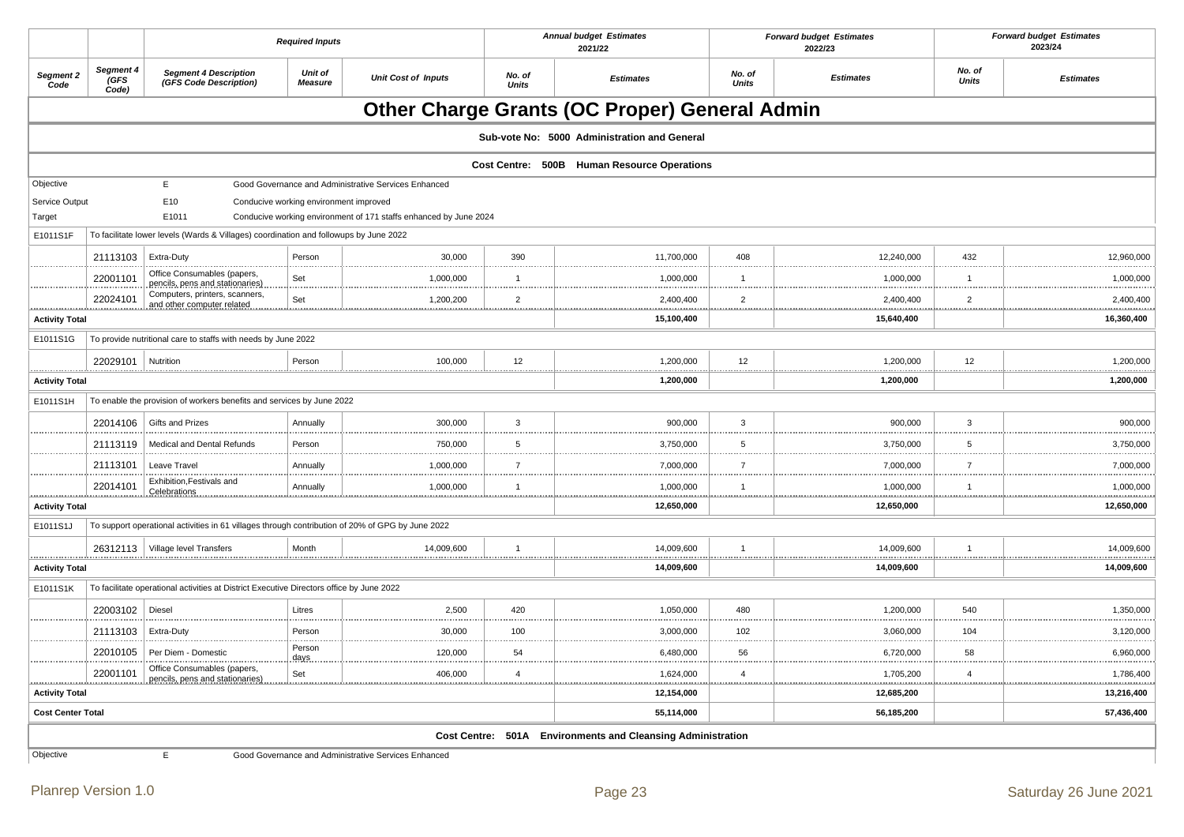| | | Required Inputs | | | Annual budget Estimates 2021/22 | | Forward budget Estimates 2022/23 | | Forward budget Estimates 2023/24 | |
|---|---|---|---|---|---|---|---|---|---|---|
| Segment 2 Code | Segment 4 (GFS Code) | Segment 4 Description (GFS Code Description) | Unit of Measure | Unit Cost of Inputs | No. of Units | Estimates | No. of Units | Estimates | No. of Units | Estimates |

# Other Charge Grants (OC Proper) General Admin

**Sub-vote No: 5000 Administration and General**

**Cost Centre: 500B Human Resource Operations**

Objective E Good Governance and Administrative Services Enhanced

Service Output E10 Conducive working environment improved

Target E1011 Conducive working environment of 171 staffs enhanced by June 2024

| Segment 2 Code | Segment 4 (GFS Code) | Segment 4 Description (GFS Code Description) | Unit of Measure | Unit Cost of Inputs | No. of Units 2021/22 | Estimates 2021/22 | No. of Units 2022/23 | Estimates 2022/23 | No. of Units 2023/24 | Estimates 2023/24 |
|---|---|---|---|---|---|---|---|---|---|---|
| E1011S1F | To facilitate lower levels (Wards & Villages) coordination and followups by June 2022 | | | | | | | | | |
| | 21113103 | Extra-Duty | Person | 30,000 | 390 | 11,700,000 | 408 | 12,240,000 | 432 | 12,960,000 |
| | 22001101 | Office Consumables (papers, pencils, pens and stationaries) | Set | 1,000,000 | 1 | 1,000,000 | 1 | 1,000,000 | 1 | 1,000,000 |
| | 22024101 | Computers, printers, scanners, and other computer related | Set | 1,200,200 | 2 | 2,400,400 | 2 | 2,400,400 | 2 | 2,400,400 |
| **Activity Total** | | | | | | **15,100,400** | | **15,640,400** | | **16,360,400** |
| E1011S1G | To provide nutritional care to staffs with needs by June 2022 | | | | | | | | | |
| | 22029101 | Nutrition | Person | 100,000 | 12 | 1,200,000 | 12 | 1,200,000 | 12 | 1,200,000 |
| **Activity Total** | | | | | | **1,200,000** | | **1,200,000** | | **1,200,000** |
| E1011S1H | To enable the provision of workers benefits and services by June 2022 | | | | | | | | | |
| | 22014106 | Gifts and Prizes | Annually | 300,000 | 3 | 900,000 | 3 | 900,000 | 3 | 900,000 |
| | 21113119 | Medical and Dental Refunds | Person | 750,000 | 5 | 3,750,000 | 5 | 3,750,000 | 5 | 3,750,000 |
| | 21113101 | Leave Travel | Annually | 1,000,000 | 7 | 7,000,000 | 7 | 7,000,000 | 7 | 7,000,000 |
| | 22014101 | Exhibition,Festivals and Celebrations | Annually | 1,000,000 | 1 | 1,000,000 | 1 | 1,000,000 | 1 | 1,000,000 |
| **Activity Total** | | | | | | **12,650,000** | | **12,650,000** | | **12,650,000** |
| E1011S1J | To support operational activities in 61 villages through contribution of 20% of GPG by June 2022 | | | | | | | | | |
| | 26312113 | Village level Transfers | Month | 14,009,600 | 1 | 14,009,600 | 1 | 14,009,600 | 1 | 14,009,600 |
| **Activity Total** | | | | | | **14,009,600** | | **14,009,600** | | **14,009,600** |
| E1011S1K | To facilitate operational activities at District Executive Directors office by June 2022 | | | | | | | | | |
| | 22003102 | Diesel | Litres | 2,500 | 420 | 1,050,000 | 480 | 1,200,000 | 540 | 1,350,000 |
| | 21113103 | Extra-Duty | Person | 30,000 | 100 | 3,000,000 | 102 | 3,060,000 | 104 | 3,120,000 |
| | 22010105 | Per Diem - Domestic | Person days | 120,000 | 54 | 6,480,000 | 56 | 6,720,000 | 58 | 6,960,000 |
| | 22001101 | Office Consumables (papers, pencils, pens and stationaries) | Set | 406,000 | 4 | 1,624,000 | 4 | 1,705,200 | 4 | 1,786,400 |
| **Activity Total** | | | | | | **12,154,000** | | **12,685,200** | | **13,216,400** |
| **Cost Center Total** | | | | | | **55,114,000** | | **56,185,200** | | **57,436,400** |

**Cost Centre: 501A Environments and Cleansing Administration**

Objective E Good Governance and Administrative Services Enhanced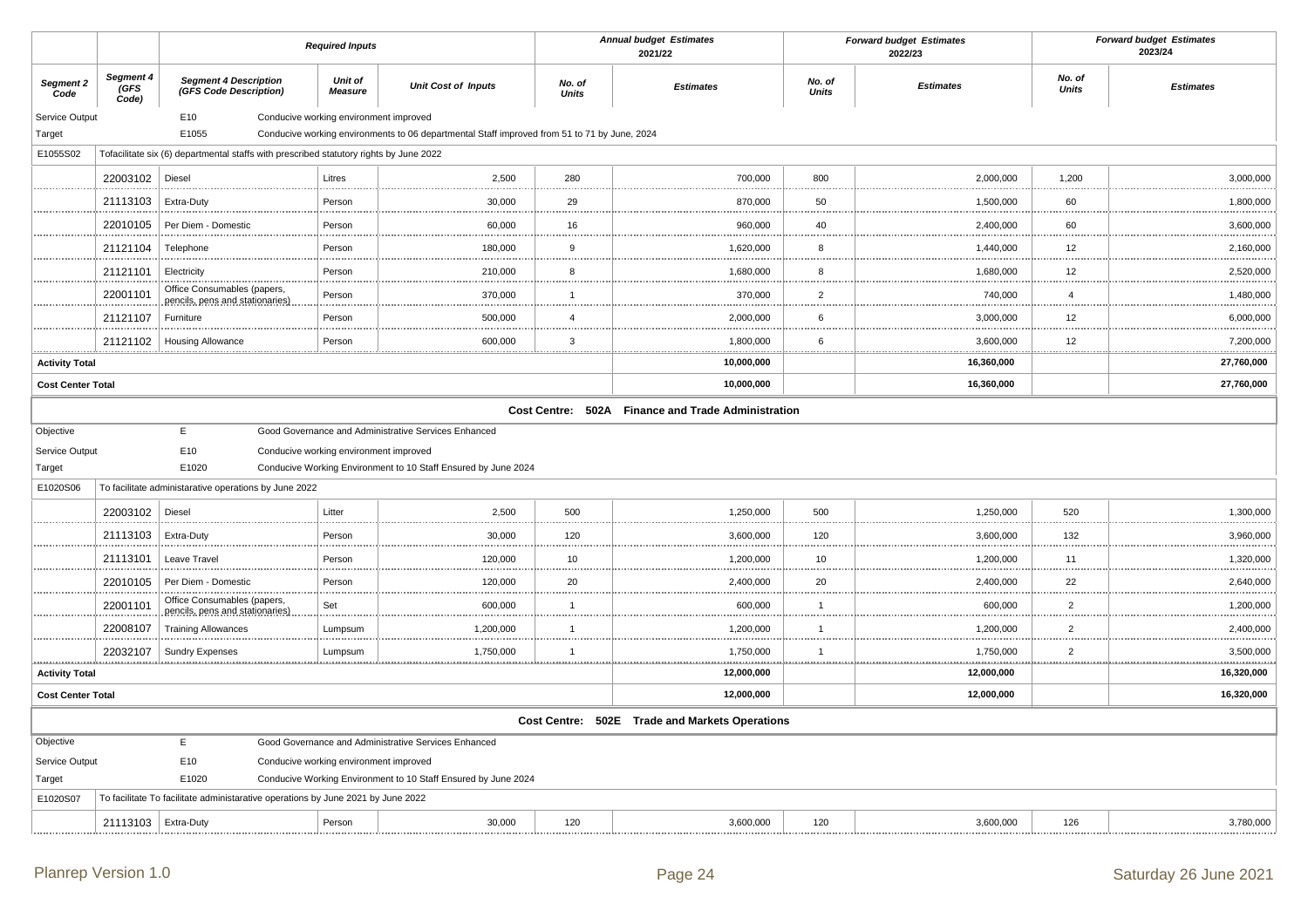| | | Required Inputs | | | Annual budget Estimates 2021/22 | | Forward budget Estimates 2022/23 | | Forward budget Estimates 2023/24 | |
|---|---|---|---|---|---|---|---|---|---|---|
| **Segment 2 Code** | **Segment 4 (GFS Code)** | **Segment 4 Description (GFS Code Description)** | **Unit of Measure** | **Unit Cost of Inputs** | **No. of Units** | **Estimates** | **No. of Units** | **Estimates** | **No. of Units** | **Estimates** |
| Service Output | | E10 | Conducive working environment improved | | | | | | | |
| Target | | E1055 | Conducive working environments to 06 departmental Staff improved from 51 to 71 by June, 2024 | | | | | | | |
| E1055S02 | Tofacilitate six (6) departmental staffs with prescribed statutory rights by June 2022 | | | | | | | | | |
| | 22003102 | Diesel | Litres | 2,500 | 280 | 700,000 | 800 | 2,000,000 | 1,200 | 3,000,000 |
| | 21113103 | Extra-Duty | Person | 30,000 | 29 | 870,000 | 50 | 1,500,000 | 60 | 1,800,000 |
| | 22010105 | Per Diem - Domestic | Person | 60,000 | 16 | 960,000 | 40 | 2,400,000 | 60 | 3,600,000 |
| | 21121104 | Telephone | Person | 180,000 | 9 | 1,620,000 | 8 | 1,440,000 | 12 | 2,160,000 |
| | 21121101 | Electricity | Person | 210,000 | 8 | 1,680,000 | 8 | 1,680,000 | 12 | 2,520,000 |
| | 22001101 | Office Consumables (papers, pencils, pens and stationaries) | Person | 370,000 | 1 | 370,000 | 2 | 740,000 | 4 | 1,480,000 |
| | 21121107 | Furniture | Person | 500,000 | 4 | 2,000,000 | 6 | 3,000,000 | 12 | 6,000,000 |
| | 21121102 | Housing Allowance | Person | 600,000 | 3 | 1,800,000 | 6 | 3,600,000 | 12 | 7,200,000 |
| **Activity Total** | | | | | | **10,000,000** | | **16,360,000** | | **27,760,000** |
| **Cost Center Total** | | | | | | **10,000,000** | | **16,360,000** | | **27,760,000** |
| | | | | | **Cost Centre: 502A** | **Finance and Trade Administration** | | | | |
| Objective | | E | Good Governance and Administrative Services Enhanced | | | | | | | |
| Service Output | | E10 | Conducive working environment improved | | | | | | | |
| Target | | E1020 | Conducive Working Environment to 10 Staff Ensured by June 2024 | | | | | | | |
| E1020S06 | To facilitate administarative operations by June 2022 | | | | | | | | | |
| | 22003102 | Diesel | Litter | 2,500 | 500 | 1,250,000 | 500 | 1,250,000 | 520 | 1,300,000 |
| | 21113103 | Extra-Duty | Person | 30,000 | 120 | 3,600,000 | 120 | 3,600,000 | 132 | 3,960,000 |
| | 21113101 | Leave Travel | Person | 120,000 | 10 | 1,200,000 | 10 | 1,200,000 | 11 | 1,320,000 |
| | 22010105 | Per Diem - Domestic | Person | 120,000 | 20 | 2,400,000 | 20 | 2,400,000 | 22 | 2,640,000 |
| | 22001101 | Office Consumables (papers, pencils, pens and stationaries) | Set | 600,000 | 1 | 600,000 | 1 | 600,000 | 2 | 1,200,000 |
| | 22008107 | Training Allowances | Lumpsum | 1,200,000 | 1 | 1,200,000 | 1 | 1,200,000 | 2 | 2,400,000 |
| | 22032107 | Sundry Expenses | Lumpsum | 1,750,000 | 1 | 1,750,000 | 1 | 1,750,000 | 2 | 3,500,000 |
| **Activity Total** | | | | | | **12,000,000** | | **12,000,000** | | **16,320,000** |
| **Cost Center Total** | | | | | | **12,000,000** | | **12,000,000** | | **16,320,000** |
| | | | | | **Cost Centre: 502E** | **Trade and Markets Operations** | | | | |
| Objective | | E | Good Governance and Administrative Services Enhanced | | | | | | | |
| Service Output | | E10 | Conducive working environment improved | | | | | | | |
| Target | | E1020 | Conducive Working Environment to 10 Staff Ensured by June 2024 | | | | | | | |
| E1020S07 | To facilitate To facilitate administarative operations by June 2021 by June 2022 | | | | | | | | | |
| | 21113103 | Extra-Duty | Person | 30,000 | 120 | 3,600,000 | 120 | 3,600,000 | 126 | 3,780,000 |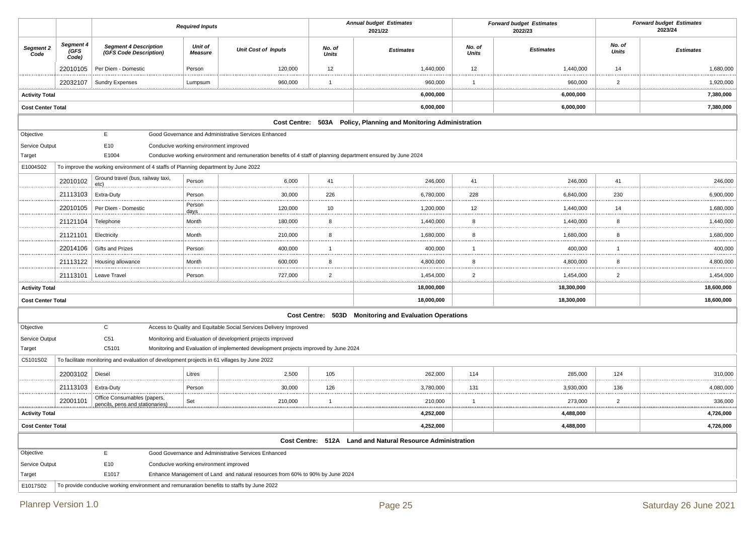| | | Required Inputs | | | Annual budget Estimates 2021/22 | | Forward budget Estimates 2022/23 | | Forward budget Estimates 2023/24 | |
|---|---|---|---|---|---|---|---|---|---|---|
| **Segment 2 Code** | **Segment 4 (GFS Code)** | **Segment 4 Description (GFS Code Description)** | **Unit of Measure** | **Unit Cost of Inputs** | **No. of Units** | **Estimates** | **No. of Units** | **Estimates** | **No. of Units** | **Estimates** |
| | 22010105 | Per Diem - Domestic | Person | 120,000 | 12 | 1,440,000 | 12 | 1,440,000 | 14 | 1,680,000 |
| | 22032107 | Sundry Expenses | Lumpsum | 960,000 | 1 | 960,000 | 1 | 960,000 | 2 | 1,920,000 |
| **Activity Total** | | | | | | **6,000,000** | | **6,000,000** | | **7,380,000** |
| **Cost Center Total** | | | | | | **6,000,000** | | **6,000,000** | | **7,380,000** |
| **Cost Centre: 503A Policy, Planning and Monitoring Administration** | | | | | | | | | | |
| Objective | | E | Good Governance and Administrative Services Enhanced | | | | | | | |
| Service Output | | E10 | Conducive working environment improved | | | | | | | |
| Target | | E1004 | Conducive working environment and remuneration benefits of 4 staff of planning department ensured by June 2024 | | | | | | | |
| E1004S02 | To improve the working environment of 4 staffs of Planning department by June 2022 | | | | | | | | | |
| | 22010102 | Ground travel (bus, railway taxi, etc) | Person | 6,000 | 41 | 246,000 | 41 | 246,000 | 41 | 246,000 |
| | 21113103 | Extra-Duty | Person | 30,000 | 226 | 6,780,000 | 228 | 6,840,000 | 230 | 6,900,000 |
| | 22010105 | Per Diem - Domestic | Person days | 120,000 | 10 | 1,200,000 | 12 | 1,440,000 | 14 | 1,680,000 |
| | 21121104 | Telephone | Month | 180,000 | 8 | 1,440,000 | 8 | 1,440,000 | 8 | 1,440,000 |
| | 21121101 | Electricity | Month | 210,000 | 8 | 1,680,000 | 8 | 1,680,000 | 8 | 1,680,000 |
| | 22014106 | Gifts and Prizes | Person | 400,000 | 1 | 400,000 | 1 | 400,000 | 1 | 400,000 |
| | 21113122 | Housing allowance | Month | 600,000 | 8 | 4,800,000 | 8 | 4,800,000 | 8 | 4,800,000 |
| | 21113101 | Leave Travel | Person | 727,000 | 2 | 1,454,000 | 2 | 1,454,000 | 2 | 1,454,000 |
| **Activity Total** | | | | | | **18,000,000** | | **18,300,000** | | **18,600,000** |
| **Cost Center Total** | | | | | | **18,000,000** | | **18,300,000** | | **18,600,000** |
| **Cost Centre: 503D Monitoring and Evaluation Operations** | | | | | | | | | | |
| Objective | | C | Access to Quality and Equitable Social Services Delivery Improved | | | | | | | |
| Service Output | | C51 | Monitoring and Evaluation of development projects improved | | | | | | | |
| Target | | C5101 | Monitoring and Evaluation of implemented development projects improved by June 2024 | | | | | | | |
| C5101S02 | To facilitate monitoring and evaluation of development projects in 61 villages by June 2022 | | | | | | | | | |
| | 22003102 | Diesel | Litres | 2,500 | 105 | 262,000 | 114 | 285,000 | 124 | 310,000 |
| | 21113103 | Extra-Duty | Person | 30,000 | 126 | 3,780,000 | 131 | 3,930,000 | 136 | 4,080,000 |
| | 22001101 | Office Consumables (papers, pencils, pens and stationaries) | Set | 210,000 | 1 | 210,000 | 1 | 273,000 | 2 | 336,000 |
| **Activity Total** | | | | | | **4,252,000** | | **4,488,000** | | **4,726,000** |
| **Cost Center Total** | | | | | | **4,252,000** | | **4,488,000** | | **4,726,000** |
| **Cost Centre: 512A Land and Natural Resource Administration** | | | | | | | | | | |
| Objective | | E | Good Governance and Administrative Services Enhanced | | | | | | | |
| Service Output | | E10 | Conducive working environment improved | | | | | | | |
| Target | | E1017 | Enhance Management of Land and natural resources from 60% to 90% by June 2024 | | | | | | | |
| E1017S02 | To provide conducive working environment and remunaration benefits to staffs by June 2022 | | | | | | | | | |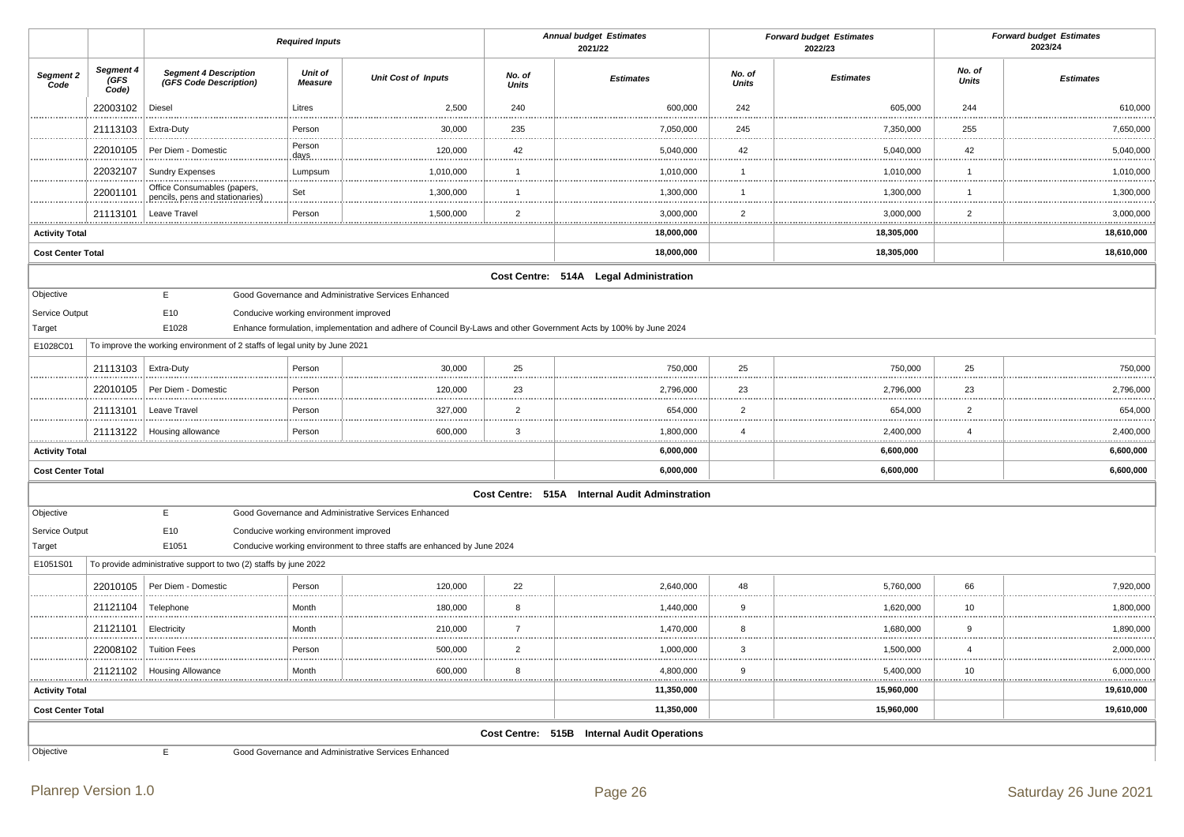| | | Required Inputs | | | Annual budget Estimates 2021/22 | | Forward budget Estimates 2022/23 | | Forward budget Estimates 2023/24 | |
|---|---|---|---|---|---|---|---|---|---|---|
| **Segment 2 Code** | **Segment 4 (GFS Code)** | **Segment 4 Description (GFS Code Description)** | **Unit of Measure** | **Unit Cost of Inputs** | **No. of Units** | **Estimates** | **No. of Units** | **Estimates** | **No. of Units** | **Estimates** |
| | 22003102 | Diesel | Litres | 2,500 | 240 | 600,000 | 242 | 605,000 | 244 | 610,000 |
| | 21113103 | Extra-Duty | Person | 30,000 | 235 | 7,050,000 | 245 | 7,350,000 | 255 | 7,650,000 |
| | 22010105 | Per Diem - Domestic | Person days | 120,000 | 42 | 5,040,000 | 42 | 5,040,000 | 42 | 5,040,000 |
| | 22032107 | Sundry Expenses | Lumpsum | 1,010,000 | 1 | 1,010,000 | 1 | 1,010,000 | 1 | 1,010,000 |
| | 22001101 | Office Consumables (papers, pencils, pens and stationaries) | Set | 1,300,000 | 1 | 1,300,000 | 1 | 1,300,000 | 1 | 1,300,000 |
| | 21113101 | Leave Travel | Person | 1,500,000 | 2 | 3,000,000 | 2 | 3,000,000 | 2 | 3,000,000 |
| **Activity Total** | | | | | | **18,000,000** | | **18,305,000** | | **18,610,000** |
| **Cost Center Total** | | | | | | **18,000,000** | | **18,305,000** | | **18,610,000** |

**Cost Centre: 514A Legal Administration**

| | | |
|---|---|---|
| Objective | E | Good Governance and Administrative Services Enhanced |
| Service Output | E10 | Conducive working environment improved |
| Target | E1028 | Enhance formulation, implementation and adhere of Council By-Laws and other Government Acts by 100% by June 2024 |
| E1028C01 | To improve the working environment of 2 staffs of legal unity by June 2021 | |

| Segment 2 Code | Segment 4 (GFS Code) | Segment 4 Description (GFS Code Description) | Unit of Measure | Unit Cost of Inputs | No. of Units 2021/22 | Estimates 2021/22 | No. of Units 2022/23 | Estimates 2022/23 | No. of Units 2023/24 | Estimates 2023/24 |
|---|---|---|---|---|---|---|---|---|---|---|
| | 21113103 | Extra-Duty | Person | 30,000 | 25 | 750,000 | 25 | 750,000 | 25 | 750,000 |
| | 22010105 | Per Diem - Domestic | Person | 120,000 | 23 | 2,796,000 | 23 | 2,796,000 | 23 | 2,796,000 |
| | 21113101 | Leave Travel | Person | 327,000 | 2 | 654,000 | 2 | 654,000 | 2 | 654,000 |
| | 21113122 | Housing allowance | Person | 600,000 | 3 | 1,800,000 | 4 | 2,400,000 | 4 | 2,400,000 |
| **Activity Total** | | | | | | **6,000,000** | | **6,600,000** | | **6,600,000** |
| **Cost Center Total** | | | | | | **6,000,000** | | **6,600,000** | | **6,600,000** |

**Cost Centre: 515A Internal Audit Adminstration**

| | | |
|---|---|---|
| Objective | E | Good Governance and Administrative Services Enhanced |
| Service Output | E10 | Conducive working environment improved |
| Target | E1051 | Conducive working environment to three staffs are enhanced by June 2024 |
| E1051S01 | To provide administrative support to two (2) staffs by june 2022 | |

| Segment 2 Code | Segment 4 (GFS Code) | Segment 4 Description (GFS Code Description) | Unit of Measure | Unit Cost of Inputs | No. of Units 2021/22 | Estimates 2021/22 | No. of Units 2022/23 | Estimates 2022/23 | No. of Units 2023/24 | Estimates 2023/24 |
|---|---|---|---|---|---|---|---|---|---|---|
| | 22010105 | Per Diem - Domestic | Person | 120,000 | 22 | 2,640,000 | 48 | 5,760,000 | 66 | 7,920,000 |
| | 21121104 | Telephone | Month | 180,000 | 8 | 1,440,000 | 9 | 1,620,000 | 10 | 1,800,000 |
| | 21121101 | Electricity | Month | 210,000 | 7 | 1,470,000 | 8 | 1,680,000 | 9 | 1,890,000 |
| | 22008102 | Tuition Fees | Person | 500,000 | 2 | 1,000,000 | 3 | 1,500,000 | 4 | 2,000,000 |
| | 21121102 | Housing Allowance | Month | 600,000 | 8 | 4,800,000 | 9 | 5,400,000 | 10 | 6,000,000 |
| **Activity Total** | | | | | | **11,350,000** | | **15,960,000** | | **19,610,000** |
| **Cost Center Total** | | | | | | **11,350,000** | | **15,960,000** | | **19,610,000** |

**Cost Centre: 515B Internal Audit Operations**

| | | |
|---|---|---|
| Objective | E | Good Governance and Administrative Services Enhanced |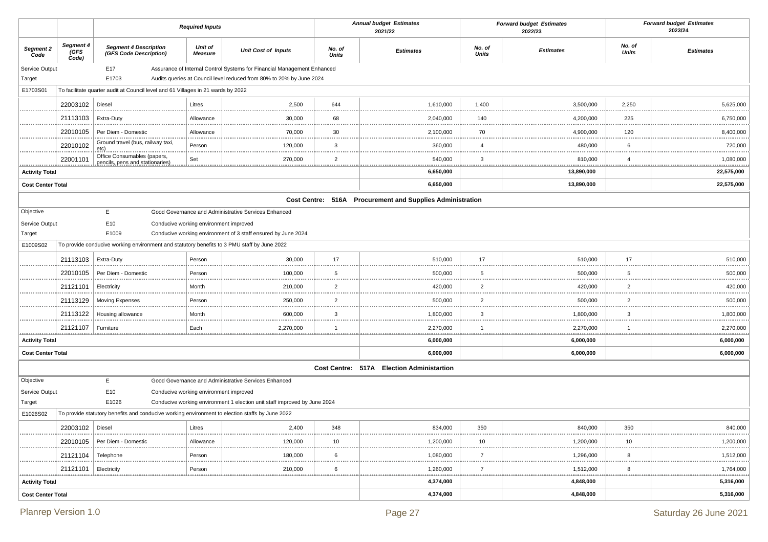| | | Required Inputs | | | Annual budget Estimates 2021/22 | | Forward budget Estimates 2022/23 | | Forward budget Estimates 2023/24 | |
|---|---|---|---|---|---|---|---|---|---|---|
| Segment 2 Code | Segment 4 (GFS Code) | Segment 4 Description (GFS Code Description) | Unit of Measure | Unit Cost of Inputs | No. of Units | Estimates | No. of Units | Estimates | No. of Units | Estimates |
| Service Output | | E17 | Assurance of Internal Control Systems for Financial Management Enhanced | | | | | | | |
| Target | | E1703 | Audits queries at Council level reduced from 80% to 20% by June 2024 | | | | | | | |
| E1703S01 | To facilitate quarter audit at Council level and 61 Villages in 21 wards by 2022 | | | | | | | | | |
| | 22003102 | Diesel | Litres | 2,500 | 644 | 1,610,000 | 1,400 | 3,500,000 | 2,250 | 5,625,000 |
| | 21113103 | Extra-Duty | Allowance | 30,000 | 68 | 2,040,000 | 140 | 4,200,000 | 225 | 6,750,000 |
| | 22010105 | Per Diem - Domestic | Allowance | 70,000 | 30 | 2,100,000 | 70 | 4,900,000 | 120 | 8,400,000 |
| | 22010102 | Ground travel (bus, railway taxi, etc) | Person | 120,000 | 3 | 360,000 | 4 | 480,000 | 6 | 720,000 |
| | 22001101 | Office Consumables (papers, pencils, pens and stationaries) | Set | 270,000 | 2 | 540,000 | 3 | 810,000 | 4 | 1,080,000 |
| Activity Total | | | | | | 6,650,000 | | 13,890,000 | | 22,575,000 |
| Cost Center Total | | | | | | 6,650,000 | | 13,890,000 | | 22,575,000 |

**Cost Centre: 516A Procurement and Supplies Administration**

| | | | | | | | | | | |
|---|---|---|---|---|---|---|---|---|---|---|
| Objective | | E | Good Governance and Administrative Services Enhanced | | | | | | | |
| Service Output | | E10 | Conducive working environment improved | | | | | | | |
| Target | | E1009 | Conducive working environment of 3 staff ensured by June 2024 | | | | | | | |
| E1009S02 | To provide conducive working environment and statutory benefits to 3 PMU staff by June 2022 | | | | | | | | | |
| | 21113103 | Extra-Duty | Person | 30,000 | 17 | 510,000 | 17 | 510,000 | 17 | 510,000 |
| | 22010105 | Per Diem - Domestic | Person | 100,000 | 5 | 500,000 | 5 | 500,000 | 5 | 500,000 |
| | 21121101 | Electricity | Month | 210,000 | 2 | 420,000 | 2 | 420,000 | 2 | 420,000 |
| | 21113129 | Moving Expenses | Person | 250,000 | 2 | 500,000 | 2 | 500,000 | 2 | 500,000 |
| | 21113122 | Housing allowance | Month | 600,000 | 3 | 1,800,000 | 3 | 1,800,000 | 3 | 1,800,000 |
| | 21121107 | Furniture | Each | 2,270,000 | 1 | 2,270,000 | 1 | 2,270,000 | 1 | 2,270,000 |
| Activity Total | | | | | | 6,000,000 | | 6,000,000 | | 6,000,000 |
| Cost Center Total | | | | | | 6,000,000 | | 6,000,000 | | 6,000,000 |

**Cost Centre: 517A Election Administartion**

| | | | | | | | | | | |
|---|---|---|---|---|---|---|---|---|---|---|
| Objective | | E | Good Governance and Administrative Services Enhanced | | | | | | | |
| Service Output | | E10 | Conducive working environment improved | | | | | | | |
| Target | | E1026 | Conducive working environment 1 election unit staff improved by June 2024 | | | | | | | |
| E1026S02 | To provide statutory benefits and conducive working environment to election staffs by June 2022 | | | | | | | | | |
| | 22003102 | Diesel | Litres | 2,400 | 348 | 834,000 | 350 | 840,000 | 350 | 840,000 |
| | 22010105 | Per Diem - Domestic | Allowance | 120,000 | 10 | 1,200,000 | 10 | 1,200,000 | 10 | 1,200,000 |
| | 21121104 | Telephone | Person | 180,000 | 6 | 1,080,000 | 7 | 1,296,000 | 8 | 1,512,000 |
| | 21121101 | Electricity | Person | 210,000 | 6 | 1,260,000 | 7 | 1,512,000 | 8 | 1,764,000 |
| Activity Total | | | | | | 4,374,000 | | 4,848,000 | | 5,316,000 |
| Cost Center Total | | | | | | 4,374,000 | | 4,848,000 | | 5,316,000 |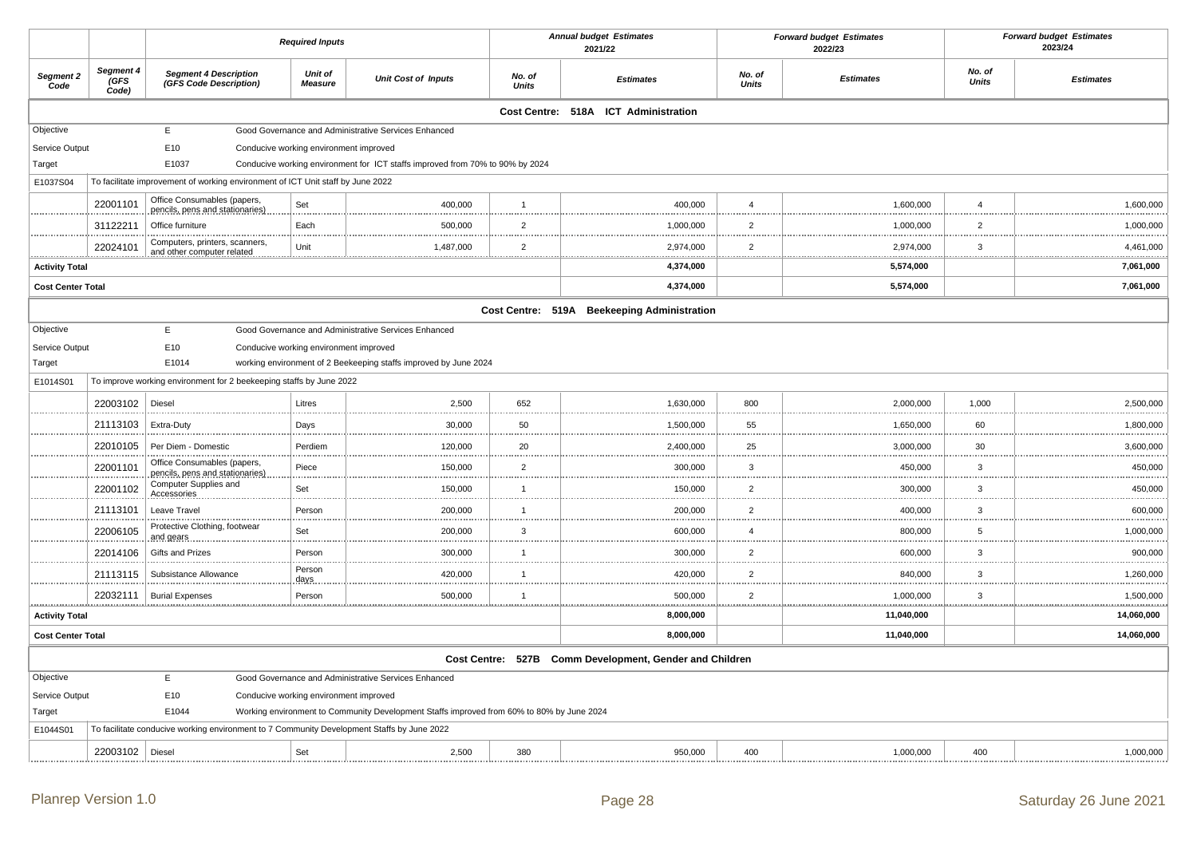| | | Required Inputs | | | Annual budget Estimates 2021/22 | | Forward budget Estimates 2022/23 | | Forward budget Estimates 2023/24 | |
|---|---|---|---|---|---|---|---|---|---|---|
| **Segment 2 Code** | **Segment 4 (GFS Code)** | **Segment 4 Description (GFS Code Description)** | **Unit of Measure** | **Unit Cost of Inputs** | **No. of Units** | **Estimates** | **No. of Units** | **Estimates** | **No. of Units** | **Estimates** |
| | | | | | **Cost Centre: 518A ICT Administration** | | | | | |
| Objective | | E | Good Governance and Administrative Services Enhanced | | | | | | | |
| Service Output | | E10 | Conducive working environment improved | | | | | | | |
| Target | | E1037 | Conducive working environment for ICT staffs improved from 70% to 90% by 2024 | | | | | | | |
| E1037S04 | To facilitate improvement of working environment of ICT Unit staff by June 2022 | | | | | | | | | |
| | 22001101 | Office Consumables (papers, pencils, pens and stationaries) | Set | 400,000 | 1 | 400,000 | 4 | 1,600,000 | 4 | 1,600,000 |
| | 31122211 | Office furniture | Each | 500,000 | 2 | 1,000,000 | 2 | 1,000,000 | 2 | 1,000,000 |
| | 22024101 | Computers, printers, scanners, and other computer related | Unit | 1,487,000 | 2 | 2,974,000 | 2 | 2,974,000 | 3 | 4,461,000 |
| **Activity Total** | | | | | | **4,374,000** | | **5,574,000** | | **7,061,000** |
| **Cost Center Total** | | | | | | **4,374,000** | | **5,574,000** | | **7,061,000** |
| | | | | | **Cost Centre: 519A Beekeeping Administration** | | | | | |
| Objective | | E | Good Governance and Administrative Services Enhanced | | | | | | | |
| Service Output | | E10 | Conducive working environment improved | | | | | | | |
| Target | | E1014 | working environment of 2 Beekeeping staffs improved by June 2024 | | | | | | | |
| E1014S01 | To improve working environment for 2 beekeeping staffs by June 2022 | | | | | | | | | |
| | 22003102 | Diesel | Litres | 2,500 | 652 | 1,630,000 | 800 | 2,000,000 | 1,000 | 2,500,000 |
| | 21113103 | Extra-Duty | Days | 30,000 | 50 | 1,500,000 | 55 | 1,650,000 | 60 | 1,800,000 |
| | 22010105 | Per Diem - Domestic | Perdiem | 120,000 | 20 | 2,400,000 | 25 | 3,000,000 | 30 | 3,600,000 |
| | 22001101 | Office Consumables (papers, pencils, pens and stationaries) | Piece | 150,000 | 2 | 300,000 | 3 | 450,000 | 3 | 450,000 |
| | 22001102 | Computer Supplies and Accessories | Set | 150,000 | 1 | 150,000 | 2 | 300,000 | 3 | 450,000 |
| | 21113101 | Leave Travel | Person | 200,000 | 1 | 200,000 | 2 | 400,000 | 3 | 600,000 |
| | 22006105 | Protective Clothing, footwear and gears | Set | 200,000 | 3 | 600,000 | 4 | 800,000 | 5 | 1,000,000 |
| | 22014106 | Gifts and Prizes | Person | 300,000 | 1 | 300,000 | 2 | 600,000 | 3 | 900,000 |
| | 21113115 | Subsistance Allowance | Person days | 420,000 | 1 | 420,000 | 2 | 840,000 | 3 | 1,260,000 |
| | 22032111 | Burial Expenses | Person | 500,000 | 1 | 500,000 | 2 | 1,000,000 | 3 | 1,500,000 |
| **Activity Total** | | | | | | **8,000,000** | | **11,040,000** | | **14,060,000** |
| **Cost Center Total** | | | | | | **8,000,000** | | **11,040,000** | | **14,060,000** |
| | | | | | **Cost Centre: 527B Comm Development, Gender and Children** | | | | | |
| Objective | | E | Good Governance and Administrative Services Enhanced | | | | | | | |
| Service Output | | E10 | Conducive working environment improved | | | | | | | |
| Target | | E1044 | Working environment to Community Development Staffs improved from 60% to 80% by June 2024 | | | | | | | |
| E1044S01 | To facilitate conducive working environment to 7 Community Development Staffs by June 2022 | | | | | | | | | |
| | 22003102 | Diesel | Set | 2,500 | 380 | 950,000 | 400 | 1,000,000 | 400 | 1,000,000 |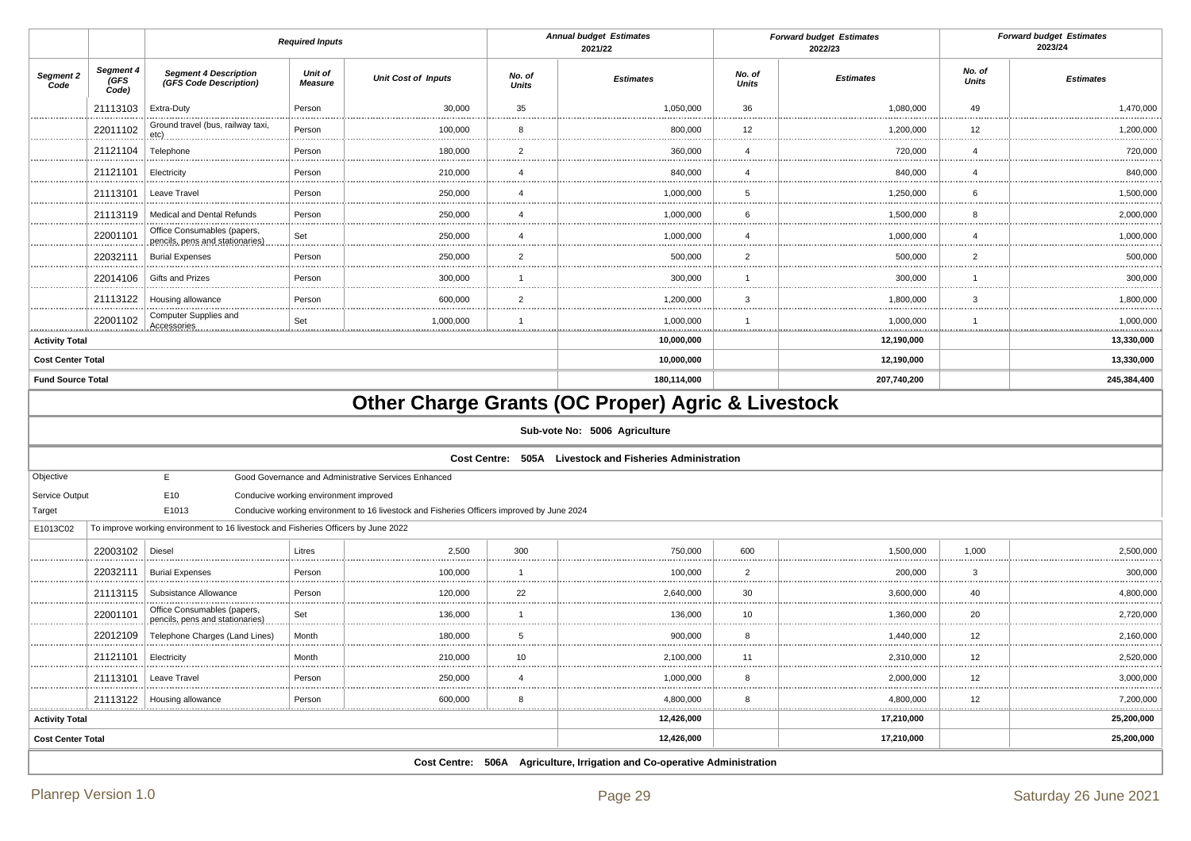| Segment 2 Code | Segment 4 (GFS Code) | Segment 4 Description (GFS Code Description) | Unit of Measure | Unit Cost of Inputs | No. of Units | Estimates | No. of Units | Estimates | No. of Units | Estimates |
|---|---|---|---|---|---|---|---|---|---|---|
| | | Required Inputs | | | Annual budget Estimates 2021/22 | | Forward budget Estimates 2022/23 | | Forward budget Estimates 2023/24 | |
| | 21113103 | Extra-Duty | Person | 30,000 | 35 | 1,050,000 | 36 | 1,080,000 | 49 | 1,470,000 |
| | 22011102 | Ground travel (bus, railway taxi, etc) | Person | 100,000 | 8 | 800,000 | 12 | 1,200,000 | 12 | 1,200,000 |
| | 21121104 | Telephone | Person | 180,000 | 2 | 360,000 | 4 | 720,000 | 4 | 720,000 |
| | 21121101 | Electricity | Person | 210,000 | 4 | 840,000 | 4 | 840,000 | 4 | 840,000 |
| | 21113101 | Leave Travel | Person | 250,000 | 4 | 1,000,000 | 5 | 1,250,000 | 6 | 1,500,000 |
| | 21113119 | Medical and Dental Refunds | Person | 250,000 | 4 | 1,000,000 | 6 | 1,500,000 | 8 | 2,000,000 |
| | 22001101 | Office Consumables (papers, pencils, pens and stationaries) | Set | 250,000 | 4 | 1,000,000 | 4 | 1,000,000 | 4 | 1,000,000 |
| | 22032111 | Burial Expenses | Person | 250,000 | 2 | 500,000 | 2 | 500,000 | 2 | 500,000 |
| | 22014106 | Gifts and Prizes | Person | 300,000 | 1 | 300,000 | 1 | 300,000 | 1 | 300,000 |
| | 21113122 | Housing allowance | Person | 600,000 | 2 | 1,200,000 | 3 | 1,800,000 | 3 | 1,800,000 |
| | 22001102 | Computer Supplies and Accessories | Set | 1,000,000 | 1 | 1,000,000 | 1 | 1,000,000 | 1 | 1,000,000 |
| **Activity Total** | | | | | | **10,000,000** | | **12,190,000** | | **13,330,000** |
| **Cost Center Total** | | | | | | **10,000,000** | | **12,190,000** | | **13,330,000** |
| **Fund Source Total** | | | | | | **180,114,000** | | **207,740,200** | | **245,384,400** |

# Other Charge Grants (OC Proper) Agric & Livestock

**Sub-vote No: 5006 Agriculture**

**Cost Centre: 505A Livestock and Fisheries Administration**

Objective E Good Governance and Administrative Services Enhanced

Service Output E10 Conducive working environment improved

Target E1013 Conducive working environment to 16 livestock and Fisheries Officers improved by June 2024

E1013C02 To improve working environment to 16 livestock and Fisheries Officers in June 2022

| Segment 2 Code | Segment 4 (GFS Code) | Segment 4 Description (GFS Code Description) | Unit of Measure | Unit Cost of Inputs | No. of Units | Estimates | No. of Units | Estimates | No. of Units | Estimates |
|---|---|---|---|---|---|---|---|---|---|---|
| | 22003102 | Diesel | Litres | 2,500 | 300 | 750,000 | 600 | 1,500,000 | 1,000 | 2,500,000 |
| | 22032111 | Burial Expenses | Person | 100,000 | 1 | 100,000 | 2 | 200,000 | 3 | 300,000 |
| | 21113115 | Subsistance Allowance | Person | 120,000 | 22 | 2,640,000 | 30 | 3,600,000 | 40 | 4,800,000 |
| | 22001101 | Office Consumables (papers, pencils, pens and stationaries) | Set | 136,000 | 1 | 136,000 | 10 | 1,360,000 | 20 | 2,720,000 |
| | 22012109 | Telephone Charges (Land Lines) | Month | 180,000 | 5 | 900,000 | 8 | 1,440,000 | 12 | 2,160,000 |
| | 21121101 | Electricity | Month | 210,000 | 10 | 2,100,000 | 11 | 2,310,000 | 12 | 2,520,000 |
| | 21113101 | Leave Travel | Person | 250,000 | 4 | 1,000,000 | 8 | 2,000,000 | 12 | 3,000,000 |
| | 21113122 | Housing allowance | Person | 600,000 | 8 | 4,800,000 | 8 | 4,800,000 | 12 | 7,200,000 |
| **Activity Total** | | | | | | **12,426,000** | | **17,210,000** | | **25,200,000** |
| **Cost Center Total** | | | | | | **12,426,000** | | **17,210,000** | | **25,200,000** |

**Cost Centre: 506A Agriculture, Irrigation and Co-operative Administration**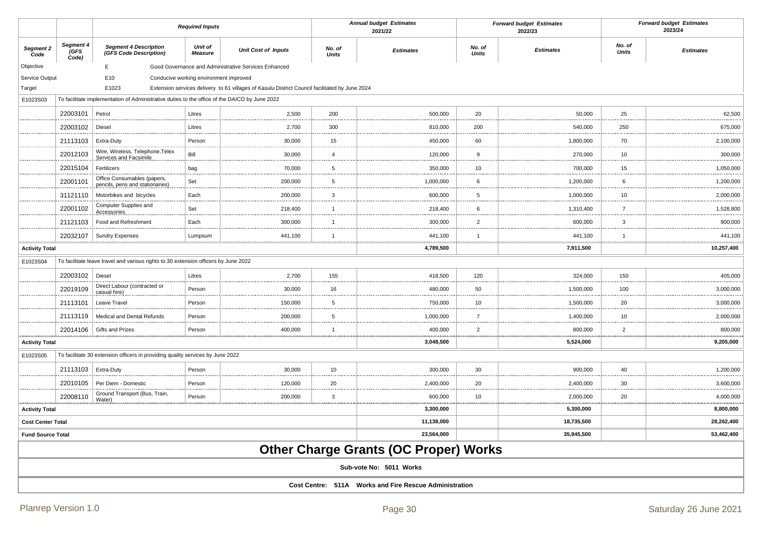| | | Required Inputs | | | Annual budget Estimates 2021/22 | | Forward budget Estimates 2022/23 | | Forward budget Estimates 2023/24 | |
|---|---|---|---|---|---|---|---|---|---|---|
| **Segment 2 Code** | **Segment 4 (GFS Code)** | **Segment 4 Description (GFS Code Description)** | **Unit of Measure** | **Unit Cost of Inputs** | **No. of Units** | **Estimates** | **No. of Units** | **Estimates** | **No. of Units** | **Estimates** |
| Objective | | E | Good Governance and Administrative Services Enhanced | | | | | | | |
| Service Output | | E10 | Conducive working environment improved | | | | | | | |
| Target | | E1023 | Extension services delivery to 61 villages of Kasulu District Council facilitated by June 2024 | | | | | | | |
| E1023S03 | To facilitate implementation of Administrative duties to the office of the DAICO by June 2022 | | | | | | | | | |
| | 22003101 | Petrol | Litres | 2,500 | 200 | 500,000 | 20 | 50,000 | 25 | 62,500 |
| | 22003102 | Diesel | Litres | 2,700 | 300 | 810,000 | 200 | 540,000 | 250 | 675,000 |
| | 21113103 | Extra-Duty | Person | 30,000 | 15 | 450,000 | 60 | 1,800,000 | 70 | 2,100,000 |
| | 22012103 | Wire, Wireless, Telephone,Telex Services and Facsimile | Bill | 30,000 | 4 | 120,000 | 9 | 270,000 | 10 | 300,000 |
| | 22015104 | Fertilizers | bag | 70,000 | 5 | 350,000 | 10 | 700,000 | 15 | 1,050,000 |
| | 22001101 | Office Consumables (papers, pencils, pens and stationaries) | Set | 200,000 | 5 | 1,000,000 | 6 | 1,200,000 | 6 | 1,200,000 |
| | 31121110 | Motorbikes and bicycles | Each | 200,000 | 3 | 600,000 | 5 | 1,000,000 | 10 | 2,000,000 |
| | 22001102 | Computer Supplies and Accessories | Set | 218,400 | 1 | 218,400 | 6 | 1,310,400 | 7 | 1,528,800 |
| | 21121103 | Food and Refreshment | Each | 300,000 | 1 | 300,000 | 2 | 600,000 | 3 | 900,000 |
| | 22032107 | Sundry Expenses | Lumpsum | 441,100 | 1 | 441,100 | 1 | 441,100 | 1 | 441,100 |
| **Activity Total** | | | | | | **4,789,500** | | **7,911,500** | | **10,257,400** |
| E1023S04 | To facilitate leave travel and various rights to 30 extension officers by June 2022 | | | | | | | | | |
| | 22003102 | Diesel | Litres | 2,700 | 155 | 418,500 | 120 | 324,000 | 150 | 405,000 |
| | 22019109 | Direct Labour (contracted or casual hire) | Person | 30,000 | 16 | 480,000 | 50 | 1,500,000 | 100 | 3,000,000 |
| | 21113101 | Leave Travel | Person | 150,000 | 5 | 750,000 | 10 | 1,500,000 | 20 | 3,000,000 |
| | 21113119 | Medical and Dental Refunds | Person | 200,000 | 5 | 1,000,000 | 7 | 1,400,000 | 10 | 2,000,000 |
| | 22014106 | Gifts and Prizes | Person | 400,000 | 1 | 400,000 | 2 | 800,000 | 2 | 800,000 |
| **Activity Total** | | | | | | **3,048,500** | | **5,524,000** | | **9,205,000** |
| E1023S05 | To facilitate 30 extension officers in providing quality services by June 2022 | | | | | | | | | |
| | 21113103 | Extra-Duty | Person | 30,000 | 10 | 300,000 | 30 | 900,000 | 40 | 1,200,000 |
| | 22010105 | Per Diem - Domestic | Person | 120,000 | 20 | 2,400,000 | 20 | 2,400,000 | 30 | 3,600,000 |
| | 22008110 | Ground Transport (Bus, Train, Water) | Person | 200,000 | 3 | 600,000 | 10 | 2,000,000 | 20 | 4,000,000 |
| **Activity Total** | | | | | | **3,300,000** | | **5,300,000** | | **8,800,000** |
| **Cost Center Total** | | | | | | **11,138,000** | | **18,735,500** | | **28,262,400** |
| **Fund Source Total** | | | | | | **23,564,000** | | **35,945,500** | | **53,462,400** |

# Other Charge Grants (OC Proper) Works

**Sub-vote No: 5011 Works**

**Cost Centre: 511A Works and Fire Rescue Administration**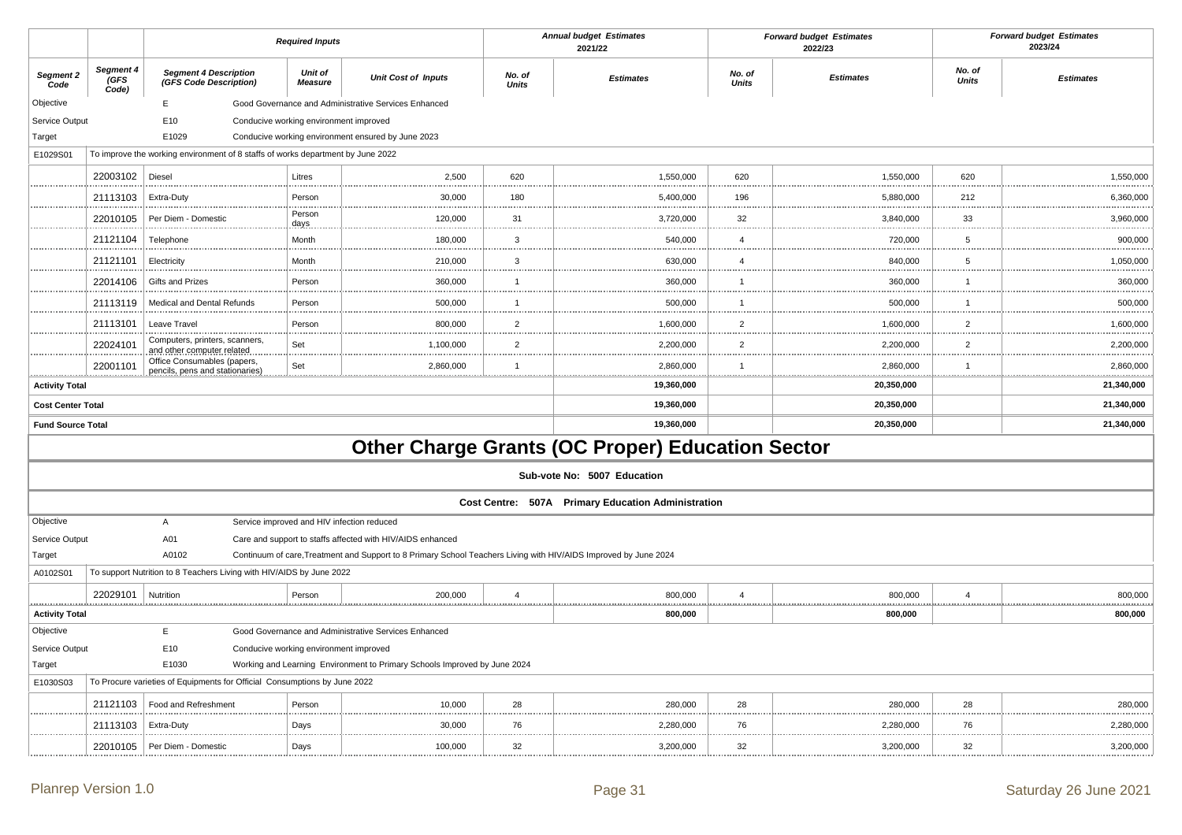| | | Required Inputs | | | Annual budget Estimates 2021/22 | | Forward budget Estimates 2022/23 | | Forward budget Estimates 2023/24 | |
|---|---|---|---|---|---|---|---|---|---|---|
| **Segment 2 Code** | **Segment 4 (GFS Code)** | **Segment 4 Description (GFS Code Description)** | **Unit of Measure** | **Unit Cost of Inputs** | **No. of Units** | **Estimates** | **No. of Units** | **Estimates** | **No. of Units** | **Estimates** |
| Objective | | E | Good Governance and Administrative Services Enhanced | | | | | | | |
| Service Output | | E10 | Conducive working environment improved | | | | | | | |
| Target | | E1029 | Conducive working environment ensured by June 2023 | | | | | | | |
| E1029S01 | To improve the working environment of 8 staffs of works department by June 2022 | | | | | | | | | |
| | 22003102 | Diesel | Litres | 2,500 | 620 | 1,550,000 | 620 | 1,550,000 | 620 | 1,550,000 |
| | 21113103 | Extra-Duty | Person | 30,000 | 180 | 5,400,000 | 196 | 5,880,000 | 212 | 6,360,000 |
| | 22010105 | Per Diem - Domestic | Person days | 120,000 | 31 | 3,720,000 | 32 | 3,840,000 | 33 | 3,960,000 |
| | 21121104 | Telephone | Month | 180,000 | 3 | 540,000 | 4 | 720,000 | 5 | 900,000 |
| | 21121101 | Electricity | Month | 210,000 | 3 | 630,000 | 4 | 840,000 | 5 | 1,050,000 |
| | 22014106 | Gifts and Prizes | Person | 360,000 | 1 | 360,000 | 1 | 360,000 | 1 | 360,000 |
| | 21113119 | Medical and Dental Refunds | Person | 500,000 | 1 | 500,000 | 1 | 500,000 | 1 | 500,000 |
| | 21113101 | Leave Travel | Person | 800,000 | 2 | 1,600,000 | 2 | 1,600,000 | 2 | 1,600,000 |
| | 22024101 | Computers, printers, scanners, and other computer related | Set | 1,100,000 | 2 | 2,200,000 | 2 | 2,200,000 | 2 | 2,200,000 |
| | 22001101 | Office Consumables (papers, pencils, pens and stationaries) | Set | 2,860,000 | 1 | 2,860,000 | 1 | 2,860,000 | 1 | 2,860,000 |
| **Activity Total** | | | | | | **19,360,000** | | **20,350,000** | | **21,340,000** |
| **Cost Center Total** | | | | | | **19,360,000** | | **20,350,000** | | **21,340,000** |
| **Fund Source Total** | | | | | | **19,360,000** | | **20,350,000** | | **21,340,000** |

# Other Charge Grants (OC Proper) Education Sector

**Sub-vote No: 5007 Education**

**Cost Centre: 507A Primary Education Administration**

| Segment 2 Code | Segment 4 (GFS Code) | Segment 4 Description (GFS Code Description) | Unit of Measure | Unit Cost of Inputs | No. of Units | Estimates | No. of Units | Estimates | No. of Units | Estimates |
|---|---|---|---|---|---|---|---|---|---|---|
| Objective | | A | Service improved and HIV infection reduced | | | | | | | |
| Service Output | | A01 | Care and support to staffs affected with HIV/AIDS enhanced | | | | | | | |
| Target | | A0102 | Continuum of care,Treatment and Support to 8 Primary School Teachers Living with HIV/AIDS Improved by June 2024 | | | | | | | |
| A0102S01 | To support Nutrition to 8 Teachers Living with HIV/AIDS by June 2022 | | | | | | | | | |
| | 22029101 | Nutrition | Person | 200,000 | 4 | 800,000 | 4 | 800,000 | 4 | 800,000 |
| **Activity Total** | | | | | | **800,000** | | **800,000** | | **800,000** |
| Objective | | E | Good Governance and Administrative Services Enhanced | | | | | | | |
| Service Output | | E10 | Conducive working environment improved | | | | | | | |
| Target | | E1030 | Working and Learning Environment to Primary Schools Improved by June 2024 | | | | | | | |
| E1030S03 | To Procure varieties of Equipments for Official Consumptions by June 2022 | | | | | | | | | |
| | 21121103 | Food and Refreshment | Person | 10,000 | 28 | 280,000 | 28 | 280,000 | 28 | 280,000 |
| | 21113103 | Extra-Duty | Days | 30,000 | 76 | 2,280,000 | 76 | 2,280,000 | 76 | 2,280,000 |
| | 22010105 | Per Diem - Domestic | Days | 100,000 | 32 | 3,200,000 | 32 | 3,200,000 | 32 | 3,200,000 |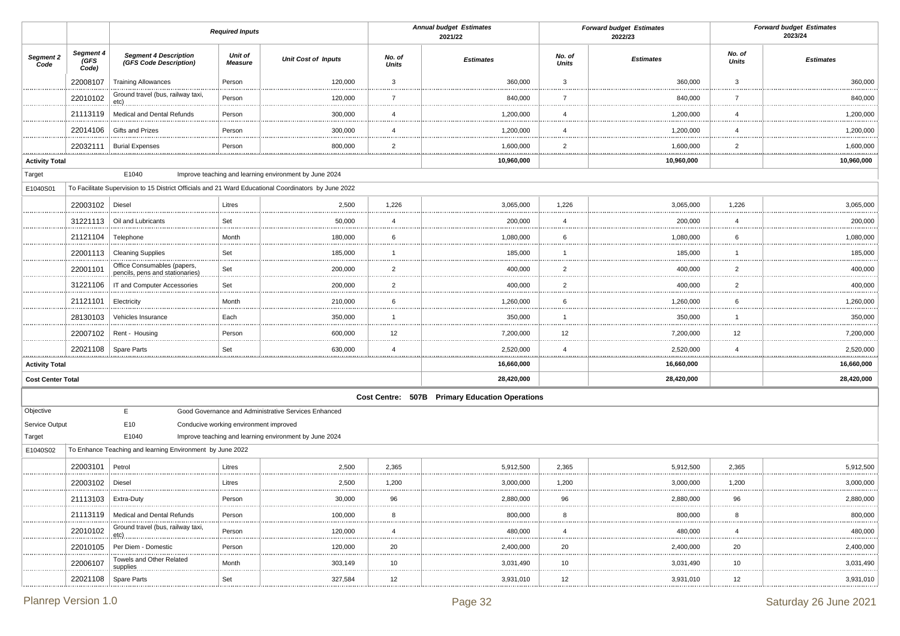| | | Required Inputs | | | Annual budget Estimates 2021/22 | | Forward budget Estimates 2022/23 | | Forward budget Estimates 2023/24 | |
|---|---|---|---|---|---|---|---|---|---|---|
| Segment 2 Code | Segment 4 (GFS Code) | Segment 4 Description (GFS Code Description) | Unit of Measure | Unit Cost of Inputs | No. of Units | Estimates | No. of Units | Estimates | No. of Units | Estimates |
| | 22008107 | Training Allowances | Person | 120,000 | 3 | 360,000 | 3 | 360,000 | 3 | 360,000 |
| | 22010102 | Ground travel (bus, railway taxi, etc) | Person | 120,000 | 7 | 840,000 | 7 | 840,000 | 7 | 840,000 |
| | 21113119 | Medical and Dental Refunds | Person | 300,000 | 4 | 1,200,000 | 4 | 1,200,000 | 4 | 1,200,000 |
| | 22014106 | Gifts and Prizes | Person | 300,000 | 4 | 1,200,000 | 4 | 1,200,000 | 4 | 1,200,000 |
| | 22032111 | Burial Expenses | Person | 800,000 | 2 | 1,600,000 | 2 | 1,600,000 | 2 | 1,600,000 |
| **Activity Total** | | | | | | **10,960,000** | | **10,960,000** | | **10,960,000** |
| Target | | E1040 | Improve teaching and learning environment by June 2024 | | | | | | | |
| E1040S01 | To Facilitate Supervision to 15 District Officials and 21 Ward Educational Coordinators by June 2022 | | | | | | | | | |
| | 22003102 | Diesel | Litres | 2,500 | 1,226 | 3,065,000 | 1,226 | 3,065,000 | 1,226 | 3,065,000 |
| | 31221113 | Oil and Lubricants | Set | 50,000 | 4 | 200,000 | 4 | 200,000 | 4 | 200,000 |
| | 21121104 | Telephone | Month | 180,000 | 6 | 1,080,000 | 6 | 1,080,000 | 6 | 1,080,000 |
| | 22001113 | Cleaning Supplies | Set | 185,000 | 1 | 185,000 | 1 | 185,000 | 1 | 185,000 |
| | 22001101 | Office Consumables (papers, pencils, pens and stationaries) | Set | 200,000 | 2 | 400,000 | 2 | 400,000 | 2 | 400,000 |
| | 31221106 | IT and Computer Accessories | Set | 200,000 | 2 | 400,000 | 2 | 400,000 | 2 | 400,000 |
| | 21121101 | Electricity | Month | 210,000 | 6 | 1,260,000 | 6 | 1,260,000 | 6 | 1,260,000 |
| | 28130103 | Vehicles Insurance | Each | 350,000 | 1 | 350,000 | 1 | 350,000 | 1 | 350,000 |
| | 22007102 | Rent - Housing | Person | 600,000 | 12 | 7,200,000 | 12 | 7,200,000 | 12 | 7,200,000 |
| | 22021108 | Spare Parts | Set | 630,000 | 4 | 2,520,000 | 4 | 2,520,000 | 4 | 2,520,000 |
| **Activity Total** | | | | | | **16,660,000** | | **16,660,000** | | **16,660,000** |
| **Cost Center Total** | | | | | | **28,420,000** | | **28,420,000** | | **28,420,000** |

**Cost Centre: 507B Primary Education Operations**

| | | | | | | | | | | |
|---|---|---|---|---|---|---|---|---|---|---|
| Objective | | E | Good Governance and Administrative Services Enhanced | | | | | | | |
| Service Output | | E10 | Conducive working environment improved | | | | | | | |
| Target | | E1040 | Improve teaching and learning environment by June 2024 | | | | | | | |
| E1040S02 | To Enhance Teaching and learning Environment by June 2022 | | | | | | | | | |
| | 22003101 | Petrol | Litres | 2,500 | 2,365 | 5,912,500 | 2,365 | 5,912,500 | 2,365 | 5,912,500 |
| | 22003102 | Diesel | Litres | 2,500 | 1,200 | 3,000,000 | 1,200 | 3,000,000 | 1,200 | 3,000,000 |
| | 21113103 | Extra-Duty | Person | 30,000 | 96 | 2,880,000 | 96 | 2,880,000 | 96 | 2,880,000 |
| | 21113119 | Medical and Dental Refunds | Person | 100,000 | 8 | 800,000 | 8 | 800,000 | 8 | 800,000 |
| | 22010102 | Ground travel (bus, railway taxi, etc) | Person | 120,000 | 4 | 480,000 | 4 | 480,000 | 4 | 480,000 |
| | 22010105 | Per Diem - Domestic | Person | 120,000 | 20 | 2,400,000 | 20 | 2,400,000 | 20 | 2,400,000 |
| | 22006107 | Towels and Other Related supplies | Month | 303,149 | 10 | 3,031,490 | 10 | 3,031,490 | 10 | 3,031,490 |
| | 22021108 | Spare Parts | Set | 327,584 | 12 | 3,931,010 | 12 | 3,931,010 | 12 | 3,931,010 |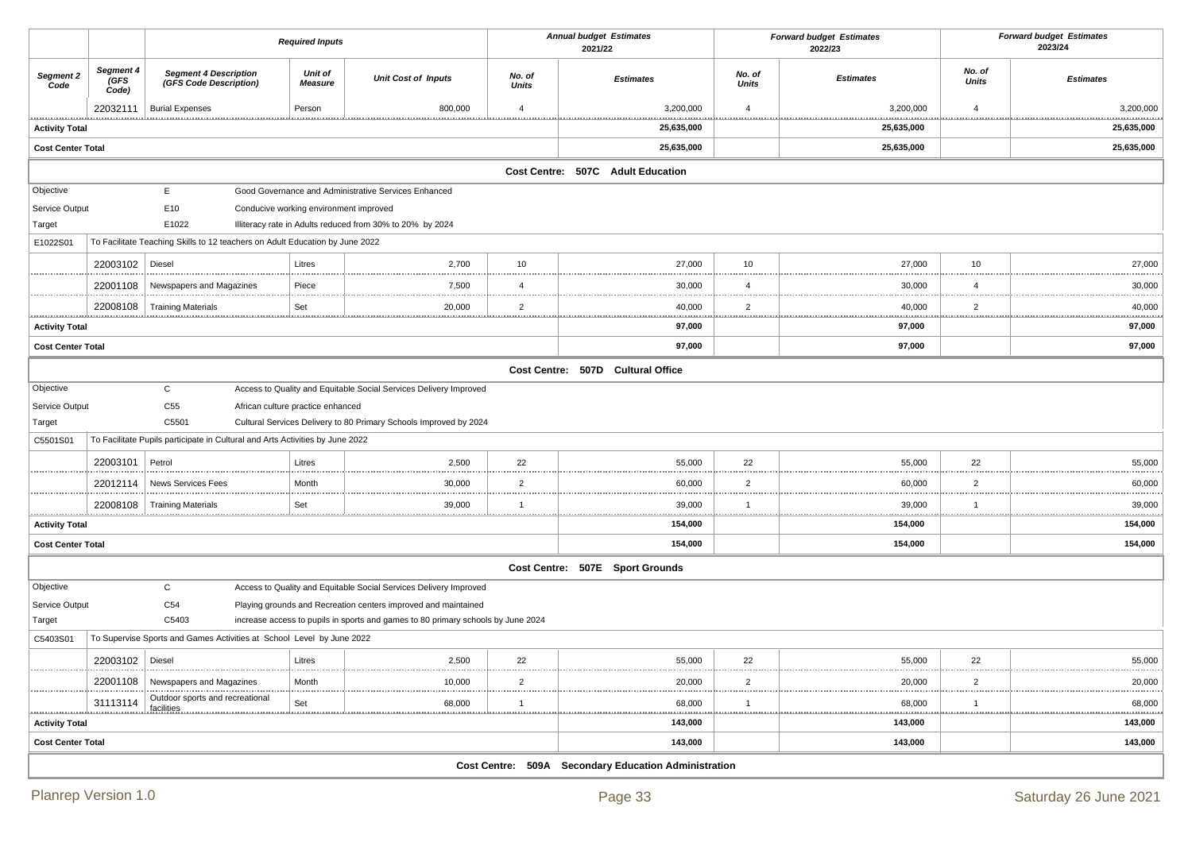| | | Required Inputs | | | Annual budget Estimates 2021/22 | | Forward budget Estimates 2022/23 | | Forward budget Estimates 2023/24 | |
|---|---|---|---|---|---|---|---|---|---|---|
| Segment 2 Code | Segment 4 (GFS Code) | Segment 4 Description (GFS Code Description) | Unit of Measure | Unit Cost of Inputs | No. of Units | Estimates | No. of Units | Estimates | No. of Units | Estimates |
| | 22032111 | Burial Expenses | Person | 800,000 | 4 | 3,200,000 | 4 | 3,200,000 | 4 | 3,200,000 |
| Activity Total | | | | | | 25,635,000 | | 25,635,000 | | 25,635,000 |
| Cost Center Total | | | | | | 25,635,000 | | 25,635,000 | | 25,635,000 |
| **Cost Centre: 507C Adult Education** | | | | | | | | | | |
| Objective | | E | Good Governance and Administrative Services Enhanced | | | | | | | |
| Service Output | | E10 | Conducive working environment improved | | | | | | | |
| Target | | E1022 | Illiteracy rate in Adults reduced from 30% to 20% by 2024 | | | | | | | |
| E1022S01 | To Facilitate Teaching Skills to 12 teachers on Adult Education by June 2022 | | | | | | | | | |
| | 22003102 | Diesel | Litres | 2,700 | 10 | 27,000 | 10 | 27,000 | 10 | 27,000 |
| | 22001108 | Newspapers and Magazines | Piece | 7,500 | 4 | 30,000 | 4 | 30,000 | 4 | 30,000 |
| | 22008108 | Training Materials | Set | 20,000 | 2 | 40,000 | 2 | 40,000 | 2 | 40,000 |
| Activity Total | | | | | | 97,000 | | 97,000 | | 97,000 |
| Cost Center Total | | | | | | 97,000 | | 97,000 | | 97,000 |
| **Cost Centre: 507D Cultural Office** | | | | | | | | | | |
| Objective | | C | Access to Quality and Equitable Social Services Delivery Improved | | | | | | | |
| Service Output | | C55 | African culture practice enhanced | | | | | | | |
| Target | | C5501 | Cultural Services Delivery to 80 Primary Schools Improved by 2024 | | | | | | | |
| C5501S01 | To Facilitate Pupils participate in Cultural and Arts Activities by June 2022 | | | | | | | | | |
| | 22003101 | Petrol | Litres | 2,500 | 22 | 55,000 | 22 | 55,000 | 22 | 55,000 |
| | 22012114 | News Services Fees | Month | 30,000 | 2 | 60,000 | 2 | 60,000 | 2 | 60,000 |
| | 22008108 | Training Materials | Set | 39,000 | 1 | 39,000 | 1 | 39,000 | 1 | 39,000 |
| Activity Total | | | | | | 154,000 | | 154,000 | | 154,000 |
| Cost Center Total | | | | | | 154,000 | | 154,000 | | 154,000 |
| **Cost Centre: 507E Sport Grounds** | | | | | | | | | | |
| Objective | | C | Access to Quality and Equitable Social Services Delivery Improved | | | | | | | |
| Service Output | | C54 | Playing grounds and Recreation centers improved and maintained | | | | | | | |
| Target | | C5403 | increase access to pupils in sports and games to 80 primary schools by June 2024 | | | | | | | |
| C5403S01 | To Supervise Sports and Games Activities at School Level by June 2022 | | | | | | | | | |
| | 22003102 | Diesel | Litres | 2,500 | 22 | 55,000 | 22 | 55,000 | 22 | 55,000 |
| | 22001108 | Newspapers and Magazines | Month | 10,000 | 2 | 20,000 | 2 | 20,000 | 2 | 20,000 |
| | 31113114 | Outdoor sports and recreational facilities | Set | 68,000 | 1 | 68,000 | 1 | 68,000 | 1 | 68,000 |
| Activity Total | | | | | | 143,000 | | 143,000 | | 143,000 |
| Cost Center Total | | | | | | 143,000 | | 143,000 | | 143,000 |
| **Cost Centre: 509A Secondary Education Administration** | | | | | | | | | | |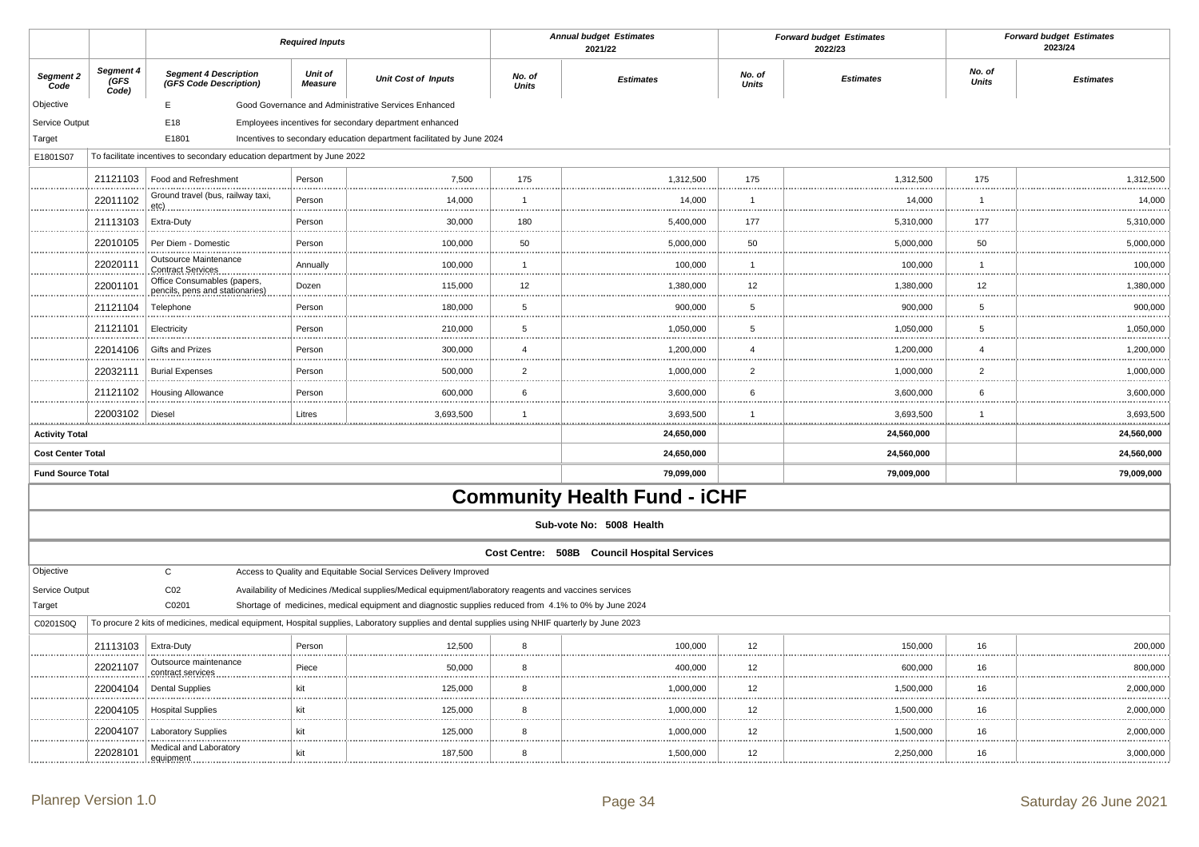| Segment 2 Code | Segment 4 (GFS Code) | Segment 4 Description (GFS Code Description) | Unit of Measure | Unit Cost of Inputs | Annual budget Estimates 2021/22 No. of Units | Annual budget Estimates 2021/22 Estimates | Forward budget Estimates 2022/23 No. of Units | Forward budget Estimates 2022/23 Estimates | Forward budget Estimates 2023/24 No. of Units | Forward budget Estimates 2023/24 Estimates |
|---|---|---|---|---|---|---|---|---|---|---|
| Objective | | E | Good Governance and Administrative Services Enhanced | | | | | | | |
| Service Output | | E18 | Employees incentives for secondary department enhanced | | | | | | | |
| Target | | E1801 | Incentives to secondary education department facilitated by June 2024 | | | | | | | |
| E1801S07 | To facilitate incentives to secondary education department by June 2022 | | | | | | | | | |
| | 21121103 | Food and Refreshment | Person | 7,500 | 175 | 1,312,500 | 175 | 1,312,500 | 175 | 1,312,500 |
| | 22011102 | Ground travel (bus, railway taxi, etc) | Person | 14,000 | 1 | 14,000 | 1 | 14,000 | 1 | 14,000 |
| | 21113103 | Extra-Duty | Person | 30,000 | 180 | 5,400,000 | 177 | 5,310,000 | 177 | 5,310,000 |
| | 22010105 | Per Diem - Domestic | Person | 100,000 | 50 | 5,000,000 | 50 | 5,000,000 | 50 | 5,000,000 |
| | 22020111 | Outsource Maintenance Contract Services | Annually | 100,000 | 1 | 100,000 | 1 | 100,000 | 1 | 100,000 |
| | 22001101 | Office Consumables (papers, pencils, pens and stationaries) | Dozen | 115,000 | 12 | 1,380,000 | 12 | 1,380,000 | 12 | 1,380,000 |
| | 21121104 | Telephone | Person | 180,000 | 5 | 900,000 | 5 | 900,000 | 5 | 900,000 |
| | 21121101 | Electricity | Person | 210,000 | 5 | 1,050,000 | 5 | 1,050,000 | 5 | 1,050,000 |
| | 22014106 | Gifts and Prizes | Person | 300,000 | 4 | 1,200,000 | 4 | 1,200,000 | 4 | 1,200,000 |
| | 22032111 | Burial Expenses | Person | 500,000 | 2 | 1,000,000 | 2 | 1,000,000 | 2 | 1,000,000 |
| | 21121102 | Housing Allowance | Person | 600,000 | 6 | 3,600,000 | 6 | 3,600,000 | 6 | 3,600,000 |
| | 22003102 | Diesel | Litres | 3,693,500 | 1 | 3,693,500 | 1 | 3,693,500 | 1 | 3,693,500 |
| **Activity Total** | | | | | | **24,650,000** | | **24,560,000** | | **24,560,000** |
| **Cost Center Total** | | | | | | **24,650,000** | | **24,560,000** | | **24,560,000** |
| **Fund Source Total** | | | | | | **79,099,000** | | **79,009,000** | | **79,009,000** |

# Community Health Fund - iCHF

**Sub-vote No: 5008 Health**

**Cost Centre: 508B Council Hospital Services**

| Segment 2 Code | Segment 4 (GFS Code) | Segment 4 Description (GFS Code Description) | Unit of Measure | Unit Cost of Inputs | Annual budget Estimates 2021/22 No. of Units | Annual budget Estimates 2021/22 Estimates | Forward budget Estimates 2022/23 No. of Units | Forward budget Estimates 2022/23 Estimates | Forward budget Estimates 2023/24 No. of Units | Forward budget Estimates 2023/24 Estimates |
|---|---|---|---|---|---|---|---|---|---|---|
| Objective | | C | Access to Quality and Equitable Social Services Delivery Improved | | | | | | | |
| Service Output | | C02 | Availability of Medicines /Medical supplies/Medical equipment/laboratory reagents and vaccines services | | | | | | | |
| Target | | C0201 | Shortage of medicines, medical equipment and diagnostic supplies reduced from 4.1% to 0% by June 2024 | | | | | | | |
| C0201S0Q | To procure 2 kits of medicines, medical equipment, Hospital supplies, Laboratory supplies and dental supplies using NHIF quarterly by June 2023 | | | | | | | | | |
| | 21113103 | Extra-Duty | Person | 12,500 | 8 | 100,000 | 12 | 150,000 | 16 | 200,000 |
| | 22021107 | Outsource maintenance contract services | Piece | 50,000 | 8 | 400,000 | 12 | 600,000 | 16 | 800,000 |
| | 22004104 | Dental Supplies | kit | 125,000 | 8 | 1,000,000 | 12 | 1,500,000 | 16 | 2,000,000 |
| | 22004105 | Hospital Supplies | kit | 125,000 | 8 | 1,000,000 | 12 | 1,500,000 | 16 | 2,000,000 |
| | 22004107 | Laboratory Supplies | kit | 125,000 | 8 | 1,000,000 | 12 | 1,500,000 | 16 | 2,000,000 |
| | 22028101 | Medical and Laboratory equipment | kit | 187,500 | 8 | 1,500,000 | 12 | 2,250,000 | 16 | 3,000,000 |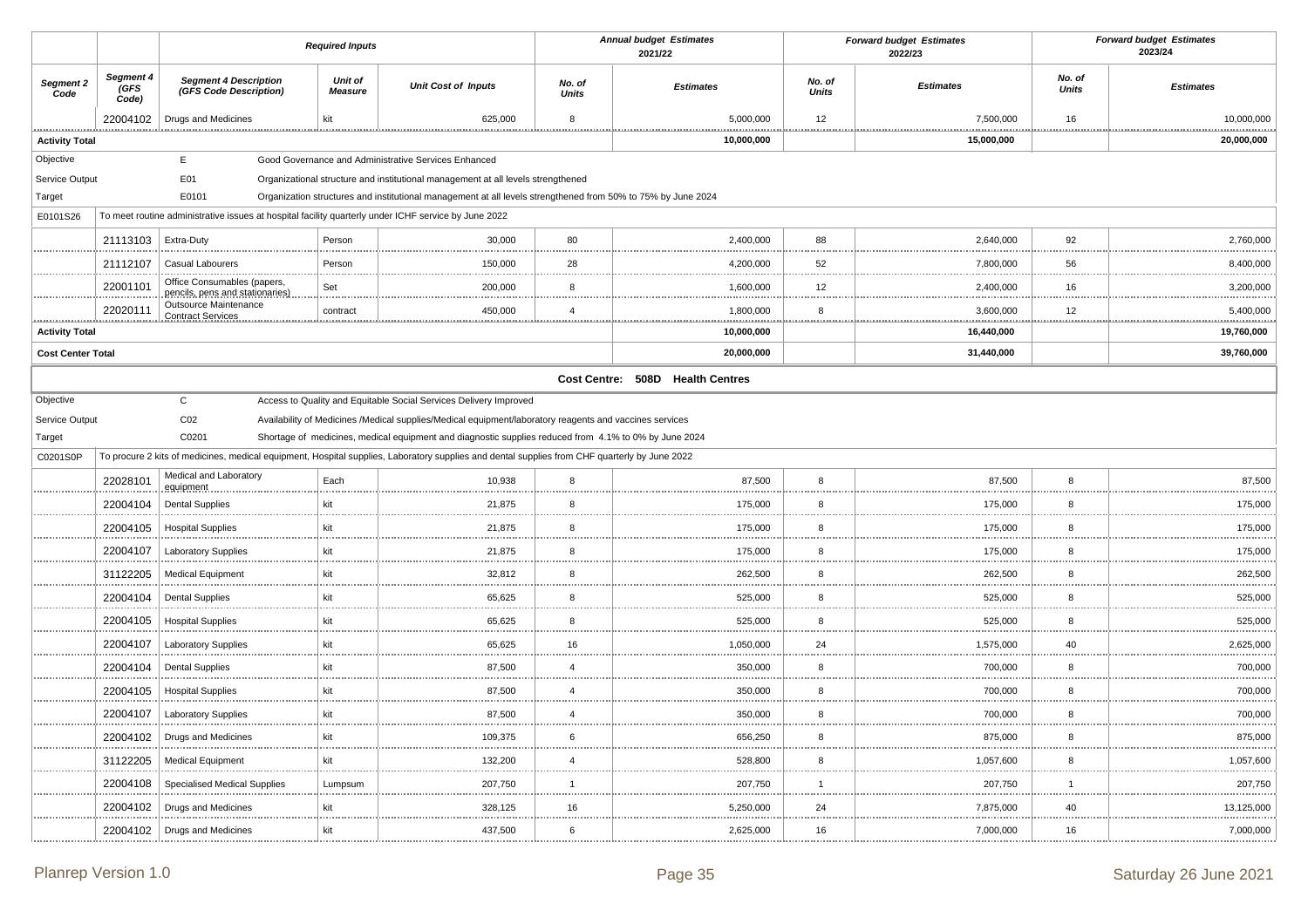| Segment 2 Code | Segment 4 (GFS Code) | Segment 4 Description (GFS Code Description) | Unit of Measure | Unit Cost of Inputs | Annual budget Estimates 2021/22 No. of Units | Annual budget Estimates 2021/22 Estimates | Forward budget Estimates 2022/23 No. of Units | Forward budget Estimates 2022/23 Estimates | Forward budget Estimates 2023/24 No. of Units | Forward budget Estimates 2023/24 Estimates |
|---|---|---|---|---|---|---|---|---|---|---|
| | 22004102 | Drugs and Medicines | kit | 625,000 | 8 | 5,000,000 | 12 | 7,500,000 | 16 | 10,000,000 |
| **Activity Total** | | | | | | **10,000,000** | | **15,000,000** | | **20,000,000** |
| Objective | | E | Good Governance and Administrative Services Enhanced | | | | | | | |
| Service Output | | E01 | Organizational structure and institutional management at all levels strengthened | | | | | | | |
| Target | | E0101 | Organization structures and institutional management at all levels strengthened from 50% to 75% by June 2024 | | | | | | | |
| E0101S26 | To meet routine administrative issues at hospital facility quarterly under ICHF service by June 2022 | | | | | | | | | |
| | 21113103 | Extra-Duty | Person | 30,000 | 80 | 2,400,000 | 88 | 2,640,000 | 92 | 2,760,000 |
| | 21112107 | Casual Labourers | Person | 150,000 | 28 | 4,200,000 | 52 | 7,800,000 | 56 | 8,400,000 |
| | 22001101 | Office Consumables (papers, pencils, pens and stationaries) | Set | 200,000 | 8 | 1,600,000 | 12 | 2,400,000 | 16 | 3,200,000 |
| | 22020111 | Outsource Maintenance Contract Services | contract | 450,000 | 4 | 1,800,000 | 8 | 3,600,000 | 12 | 5,400,000 |
| **Activity Total** | | | | | | **10,000,000** | | **16,440,000** | | **19,760,000** |
| **Cost Center Total** | | | | | | **20,000,000** | | **31,440,000** | | **39,760,000** |
| **Cost Centre: 508D Health Centres** | | | | | | | | | | |
| Objective | | C | Access to Quality and Equitable Social Services Delivery Improved | | | | | | | |
| Service Output | | C02 | Availability of Medicines /Medical supplies/Medical equipment/laboratory reagents and vaccines services | | | | | | | |
| Target | | C0201 | Shortage of medicines, medical equipment and diagnostic supplies reduced from 4.1% to 0% by June 2024 | | | | | | | |
| C0201S0P | To procure 2 kits of medicines, medical equipment, Hospital supplies, Laboratory supplies and dental supplies from CHF quarterly by June 2022 | | | | | | | | | |
| | 22028101 | Medical and Laboratory equipment | Each | 10,938 | 8 | 87,500 | 8 | 87,500 | 8 | 87,500 |
| | 22004104 | Dental Supplies | kit | 21,875 | 8 | 175,000 | 8 | 175,000 | 8 | 175,000 |
| | 22004105 | Hospital Supplies | kit | 21,875 | 8 | 175,000 | 8 | 175,000 | 8 | 175,000 |
| | 22004107 | Laboratory Supplies | kit | 21,875 | 8 | 175,000 | 8 | 175,000 | 8 | 175,000 |
| | 31122205 | Medical Equipment | kit | 32,812 | 8 | 262,500 | 8 | 262,500 | 8 | 262,500 |
| | 22004104 | Dental Supplies | kit | 65,625 | 8 | 525,000 | 8 | 525,000 | 8 | 525,000 |
| | 22004105 | Hospital Supplies | kit | 65,625 | 8 | 525,000 | 8 | 525,000 | 8 | 525,000 |
| | 22004107 | Laboratory Supplies | kit | 65,625 | 16 | 1,050,000 | 24 | 1,575,000 | 40 | 2,625,000 |
| | 22004104 | Dental Supplies | kit | 87,500 | 4 | 350,000 | 8 | 700,000 | 8 | 700,000 |
| | 22004105 | Hospital Supplies | kit | 87,500 | 4 | 350,000 | 8 | 700,000 | 8 | 700,000 |
| | 22004107 | Laboratory Supplies | kit | 87,500 | 4 | 350,000 | 8 | 700,000 | 8 | 700,000 |
| | 22004102 | Drugs and Medicines | kit | 109,375 | 6 | 656,250 | 8 | 875,000 | 8 | 875,000 |
| | 31122205 | Medical Equipment | kit | 132,200 | 4 | 528,800 | 8 | 1,057,600 | 8 | 1,057,600 |
| | 22004108 | Specialised Medical Supplies | Lumpsum | 207,750 | 1 | 207,750 | 1 | 207,750 | 1 | 207,750 |
| | 22004102 | Drugs and Medicines | kit | 328,125 | 16 | 5,250,000 | 24 | 7,875,000 | 40 | 13,125,000 |
| | 22004102 | Drugs and Medicines | kit | 437,500 | 6 | 2,625,000 | 16 | 7,000,000 | 16 | 7,000,000 |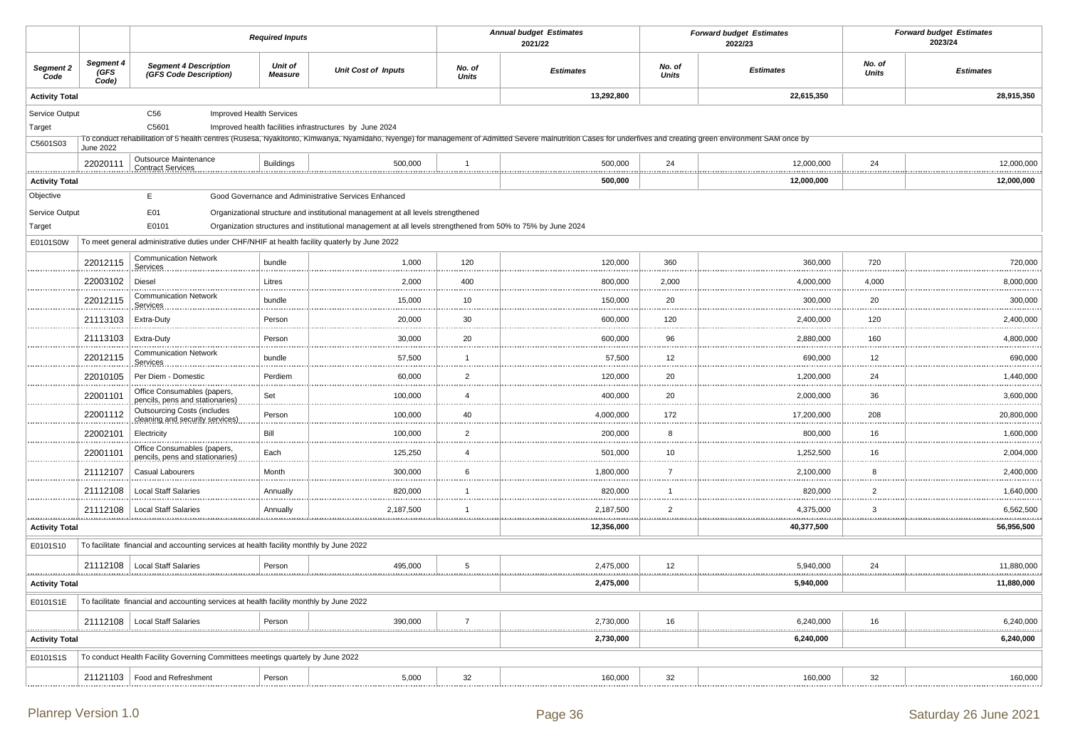| | | Required Inputs | | | Annual budget Estimates 2021/22 | | Forward budget Estimates 2022/23 | | Forward budget Estimates 2023/24 | |
|---|---|---|---|---|---|---|---|---|---|---|
| **Segment 2 Code** | **Segment 4 (GFS Code)** | **Segment 4 Description (GFS Code Description)** | **Unit of Measure** | **Unit Cost of Inputs** | **No. of Units** | **Estimates** | **No. of Units** | **Estimates** | **No. of Units** | **Estimates** |
| **Activity Total** | | | | | | **13,292,800** | | **22,615,350** | | **28,915,350** |
| Service Output | | C56 | Improved Health Services | | | | | | | |
| Target | | C5601 | Improved health facilities infrastructures by June 2024 | | | | | | | |
| C5601S03 | To conduct rehabilitation of 5 health centres (Rusesa, Nyakitonto, Kimwanya, Nyamidaho, Nyenge) for management of Admitted Severe malnutrition Cases for underfives and creating green environment SAM once by June 2022 | | | | | | | | | |
| | 22020111 | Outsource Maintenance Contract Services | Buildings | 500,000 | 1 | 500,000 | 24 | 12,000,000 | 24 | 12,000,000 |
| **Activity Total** | | | | | | **500,000** | | **12,000,000** | | **12,000,000** |
| Objective | | E | Good Governance and Administrative Services Enhanced | | | | | | | |
| Service Output | | E01 | Organizational structure and institutional management at all levels strengthened | | | | | | | |
| Target | | E0101 | Organization structures and institutional management at all levels strengthened from 50% to 75% by June 2024 | | | | | | | |
| E0101S0W | To meet general administrative duties under CHF/NHIF at health facility quaterly by June 2022 | | | | | | | | | |
| | 22012115 | Communication Network Services | bundle | 1,000 | 120 | 120,000 | 360 | 360,000 | 720 | 720,000 |
| | 22003102 | Diesel | Litres | 2,000 | 400 | 800,000 | 2,000 | 4,000,000 | 4,000 | 8,000,000 |
| | 22012115 | Communication Network Services | bundle | 15,000 | 10 | 150,000 | 20 | 300,000 | 20 | 300,000 |
| | 21113103 | Extra-Duty | Person | 20,000 | 30 | 600,000 | 120 | 2,400,000 | 120 | 2,400,000 |
| | 21113103 | Extra-Duty | Person | 30,000 | 20 | 600,000 | 96 | 2,880,000 | 160 | 4,800,000 |
| | 22012115 | Communication Network Services | bundle | 57,500 | 1 | 57,500 | 12 | 690,000 | 12 | 690,000 |
| | 22010105 | Per Diem - Domestic | Perdiem | 60,000 | 2 | 120,000 | 20 | 1,200,000 | 24 | 1,440,000 |
| | 22001101 | Office Consumables (papers, pencils, pens and stationaries) | Set | 100,000 | 4 | 400,000 | 20 | 2,000,000 | 36 | 3,600,000 |
| | 22001112 | Outsourcing Costs (includes cleaning and security services) | Person | 100,000 | 40 | 4,000,000 | 172 | 17,200,000 | 208 | 20,800,000 |
| | 22002101 | Electricity | Bill | 100,000 | 2 | 200,000 | 8 | 800,000 | 16 | 1,600,000 |
| | 22001101 | Office Consumables (papers, pencils, pens and stationaries) | Each | 125,250 | 4 | 501,000 | 10 | 1,252,500 | 16 | 2,004,000 |
| | 21112107 | Casual Labourers | Month | 300,000 | 6 | 1,800,000 | 7 | 2,100,000 | 8 | 2,400,000 |
| | 21112108 | Local Staff Salaries | Annually | 820,000 | 1 | 820,000 | 1 | 820,000 | 2 | 1,640,000 |
| | 21112108 | Local Staff Salaries | Annually | 2,187,500 | 1 | 2,187,500 | 2 | 4,375,000 | 3 | 6,562,500 |
| **Activity Total** | | | | | | **12,356,000** | | **40,377,500** | | **56,956,500** |
| E0101S10 | To facilitate financial and accounting services at health facility monthly by June 2022 | | | | | | | | | |
| | 21112108 | Local Staff Salaries | Person | 495,000 | 5 | 2,475,000 | 12 | 5,940,000 | 24 | 11,880,000 |
| **Activity Total** | | | | | | **2,475,000** | | **5,940,000** | | **11,880,000** |
| E0101S1E | To facilitate financial and accounting services at health facility monthly by June 2022 | | | | | | | | | |
| | 21112108 | Local Staff Salaries | Person | 390,000 | 7 | 2,730,000 | 16 | 6,240,000 | 16 | 6,240,000 |
| **Activity Total** | | | | | | **2,730,000** | | **6,240,000** | | **6,240,000** |
| E0101S1S | To conduct Health Facility Governing Committees meetings quartely by June 2022 | | | | | | | | | |
| | 21121103 | Food and Refreshment | Person | 5,000 | 32 | 160,000 | 32 | 160,000 | 32 | 160,000 |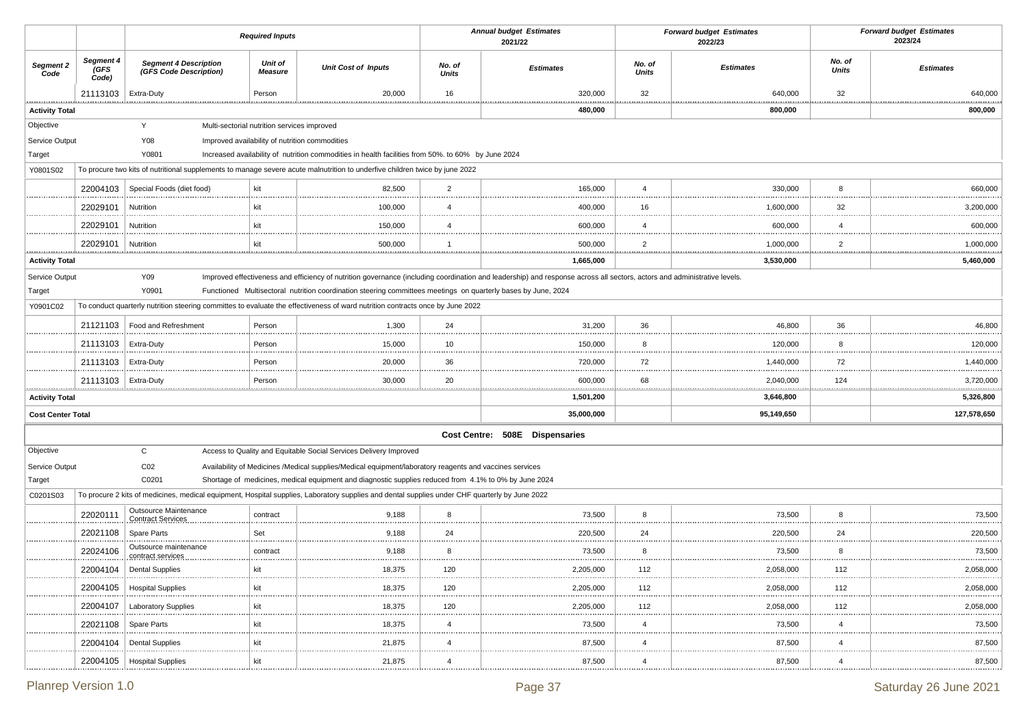| | | Required Inputs | | | Annual budget Estimates 2021/22 | | Forward budget Estimates 2022/23 | | Forward budget Estimates 2023/24 | |
|---|---|---|---|---|---|---|---|---|---|---|
| Segment 2 Code | Segment 4 (GFS Code) | Segment 4 Description (GFS Code Description) | Unit of Measure | Unit Cost of Inputs | No. of Units | Estimates | No. of Units | Estimates | No. of Units | Estimates |
| | 21113103 | Extra-Duty | Person | 20,000 | 16 | 320,000 | 32 | 640,000 | 32 | 640,000 |
| Activity Total | | | | | | 480,000 | | 800,000 | | 800,000 |
| Objective | | Y | Multi-sectorial nutrition services improved | | | | | | | |
| Service Output | | Y08 | Improved availability of nutrition commodities | | | | | | | |
| Target | | Y0801 | Increased availability of nutrition commodities in health facilities from 50%. to 60% by June 2024 | | | | | | | |
| Y0801S02 | To procure two kits of nutritional supplements to manage severe acute malnutrition to underfive children twice by june 2022 | | | | | | | | | |
| | 22004103 | Special Foods (diet food) | kit | 82,500 | 2 | 165,000 | 4 | 330,000 | 8 | 660,000 |
| | 22029101 | Nutrition | kit | 100,000 | 4 | 400,000 | 16 | 1,600,000 | 32 | 3,200,000 |
| | 22029101 | Nutrition | kit | 150,000 | 4 | 600,000 | 4 | 600,000 | 4 | 600,000 |
| | 22029101 | Nutrition | kit | 500,000 | 1 | 500,000 | 2 | 1,000,000 | 2 | 1,000,000 |
| Activity Total | | | | | | 1,665,000 | | 3,530,000 | | 5,460,000 |
| Service Output | | Y09 | Improved effectiveness and efficiency of nutrition governance (including coordination and leadership) and response across all sectors, actors and administrative levels. | | | | | | | |
| Target | | Y0901 | Functioned Multisectoral nutrition coordination steering committees meetings on quarterly bases by June, 2024 | | | | | | | |
| Y0901C02 | To conduct quarterly nutrition steering committes to evaluate the effectiveness of ward nutrition contracts once by June 2022 | | | | | | | | | |
| | 21121103 | Food and Refreshment | Person | 1,300 | 24 | 31,200 | 36 | 46,800 | 36 | 46,800 |
| | 21113103 | Extra-Duty | Person | 15,000 | 10 | 150,000 | 8 | 120,000 | 8 | 120,000 |
| | 21113103 | Extra-Duty | Person | 20,000 | 36 | 720,000 | 72 | 1,440,000 | 72 | 1,440,000 |
| | 21113103 | Extra-Duty | Person | 30,000 | 20 | 600,000 | 68 | 2,040,000 | 124 | 3,720,000 |
| Activity Total | | | | | | 1,501,200 | | 3,646,800 | | 5,326,800 |
| Cost Center Total | | | | | | 35,000,000 | | 95,149,650 | | 127,578,650 |
| Cost Centre: 508E Dispensaries | | | | | | | | | | |
| Objective | | C | Access to Quality and Equitable Social Services Delivery Improved | | | | | | | |
| Service Output | | C02 | Availability of Medicines /Medical supplies/Medical equipment/laboratory reagents and vaccines services | | | | | | | |
| Target | | C0201 | Shortage of medicines, medical equipment and diagnostic supplies reduced from 4.1% to 0% by June 2024 | | | | | | | |
| C0201S03 | To procure 2 kits of medicines, medical equipment, Hospital supplies, Laboratory supplies and dental supplies under CHF quarterly by June 2022 | | | | | | | | | |
| | 22020111 | Outsource Maintenance Contract Services | contract | 9,188 | 8 | 73,500 | 8 | 73,500 | 8 | 73,500 |
| | 22021108 | Spare Parts | Set | 9,188 | 24 | 220,500 | 24 | 220,500 | 24 | 220,500 |
| | 22024106 | Outsource maintenance contract services | contract | 9,188 | 8 | 73,500 | 8 | 73,500 | 8 | 73,500 |
| | 22004104 | Dental Supplies | kit | 18,375 | 120 | 2,205,000 | 112 | 2,058,000 | 112 | 2,058,000 |
| | 22004105 | Hospital Supplies | kit | 18,375 | 120 | 2,205,000 | 112 | 2,058,000 | 112 | 2,058,000 |
| | 22004107 | Laboratory Supplies | kit | 18,375 | 120 | 2,205,000 | 112 | 2,058,000 | 112 | 2,058,000 |
| | 22021108 | Spare Parts | kit | 18,375 | 4 | 73,500 | 4 | 73,500 | 4 | 73,500 |
| | 22004104 | Dental Supplies | kit | 21,875 | 4 | 87,500 | 4 | 87,500 | 4 | 87,500 |
| | 22004105 | Hospital Supplies | kit | 21,875 | 4 | 87,500 | 4 | 87,500 | 4 | 87,500 |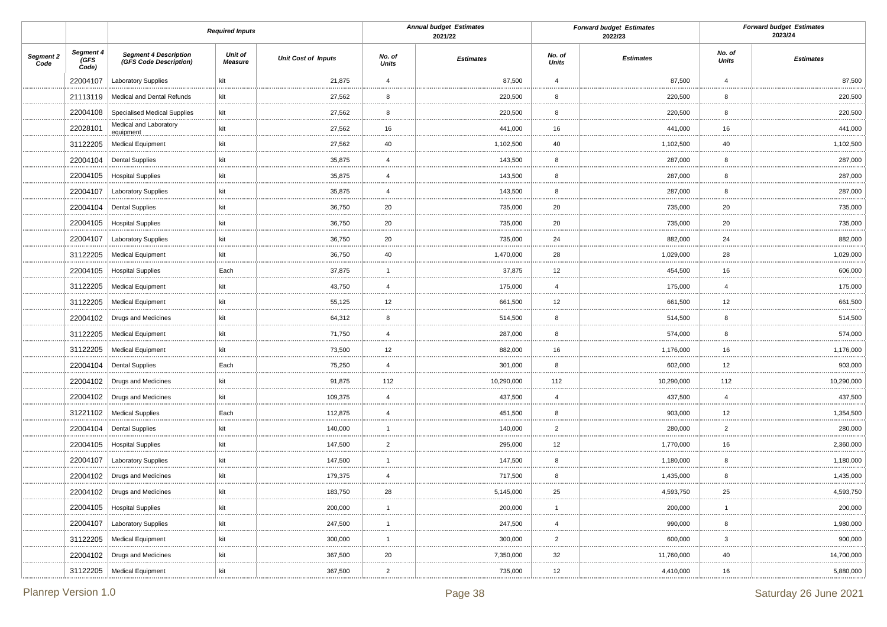| | | Required Inputs | | | Annual budget Estimates 2021/22 | | Forward budget Estimates 2022/23 | | Forward budget Estimates 2023/24 | |
|---|---|---|---|---|---|---|---|---|---|---|
| Segment 2 Code | Segment 4 (GFS Code) | Segment 4 Description (GFS Code Description) | Unit of Measure | Unit Cost of Inputs | No. of Units | Estimates | No. of Units | Estimates | No. of Units | Estimates |
| | 22004107 | Laboratory Supplies | kit | 21,875 | 4 | 87,500 | 4 | 87,500 | 4 | 87,500 |
| | 21113119 | Medical and Dental Refunds | kit | 27,562 | 8 | 220,500 | 8 | 220,500 | 8 | 220,500 |
| | 22004108 | Specialised Medical Supplies | kit | 27,562 | 8 | 220,500 | 8 | 220,500 | 8 | 220,500 |
| | 22028101 | Medical and Laboratory equipment | kit | 27,562 | 16 | 441,000 | 16 | 441,000 | 16 | 441,000 |
| | 31122205 | Medical Equipment | kit | 27,562 | 40 | 1,102,500 | 40 | 1,102,500 | 40 | 1,102,500 |
| | 22004104 | Dental Supplies | kit | 35,875 | 4 | 143,500 | 8 | 287,000 | 8 | 287,000 |
| | 22004105 | Hospital Supplies | kit | 35,875 | 4 | 143,500 | 8 | 287,000 | 8 | 287,000 |
| | 22004107 | Laboratory Supplies | kit | 35,875 | 4 | 143,500 | 8 | 287,000 | 8 | 287,000 |
| | 22004104 | Dental Supplies | kit | 36,750 | 20 | 735,000 | 20 | 735,000 | 20 | 735,000 |
| | 22004105 | Hospital Supplies | kit | 36,750 | 20 | 735,000 | 20 | 735,000 | 20 | 735,000 |
| | 22004107 | Laboratory Supplies | kit | 36,750 | 20 | 735,000 | 24 | 882,000 | 24 | 882,000 |
| | 31122205 | Medical Equipment | kit | 36,750 | 40 | 1,470,000 | 28 | 1,029,000 | 28 | 1,029,000 |
| | 22004105 | Hospital Supplies | Each | 37,875 | 1 | 37,875 | 12 | 454,500 | 16 | 606,000 |
| | 31122205 | Medical Equipment | kit | 43,750 | 4 | 175,000 | 4 | 175,000 | 4 | 175,000 |
| | 31122205 | Medical Equipment | kit | 55,125 | 12 | 661,500 | 12 | 661,500 | 12 | 661,500 |
| | 22004102 | Drugs and Medicines | kit | 64,312 | 8 | 514,500 | 8 | 514,500 | 8 | 514,500 |
| | 31122205 | Medical Equipment | kit | 71,750 | 4 | 287,000 | 8 | 574,000 | 8 | 574,000 |
| | 31122205 | Medical Equipment | kit | 73,500 | 12 | 882,000 | 16 | 1,176,000 | 16 | 1,176,000 |
| | 22004104 | Dental Supplies | Each | 75,250 | 4 | 301,000 | 8 | 602,000 | 12 | 903,000 |
| | 22004102 | Drugs and Medicines | kit | 91,875 | 112 | 10,290,000 | 112 | 10,290,000 | 112 | 10,290,000 |
| | 22004102 | Drugs and Medicines | kit | 109,375 | 4 | 437,500 | 4 | 437,500 | 4 | 437,500 |
| | 31221102 | Medical Supplies | Each | 112,875 | 4 | 451,500 | 8 | 903,000 | 12 | 1,354,500 |
| | 22004104 | Dental Supplies | kit | 140,000 | 1 | 140,000 | 2 | 280,000 | 2 | 280,000 |
| | 22004105 | Hospital Supplies | kit | 147,500 | 2 | 295,000 | 12 | 1,770,000 | 16 | 2,360,000 |
| | 22004107 | Laboratory Supplies | kit | 147,500 | 1 | 147,500 | 8 | 1,180,000 | 8 | 1,180,000 |
| | 22004102 | Drugs and Medicines | kit | 179,375 | 4 | 717,500 | 8 | 1,435,000 | 8 | 1,435,000 |
| | 22004102 | Drugs and Medicines | kit | 183,750 | 28 | 5,145,000 | 25 | 4,593,750 | 25 | 4,593,750 |
| | 22004105 | Hospital Supplies | kit | 200,000 | 1 | 200,000 | 1 | 200,000 | 1 | 200,000 |
| | 22004107 | Laboratory Supplies | kit | 247,500 | 1 | 247,500 | 4 | 990,000 | 8 | 1,980,000 |
| | 31122205 | Medical Equipment | kit | 300,000 | 1 | 300,000 | 2 | 600,000 | 3 | 900,000 |
| | 22004102 | Drugs and Medicines | kit | 367,500 | 20 | 7,350,000 | 32 | 11,760,000 | 40 | 14,700,000 |
| | 31122205 | Medical Equipment | kit | 367,500 | 2 | 735,000 | 12 | 4,410,000 | 16 | 5,880,000 |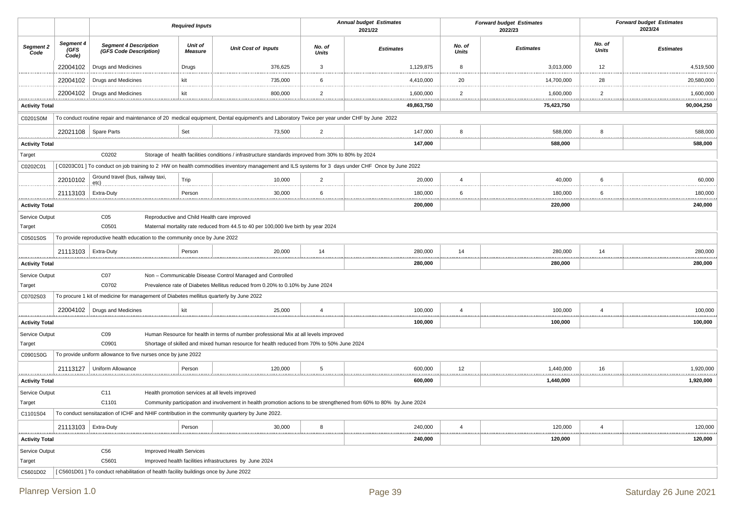| | | Required Inputs | | | Annual budget Estimates 2021/22 | | Forward budget Estimates 2022/23 | | Forward budget Estimates 2023/24 | |
|---|---|---|---|---|---|---|---|---|---|---|
| **Segment 2 Code** | **Segment 4 (GFS Code)** | **Segment 4 Description (GFS Code Description)** | **Unit of Measure** | **Unit Cost of Inputs** | **No. of Units** | **Estimates** | **No. of Units** | **Estimates** | **No. of Units** | **Estimates** |
| | 22004102 | Drugs and Medicines | Drugs | 376,625 | 3 | 1,129,875 | 8 | 3,013,000 | 12 | 4,519,500 |
| | 22004102 | Drugs and Medicines | kit | 735,000 | 6 | 4,410,000 | 20 | 14,700,000 | 28 | 20,580,000 |
| | 22004102 | Drugs and Medicines | kit | 800,000 | 2 | 1,600,000 | 2 | 1,600,000 | 2 | 1,600,000 |
| **Activity Total** | | | | | | **49,863,750** | | **75,423,750** | | **90,004,250** |
| C0201S0M | To conduct routine repair and maintenance of 20 medical equipment, Dental equipment's and Laboratory Twice per year under CHF by June 2022 | | | | | | | | | |
| | 22021108 | Spare Parts | Set | 73,500 | 2 | 147,000 | 8 | 588,000 | 8 | 588,000 |
| **Activity Total** | | | | | | **147,000** | | **588,000** | | **588,000** |
| Target | | C0202 | Storage of health facilities conditions / infrastructure standards improved from 30% to 80% by 2024 | | | | | | | |
| C0202C01 | [ C0203C01 ] To conduct on job training to 2 HW on health commodities inventory management and ILS systems for 3 days under CHF Once by June 2022 | | | | | | | | | |
| | 22010102 | Ground travel (bus, railway taxi, etc) | Trip | 10,000 | 2 | 20,000 | 4 | 40,000 | 6 | 60,000 |
| | 21113103 | Extra-Duty | Person | 30,000 | 6 | 180,000 | 6 | 180,000 | 6 | 180,000 |
| **Activity Total** | | | | | | **200,000** | | **220,000** | | **240,000** |
| Service Output | | C05 | Reproductive and Child Health care improved | | | | | | | |
| Target | | C0501 | Maternal mortality rate reduced from 44.5 to 40 per 100,000 live birth by year 2024 | | | | | | | |
| C0501S0S | To provide reproductive health education to the community once by June 2022 | | | | | | | | | |
| | 21113103 | Extra-Duty | Person | 20,000 | 14 | 280,000 | 14 | 280,000 | 14 | 280,000 |
| **Activity Total** | | | | | | **280,000** | | **280,000** | | **280,000** |
| Service Output | | C07 | Non – Communicable Disease Control Managed and Controlled | | | | | | | |
| Target | | C0702 | Prevalence rate of Diabetes Mellitus reduced from 0.20% to 0.10% by June 2024 | | | | | | | |
| C0702S03 | To procure 1 kit of medicine for management of Diabetes mellitus quarterly by June 2022 | | | | | | | | | |
| | 22004102 | Drugs and Medicines | kit | 25,000 | 4 | 100,000 | 4 | 100,000 | 4 | 100,000 |
| **Activity Total** | | | | | | **100,000** | | **100,000** | | **100,000** |
| Service Output | | C09 | Human Resource for health in terms of number professional Mix at all levels improved | | | | | | | |
| Target | | C0901 | Shortage of skilled and mixed human resource for health reduced from 70% to 50% June 2024 | | | | | | | |
| C0901S0G | To provide uniform allowance to five nurses once by june 2022 | | | | | | | | | |
| | 21113127 | Uniform Allowance | Person | 120,000 | 5 | 600,000 | 12 | 1,440,000 | 16 | 1,920,000 |
| **Activity Total** | | | | | | **600,000** | | **1,440,000** | | **1,920,000** |
| Service Output | | C11 | Health promotion services at all levels improved | | | | | | | |
| Target | | C1101 | Community participation and involvement in health promotion actions to be strengthened from 60% to 80% by June 2024 | | | | | | | |
| C1101S04 | To conduct sensitazation of ICHF and NHIF contribution in the community quartery by June 2022. | | | | | | | | | |
| | 21113103 | Extra-Duty | Person | 30,000 | 8 | 240,000 | 4 | 120,000 | 4 | 120,000 |
| **Activity Total** | | | | | | **240,000** | | **120,000** | | **120,000** |
| Service Output | | C56 | Improved Health Services | | | | | | | |
| Target | | C5601 | Improved health facilities infrastructures by June 2024 | | | | | | | |
| C5601D02 | [ C5601D01 ] To conduct rehabilitation of health facility buildings once by June 2022 | | | | | | | | | |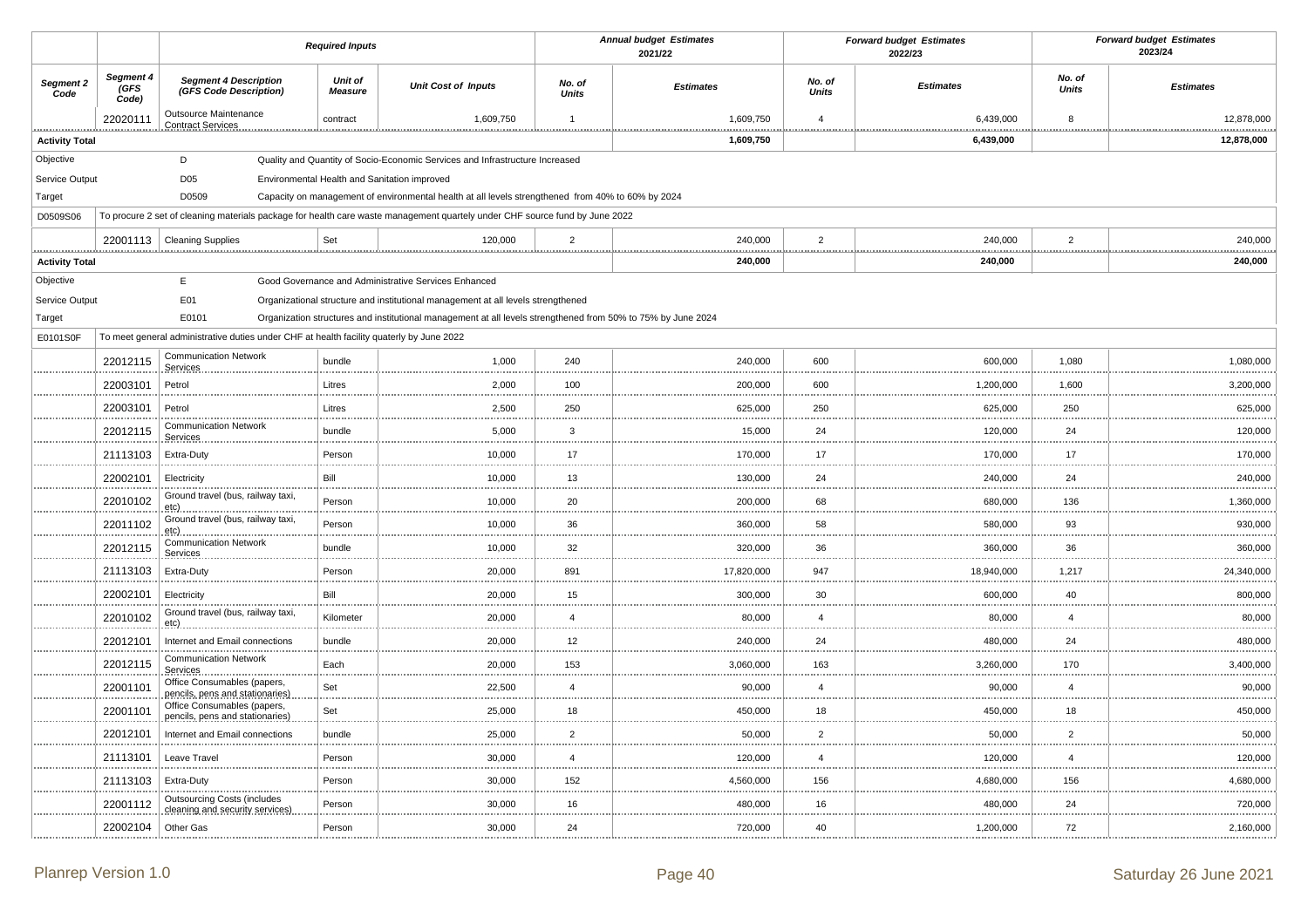| | | Required Inputs | | | Annual budget Estimates 2021/22 | | Forward budget Estimates 2022/23 | | Forward budget Estimates 2023/24 | |
|---|---|---|---|---|---|---|---|---|---|---|
| **Segment 2 Code** | **Segment 4 (GFS Code)** | **Segment 4 Description (GFS Code Description)** | **Unit of Measure** | **Unit Cost of Inputs** | **No. of Units** | **Estimates** | **No. of Units** | **Estimates** | **No. of Units** | **Estimates** |
| | 22020111 | Outsource Maintenance Contract Services | contract | 1,609,750 | 1 | 1,609,750 | 4 | 6,439,000 | 8 | 12,878,000 |
| **Activity Total** | | | | | | **1,609,750** | | **6,439,000** | | **12,878,000** |
| Objective | | D | Quality and Quantity of Socio-Economic Services and Infrastructure Increased | | | | | | | |
| Service Output | | D05 | Environmental Health and Sanitation improved | | | | | | | |
| Target | | D0509 | Capacity on management of environmental health at all levels strengthened from 40% to 60% by 2024 | | | | | | | |
| D0509S06 | To procure 2 set of cleaning materials package for health care waste management quartely under CHF source fund by June 2022 | | | | | | | | | |
| | 22001113 | Cleaning Supplies | Set | 120,000 | 2 | 240,000 | 2 | 240,000 | 2 | 240,000 |
| **Activity Total** | | | | | | **240,000** | | **240,000** | | **240,000** |
| Objective | | E | Good Governance and Administrative Services Enhanced | | | | | | | |
| Service Output | | E01 | Organizational structure and institutional management at all levels strengthened | | | | | | | |
| Target | | E0101 | Organization structures and institutional management at all levels strengthened from 50% to 75% by June 2024 | | | | | | | |
| E0101S0F | To meet general administrative duties under CHF at health facility quaterly by June 2022 | | | | | | | | | |
| | 22012115 | Communication Network Services | bundle | 1,000 | 240 | 240,000 | 600 | 600,000 | 1,080 | 1,080,000 |
| | 22003101 | Petrol | Litres | 2,000 | 100 | 200,000 | 600 | 1,200,000 | 1,600 | 3,200,000 |
| | 22003101 | Petrol | Litres | 2,500 | 250 | 625,000 | 250 | 625,000 | 250 | 625,000 |
| | 22012115 | Communication Network Services | bundle | 5,000 | 3 | 15,000 | 24 | 120,000 | 24 | 120,000 |
| | 21113103 | Extra-Duty | Person | 10,000 | 17 | 170,000 | 17 | 170,000 | 17 | 170,000 |
| | 22002101 | Electricity | Bill | 10,000 | 13 | 130,000 | 24 | 240,000 | 24 | 240,000 |
| | 22010102 | Ground travel (bus, railway taxi, etc) | Person | 10,000 | 20 | 200,000 | 68 | 680,000 | 136 | 1,360,000 |
| | 22011102 | Ground travel (bus, railway taxi, etc) | Person | 10,000 | 36 | 360,000 | 58 | 580,000 | 93 | 930,000 |
| | 22012115 | Communication Network Services | bundle | 10,000 | 32 | 320,000 | 36 | 360,000 | 36 | 360,000 |
| | 21113103 | Extra-Duty | Person | 20,000 | 891 | 17,820,000 | 947 | 18,940,000 | 1,217 | 24,340,000 |
| | 22002101 | Electricity | Bill | 20,000 | 15 | 300,000 | 30 | 600,000 | 40 | 800,000 |
| | 22010102 | Ground travel (bus, railway taxi, etc) | Kilometer | 20,000 | 4 | 80,000 | 4 | 80,000 | 4 | 80,000 |
| | 22012101 | Internet and Email connections | bundle | 20,000 | 12 | 240,000 | 24 | 480,000 | 24 | 480,000 |
| | 22012115 | Communication Network Services | Each | 20,000 | 153 | 3,060,000 | 163 | 3,260,000 | 170 | 3,400,000 |
| | 22001101 | Office Consumables (papers, pencils, pens and stationaries) | Set | 22,500 | 4 | 90,000 | 4 | 90,000 | 4 | 90,000 |
| | 22001101 | Office Consumables (papers, pencils, pens and stationaries) | Set | 25,000 | 18 | 450,000 | 18 | 450,000 | 18 | 450,000 |
| | 22012101 | Internet and Email connections | bundle | 25,000 | 2 | 50,000 | 2 | 50,000 | 2 | 50,000 |
| | 21113101 | Leave Travel | Person | 30,000 | 4 | 120,000 | 4 | 120,000 | 4 | 120,000 |
| | 21113103 | Extra-Duty | Person | 30,000 | 152 | 4,560,000 | 156 | 4,680,000 | 156 | 4,680,000 |
| | 22001112 | Outsourcing Costs (includes cleaning and security services) | Person | 30,000 | 16 | 480,000 | 16 | 480,000 | 24 | 720,000 |
| | 22002104 | Other Gas | Person | 30,000 | 24 | 720,000 | 40 | 1,200,000 | 72 | 2,160,000 |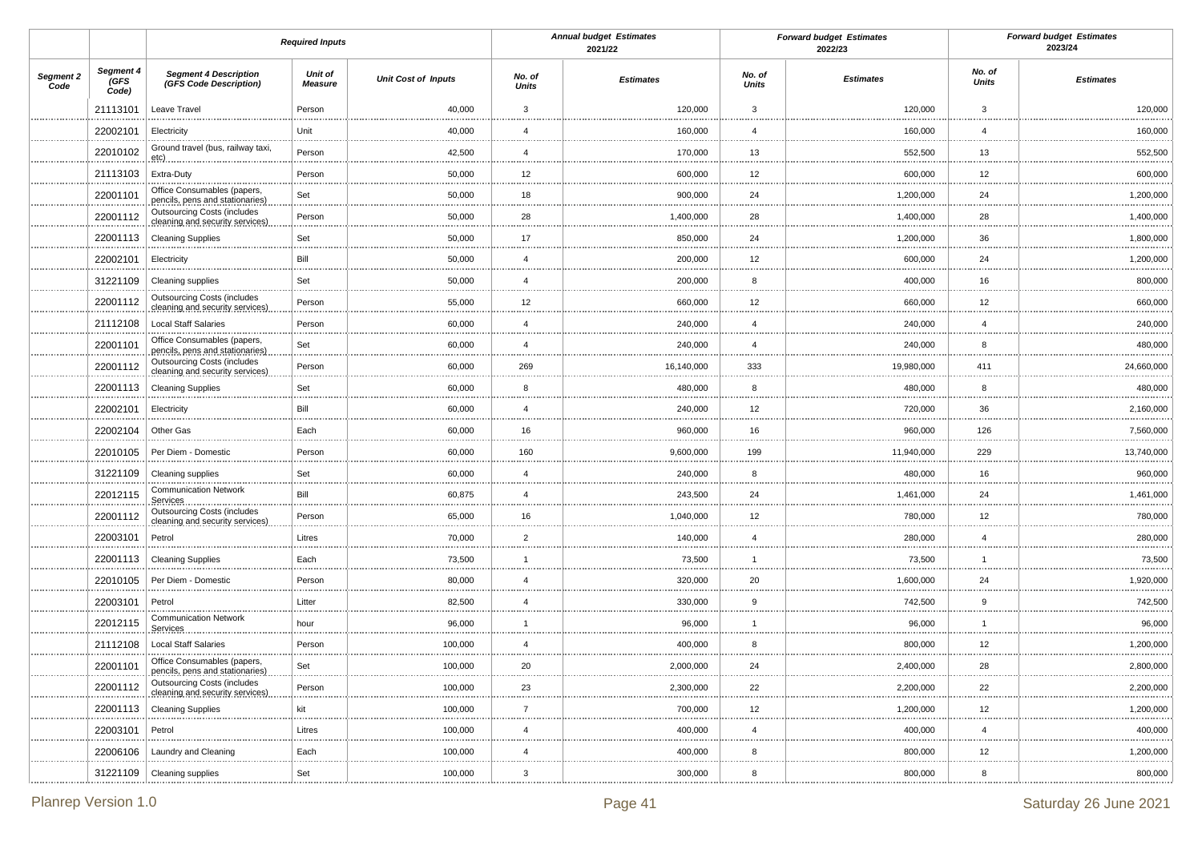| | | Required Inputs | | | Annual budget Estimates 2021/22 | | Forward budget Estimates 2022/23 | | Forward budget Estimates 2023/24 | |
|---|---|---|---|---|---|---|---|---|---|---|
| ***Segment 2 Code*** | ***Segment 4 (GFS Code)*** | ***Segment 4 Description (GFS Code Description)*** | ***Unit of Measure*** | ***Unit Cost of Inputs*** | ***No. of Units*** | ***Estimates*** | ***No. of Units*** | ***Estimates*** | ***No. of Units*** | ***Estimates*** |
| | 21113101 | Leave Travel | Person | 40,000 | 3 | 120,000 | 3 | 120,000 | 3 | 120,000 |
| | 22002101 | Electricity | Unit | 40,000 | 4 | 160,000 | 4 | 160,000 | 4 | 160,000 |
| | 22010102 | Ground travel (bus, railway taxi, etc) | Person | 42,500 | 4 | 170,000 | 13 | 552,500 | 13 | 552,500 |
| | 21113103 | Extra-Duty | Person | 50,000 | 12 | 600,000 | 12 | 600,000 | 12 | 600,000 |
| | 22001101 | Office Consumables (papers, pencils, pens and stationaries) | Set | 50,000 | 18 | 900,000 | 24 | 1,200,000 | 24 | 1,200,000 |
| | 22001112 | Outsourcing Costs (includes cleaning and security services) | Person | 50,000 | 28 | 1,400,000 | 28 | 1,400,000 | 28 | 1,400,000 |
| | 22001113 | Cleaning Supplies | Set | 50,000 | 17 | 850,000 | 24 | 1,200,000 | 36 | 1,800,000 |
| | 22002101 | Electricity | Bill | 50,000 | 4 | 200,000 | 12 | 600,000 | 24 | 1,200,000 |
| | 31221109 | Cleaning supplies | Set | 50,000 | 4 | 200,000 | 8 | 400,000 | 16 | 800,000 |
| | 22001112 | Outsourcing Costs (includes cleaning and security services) | Person | 55,000 | 12 | 660,000 | 12 | 660,000 | 12 | 660,000 |
| | 21112108 | Local Staff Salaries | Person | 60,000 | 4 | 240,000 | 4 | 240,000 | 4 | 240,000 |
| | 22001101 | Office Consumables (papers, pencils, pens and stationaries) | Set | 60,000 | 4 | 240,000 | 4 | 240,000 | 8 | 480,000 |
| | 22001112 | Outsourcing Costs (includes cleaning and security services) | Person | 60,000 | 269 | 16,140,000 | 333 | 19,980,000 | 411 | 24,660,000 |
| | 22001113 | Cleaning Supplies | Set | 60,000 | 8 | 480,000 | 8 | 480,000 | 8 | 480,000 |
| | 22002101 | Electricity | Bill | 60,000 | 4 | 240,000 | 12 | 720,000 | 36 | 2,160,000 |
| | 22002104 | Other Gas | Each | 60,000 | 16 | 960,000 | 16 | 960,000 | 126 | 7,560,000 |
| | 22010105 | Per Diem - Domestic | Person | 60,000 | 160 | 9,600,000 | 199 | 11,940,000 | 229 | 13,740,000 |
| | 31221109 | Cleaning supplies | Set | 60,000 | 4 | 240,000 | 8 | 480,000 | 16 | 960,000 |
| | 22012115 | Communication Network Services | Bill | 60,875 | 4 | 243,500 | 24 | 1,461,000 | 24 | 1,461,000 |
| | 22001112 | Outsourcing Costs (includes cleaning and security services) | Person | 65,000 | 16 | 1,040,000 | 12 | 780,000 | 12 | 780,000 |
| | 22003101 | Petrol | Litres | 70,000 | 2 | 140,000 | 4 | 280,000 | 4 | 280,000 |
| | 22001113 | Cleaning Supplies | Each | 73,500 | 1 | 73,500 | 1 | 73,500 | 1 | 73,500 |
| | 22010105 | Per Diem - Domestic | Person | 80,000 | 4 | 320,000 | 20 | 1,600,000 | 24 | 1,920,000 |
| | 22003101 | Petrol | Litter | 82,500 | 4 | 330,000 | 9 | 742,500 | 9 | 742,500 |
| | 22012115 | Communication Network Services | hour | 96,000 | 1 | 96,000 | 1 | 96,000 | 1 | 96,000 |
| | 21112108 | Local Staff Salaries | Person | 100,000 | 4 | 400,000 | 8 | 800,000 | 12 | 1,200,000 |
| | 22001101 | Office Consumables (papers, pencils, pens and stationaries) | Set | 100,000 | 20 | 2,000,000 | 24 | 2,400,000 | 28 | 2,800,000 |
| | 22001112 | Outsourcing Costs (includes cleaning and security services) | Person | 100,000 | 23 | 2,300,000 | 22 | 2,200,000 | 22 | 2,200,000 |
| | 22001113 | Cleaning Supplies | kit | 100,000 | 7 | 700,000 | 12 | 1,200,000 | 12 | 1,200,000 |
| | 22003101 | Petrol | Litres | 100,000 | 4 | 400,000 | 4 | 400,000 | 4 | 400,000 |
| | 22006106 | Laundry and Cleaning | Each | 100,000 | 4 | 400,000 | 8 | 800,000 | 12 | 1,200,000 |
| | 31221109 | Cleaning supplies | Set | 100,000 | 3 | 300,000 | 8 | 800,000 | 8 | 800,000 |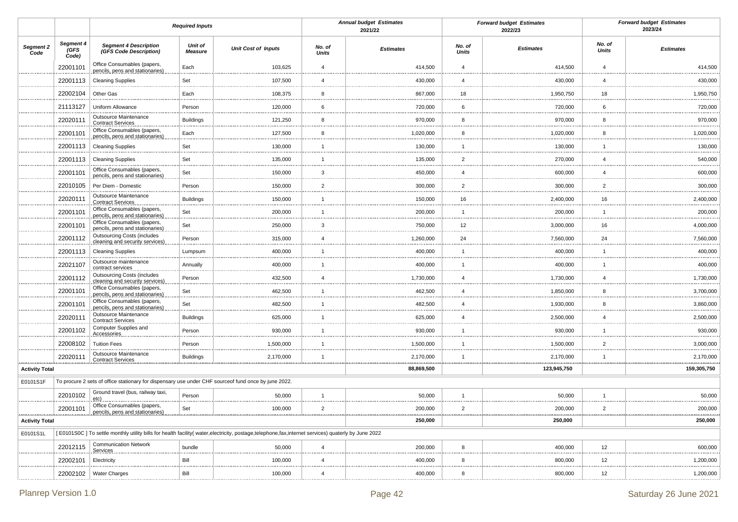| | | Required Inputs | | | Annual budget Estimates 2021/22 | | Forward budget Estimates 2022/23 | | Forward budget Estimates 2023/24 | |
|---|---|---|---|---|---|---|---|---|---|---|
| **Segment 2 Code** | **Segment 4 (GFS Code)** | **Segment 4 Description (GFS Code Description)** | **Unit of Measure** | **Unit Cost of Inputs** | **No. of Units** | **Estimates** | **No. of Units** | **Estimates** | **No. of Units** | **Estimates** |
| | 22001101 | Office Consumables (papers, pencils, pens and stationaries) | Each | 103,625 | 4 | 414,500 | 4 | 414,500 | 4 | 414,500 |
| | 22001113 | Cleaning Supplies | Set | 107,500 | 4 | 430,000 | 4 | 430,000 | 4 | 430,000 |
| | 22002104 | Other Gas | Each | 108,375 | 8 | 867,000 | 18 | 1,950,750 | 18 | 1,950,750 |
| | 21113127 | Uniform Allowance | Person | 120,000 | 6 | 720,000 | 6 | 720,000 | 6 | 720,000 |
| | 22020111 | Outsource Maintenance Contract Services | Buildings | 121,250 | 8 | 970,000 | 8 | 970,000 | 8 | 970,000 |
| | 22001101 | Office Consumables (papers, pencils, pens and stationaries) | Each | 127,500 | 8 | 1,020,000 | 8 | 1,020,000 | 8 | 1,020,000 |
| | 22001113 | Cleaning Supplies | Set | 130,000 | 1 | 130,000 | 1 | 130,000 | 1 | 130,000 |
| | 22001113 | Cleaning Supplies | Set | 135,000 | 1 | 135,000 | 2 | 270,000 | 4 | 540,000 |
| | 22001101 | Office Consumables (papers, pencils, pens and stationaries) | Set | 150,000 | 3 | 450,000 | 4 | 600,000 | 4 | 600,000 |
| | 22010105 | Per Diem - Domestic | Person | 150,000 | 2 | 300,000 | 2 | 300,000 | 2 | 300,000 |
| | 22020111 | Outsource Maintenance Contract Services | Buildings | 150,000 | 1 | 150,000 | 16 | 2,400,000 | 16 | 2,400,000 |
| | 22001101 | Office Consumables (papers, pencils, pens and stationaries) | Set | 200,000 | 1 | 200,000 | 1 | 200,000 | 1 | 200,000 |
| | 22001101 | Office Consumables (papers, pencils, pens and stationaries) | Set | 250,000 | 3 | 750,000 | 12 | 3,000,000 | 16 | 4,000,000 |
| | 22001112 | Outsourcing Costs (includes cleaning and security services) | Person | 315,000 | 4 | 1,260,000 | 24 | 7,560,000 | 24 | 7,560,000 |
| | 22001113 | Cleaning Supplies | Lumpsum | 400,000 | 1 | 400,000 | 1 | 400,000 | 1 | 400,000 |
| | 22021107 | Outsource maintenance contract services | Annually | 400,000 | 1 | 400,000 | 1 | 400,000 | 1 | 400,000 |
| | 22001112 | Outsourcing Costs (includes cleaning and security services) | Person | 432,500 | 4 | 1,730,000 | 4 | 1,730,000 | 4 | 1,730,000 |
| | 22001101 | Office Consumables (papers, pencils, pens and stationaries) | Set | 462,500 | 1 | 462,500 | 4 | 1,850,000 | 8 | 3,700,000 |
| | 22001101 | Office Consumables (papers, pencils, pens and stationaries) | Set | 482,500 | 1 | 482,500 | 4 | 1,930,000 | 8 | 3,860,000 |
| | 22020111 | Outsource Maintenance Contract Services | Buildings | 625,000 | 1 | 625,000 | 4 | 2,500,000 | 4 | 2,500,000 |
| | 22001102 | Computer Supplies and Accessories | Person | 930,000 | 1 | 930,000 | 1 | 930,000 | 1 | 930,000 |
| | 22008102 | Tuition Fees | Person | 1,500,000 | 1 | 1,500,000 | 1 | 1,500,000 | 2 | 3,000,000 |
| | 22020111 | Outsource Maintenance Contract Services | Buildings | 2,170,000 | 1 | 2,170,000 | 1 | 2,170,000 | 1 | 2,170,000 |
| **Activity Total** | | | | | | **88,869,500** | | **123,945,750** | | **159,305,750** |
| E0101S1F | To procure 2 sets of office stationary for dispensary use under CHF sourceof fund once by june 2022. | | | | | | | | | |
| | 22010102 | Ground travel (bus, railway taxi, etc) | Person | 50,000 | 1 | 50,000 | 1 | 50,000 | 1 | 50,000 |
| | 22001101 | Office Consumables (papers, pencils, pens and stationaries) | Set | 100,000 | 2 | 200,000 | 2 | 200,000 | 2 | 200,000 |
| **Activity Total** | | | | | | **250,000** | | **250,000** | | **250,000** |
| E0101S1L | [ E0101S0C ] To settle monthly utility bills for health facility( water,electricity, postage,telephone,fax,internet services) quaterly by June 2022 | | | | | | | | | |
| | 22012115 | Communication Network Services | bundle | 50,000 | 4 | 200,000 | 8 | 400,000 | 12 | 600,000 |
| | 22002101 | Electricity | Bill | 100,000 | 4 | 400,000 | 8 | 800,000 | 12 | 1,200,000 |
| | 22002102 | Water Charges | Bill | 100,000 | 4 | 400,000 | 8 | 800,000 | 12 | 1,200,000 |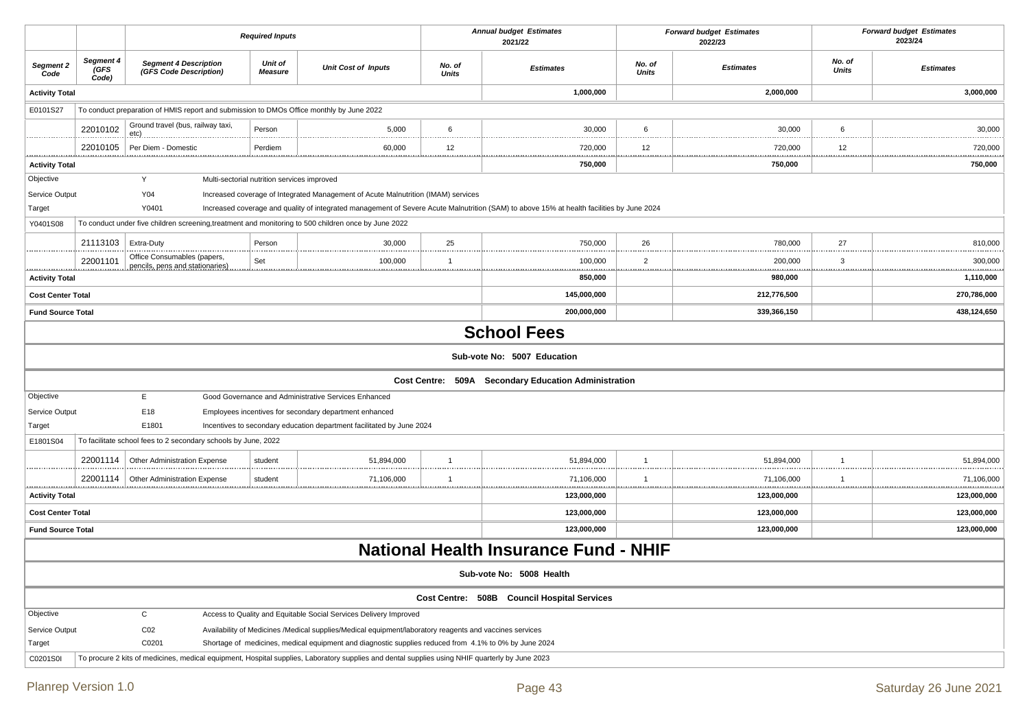| | | Required Inputs | | | Annual budget Estimates 2021/22 | | Forward budget Estimates 2022/23 | | Forward budget Estimates 2023/24 | |
|---|---|---|---|---|---|---|---|---|---|---|
| **Segment 2 Code** | **Segment 4 (GFS Code)** | **Segment 4 Description (GFS Code Description)** | **Unit of Measure** | **Unit Cost of Inputs** | **No. of Units** | **Estimates** | **No. of Units** | **Estimates** | **No. of Units** | **Estimates** |
| **Activity Total** | | | | | | **1,000,000** | | **2,000,000** | | **3,000,000** |
| E0101S27 | To conduct preparation of HMIS report and submission to DMOs Office monthly by June 2022 | | | | | | | | | |
| | 22010102 | Ground travel (bus, railway taxi, etc) | Person | 5,000 | 6 | 30,000 | 6 | 30,000 | 6 | 30,000 |
| | 22010105 | Per Diem - Domestic | Perdiem | 60,000 | 12 | 720,000 | 12 | 720,000 | 12 | 720,000 |
| **Activity Total** | | | | | | **750,000** | | **750,000** | | **750,000** |
| Objective | | Y | Multi-sectorial nutrition services improved | | | | | | | |
| Service Output | | Y04 | Increased coverage of Integrated Management of Acute Malnutrition (IMAM) services | | | | | | | |
| Target | | Y0401 | Increased coverage and quality of integrated management of Severe Acute Malnutrition (SAM) to above 15% at health facilities by June 2024 | | | | | | | |
| Y0401S08 | To conduct under five children screening,treatment and monitoring to 500 children once by June 2022 | | | | | | | | | |
| | 21113103 | Extra-Duty | Person | 30,000 | 25 | 750,000 | 26 | 780,000 | 27 | 810,000 |
| | 22001101 | Office Consumables (papers, pencils, pens and stationaries) | Set | 100,000 | 1 | 100,000 | 2 | 200,000 | 3 | 300,000 |
| **Activity Total** | | | | | | **850,000** | | **980,000** | | **1,110,000** |
| **Cost Center Total** | | | | | | **145,000,000** | | **212,776,500** | | **270,786,000** |
| **Fund Source Total** | | | | | | **200,000,000** | | **339,366,150** | | **438,124,650** |

# School Fees

**Sub-vote No: 5007 Education**

**Cost Centre: 509A Secondary Education Administration**

| | | | | | | | | | | |
|---|---|---|---|---|---|---|---|---|---|---|
| Objective | | E | Good Governance and Administrative Services Enhanced | | | | | | | |
| Service Output | | E18 | Employees incentives for secondary department enhanced | | | | | | | |
| Target | | E1801 | Incentives to secondary education department facilitated by June 2024 | | | | | | | |
| E1801S04 | To facilitate school fees to 2 secondary schools by June, 2022 | | | | | | | | | |
| | 22001114 | Other Administration Expense | student | 51,894,000 | 1 | 51,894,000 | 1 | 51,894,000 | 1 | 51,894,000 |
| | 22001114 | Other Administration Expense | student | 71,106,000 | 1 | 71,106,000 | 1 | 71,106,000 | 1 | 71,106,000 |
| **Activity Total** | | | | | | **123,000,000** | | **123,000,000** | | **123,000,000** |
| **Cost Center Total** | | | | | | **123,000,000** | | **123,000,000** | | **123,000,000** |
| **Fund Source Total** | | | | | | **123,000,000** | | **123,000,000** | | **123,000,000** |

# National Health Insurance Fund - NHIF

**Sub-vote No: 5008 Health**

**Cost Centre: 508B Council Hospital Services**

| | | | |
|---|---|---|---|
| Objective | | C | Access to Quality and Equitable Social Services Delivery Improved |
| Service Output | | C02 | Availability of Medicines /Medical supplies/Medical equipment/laboratory reagents and vaccines services |
| Target | | C0201 | Shortage of medicines, medical equipment and diagnostic supplies reduced from 4.1% to 0% by June 2024 |
| C0201S0I | To procure 2 kits of medicines, medical equipment, Hospital supplies, Laboratory supplies and dental supplies using NHIF quarterly by June 2023 | | |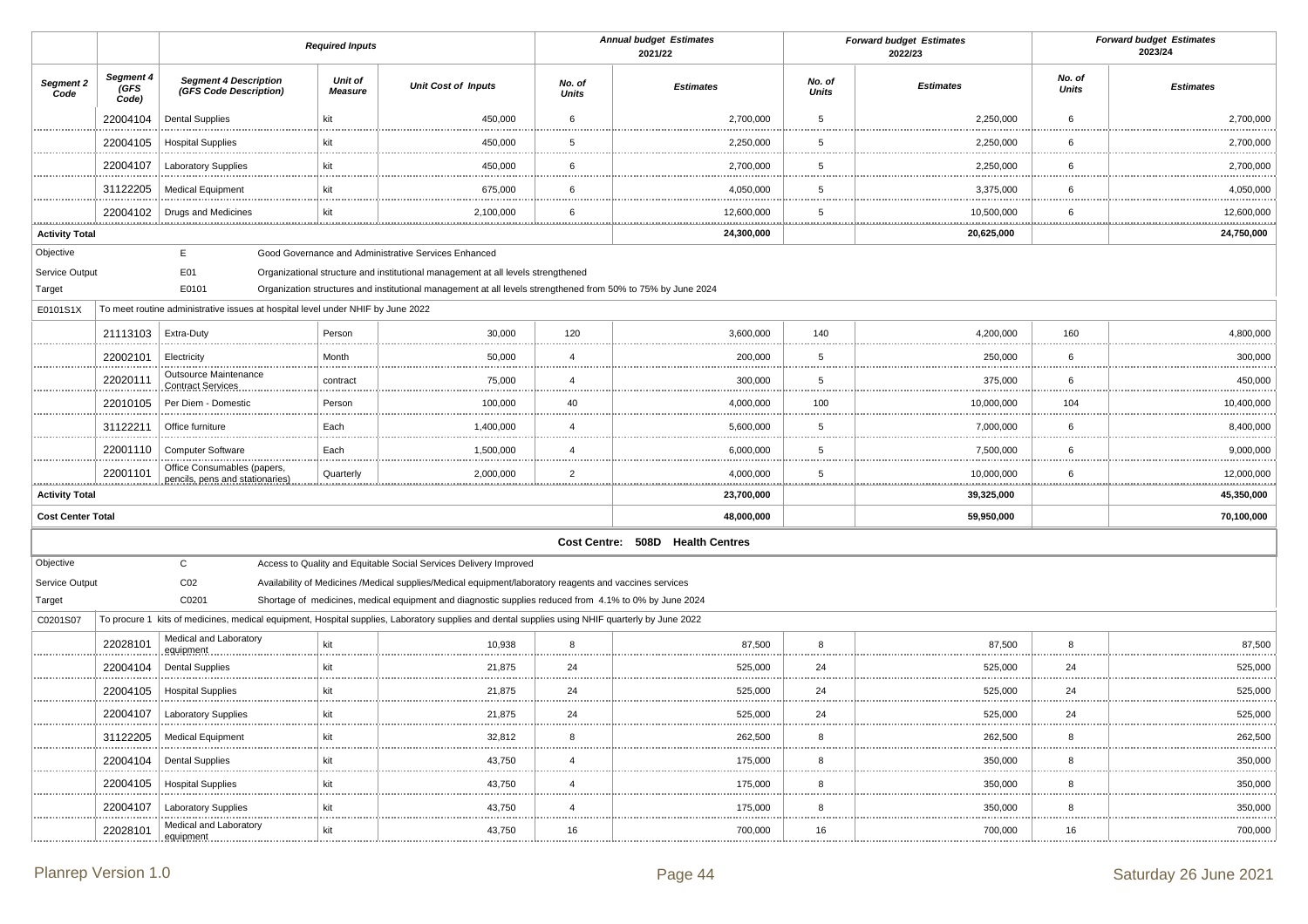| | | Required Inputs | | | Annual budget Estimates 2021/22 | | Forward budget Estimates 2022/23 | | Forward budget Estimates 2023/24 | |
|---|---|---|---|---|---|---|---|---|---|---|
| **Segment 2 Code** | **Segment 4 (GFS Code)** | **Segment 4 Description (GFS Code Description)** | **Unit of Measure** | **Unit Cost of Inputs** | **No. of Units** | **Estimates** | **No. of Units** | **Estimates** | **No. of Units** | **Estimates** |
| | 22004104 | Dental Supplies | kit | 450,000 | 6 | 2,700,000 | 5 | 2,250,000 | 6 | 2,700,000 |
| | 22004105 | Hospital Supplies | kit | 450,000 | 5 | 2,250,000 | 5 | 2,250,000 | 6 | 2,700,000 |
| | 22004107 | Laboratory Supplies | kit | 450,000 | 6 | 2,700,000 | 5 | 2,250,000 | 6 | 2,700,000 |
| | 31122205 | Medical Equipment | kit | 675,000 | 6 | 4,050,000 | 5 | 3,375,000 | 6 | 4,050,000 |
| | 22004102 | Drugs and Medicines | kit | 2,100,000 | 6 | 12,600,000 | 5 | 10,500,000 | 6 | 12,600,000 |
| **Activity Total** | | | | | | **24,300,000** | | **20,625,000** | | **24,750,000** |
| Objective | | E | Good Governance and Administrative Services Enhanced | | | | | | | |
| Service Output | | E01 | Organizational structure and institutional management at all levels strengthened | | | | | | | |
| Target | | E0101 | Organization structures and institutional management at all levels strengthened from 50% to 75% by June 2024 | | | | | | | |
| E0101S1X | To meet routine administrative issues at hospital level under NHIF by June 2022 | | | | | | | | | |
| | 21113103 | Extra-Duty | Person | 30,000 | 120 | 3,600,000 | 140 | 4,200,000 | 160 | 4,800,000 |
| | 22002101 | Electricity | Month | 50,000 | 4 | 200,000 | 5 | 250,000 | 6 | 300,000 |
| | 22020111 | Outsource Maintenance Contract Services | contract | 75,000 | 4 | 300,000 | 5 | 375,000 | 6 | 450,000 |
| | 22010105 | Per Diem - Domestic | Person | 100,000 | 40 | 4,000,000 | 100 | 10,000,000 | 104 | 10,400,000 |
| | 31122211 | Office furniture | Each | 1,400,000 | 4 | 5,600,000 | 5 | 7,000,000 | 6 | 8,400,000 |
| | 22001110 | Computer Software | Each | 1,500,000 | 4 | 6,000,000 | 5 | 7,500,000 | 6 | 9,000,000 |
| | 22001101 | Office Consumables (papers, pencils, pens and stationaries) | Quarterly | 2,000,000 | 2 | 4,000,000 | 5 | 10,000,000 | 6 | 12,000,000 |
| **Activity Total** | | | | | | **23,700,000** | | **39,325,000** | | **45,350,000** |
| **Cost Center Total** | | | | | | **48,000,000** | | **59,950,000** | | **70,100,000** |
| | | | | | | **Cost Centre: 508D Health Centres** | | | | |
| Objective | | C | Access to Quality and Equitable Social Services Delivery Improved | | | | | | | |
| Service Output | | C02 | Availability of Medicines /Medical supplies/Medical equipment/laboratory reagents and vaccines services | | | | | | | |
| Target | | C0201 | Shortage of medicines, medical equipment and diagnostic supplies reduced from 4.1% to 0% by June 2024 | | | | | | | |
| C0201S07 | To procure 1 kits of medicines, medical equipment, Hospital supplies, Laboratory supplies and dental supplies using NHIF quarterly by June 2022 | | | | | | | | | |
| | 22028101 | Medical and Laboratory equipment | kit | 10,938 | 8 | 87,500 | 8 | 87,500 | 8 | 87,500 |
| | 22004104 | Dental Supplies | kit | 21,875 | 24 | 525,000 | 24 | 525,000 | 24 | 525,000 |
| | 22004105 | Hospital Supplies | kit | 21,875 | 24 | 525,000 | 24 | 525,000 | 24 | 525,000 |
| | 22004107 | Laboratory Supplies | kit | 21,875 | 24 | 525,000 | 24 | 525,000 | 24 | 525,000 |
| | 31122205 | Medical Equipment | kit | 32,812 | 8 | 262,500 | 8 | 262,500 | 8 | 262,500 |
| | 22004104 | Dental Supplies | kit | 43,750 | 4 | 175,000 | 8 | 350,000 | 8 | 350,000 |
| | 22004105 | Hospital Supplies | kit | 43,750 | 4 | 175,000 | 8 | 350,000 | 8 | 350,000 |
| | 22004107 | Laboratory Supplies | kit | 43,750 | 4 | 175,000 | 8 | 350,000 | 8 | 350,000 |
| | 22028101 | Medical and Laboratory equipment | kit | 43,750 | 16 | 700,000 | 16 | 700,000 | 16 | 700,000 |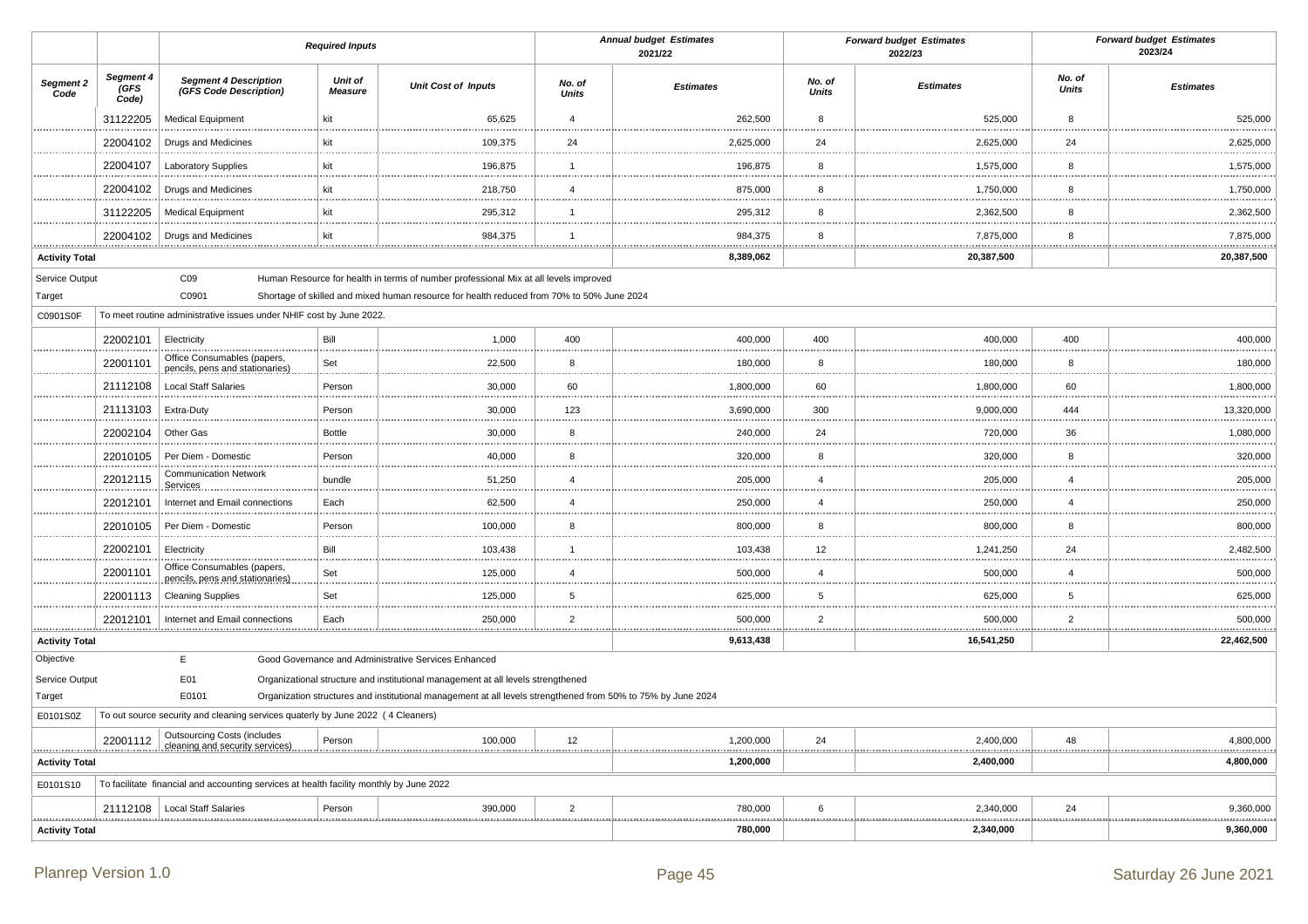| | | Required Inputs | | | Annual budget Estimates 2021/22 | | Forward budget Estimates 2022/23 | | Forward budget Estimates 2023/24 | |
|---|---|---|---|---|---|---|---|---|---|---|
| **Segment 2 Code** | **Segment 4 (GFS Code)** | **Segment 4 Description (GFS Code Description)** | **Unit of Measure** | **Unit Cost of Inputs** | **No. of Units** | **Estimates** | **No. of Units** | **Estimates** | **No. of Units** | **Estimates** |
| | 31122205 | Medical Equipment | kit | 65,625 | 4 | 262,500 | 8 | 525,000 | 8 | 525,000 |
| | 22004102 | Drugs and Medicines | kit | 109,375 | 24 | 2,625,000 | 24 | 2,625,000 | 24 | 2,625,000 |
| | 22004107 | Laboratory Supplies | kit | 196,875 | 1 | 196,875 | 8 | 1,575,000 | 8 | 1,575,000 |
| | 22004102 | Drugs and Medicines | kit | 218,750 | 4 | 875,000 | 8 | 1,750,000 | 8 | 1,750,000 |
| | 31122205 | Medical Equipment | kit | 295,312 | 1 | 295,312 | 8 | 2,362,500 | 8 | 2,362,500 |
| | 22004102 | Drugs and Medicines | kit | 984,375 | 1 | 984,375 | 8 | 7,875,000 | 8 | 7,875,000 |
| **Activity Total** | | | | | | **8,389,062** | | **20,387,500** | | **20,387,500** |
| Service Output | | C09 | Human Resource for health in terms of number professional Mix at all levels improved | | | | | | | |
| Target | | C0901 | Shortage of skilled and mixed human resource for health reduced from 70% to 50% June 2024 | | | | | | | |
| C0901S0F | To meet routine administrative issues under NHIF cost by June 2022. | | | | | | | | | |
| | 22002101 | Electricity | Bill | 1,000 | 400 | 400,000 | 400 | 400,000 | 400 | 400,000 |
| | 22001101 | Office Consumables (papers, pencils, pens and stationaries) | Set | 22,500 | 8 | 180,000 | 8 | 180,000 | 8 | 180,000 |
| | 21112108 | Local Staff Salaries | Person | 30,000 | 60 | 1,800,000 | 60 | 1,800,000 | 60 | 1,800,000 |
| | 21113103 | Extra-Duty | Person | 30,000 | 123 | 3,690,000 | 300 | 9,000,000 | 444 | 13,320,000 |
| | 22002104 | Other Gas | Bottle | 30,000 | 8 | 240,000 | 24 | 720,000 | 36 | 1,080,000 |
| | 22010105 | Per Diem - Domestic | Person | 40,000 | 8 | 320,000 | 8 | 320,000 | 8 | 320,000 |
| | 22012115 | Communication Network Services | bundle | 51,250 | 4 | 205,000 | 4 | 205,000 | 4 | 205,000 |
| | 22012101 | Internet and Email connections | Each | 62,500 | 4 | 250,000 | 4 | 250,000 | 4 | 250,000 |
| | 22010105 | Per Diem - Domestic | Person | 100,000 | 8 | 800,000 | 8 | 800,000 | 8 | 800,000 |
| | 22002101 | Electricity | Bill | 103,438 | 1 | 103,438 | 12 | 1,241,250 | 24 | 2,482,500 |
| | 22001101 | Office Consumables (papers, pencils, pens and stationaries) | Set | 125,000 | 4 | 500,000 | 4 | 500,000 | 4 | 500,000 |
| | 22001113 | Cleaning Supplies | Set | 125,000 | 5 | 625,000 | 5 | 625,000 | 5 | 625,000 |
| | 22012101 | Internet and Email connections | Each | 250,000 | 2 | 500,000 | 2 | 500,000 | 2 | 500,000 |
| **Activity Total** | | | | | | **9,613,438** | | **16,541,250** | | **22,462,500** |
| Objective | | E | Good Governance and Administrative Services Enhanced | | | | | | | |
| Service Output | | E01 | Organizational structure and institutional management at all levels strengthened | | | | | | | |
| Target | | E0101 | Organization structures and institutional management at all levels strengthened from 50% to 75% by June 2024 | | | | | | | |
| E0101S0Z | To out source security and cleaning services quaterly by June 2022 ( 4 Cleaners) | | | | | | | | | |
| | 22001112 | Outsourcing Costs (includes cleaning and security services) | Person | 100,000 | 12 | 1,200,000 | 24 | 2,400,000 | 48 | 4,800,000 |
| **Activity Total** | | | | | | **1,200,000** | | **2,400,000** | | **4,800,000** |
| E0101S10 | To facilitate financial and accounting services at health facility monthly by June 2022 | | | | | | | | | |
| | 21112108 | Local Staff Salaries | Person | 390,000 | 2 | 780,000 | 6 | 2,340,000 | 24 | 9,360,000 |
| **Activity Total** | | | | | | **780,000** | | **2,340,000** | | **9,360,000** |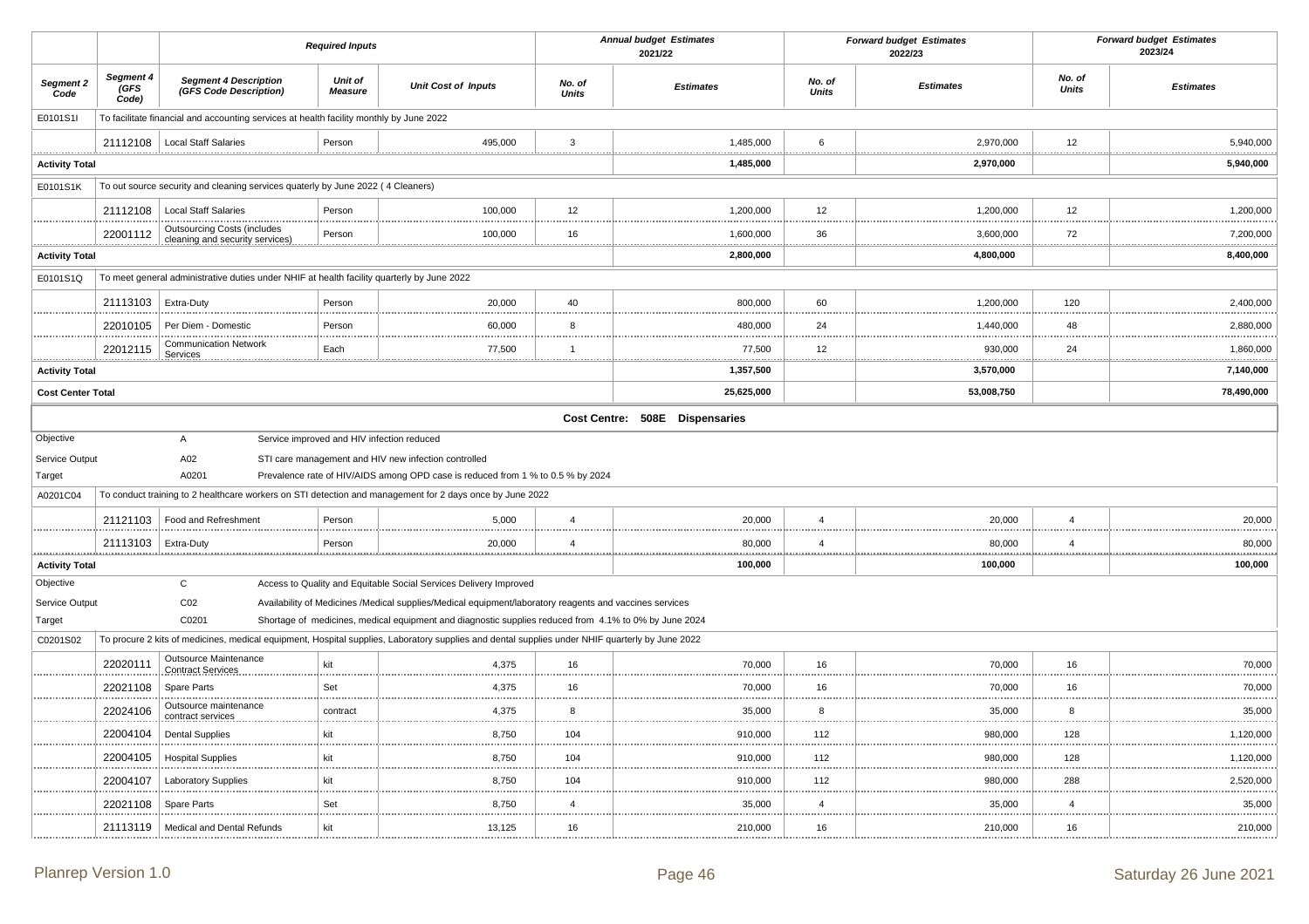| | | Required Inputs | | | Annual budget Estimates 2021/22 | | Forward budget Estimates 2022/23 | | Forward budget Estimates 2023/24 | |
|---|---|---|---|---|---|---|---|---|---|---|
| Segment 2 Code | Segment 4 (GFS Code) | Segment 4 Description (GFS Code Description) | Unit of Measure | Unit Cost of Inputs | No. of Units | Estimates | No. of Units | Estimates | No. of Units | Estimates |
| E0101S1I | To facilitate financial and accounting services at health facility monthly by June 2022 | | | | | | | | | |
| | 21112108 | Local Staff Salaries | Person | 495,000 | 3 | 1,485,000 | 6 | 2,970,000 | 12 | 5,940,000 |
| **Activity Total** | | | | | | **1,485,000** | | **2,970,000** | | **5,940,000** |
| E0101S1K | To out source security and cleaning services quaterly by June 2022 ( 4 Cleaners) | | | | | | | | | |
| | 21112108 | Local Staff Salaries | Person | 100,000 | 12 | 1,200,000 | 12 | 1,200,000 | 12 | 1,200,000 |
| | 22001112 | Outsourcing Costs (includes cleaning and security services) | Person | 100,000 | 16 | 1,600,000 | 36 | 3,600,000 | 72 | 7,200,000 |
| **Activity Total** | | | | | | **2,800,000** | | **4,800,000** | | **8,400,000** |
| E0101S1Q | To meet general administrative duties under NHIF at health facility quarterly by June 2022 | | | | | | | | | |
| | 21113103 | Extra-Duty | Person | 20,000 | 40 | 800,000 | 60 | 1,200,000 | 120 | 2,400,000 |
| | 22010105 | Per Diem - Domestic | Person | 60,000 | 8 | 480,000 | 24 | 1,440,000 | 48 | 2,880,000 |
| | 22012115 | Communication Network Services | Each | 77,500 | 1 | 77,500 | 12 | 930,000 | 24 | 1,860,000 |
| **Activity Total** | | | | | | **1,357,500** | | **3,570,000** | | **7,140,000** |
| **Cost Center Total** | | | | | | **25,625,000** | | **53,008,750** | | **78,490,000** |

**Cost Centre: 508E Dispensaries**

Objective A — Service improved and HIV infection reduced

Service Output A02 — STI care management and HIV new infection controlled

Target A0201 — Prevalence rate of HIV/AIDS among OPD case is reduced from 1 % to 0.5 % by 2024

| Segment 2 Code | Segment 4 (GFS Code) | Segment 4 Description (GFS Code Description) | Unit of Measure | Unit Cost of Inputs | No. of Units 2021/22 | Estimates 2021/22 | No. of Units 2022/23 | Estimates 2022/23 | No. of Units 2023/24 | Estimates 2023/24 |
|---|---|---|---|---|---|---|---|---|---|---|
| A0201C04 | To conduct training to 2 healthcare workers on STI detection and management for 2 days once by June 2022 | | | | | | | | | |
| | 21121103 | Food and Refreshment | Person | 5,000 | 4 | 20,000 | 4 | 20,000 | 4 | 20,000 |
| | 21113103 | Extra-Duty | Person | 20,000 | 4 | 80,000 | 4 | 80,000 | 4 | 80,000 |
| **Activity Total** | | | | | | **100,000** | | **100,000** | | **100,000** |

Objective C — Access to Quality and Equitable Social Services Delivery Improved

Service Output C02 — Availability of Medicines /Medical supplies/Medical equipment/laboratory reagents and vaccines services

Target C0201 — Shortage of medicines, medical equipment and diagnostic supplies reduced from 4.1% to 0% by June 2024

| Segment 2 Code | Segment 4 (GFS Code) | Segment 4 Description (GFS Code Description) | Unit of Measure | Unit Cost of Inputs | No. of Units 2021/22 | Estimates 2021/22 | No. of Units 2022/23 | Estimates 2022/23 | No. of Units 2023/24 | Estimates 2023/24 |
|---|---|---|---|---|---|---|---|---|---|---|
| C0201S02 | To procure 2 kits of medicines, medical equipment, Hospital supplies, Laboratory supplies and dental supplies under NHIF quarterly by June 2022 | | | | | | | | | |
| | 22020111 | Outsource Maintenance Contract Services | kit | 4,375 | 16 | 70,000 | 16 | 70,000 | 16 | 70,000 |
| | 22021108 | Spare Parts | Set | 4,375 | 16 | 70,000 | 16 | 70,000 | 16 | 70,000 |
| | 22024106 | Outsource maintenance contract services | contract | 4,375 | 8 | 35,000 | 8 | 35,000 | 8 | 35,000 |
| | 22004104 | Dental Supplies | kit | 8,750 | 104 | 910,000 | 112 | 980,000 | 128 | 1,120,000 |
| | 22004105 | Hospital Supplies | kit | 8,750 | 104 | 910,000 | 112 | 980,000 | 128 | 1,120,000 |
| | 22004107 | Laboratory Supplies | kit | 8,750 | 104 | 910,000 | 112 | 980,000 | 288 | 2,520,000 |
| | 22021108 | Spare Parts | Set | 8,750 | 4 | 35,000 | 4 | 35,000 | 4 | 35,000 |
| | 21113119 | Medical and Dental Refunds | kit | 13,125 | 16 | 210,000 | 16 | 210,000 | 16 | 210,000 |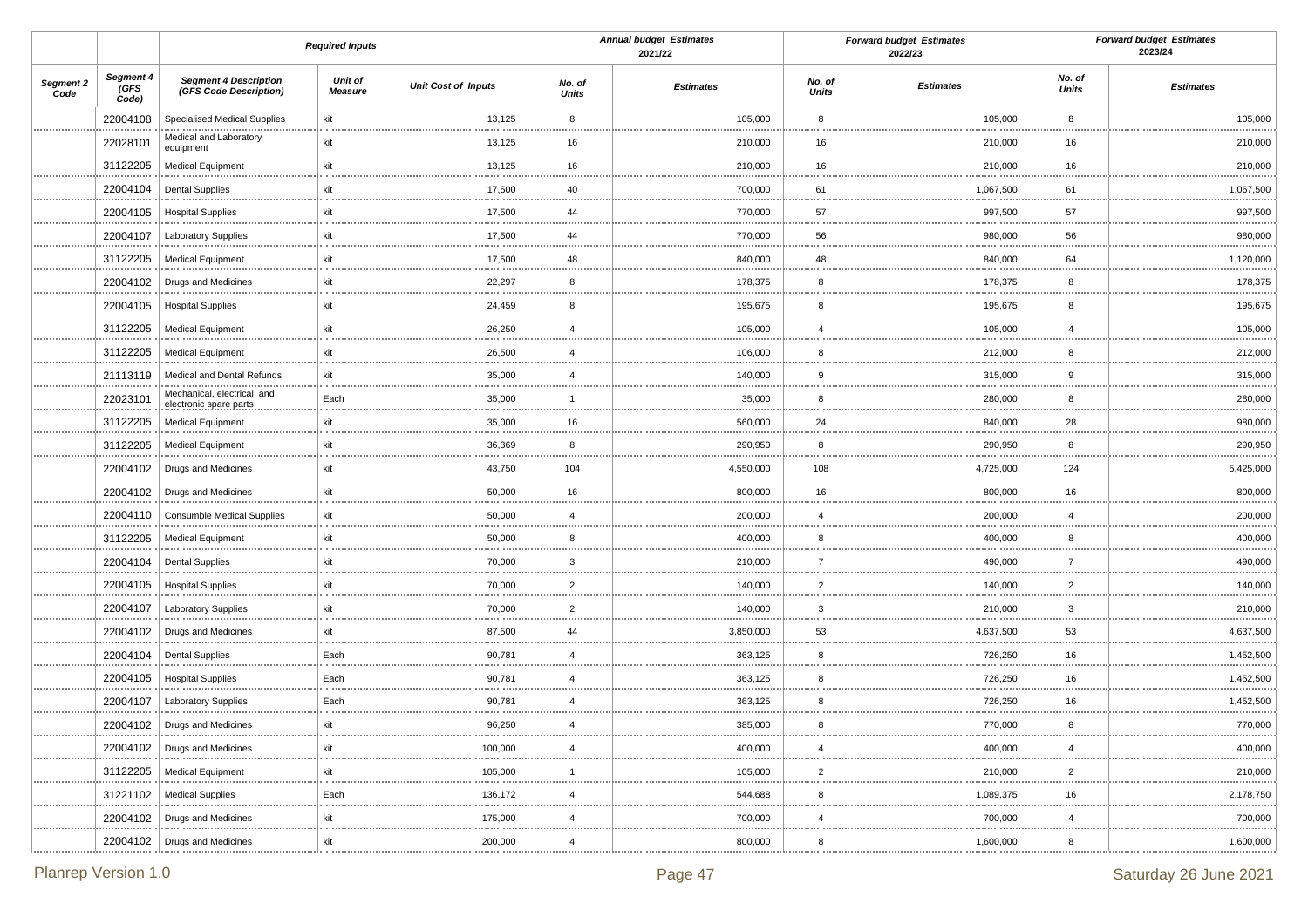| | | Required Inputs | | | Annual budget Estimates 2021/22 | | Forward budget Estimates 2022/23 | | Forward budget Estimates 2023/24 | |
|---|---|---|---|---|---|---|---|---|---|---|
| Segment 2 Code | Segment 4 (GFS Code) | Segment 4 Description (GFS Code Description) | Unit of Measure | Unit Cost of Inputs | No. of Units | Estimates | No. of Units | Estimates | No. of Units | Estimates |
| | 22004108 | Specialised Medical Supplies | kit | 13,125 | 8 | 105,000 | 8 | 105,000 | 8 | 105,000 |
| | 22028101 | Medical and Laboratory equipment | kit | 13,125 | 16 | 210,000 | 16 | 210,000 | 16 | 210,000 |
| | 31122205 | Medical Equipment | kit | 13,125 | 16 | 210,000 | 16 | 210,000 | 16 | 210,000 |
| | 22004104 | Dental Supplies | kit | 17,500 | 40 | 700,000 | 61 | 1,067,500 | 61 | 1,067,500 |
| | 22004105 | Hospital Supplies | kit | 17,500 | 44 | 770,000 | 57 | 997,500 | 57 | 997,500 |
| | 22004107 | Laboratory Supplies | kit | 17,500 | 44 | 770,000 | 56 | 980,000 | 56 | 980,000 |
| | 31122205 | Medical Equipment | kit | 17,500 | 48 | 840,000 | 48 | 840,000 | 64 | 1,120,000 |
| | 22004102 | Drugs and Medicines | kit | 22,297 | 8 | 178,375 | 8 | 178,375 | 8 | 178,375 |
| | 22004105 | Hospital Supplies | kit | 24,459 | 8 | 195,675 | 8 | 195,675 | 8 | 195,675 |
| | 31122205 | Medical Equipment | kit | 26,250 | 4 | 105,000 | 4 | 105,000 | 4 | 105,000 |
| | 31122205 | Medical Equipment | kit | 26,500 | 4 | 106,000 | 8 | 212,000 | 8 | 212,000 |
| | 21113119 | Medical and Dental Refunds | kit | 35,000 | 4 | 140,000 | 9 | 315,000 | 9 | 315,000 |
| | 22023101 | Mechanical, electrical, and electronic spare parts | Each | 35,000 | 1 | 35,000 | 8 | 280,000 | 8 | 280,000 |
| | 31122205 | Medical Equipment | kit | 35,000 | 16 | 560,000 | 24 | 840,000 | 28 | 980,000 |
| | 31122205 | Medical Equipment | kit | 36,369 | 8 | 290,950 | 8 | 290,950 | 8 | 290,950 |
| | 22004102 | Drugs and Medicines | kit | 43,750 | 104 | 4,550,000 | 108 | 4,725,000 | 124 | 5,425,000 |
| | 22004102 | Drugs and Medicines | kit | 50,000 | 16 | 800,000 | 16 | 800,000 | 16 | 800,000 |
| | 22004110 | Consumble Medical Supplies | kit | 50,000 | 4 | 200,000 | 4 | 200,000 | 4 | 200,000 |
| | 31122205 | Medical Equipment | kit | 50,000 | 8 | 400,000 | 8 | 400,000 | 8 | 400,000 |
| | 22004104 | Dental Supplies | kit | 70,000 | 3 | 210,000 | 7 | 490,000 | 7 | 490,000 |
| | 22004105 | Hospital Supplies | kit | 70,000 | 2 | 140,000 | 2 | 140,000 | 2 | 140,000 |
| | 22004107 | Laboratory Supplies | kit | 70,000 | 2 | 140,000 | 3 | 210,000 | 3 | 210,000 |
| | 22004102 | Drugs and Medicines | kit | 87,500 | 44 | 3,850,000 | 53 | 4,637,500 | 53 | 4,637,500 |
| | 22004104 | Dental Supplies | Each | 90,781 | 4 | 363,125 | 8 | 726,250 | 16 | 1,452,500 |
| | 22004105 | Hospital Supplies | Each | 90,781 | 4 | 363,125 | 8 | 726,250 | 16 | 1,452,500 |
| | 22004107 | Laboratory Supplies | Each | 90,781 | 4 | 363,125 | 8 | 726,250 | 16 | 1,452,500 |
| | 22004102 | Drugs and Medicines | kit | 96,250 | 4 | 385,000 | 8 | 770,000 | 8 | 770,000 |
| | 22004102 | Drugs and Medicines | kit | 100,000 | 4 | 400,000 | 4 | 400,000 | 4 | 400,000 |
| | 31122205 | Medical Equipment | kit | 105,000 | 1 | 105,000 | 2 | 210,000 | 2 | 210,000 |
| | 31221102 | Medical Supplies | Each | 136,172 | 4 | 544,688 | 8 | 1,089,375 | 16 | 2,178,750 |
| | 22004102 | Drugs and Medicines | kit | 175,000 | 4 | 700,000 | 4 | 700,000 | 4 | 700,000 |
| | 22004102 | Drugs and Medicines | kit | 200,000 | 4 | 800,000 | 8 | 1,600,000 | 8 | 1,600,000 |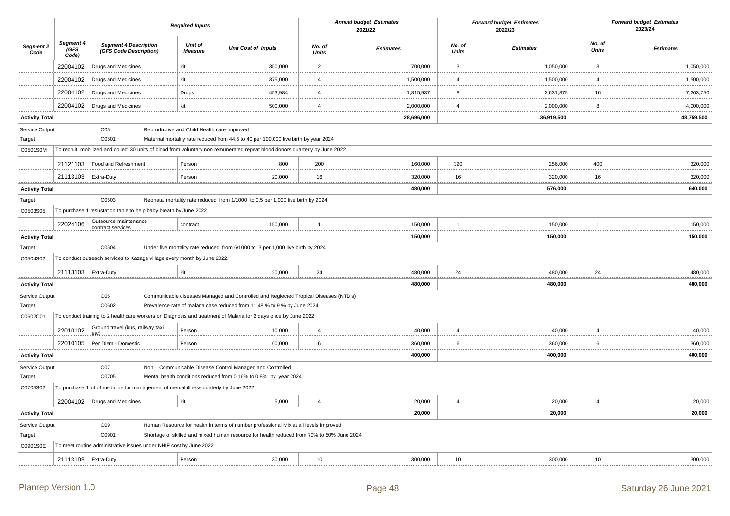| | | Required Inputs | | | Annual budget Estimates 2021/22 | | Forward budget Estimates 2022/23 | | Forward budget Estimates 2023/24 | |
|---|---|---|---|---|---|---|---|---|---|---|
| **Segment 2 Code** | **Segment 4 (GFS Code)** | **Segment 4 Description (GFS Code Description)** | **Unit of Measure** | **Unit Cost of Inputs** | **No. of Units** | **Estimates** | **No. of Units** | **Estimates** | **No. of Units** | **Estimates** |
| | 22004102 | Drugs and Medicines | kit | 350,000 | 2 | 700,000 | 3 | 1,050,000 | 3 | 1,050,000 |
| | 22004102 | Drugs and Medicines | kit | 375,000 | 4 | 1,500,000 | 4 | 1,500,000 | 4 | 1,500,000 |
| | 22004102 | Drugs and Medicines | Drugs | 453,984 | 4 | 1,815,937 | 8 | 3,631,875 | 16 | 7,263,750 |
| | 22004102 | Drugs and Medicines | kit | 500,000 | 4 | 2,000,000 | 4 | 2,000,000 | 8 | 4,000,000 |
| **Activity Total** | | | | | | **28,696,000** | | **36,919,500** | | **48,759,500** |
| Service Output | | C05 | Reproductive and Child Health care improved | | | | | | | |
| Target | | C0501 | Maternal mortality rate reduced from 44.5 to 40 per 100,000 live birth by year 2024 | | | | | | | |
| C0501S0M | To recruit, mobilized and collect 30 units of blood from voluntary non remunerated repeat blood donors quarterly by June 2022 | | | | | | | | | |
| | 21121103 | Food and Refreshment | Person | 800 | 200 | 160,000 | 320 | 256,000 | 400 | 320,000 |
| | 21113103 | Extra-Duty | Person | 20,000 | 16 | 320,000 | 16 | 320,000 | 16 | 320,000 |
| **Activity Total** | | | | | | **480,000** | | **576,000** | | **640,000** |
| Target | | C0503 | Neonatal mortality rate reduced from 1/1000 to 0.5 per 1,000 live birth by 2024 | | | | | | | |
| C0503S05 | To purchase 1 resustation table to help baby breath by June 2022 | | | | | | | | | |
| | 22024106 | Outsource maintenance contract services | contract | 150,000 | 1 | 150,000 | 1 | 150,000 | 1 | 150,000 |
| **Activity Total** | | | | | | **150,000** | | **150,000** | | **150,000** |
| Target | | C0504 | Under five mortality rate reduced from 6/1000 to 3 per 1,000 live birth by 2024 | | | | | | | |
| C0504S02 | To conduct outreach services to Kazage village every month by June 2022. | | | | | | | | | |
| | 21113103 | Extra-Duty | kit | 20,000 | 24 | 480,000 | 24 | 480,000 | 24 | 480,000 |
| **Activity Total** | | | | | | **480,000** | | **480,000** | | **480,000** |
| Service Output | | C06 | Communicable diseases Managed and Controlled and Neglected Tropical Diseases (NTD's) | | | | | | | |
| Target | | C0602 | Prevalence rate of malaria case reduced from 11.48 % to 9 % by June 2024 | | | | | | | |
| C0602C01 | To conduct training to 2 healthcare workers on Diagnosis and treatment of Malaria for 2 days once by June 2022 | | | | | | | | | |
| | 22010102 | Ground travel (bus, railway taxi, etc) | Person | 10,000 | 4 | 40,000 | 4 | 40,000 | 4 | 40,000 |
| | 22010105 | Per Diem - Domestic | Person | 60,000 | 6 | 360,000 | 6 | 360,000 | 6 | 360,000 |
| **Activity Total** | | | | | | **400,000** | | **400,000** | | **400,000** |
| Service Output | | C07 | Non – Communicable Disease Control Managed and Controlled | | | | | | | |
| Target | | C0705 | Mental health conditions reduced from 0.16% to 0.8% by year 2024 | | | | | | | |
| C0705S02 | To purchase 1 kit of medicine for management of mental illness quaterly by June 2022 | | | | | | | | | |
| | 22004102 | Drugs and Medicines | kit | 5,000 | 4 | 20,000 | 4 | 20,000 | 4 | 20,000 |
| **Activity Total** | | | | | | **20,000** | | **20,000** | | **20,000** |
| Service Output | | C09 | Human Resource for health in terms of number professional Mix at all levels improved | | | | | | | |
| Target | | C0901 | Shortage of skilled and mixed human resource for health reduced from 70% to 50% June 2024 | | | | | | | |
| C0901S0E | To meet routine administrative issues under NHIF cost by June 2022 | | | | | | | | | |
| | 21113103 | Extra-Duty | Person | 30,000 | 10 | 300,000 | 10 | 300,000 | 10 | 300,000 |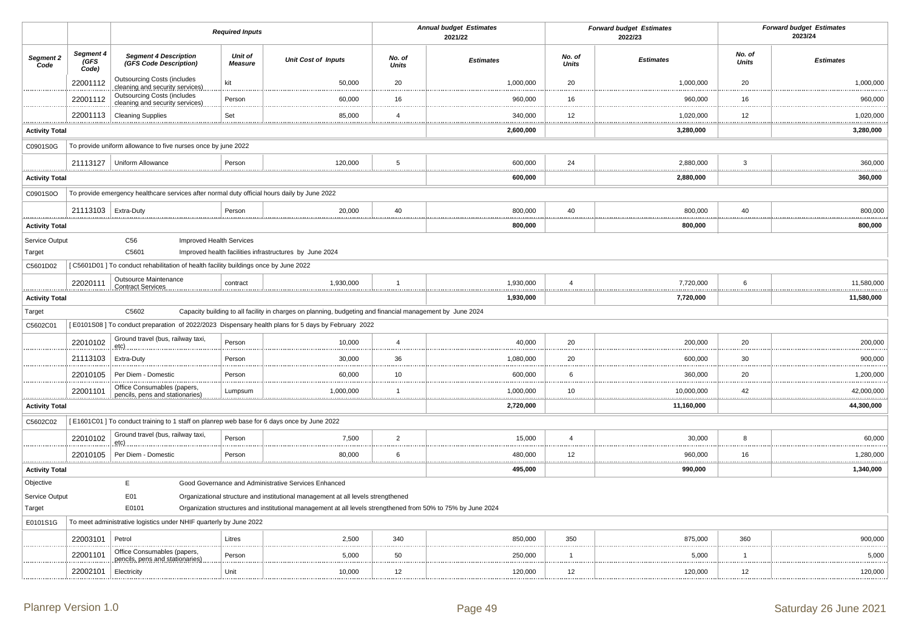| | | Required Inputs | | | Annual budget Estimates 2021/22 | | Forward budget Estimates 2022/23 | | Forward budget Estimates 2023/24 | |
|---|---|---|---|---|---|---|---|---|---|---|
| **Segment 2 Code** | **Segment 4 (GFS Code)** | **Segment 4 Description (GFS Code Description)** | **Unit of Measure** | **Unit Cost of Inputs** | **No. of Units** | **Estimates** | **No. of Units** | **Estimates** | **No. of Units** | **Estimates** |
| | 22001112 | Outsourcing Costs (includes cleaning and security services) | kit | 50,000 | 20 | 1,000,000 | 20 | 1,000,000 | 20 | 1,000,000 |
| | 22001112 | Outsourcing Costs (includes cleaning and security services) | Person | 60,000 | 16 | 960,000 | 16 | 960,000 | 16 | 960,000 |
| | 22001113 | Cleaning Supplies | Set | 85,000 | 4 | 340,000 | 12 | 1,020,000 | 12 | 1,020,000 |
| **Activity Total** | | | | | | **2,600,000** | | **3,280,000** | | **3,280,000** |
| C0901S0G | To provide uniform allowance to five nurses once by june 2022 | | | | | | | | | |
| | 21113127 | Uniform Allowance | Person | 120,000 | 5 | 600,000 | 24 | 2,880,000 | 3 | 360,000 |
| **Activity Total** | | | | | | **600,000** | | **2,880,000** | | **360,000** |
| C0901S0O | To provide emergency healthcare services after normal duty official hours daily by June 2022 | | | | | | | | | |
| | 21113103 | Extra-Duty | Person | 20,000 | 40 | 800,000 | 40 | 800,000 | 40 | 800,000 |
| **Activity Total** | | | | | | **800,000** | | **800,000** | | **800,000** |
| Service Output | | C56 | Improved Health Services | | | | | | | |
| Target | | C5601 | Improved health facilities infrastructures by June 2024 | | | | | | | |
| C5601D02 | [ C5601D01 ] To conduct rehabilitation of health facility buildings once by June 2022 | | | | | | | | | |
| | 22020111 | Outsource Maintenance Contract Services | contract | 1,930,000 | 1 | 1,930,000 | 4 | 7,720,000 | 6 | 11,580,000 |
| **Activity Total** | | | | | | **1,930,000** | | **7,720,000** | | **11,580,000** |
| Target | | C5602 | Capacity building to all facility in charges on planning, budgeting and financial management by June 2024 | | | | | | | |
| C5602C01 | [ E0101S08 ] To conduct preparation of 2022/2023 Dispensary health plans for 5 days by February 2022 | | | | | | | | | |
| | 22010102 | Ground travel (bus, railway taxi, etc) | Person | 10,000 | 4 | 40,000 | 20 | 200,000 | 20 | 200,000 |
| | 21113103 | Extra-Duty | Person | 30,000 | 36 | 1,080,000 | 20 | 600,000 | 30 | 900,000 |
| | 22010105 | Per Diem - Domestic | Person | 60,000 | 10 | 600,000 | 6 | 360,000 | 20 | 1,200,000 |
| | 22001101 | Office Consumables (papers, pencils, pens and stationaries) | Lumpsum | 1,000,000 | 1 | 1,000,000 | 10 | 10,000,000 | 42 | 42,000,000 |
| **Activity Total** | | | | | | **2,720,000** | | **11,160,000** | | **44,300,000** |
| C5602C02 | [ E1601C01 ] To conduct training to 1 staff on planrep web base for 6 days once by June 2022 | | | | | | | | | |
| | 22010102 | Ground travel (bus, railway taxi, etc) | Person | 7,500 | 2 | 15,000 | 4 | 30,000 | 8 | 60,000 |
| | 22010105 | Per Diem - Domestic | Person | 80,000 | 6 | 480,000 | 12 | 960,000 | 16 | 1,280,000 |
| **Activity Total** | | | | | | **495,000** | | **990,000** | | **1,340,000** |
| Objective | | E | Good Governance and Administrative Services Enhanced | | | | | | | |
| Service Output | | E01 | Organizational structure and institutional management at all levels strengthened | | | | | | | |
| Target | | E0101 | Organization structures and institutional management at all levels strengthened from 50% to 75% by June 2024 | | | | | | | |
| E0101S1G | To meet administrative logistics under NHIF quarterly by June 2022 | | | | | | | | | |
| | 22003101 | Petrol | Litres | 2,500 | 340 | 850,000 | 350 | 875,000 | 360 | 900,000 |
| | 22001101 | Office Consumables (papers, pencils, pens and stationaries) | Person | 5,000 | 50 | 250,000 | 1 | 5,000 | 1 | 5,000 |
| | 22002101 | Electricity | Unit | 10,000 | 12 | 120,000 | 12 | 120,000 | 12 | 120,000 |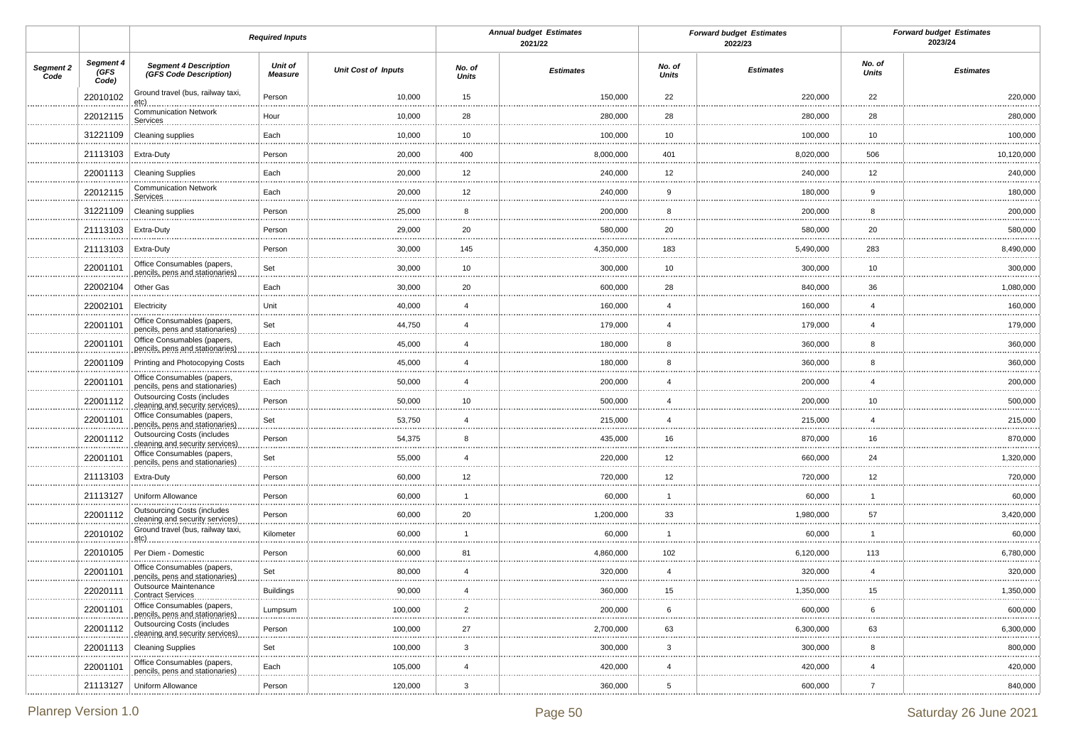| | | Required Inputs | | | Annual budget Estimates 2021/22 | | Forward budget Estimates 2022/23 | | Forward budget Estimates 2023/24 | |
|---|---|---|---|---|---|---|---|---|---|---|
| Segment 2 Code | Segment 4 (GFS Code) | Segment 4 Description (GFS Code Description) | Unit of Measure | Unit Cost of Inputs | No. of Units | Estimates | No. of Units | Estimates | No. of Units | Estimates |
| | 22010102 | Ground travel (bus, railway taxi, etc) | Person | 10,000 | 15 | 150,000 | 22 | 220,000 | 22 | 220,000 |
| | 22012115 | Communication Network Services | Hour | 10,000 | 28 | 280,000 | 28 | 280,000 | 28 | 280,000 |
| | 31221109 | Cleaning supplies | Each | 10,000 | 10 | 100,000 | 10 | 100,000 | 10 | 100,000 |
| | 21113103 | Extra-Duty | Person | 20,000 | 400 | 8,000,000 | 401 | 8,020,000 | 506 | 10,120,000 |
| | 22001113 | Cleaning Supplies | Each | 20,000 | 12 | 240,000 | 12 | 240,000 | 12 | 240,000 |
| | 22012115 | Communication Network Services | Each | 20,000 | 12 | 240,000 | 9 | 180,000 | 9 | 180,000 |
| | 31221109 | Cleaning supplies | Person | 25,000 | 8 | 200,000 | 8 | 200,000 | 8 | 200,000 |
| | 21113103 | Extra-Duty | Person | 29,000 | 20 | 580,000 | 20 | 580,000 | 20 | 580,000 |
| | 21113103 | Extra-Duty | Person | 30,000 | 145 | 4,350,000 | 183 | 5,490,000 | 283 | 8,490,000 |
| | 22001101 | Office Consumables (papers, pencils, pens and stationaries) | Set | 30,000 | 10 | 300,000 | 10 | 300,000 | 10 | 300,000 |
| | 22002104 | Other Gas | Each | 30,000 | 20 | 600,000 | 28 | 840,000 | 36 | 1,080,000 |
| | 22002101 | Electricity | Unit | 40,000 | 4 | 160,000 | 4 | 160,000 | 4 | 160,000 |
| | 22001101 | Office Consumables (papers, pencils, pens and stationaries) | Set | 44,750 | 4 | 179,000 | 4 | 179,000 | 4 | 179,000 |
| | 22001101 | Office Consumables (papers, pencils, pens and stationaries) | Each | 45,000 | 4 | 180,000 | 8 | 360,000 | 8 | 360,000 |
| | 22001109 | Printing and Photocopying Costs | Each | 45,000 | 4 | 180,000 | 8 | 360,000 | 8 | 360,000 |
| | 22001101 | Office Consumables (papers, pencils, pens and stationaries) | Each | 50,000 | 4 | 200,000 | 4 | 200,000 | 4 | 200,000 |
| | 22001112 | Outsourcing Costs (includes cleaning and security services) | Person | 50,000 | 10 | 500,000 | 4 | 200,000 | 10 | 500,000 |
| | 22001101 | Office Consumables (papers, pencils, pens and stationaries) | Set | 53,750 | 4 | 215,000 | 4 | 215,000 | 4 | 215,000 |
| | 22001112 | Outsourcing Costs (includes cleaning and security services) | Person | 54,375 | 8 | 435,000 | 16 | 870,000 | 16 | 870,000 |
| | 22001101 | Office Consumables (papers, pencils, pens and stationaries) | Set | 55,000 | 4 | 220,000 | 12 | 660,000 | 24 | 1,320,000 |
| | 21113103 | Extra-Duty | Person | 60,000 | 12 | 720,000 | 12 | 720,000 | 12 | 720,000 |
| | 21113127 | Uniform Allowance | Person | 60,000 | 1 | 60,000 | 1 | 60,000 | 1 | 60,000 |
| | 22001112 | Outsourcing Costs (includes cleaning and security services) | Person | 60,000 | 20 | 1,200,000 | 33 | 1,980,000 | 57 | 3,420,000 |
| | 22010102 | Ground travel (bus, railway taxi, etc) | Kilometer | 60,000 | 1 | 60,000 | 1 | 60,000 | 1 | 60,000 |
| | 22010105 | Per Diem - Domestic | Person | 60,000 | 81 | 4,860,000 | 102 | 6,120,000 | 113 | 6,780,000 |
| | 22001101 | Office Consumables (papers, pencils, pens and stationaries) | Set | 80,000 | 4 | 320,000 | 4 | 320,000 | 4 | 320,000 |
| | 22020111 | Outsource Maintenance Contract Services | Buildings | 90,000 | 4 | 360,000 | 15 | 1,350,000 | 15 | 1,350,000 |
| | 22001101 | Office Consumables (papers, pencils, pens and stationaries) | Lumpsum | 100,000 | 2 | 200,000 | 6 | 600,000 | 6 | 600,000 |
| | 22001112 | Outsourcing Costs (includes cleaning and security services) | Person | 100,000 | 27 | 2,700,000 | 63 | 6,300,000 | 63 | 6,300,000 |
| | 22001113 | Cleaning Supplies | Set | 100,000 | 3 | 300,000 | 3 | 300,000 | 8 | 800,000 |
| | 22001101 | Office Consumables (papers, pencils, pens and stationaries) | Each | 105,000 | 4 | 420,000 | 4 | 420,000 | 4 | 420,000 |
| | 21113127 | Uniform Allowance | Person | 120,000 | 3 | 360,000 | 5 | 600,000 | 7 | 840,000 |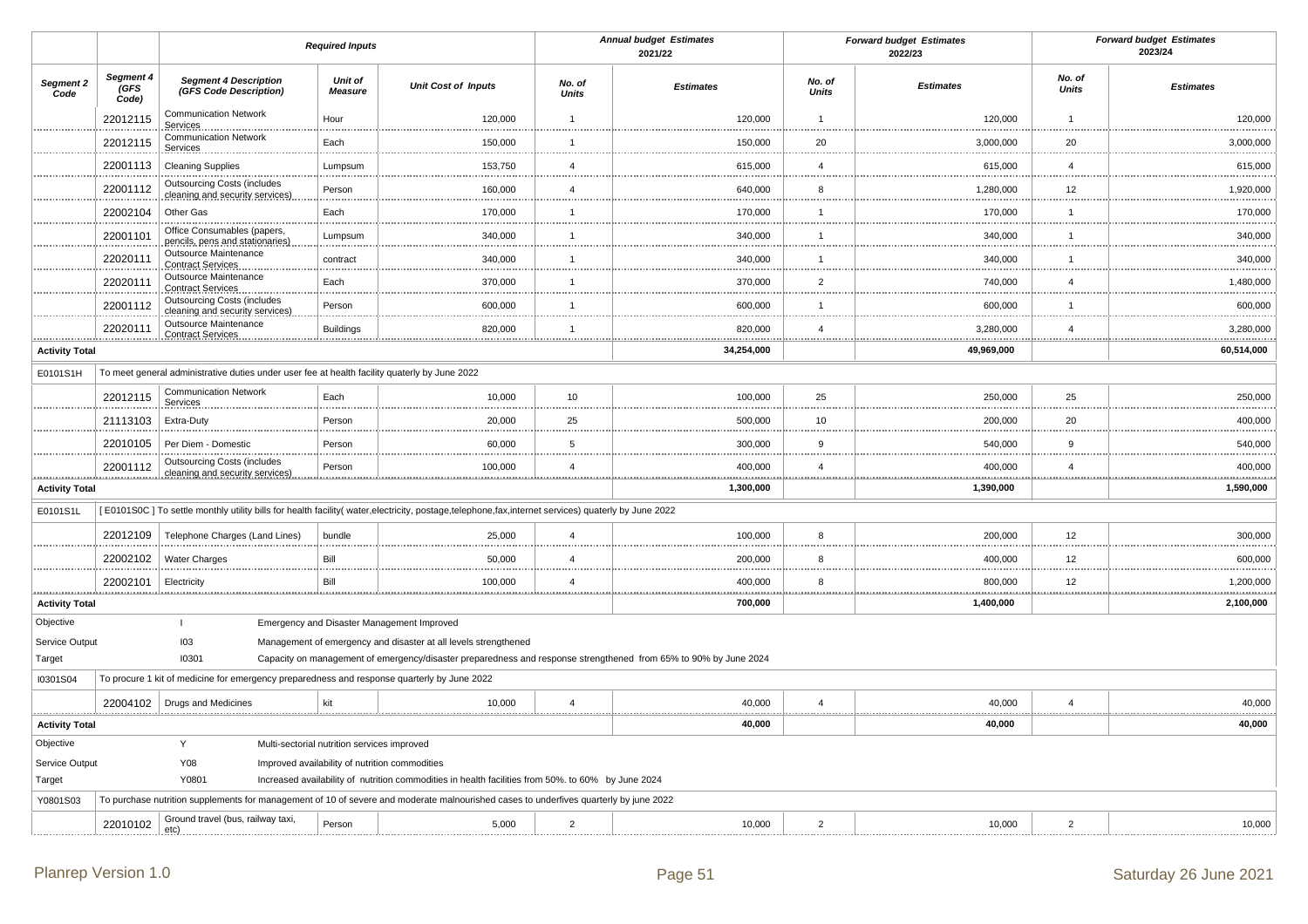| | | Required Inputs | | | Annual budget Estimates 2021/22 | | Forward budget Estimates 2022/23 | | Forward budget Estimates 2023/24 | |
|---|---|---|---|---|---|---|---|---|---|---|
| **Segment 2 Code** | **Segment 4 (GFS Code)** | **Segment 4 Description (GFS Code Description)** | **Unit of Measure** | **Unit Cost of Inputs** | **No. of Units** | **Estimates** | **No. of Units** | **Estimates** | **No. of Units** | **Estimates** |
| | 22012115 | Communication Network Services | Hour | 120,000 | 1 | 120,000 | 1 | 120,000 | 1 | 120,000 |
| | 22012115 | Communication Network Services | Each | 150,000 | 1 | 150,000 | 20 | 3,000,000 | 20 | 3,000,000 |
| | 22001113 | Cleaning Supplies | Lumpsum | 153,750 | 4 | 615,000 | 4 | 615,000 | 4 | 615,000 |
| | 22001112 | Outsourcing Costs (includes cleaning and security services) | Person | 160,000 | 4 | 640,000 | 8 | 1,280,000 | 12 | 1,920,000 |
| | 22002104 | Other Gas | Each | 170,000 | 1 | 170,000 | 1 | 170,000 | 1 | 170,000 |
| | 22001101 | Office Consumables (papers, pencils, pens and stationaries) | Lumpsum | 340,000 | 1 | 340,000 | 1 | 340,000 | 1 | 340,000 |
| | 22020111 | Outsource Maintenance Contract Services | contract | 340,000 | 1 | 340,000 | 1 | 340,000 | 1 | 340,000 |
| | 22020111 | Outsource Maintenance Contract Services | Each | 370,000 | 1 | 370,000 | 2 | 740,000 | 4 | 1,480,000 |
| | 22001112 | Outsourcing Costs (includes cleaning and security services) | Person | 600,000 | 1 | 600,000 | 1 | 600,000 | 1 | 600,000 |
| | 22020111 | Outsource Maintenance Contract Services | Buildings | 820,000 | 1 | 820,000 | 4 | 3,280,000 | 4 | 3,280,000 |
| **Activity Total** | | | | | | **34,254,000** | | **49,969,000** | | **60,514,000** |
| E0101S1H | To meet general administrative duties under user fee at health facility quaterly by June 2022 | | | | | | | | | |
| | 22012115 | Communication Network Services | Each | 10,000 | 10 | 100,000 | 25 | 250,000 | 25 | 250,000 |
| | 21113103 | Extra-Duty | Person | 20,000 | 25 | 500,000 | 10 | 200,000 | 20 | 400,000 |
| | 22010105 | Per Diem - Domestic | Person | 60,000 | 5 | 300,000 | 9 | 540,000 | 9 | 540,000 |
| | 22001112 | Outsourcing Costs (includes cleaning and security services) | Person | 100,000 | 4 | 400,000 | 4 | 400,000 | 4 | 400,000 |
| **Activity Total** | | | | | | **1,300,000** | | **1,390,000** | | **1,590,000** |
| E0101S1L | [ E0101S0C ] To settle monthly utility bills for health facility( water,electricity, postage,telephone,fax,internet services) quaterly by June 2022 | | | | | | | | | |
| | 22012109 | Telephone Charges (Land Lines) | bundle | 25,000 | 4 | 100,000 | 8 | 200,000 | 12 | 300,000 |
| | 22002102 | Water Charges | Bill | 50,000 | 4 | 200,000 | 8 | 400,000 | 12 | 600,000 |
| | 22002101 | Electricity | Bill | 100,000 | 4 | 400,000 | 8 | 800,000 | 12 | 1,200,000 |
| **Activity Total** | | | | | | **700,000** | | **1,400,000** | | **2,100,000** |
| Objective | | I | Emergency and Disaster Management Improved | | | | | | | |
| Service Output | | I03 | Management of emergency and disaster at all levels strengthened | | | | | | | |
| Target | | I0301 | Capacity on management of emergency/disaster preparedness and response strengthened from 65% to 90% by June 2024 | | | | | | | |
| I0301S04 | To procure 1 kit of medicine for emergency preparedness and response quarterly by June 2022 | | | | | | | | | |
| | 22004102 | Drugs and Medicines | kit | 10,000 | 4 | 40,000 | 4 | 40,000 | 4 | 40,000 |
| **Activity Total** | | | | | | **40,000** | | **40,000** | | **40,000** |
| Objective | | Y | Multi-sectorial nutrition services improved | | | | | | | |
| Service Output | | Y08 | Improved availability of nutrition commodities | | | | | | | |
| Target | | Y0801 | Increased availability of nutrition commodities in health facilities from 50%. to 60% by June 2024 | | | | | | | |
| Y0801S03 | To purchase nutrition supplements for management of 10 of severe and moderate malnourished cases to underfives quarterly by june 2022 | | | | | | | | | |
| | 22010102 | Ground travel (bus, railway taxi, etc) | Person | 5,000 | 2 | 10,000 | 2 | 10,000 | 2 | 10,000 |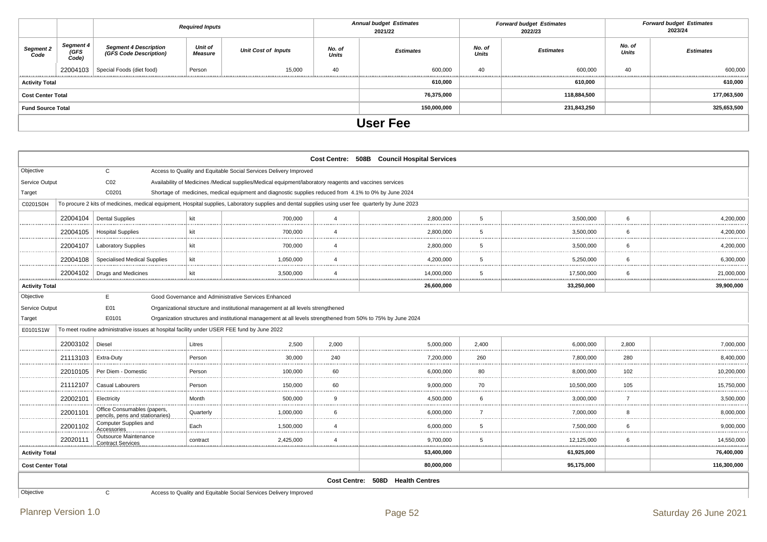| Segment 2 Code | Segment 4 (GFS Code) | Segment 4 Description (GFS Code Description) | Unit of Measure | Unit Cost of Inputs | No. of Units (2021/22) | Estimates (2021/22) | No. of Units (2022/23) | Estimates (2022/23) | No. of Units (2023/24) | Estimates (2023/24) |
|---|---|---|---|---|---|---|---|---|---|---|
| | | **Required Inputs** | | | **Annual budget Estimates 2021/22** | | **Forward budget Estimates 2022/23** | | **Forward budget Estimates 2023/24** | |
| | 22004103 | Special Foods (diet food) | Person | 15,000 | 40 | 600,000 | 40 | 600,000 | 40 | 600,000 |
| **Activity Total** | | | | | | **610,000** | | **610,000** | | **610,000** |
| **Cost Center Total** | | | | | | **76,375,000** | | **118,884,500** | | **177,063,500** |
| **Fund Source Total** | | | | | | **150,000,000** | | **231,843,250** | | **325,653,500** |

# User Fee

**Cost Centre: 508B Council Hospital Services**

| | | | | | | | | | | |
|---|---|---|---|---|---|---|---|---|---|---|
| Objective | | C | Access to Quality and Equitable Social Services Delivery Improved | | | | | | | |
| Service Output | | C02 | Availability of Medicines /Medical supplies/Medical equipment/laboratory reagents and vaccines services | | | | | | | |
| Target | | C0201 | Shortage of medicines, medical equipment and diagnostic supplies reduced from 4.1% to 0% by June 2024 | | | | | | | |
| C0201S0H | To procure 2 kits of medicines, medical equipment, Hospital supplies, Laboratory supplies and dental supplies using user fee quarterly by June 2023 | | | | | | | | | |
| | 22004104 | Dental Supplies | kit | 700,000 | 4 | 2,800,000 | 5 | 3,500,000 | 6 | 4,200,000 |
| | 22004105 | Hospital Supplies | kit | 700,000 | 4 | 2,800,000 | 5 | 3,500,000 | 6 | 4,200,000 |
| | 22004107 | Laboratory Supplies | kit | 700,000 | 4 | 2,800,000 | 5 | 3,500,000 | 6 | 4,200,000 |
| | 22004108 | Specialised Medical Supplies | kit | 1,050,000 | 4 | 4,200,000 | 5 | 5,250,000 | 6 | 6,300,000 |
| | 22004102 | Drugs and Medicines | kit | 3,500,000 | 4 | 14,000,000 | 5 | 17,500,000 | 6 | 21,000,000 |
| **Activity Total** | | | | | | **26,600,000** | | **33,250,000** | | **39,900,000** |
| Objective | | E | Good Governance and Administrative Services Enhanced | | | | | | | |
| Service Output | | E01 | Organizational structure and institutional management at all levels strengthened | | | | | | | |
| Target | | E0101 | Organization structures and institutional management at all levels strengthened from 50% to 75% by June 2024 | | | | | | | |
| E0101S1W | To meet routine administrative issues at hospital facility under USER FEE fund by June 2022 | | | | | | | | | |
| | 22003102 | Diesel | Litres | 2,500 | 2,000 | 5,000,000 | 2,400 | 6,000,000 | 2,800 | 7,000,000 |
| | 21113103 | Extra-Duty | Person | 30,000 | 240 | 7,200,000 | 260 | 7,800,000 | 280 | 8,400,000 |
| | 22010105 | Per Diem - Domestic | Person | 100,000 | 60 | 6,000,000 | 80 | 8,000,000 | 102 | 10,200,000 |
| | 21112107 | Casual Labourers | Person | 150,000 | 60 | 9,000,000 | 70 | 10,500,000 | 105 | 15,750,000 |
| | 22002101 | Electricity | Month | 500,000 | 9 | 4,500,000 | 6 | 3,000,000 | 7 | 3,500,000 |
| | 22001101 | Office Consumables (papers, pencils, pens and stationaries) | Quarterly | 1,000,000 | 6 | 6,000,000 | 7 | 7,000,000 | 8 | 8,000,000 |
| | 22001102 | Computer Supplies and Accessories | Each | 1,500,000 | 4 | 6,000,000 | 5 | 7,500,000 | 6 | 9,000,000 |
| | 22020111 | Outsource Maintenance Contract Services | contract | 2,425,000 | 4 | 9,700,000 | 5 | 12,125,000 | 6 | 14,550,000 |
| **Activity Total** | | | | | | **53,400,000** | | **61,925,000** | | **76,400,000** |
| **Cost Center Total** | | | | | | **80,000,000** | | **95,175,000** | | **116,300,000** |

**Cost Centre: 508D Health Centres**

| | | | |
|---|---|---|---|
| Objective | | C | Access to Quality and Equitable Social Services Delivery Improved |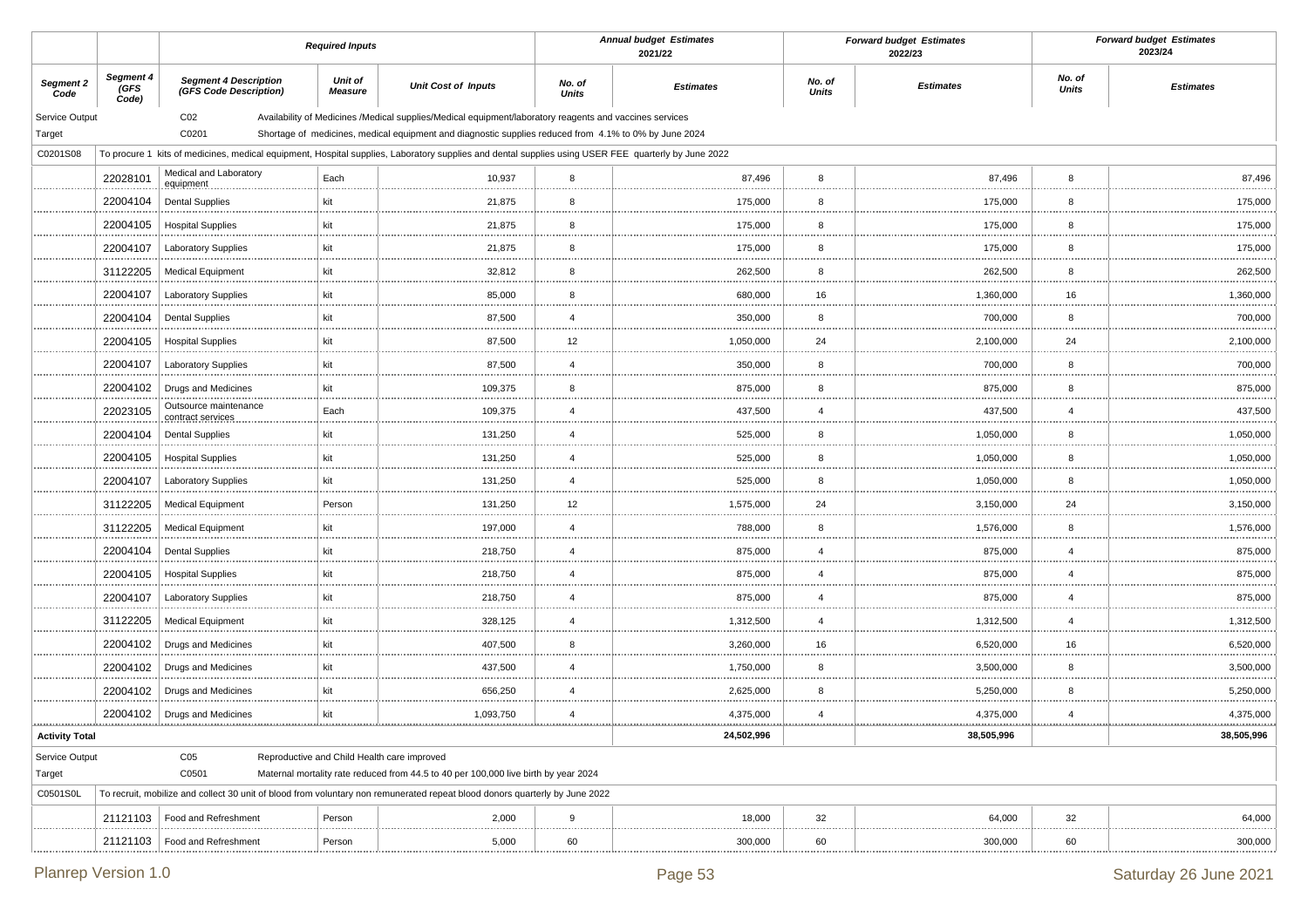| | | Required Inputs | | | Annual budget Estimates 2021/22 | | Forward budget Estimates 2022/23 | | Forward budget Estimates 2023/24 | |
|---|---|---|---|---|---|---|---|---|---|---|
| **Segment 2 Code** | **Segment 4 (GFS Code)** | **Segment 4 Description (GFS Code Description)** | **Unit of Measure** | **Unit Cost of Inputs** | **No. of Units** | **Estimates** | **No. of Units** | **Estimates** | **No. of Units** | **Estimates** |
| Service Output | | C02 | Availability of Medicines /Medical supplies/Medical equipment/laboratory reagents and vaccines services | | | | | | | |
| Target | | C0201 | Shortage of medicines, medical equipment and diagnostic supplies reduced from 4.1% to 0% by June 2024 | | | | | | | |
| C0201S08 | To procure 1 kits of medicines, medical equipment, Hospital supplies, Laboratory supplies and dental supplies using USER FEE quarterly by June 2022 | | | | | | | | | |
| | 22028101 | Medical and Laboratory equipment | Each | 10,937 | 8 | 87,496 | 8 | 87,496 | 8 | 87,496 |
| | 22004104 | Dental Supplies | kit | 21,875 | 8 | 175,000 | 8 | 175,000 | 8 | 175,000 |
| | 22004105 | Hospital Supplies | kit | 21,875 | 8 | 175,000 | 8 | 175,000 | 8 | 175,000 |
| | 22004107 | Laboratory Supplies | kit | 21,875 | 8 | 175,000 | 8 | 175,000 | 8 | 175,000 |
| | 31122205 | Medical Equipment | kit | 32,812 | 8 | 262,500 | 8 | 262,500 | 8 | 262,500 |
| | 22004107 | Laboratory Supplies | kit | 85,000 | 8 | 680,000 | 16 | 1,360,000 | 16 | 1,360,000 |
| | 22004104 | Dental Supplies | kit | 87,500 | 4 | 350,000 | 8 | 700,000 | 8 | 700,000 |
| | 22004105 | Hospital Supplies | kit | 87,500 | 12 | 1,050,000 | 24 | 2,100,000 | 24 | 2,100,000 |
| | 22004107 | Laboratory Supplies | kit | 87,500 | 4 | 350,000 | 8 | 700,000 | 8 | 700,000 |
| | 22004102 | Drugs and Medicines | kit | 109,375 | 8 | 875,000 | 8 | 875,000 | 8 | 875,000 |
| | 22023105 | Outsource maintenance contract services | Each | 109,375 | 4 | 437,500 | 4 | 437,500 | 4 | 437,500 |
| | 22004104 | Dental Supplies | kit | 131,250 | 4 | 525,000 | 8 | 1,050,000 | 8 | 1,050,000 |
| | 22004105 | Hospital Supplies | kit | 131,250 | 4 | 525,000 | 8 | 1,050,000 | 8 | 1,050,000 |
| | 22004107 | Laboratory Supplies | kit | 131,250 | 4 | 525,000 | 8 | 1,050,000 | 8 | 1,050,000 |
| | 31122205 | Medical Equipment | Person | 131,250 | 12 | 1,575,000 | 24 | 3,150,000 | 24 | 3,150,000 |
| | 31122205 | Medical Equipment | kit | 197,000 | 4 | 788,000 | 8 | 1,576,000 | 8 | 1,576,000 |
| | 22004104 | Dental Supplies | kit | 218,750 | 4 | 875,000 | 4 | 875,000 | 4 | 875,000 |
| | 22004105 | Hospital Supplies | kit | 218,750 | 4 | 875,000 | 4 | 875,000 | 4 | 875,000 |
| | 22004107 | Laboratory Supplies | kit | 218,750 | 4 | 875,000 | 4 | 875,000 | 4 | 875,000 |
| | 31122205 | Medical Equipment | kit | 328,125 | 4 | 1,312,500 | 4 | 1,312,500 | 4 | 1,312,500 |
| | 22004102 | Drugs and Medicines | kit | 407,500 | 8 | 3,260,000 | 16 | 6,520,000 | 16 | 6,520,000 |
| | 22004102 | Drugs and Medicines | kit | 437,500 | 4 | 1,750,000 | 8 | 3,500,000 | 8 | 3,500,000 |
| | 22004102 | Drugs and Medicines | kit | 656,250 | 4 | 2,625,000 | 8 | 5,250,000 | 8 | 5,250,000 |
| | 22004102 | Drugs and Medicines | kit | 1,093,750 | 4 | 4,375,000 | 4 | 4,375,000 | 4 | 4,375,000 |
| **Activity Total** | | | | | | **24,502,996** | | **38,505,996** | | **38,505,996** |
| Service Output | | C05 | Reproductive and Child Health care improved | | | | | | | |
| Target | | C0501 | Maternal mortality rate reduced from 44.5 to 40 per 100,000 live birth by year 2024 | | | | | | | |
| C0501S0L | To recruit, mobilize and collect 30 unit of blood from voluntary non remunerated repeat blood donors quarterly by June 2022 | | | | | | | | | |
| | 21121103 | Food and Refreshment | Person | 2,000 | 9 | 18,000 | 32 | 64,000 | 32 | 64,000 |
| | 21121103 | Food and Refreshment | Person | 5,000 | 60 | 300,000 | 60 | 300,000 | 60 | 300,000 |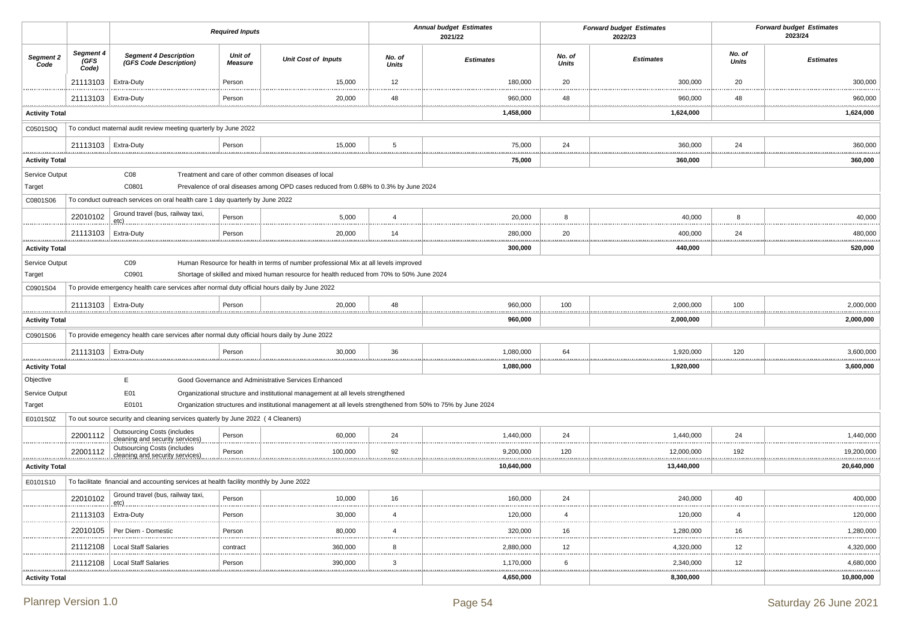| Segment 2 Code | Segment 4 (GFS Code) | Segment 4 Description (GFS Code Description) | Unit of Measure | Unit Cost of Inputs | No. of Units (2021/22) | Estimates (2021/22) | No. of Units (2022/23) | Estimates (2022/23) | No. of Units (2023/24) | Estimates (2023/24) |
|---|---|---|---|---|---|---|---|---|---|---|
| | | **Required Inputs** | | | **Annual budget Estimates 2021/22** | | **Forward budget Estimates 2022/23** | | **Forward budget Estimates 2023/24** | |
| | 21113103 | Extra-Duty | Person | 15,000 | 12 | 180,000 | 20 | 300,000 | 20 | 300,000 |
| | 21113103 | Extra-Duty | Person | 20,000 | 48 | 960,000 | 48 | 960,000 | 48 | 960,000 |
| **Activity Total** | | | | | | **1,458,000** | | **1,624,000** | | **1,624,000** |
| C0501S0Q | To conduct maternal audit review meeting quarterly by June 2022 | | | | | | | | | |
| | 21113103 | Extra-Duty | Person | 15,000 | 5 | 75,000 | 24 | 360,000 | 24 | 360,000 |
| **Activity Total** | | | | | | **75,000** | | **360,000** | | **360,000** |
| Service Output | | C08 | Treatment and care of other common diseases of local | | | | | | | |
| Target | | C0801 | Prevalence of oral diseases among OPD cases reduced from 0.68% to 0.3% by June 2024 | | | | | | | |
| C0801S06 | To conduct outreach services on oral health care 1 day quarterly by June 2022 | | | | | | | | | |
| | 22010102 | Ground travel (bus, railway taxi, etc) | Person | 5,000 | 4 | 20,000 | 8 | 40,000 | 8 | 40,000 |
| | 21113103 | Extra-Duty | Person | 20,000 | 14 | 280,000 | 20 | 400,000 | 24 | 480,000 |
| **Activity Total** | | | | | | **300,000** | | **440,000** | | **520,000** |
| Service Output | | C09 | Human Resource for health in terms of number professional Mix at all levels improved | | | | | | | |
| Target | | C0901 | Shortage of skilled and mixed human resource for health reduced from 70% to 50% June 2024 | | | | | | | |
| C0901S04 | To provide emergency health care services after normal duty official hours daily by June 2022 | | | | | | | | | |
| | 21113103 | Extra-Duty | Person | 20,000 | 48 | 960,000 | 100 | 2,000,000 | 100 | 2,000,000 |
| **Activity Total** | | | | | | **960,000** | | **2,000,000** | | **2,000,000** |
| C0901S06 | To provide emegency health care services after normal duty official hours daily by June 2022 | | | | | | | | | |
| | 21113103 | Extra-Duty | Person | 30,000 | 36 | 1,080,000 | 64 | 1,920,000 | 120 | 3,600,000 |
| **Activity Total** | | | | | | **1,080,000** | | **1,920,000** | | **3,600,000** |
| Objective | | E | Good Governance and Administrative Services Enhanced | | | | | | | |
| Service Output | | E01 | Organizational structure and institutional management at all levels strengthened | | | | | | | |
| Target | | E0101 | Organization structures and institutional management at all levels strengthened from 50% to 75% by June 2024 | | | | | | | |
| E0101S0Z | To out source security and cleaning services quaterly by June 2022 ( 4 Cleaners) | | | | | | | | | |
| | 22001112 | Outsourcing Costs (includes cleaning and security services) | Person | 60,000 | 24 | 1,440,000 | 24 | 1,440,000 | 24 | 1,440,000 |
| | 22001112 | Outsourcing Costs (includes cleaning and security services) | Person | 100,000 | 92 | 9,200,000 | 120 | 12,000,000 | 192 | 19,200,000 |
| **Activity Total** | | | | | | **10,640,000** | | **13,440,000** | | **20,640,000** |
| E0101S10 | To facilitate financial and accounting services at health facility monthly by June 2022 | | | | | | | | | |
| | 22010102 | Ground travel (bus, railway taxi, etc) | Person | 10,000 | 16 | 160,000 | 24 | 240,000 | 40 | 400,000 |
| | 21113103 | Extra-Duty | Person | 30,000 | 4 | 120,000 | 4 | 120,000 | 4 | 120,000 |
| | 22010105 | Per Diem - Domestic | Person | 80,000 | 4 | 320,000 | 16 | 1,280,000 | 16 | 1,280,000 |
| | 21112108 | Local Staff Salaries | contract | 360,000 | 8 | 2,880,000 | 12 | 4,320,000 | 12 | 4,320,000 |
| | 21112108 | Local Staff Salaries | Person | 390,000 | 3 | 1,170,000 | 6 | 2,340,000 | 12 | 4,680,000 |
| **Activity Total** | | | | | | **4,650,000** | | **8,300,000** | | **10,800,000** |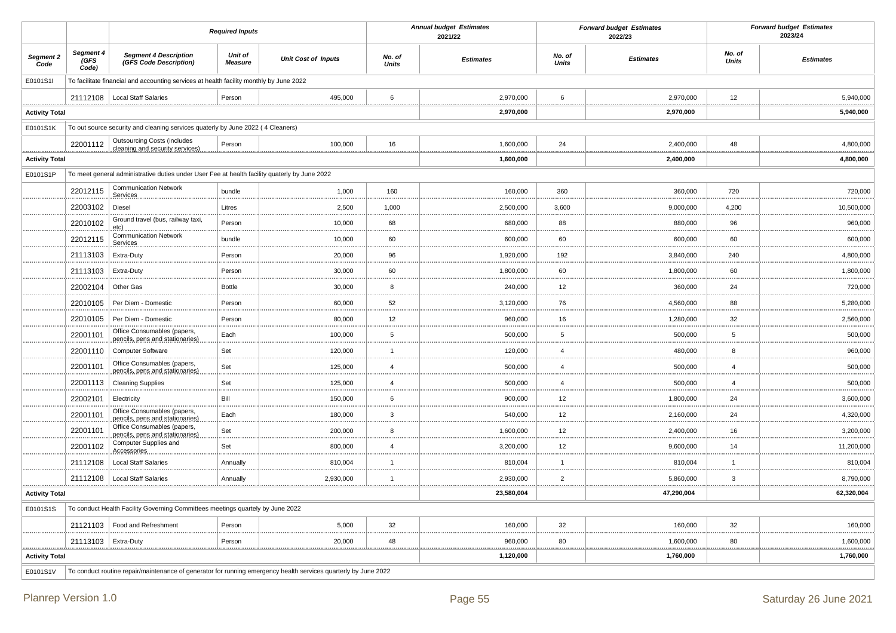| | | Required Inputs | | | Annual budget Estimates 2021/22 | | Forward budget Estimates 2022/23 | | Forward budget Estimates 2023/24 | |
|---|---|---|---|---|---|---|---|---|---|---|
| **Segment 2 Code** | **Segment 4 (GFS Code)** | **Segment 4 Description (GFS Code Description)** | **Unit of Measure** | **Unit Cost of Inputs** | **No. of Units** | **Estimates** | **No. of Units** | **Estimates** | **No. of Units** | **Estimates** |
| E0101S1I | To facilitate financial and accounting services at health facility monthly by June 2022 | | | | | | | | | |
| | 21112108 | Local Staff Salaries | Person | 495,000 | 6 | 2,970,000 | 6 | 2,970,000 | 12 | 5,940,000 |
| **Activity Total** | | | | | | **2,970,000** | | **2,970,000** | | **5,940,000** |
| E0101S1K | To out source security and cleaning services quaterly by June 2022 ( 4 Cleaners) | | | | | | | | | |
| | 22001112 | Outsourcing Costs (includes cleaning and security services) | Person | 100,000 | 16 | 1,600,000 | 24 | 2,400,000 | 48 | 4,800,000 |
| **Activity Total** | | | | | | **1,600,000** | | **2,400,000** | | **4,800,000** |
| E0101S1P | To meet general administrative duties under User Fee at health facility quaterly by June 2022 | | | | | | | | | |
| | 22012115 | Communication Network Services | bundle | 1,000 | 160 | 160,000 | 360 | 360,000 | 720 | 720,000 |
| | 22003102 | Diesel | Litres | 2,500 | 1,000 | 2,500,000 | 3,600 | 9,000,000 | 4,200 | 10,500,000 |
| | 22010102 | Ground travel (bus, railway taxi, etc) | Person | 10,000 | 68 | 680,000 | 88 | 880,000 | 96 | 960,000 |
| | 22012115 | Communication Network Services | bundle | 10,000 | 60 | 600,000 | 60 | 600,000 | 60 | 600,000 |
| | 21113103 | Extra-Duty | Person | 20,000 | 96 | 1,920,000 | 192 | 3,840,000 | 240 | 4,800,000 |
| | 21113103 | Extra-Duty | Person | 30,000 | 60 | 1,800,000 | 60 | 1,800,000 | 60 | 1,800,000 |
| | 22002104 | Other Gas | Bottle | 30,000 | 8 | 240,000 | 12 | 360,000 | 24 | 720,000 |
| | 22010105 | Per Diem - Domestic | Person | 60,000 | 52 | 3,120,000 | 76 | 4,560,000 | 88 | 5,280,000 |
| | 22010105 | Per Diem - Domestic | Person | 80,000 | 12 | 960,000 | 16 | 1,280,000 | 32 | 2,560,000 |
| | 22001101 | Office Consumables (papers, pencils, pens and stationaries) | Each | 100,000 | 5 | 500,000 | 5 | 500,000 | 5 | 500,000 |
| | 22001110 | Computer Software | Set | 120,000 | 1 | 120,000 | 4 | 480,000 | 8 | 960,000 |
| | 22001101 | Office Consumables (papers, pencils, pens and stationaries) | Set | 125,000 | 4 | 500,000 | 4 | 500,000 | 4 | 500,000 |
| | 22001113 | Cleaning Supplies | Set | 125,000 | 4 | 500,000 | 4 | 500,000 | 4 | 500,000 |
| | 22002101 | Electricity | Bill | 150,000 | 6 | 900,000 | 12 | 1,800,000 | 24 | 3,600,000 |
| | 22001101 | Office Consumables (papers, pencils, pens and stationaries) | Each | 180,000 | 3 | 540,000 | 12 | 2,160,000 | 24 | 4,320,000 |
| | 22001101 | Office Consumables (papers, pencils, pens and stationaries) | Set | 200,000 | 8 | 1,600,000 | 12 | 2,400,000 | 16 | 3,200,000 |
| | 22001102 | Computer Supplies and Accessories | Set | 800,000 | 4 | 3,200,000 | 12 | 9,600,000 | 14 | 11,200,000 |
| | 21112108 | Local Staff Salaries | Annually | 810,004 | 1 | 810,004 | 1 | 810,004 | 1 | 810,004 |
| | 21112108 | Local Staff Salaries | Annually | 2,930,000 | 1 | 2,930,000 | 2 | 5,860,000 | 3 | 8,790,000 |
| **Activity Total** | | | | | | **23,580,004** | | **47,290,004** | | **62,320,004** |
| E0101S1S | To conduct Health Facility Governing Committees meetings quartely by June 2022 | | | | | | | | | |
| | 21121103 | Food and Refreshment | Person | 5,000 | 32 | 160,000 | 32 | 160,000 | 32 | 160,000 |
| | 21113103 | Extra-Duty | Person | 20,000 | 48 | 960,000 | 80 | 1,600,000 | 80 | 1,600,000 |
| **Activity Total** | | | | | | **1,120,000** | | **1,760,000** | | **1,760,000** |
| E0101S1V | To conduct routine repair/maintenance of generator for running emergency health services quarterly by June 2022 | | | | | | | | | |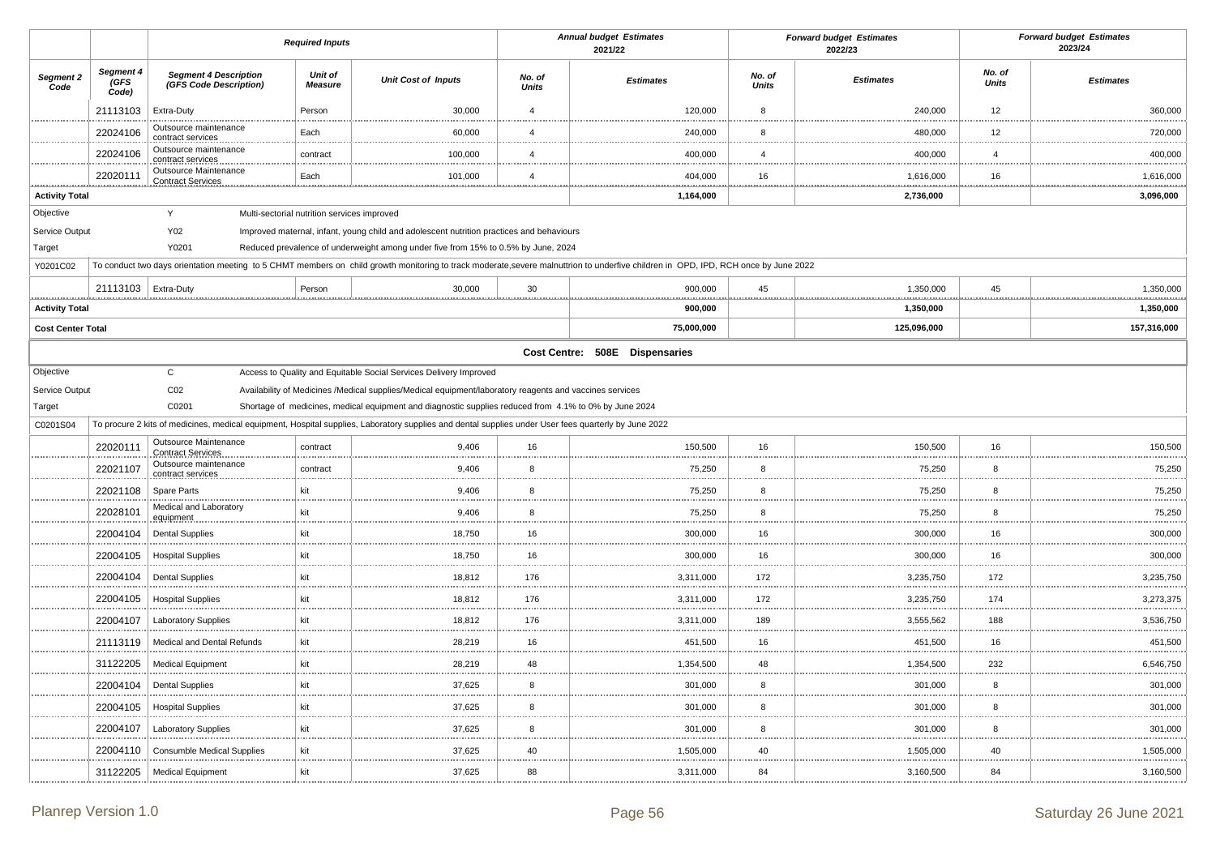| | | Required Inputs | | | Annual budget Estimates 2021/22 | | Forward budget Estimates 2022/23 | | Forward budget Estimates 2023/24 | |
|---|---|---|---|---|---|---|---|---|---|---|
| Segment 2 Code | Segment 4 (GFS Code) | Segment 4 Description (GFS Code Description) | Unit of Measure | Unit Cost of Inputs | No. of Units | Estimates | No. of Units | Estimates | No. of Units | Estimates |
| | 21113103 | Extra-Duty | Person | 30,000 | 4 | 120,000 | 8 | 240,000 | 12 | 360,000 |
| | 22024106 | Outsource maintenance contract services | Each | 60,000 | 4 | 240,000 | 8 | 480,000 | 12 | 720,000 |
| | 22024106 | Outsource maintenance contract services | contract | 100,000 | 4 | 400,000 | 4 | 400,000 | 4 | 400,000 |
| | 22020111 | Outsource Maintenance Contract Services | Each | 101,000 | 4 | 404,000 | 16 | 1,616,000 | 16 | 1,616,000 |
| **Activity Total** | | | | | | **1,164,000** | | **2,736,000** | | **3,096,000** |
| Objective | | Y | Multi-sectorial nutrition services improved | | | | | | | |
| Service Output | | Y02 | Improved maternal, infant, young child and adolescent nutrition practices and behaviours | | | | | | | |
| Target | | Y0201 | Reduced prevalence of underweight among under five from 15% to 0.5% by June, 2024 | | | | | | | |
| Y0201C02 | To conduct two days orientation meeting to 5 CHMT members on child growth monitoring to track moderate,severe malnuttrion to underfive children in OPD, IPD, RCH once by June 2022 | | | | | | | | | |
| | 21113103 | Extra-Duty | Person | 30,000 | 30 | 900,000 | 45 | 1,350,000 | 45 | 1,350,000 |
| **Activity Total** | | | | | | **900,000** | | **1,350,000** | | **1,350,000** |
| **Cost Center Total** | | | | | | **75,000,000** | | **125,096,000** | | **157,316,000** |
| | | | | | | **Cost Centre: 508E Dispensaries** | | | | |
| Objective | | C | Access to Quality and Equitable Social Services Delivery Improved | | | | | | | |
| Service Output | | C02 | Availability of Medicines /Medical supplies/Medical equipment/laboratory reagents and vaccines services | | | | | | | |
| Target | | C0201 | Shortage of medicines, medical equipment and diagnostic supplies reduced from 4.1% to 0% by June 2024 | | | | | | | |
| C0201S04 | To procure 2 kits of medicines, medical equipment, Hospital supplies, Laboratory supplies and dental supplies under User fees quarterly by June 2022 | | | | | | | | | |
| | 22020111 | Outsource Maintenance Contract Services | contract | 9,406 | 16 | 150,500 | 16 | 150,500 | 16 | 150,500 |
| | 22021107 | Outsource maintenance contract services | contract | 9,406 | 8 | 75,250 | 8 | 75,250 | 8 | 75,250 |
| | 22021108 | Spare Parts | kit | 9,406 | 8 | 75,250 | 8 | 75,250 | 8 | 75,250 |
| | 22028101 | Medical and Laboratory equipment | kit | 9,406 | 8 | 75,250 | 8 | 75,250 | 8 | 75,250 |
| | 22004104 | Dental Supplies | kit | 18,750 | 16 | 300,000 | 16 | 300,000 | 16 | 300,000 |
| | 22004105 | Hospital Supplies | kit | 18,750 | 16 | 300,000 | 16 | 300,000 | 16 | 300,000 |
| | 22004104 | Dental Supplies | kit | 18,812 | 176 | 3,311,000 | 172 | 3,235,750 | 172 | 3,235,750 |
| | 22004105 | Hospital Supplies | kit | 18,812 | 176 | 3,311,000 | 172 | 3,235,750 | 174 | 3,273,375 |
| | 22004107 | Laboratory Supplies | kit | 18,812 | 176 | 3,311,000 | 189 | 3,555,562 | 188 | 3,536,750 |
| | 21113119 | Medical and Dental Refunds | kit | 28,219 | 16 | 451,500 | 16 | 451,500 | 16 | 451,500 |
| | 31122205 | Medical Equipment | kit | 28,219 | 48 | 1,354,500 | 48 | 1,354,500 | 232 | 6,546,750 |
| | 22004104 | Dental Supplies | kit | 37,625 | 8 | 301,000 | 8 | 301,000 | 8 | 301,000 |
| | 22004105 | Hospital Supplies | kit | 37,625 | 8 | 301,000 | 8 | 301,000 | 8 | 301,000 |
| | 22004107 | Laboratory Supplies | kit | 37,625 | 8 | 301,000 | 8 | 301,000 | 8 | 301,000 |
| | 22004110 | Consumble Medical Supplies | kit | 37,625 | 40 | 1,505,000 | 40 | 1,505,000 | 40 | 1,505,000 |
| | 31122205 | Medical Equipment | kit | 37,625 | 88 | 3,311,000 | 84 | 3,160,500 | 84 | 3,160,500 |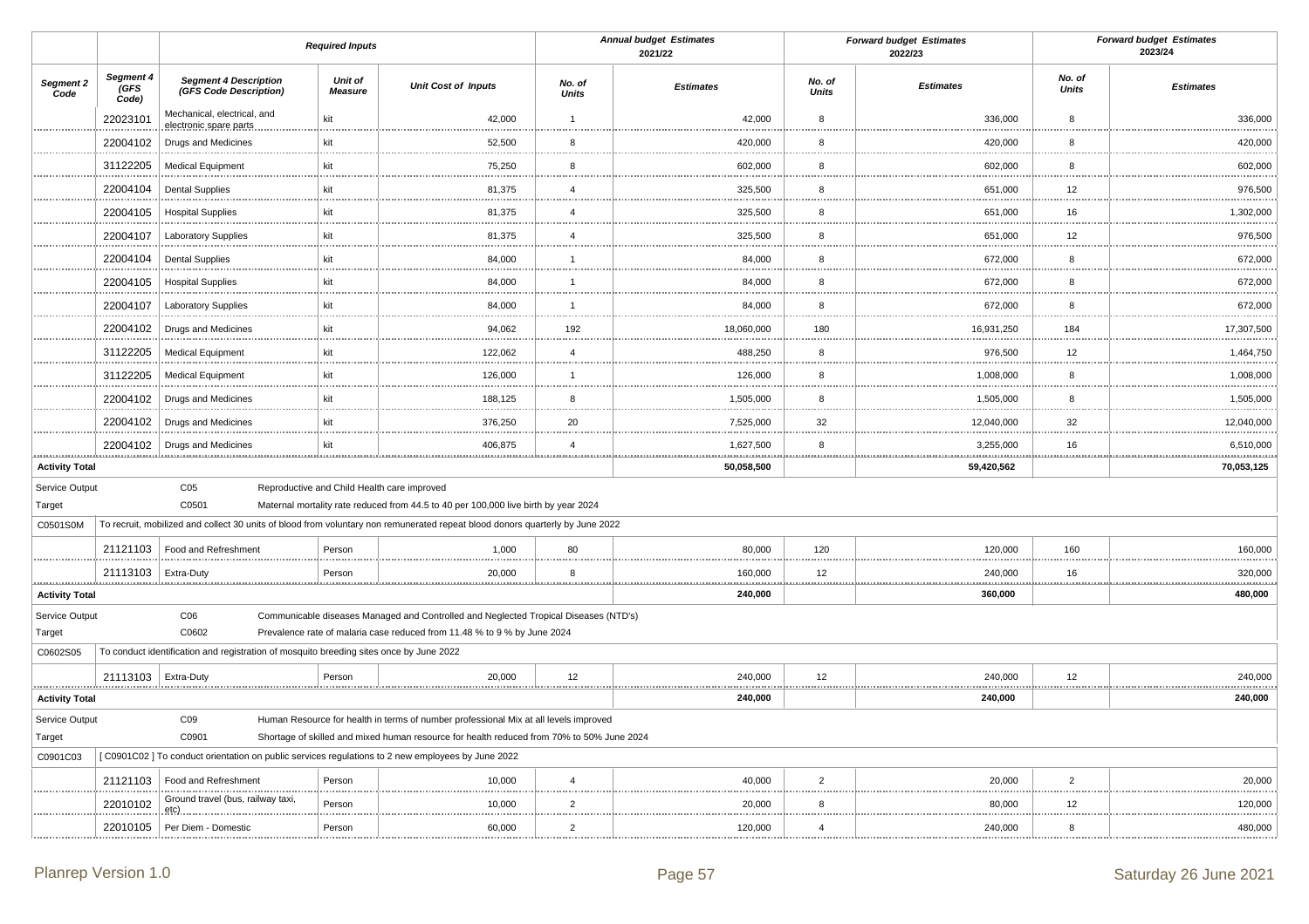| | | Required Inputs | | | Annual budget Estimates 2021/22 | | Forward budget Estimates 2022/23 | | Forward budget Estimates 2023/24 | |
|---|---|---|---|---|---|---|---|---|---|---|
| **Segment 2 Code** | **Segment 4 (GFS Code)** | **Segment 4 Description (GFS Code Description)** | **Unit of Measure** | **Unit Cost of Inputs** | **No. of Units** | **Estimates** | **No. of Units** | **Estimates** | **No. of Units** | **Estimates** |
| | 22023101 | Mechanical, electrical, and electronic spare parts | kit | 42,000 | 1 | 42,000 | 8 | 336,000 | 8 | 336,000 |
| | 22004102 | Drugs and Medicines | kit | 52,500 | 8 | 420,000 | 8 | 420,000 | 8 | 420,000 |
| | 31122205 | Medical Equipment | kit | 75,250 | 8 | 602,000 | 8 | 602,000 | 8 | 602,000 |
| | 22004104 | Dental Supplies | kit | 81,375 | 4 | 325,500 | 8 | 651,000 | 12 | 976,500 |
| | 22004105 | Hospital Supplies | kit | 81,375 | 4 | 325,500 | 8 | 651,000 | 16 | 1,302,000 |
| | 22004107 | Laboratory Supplies | kit | 81,375 | 4 | 325,500 | 8 | 651,000 | 12 | 976,500 |
| | 22004104 | Dental Supplies | kit | 84,000 | 1 | 84,000 | 8 | 672,000 | 8 | 672,000 |
| | 22004105 | Hospital Supplies | kit | 84,000 | 1 | 84,000 | 8 | 672,000 | 8 | 672,000 |
| | 22004107 | Laboratory Supplies | kit | 84,000 | 1 | 84,000 | 8 | 672,000 | 8 | 672,000 |
| | 22004102 | Drugs and Medicines | kit | 94,062 | 192 | 18,060,000 | 180 | 16,931,250 | 184 | 17,307,500 |
| | 31122205 | Medical Equipment | kit | 122,062 | 4 | 488,250 | 8 | 976,500 | 12 | 1,464,750 |
| | 31122205 | Medical Equipment | kit | 126,000 | 1 | 126,000 | 8 | 1,008,000 | 8 | 1,008,000 |
| | 22004102 | Drugs and Medicines | kit | 188,125 | 8 | 1,505,000 | 8 | 1,505,000 | 8 | 1,505,000 |
| | 22004102 | Drugs and Medicines | kit | 376,250 | 20 | 7,525,000 | 32 | 12,040,000 | 32 | 12,040,000 |
| | 22004102 | Drugs and Medicines | kit | 406,875 | 4 | 1,627,500 | 8 | 3,255,000 | 16 | 6,510,000 |
| **Activity Total** | | | | | | **50,058,500** | | **59,420,562** | | **70,053,125** |
| Service Output | | C05 | Reproductive and Child Health care improved | | | | | | | |
| Target | | C0501 | Maternal mortality rate reduced from 44.5 to 40 per 100,000 live birth by year 2024 | | | | | | | |
| C0501S0M | To recruit, mobilized and collect 30 units of blood from voluntary non remunerated repeat blood donors quarterly by June 2022 | | | | | | | | | |
| | 21121103 | Food and Refreshment | Person | 1,000 | 80 | 80,000 | 120 | 120,000 | 160 | 160,000 |
| | 21113103 | Extra-Duty | Person | 20,000 | 8 | 160,000 | 12 | 240,000 | 16 | 320,000 |
| **Activity Total** | | | | | | **240,000** | | **360,000** | | **480,000** |
| Service Output | | C06 | Communicable diseases Managed and Controlled and Neglected Tropical Diseases (NTD's) | | | | | | | |
| Target | | C0602 | Prevalence rate of malaria case reduced from 11.48 % to 9 % by June 2024 | | | | | | | |
| C0602S05 | To conduct identification and registration of mosquito breeding sites once by June 2022 | | | | | | | | | |
| | 21113103 | Extra-Duty | Person | 20,000 | 12 | 240,000 | 12 | 240,000 | 12 | 240,000 |
| **Activity Total** | | | | | | **240,000** | | **240,000** | | **240,000** |
| Service Output | | C09 | Human Resource for health in terms of number professional Mix at all levels improved | | | | | | | |
| Target | | C0901 | Shortage of skilled and mixed human resource for health reduced from 70% to 50% June 2024 | | | | | | | |
| C0901C03 | [ C0901C02 ] To conduct orientation on public services regulations to 2 new employees by June 2022 | | | | | | | | | |
| | 21121103 | Food and Refreshment | Person | 10,000 | 4 | 40,000 | 2 | 20,000 | 2 | 20,000 |
| | 22010102 | Ground travel (bus, railway taxi, etc) | Person | 10,000 | 2 | 20,000 | 8 | 80,000 | 12 | 120,000 |
| | 22010105 | Per Diem - Domestic | Person | 60,000 | 2 | 120,000 | 4 | 240,000 | 8 | 480,000 |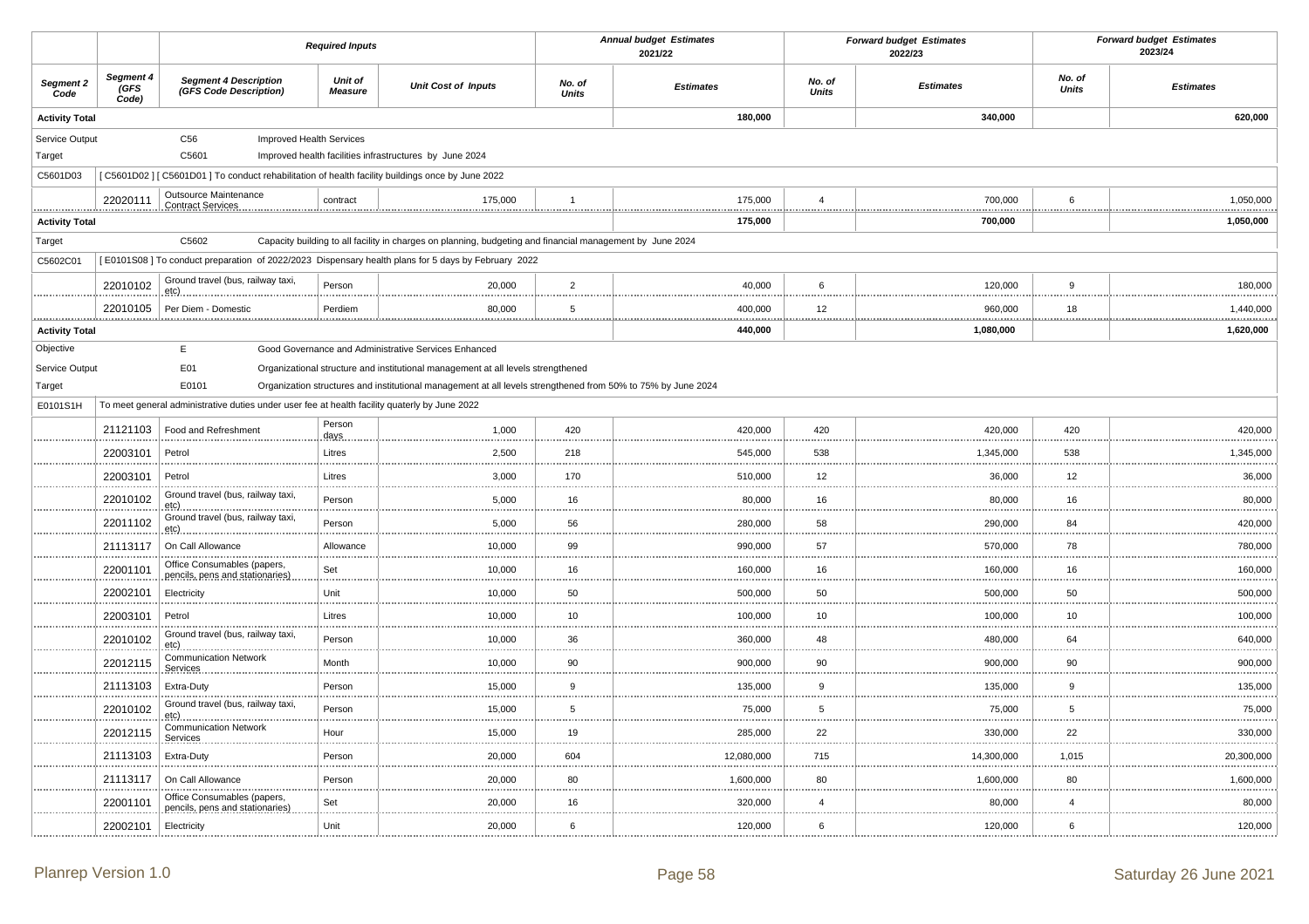| | | Required Inputs | | | Annual budget Estimates 2021/22 | | Forward budget Estimates 2022/23 | | Forward budget Estimates 2023/24 | |
|---|---|---|---|---|---|---|---|---|---|---|
| Segment 2 Code | Segment 4 (GFS Code) | Segment 4 Description (GFS Code Description) | Unit of Measure | Unit Cost of Inputs | No. of Units | Estimates | No. of Units | Estimates | No. of Units | Estimates |
| **Activity Total** | | | | | | **180,000** | | **340,000** | | **620,000** |
| Service Output | | C56 | Improved Health Services | | | | | | | |
| Target | | C5601 | Improved health facilities infrastructures by June 2024 | | | | | | | |
| C5601D03 | [ C5601D02 ] [ C5601D01 ] To conduct rehabilitation of health facility buildings once by June 2022 | | | | | | | | | |
| | 22020111 | Outsource Maintenance Contract Services | contract | 175,000 | 1 | 175,000 | 4 | 700,000 | 6 | 1,050,000 |
| **Activity Total** | | | | | | **175,000** | | **700,000** | | **1,050,000** |
| Target | | C5602 | Capacity building to all facility in charges on planning, budgeting and financial management by June 2024 | | | | | | | |
| C5602C01 | [ E0101S08 ] To conduct preparation of 2022/2023 Dispensary health plans for 5 days by February 2022 | | | | | | | | | |
| | 22010102 | Ground travel (bus, railway taxi, etc) | Person | 20,000 | 2 | 40,000 | 6 | 120,000 | 9 | 180,000 |
| | 22010105 | Per Diem - Domestic | Perdiem | 80,000 | 5 | 400,000 | 12 | 960,000 | 18 | 1,440,000 |
| **Activity Total** | | | | | | **440,000** | | **1,080,000** | | **1,620,000** |
| Objective | | E | Good Governance and Administrative Services Enhanced | | | | | | | |
| Service Output | | E01 | Organizational structure and institutional management at all levels strengthened | | | | | | | |
| Target | | E0101 | Organization structures and institutional management at all levels strengthened from 50% to 75% by June 2024 | | | | | | | |
| E0101S1H | To meet general administrative duties under user fee at health facility quaterly by June 2022 | | | | | | | | | |
| | 21121103 | Food and Refreshment | Person days | 1,000 | 420 | 420,000 | 420 | 420,000 | 420 | 420,000 |
| | 22003101 | Petrol | Litres | 2,500 | 218 | 545,000 | 538 | 1,345,000 | 538 | 1,345,000 |
| | 22003101 | Petrol | Litres | 3,000 | 170 | 510,000 | 12 | 36,000 | 12 | 36,000 |
| | 22010102 | Ground travel (bus, railway taxi, etc) | Person | 5,000 | 16 | 80,000 | 16 | 80,000 | 16 | 80,000 |
| | 22011102 | Ground travel (bus, railway taxi, etc) | Person | 5,000 | 56 | 280,000 | 58 | 290,000 | 84 | 420,000 |
| | 21113117 | On Call Allowance | Allowance | 10,000 | 99 | 990,000 | 57 | 570,000 | 78 | 780,000 |
| | 22001101 | Office Consumables (papers, pencils, pens and stationaries) | Set | 10,000 | 16 | 160,000 | 16 | 160,000 | 16 | 160,000 |
| | 22002101 | Electricity | Unit | 10,000 | 50 | 500,000 | 50 | 500,000 | 50 | 500,000 |
| | 22003101 | Petrol | Litres | 10,000 | 10 | 100,000 | 10 | 100,000 | 10 | 100,000 |
| | 22010102 | Ground travel (bus, railway taxi, etc) | Person | 10,000 | 36 | 360,000 | 48 | 480,000 | 64 | 640,000 |
| | 22012115 | Communication Network Services | Month | 10,000 | 90 | 900,000 | 90 | 900,000 | 90 | 900,000 |
| | 21113103 | Extra-Duty | Person | 15,000 | 9 | 135,000 | 9 | 135,000 | 9 | 135,000 |
| | 22010102 | Ground travel (bus, railway taxi, etc) | Person | 15,000 | 5 | 75,000 | 5 | 75,000 | 5 | 75,000 |
| | 22012115 | Communication Network Services | Hour | 15,000 | 19 | 285,000 | 22 | 330,000 | 22 | 330,000 |
| | 21113103 | Extra-Duty | Person | 20,000 | 604 | 12,080,000 | 715 | 14,300,000 | 1,015 | 20,300,000 |
| | 21113117 | On Call Allowance | Person | 20,000 | 80 | 1,600,000 | 80 | 1,600,000 | 80 | 1,600,000 |
| | 22001101 | Office Consumables (papers, pencils, pens and stationaries) | Set | 20,000 | 16 | 320,000 | 4 | 80,000 | 4 | 80,000 |
| | 22002101 | Electricity | Unit | 20,000 | 6 | 120,000 | 6 | 120,000 | 6 | 120,000 |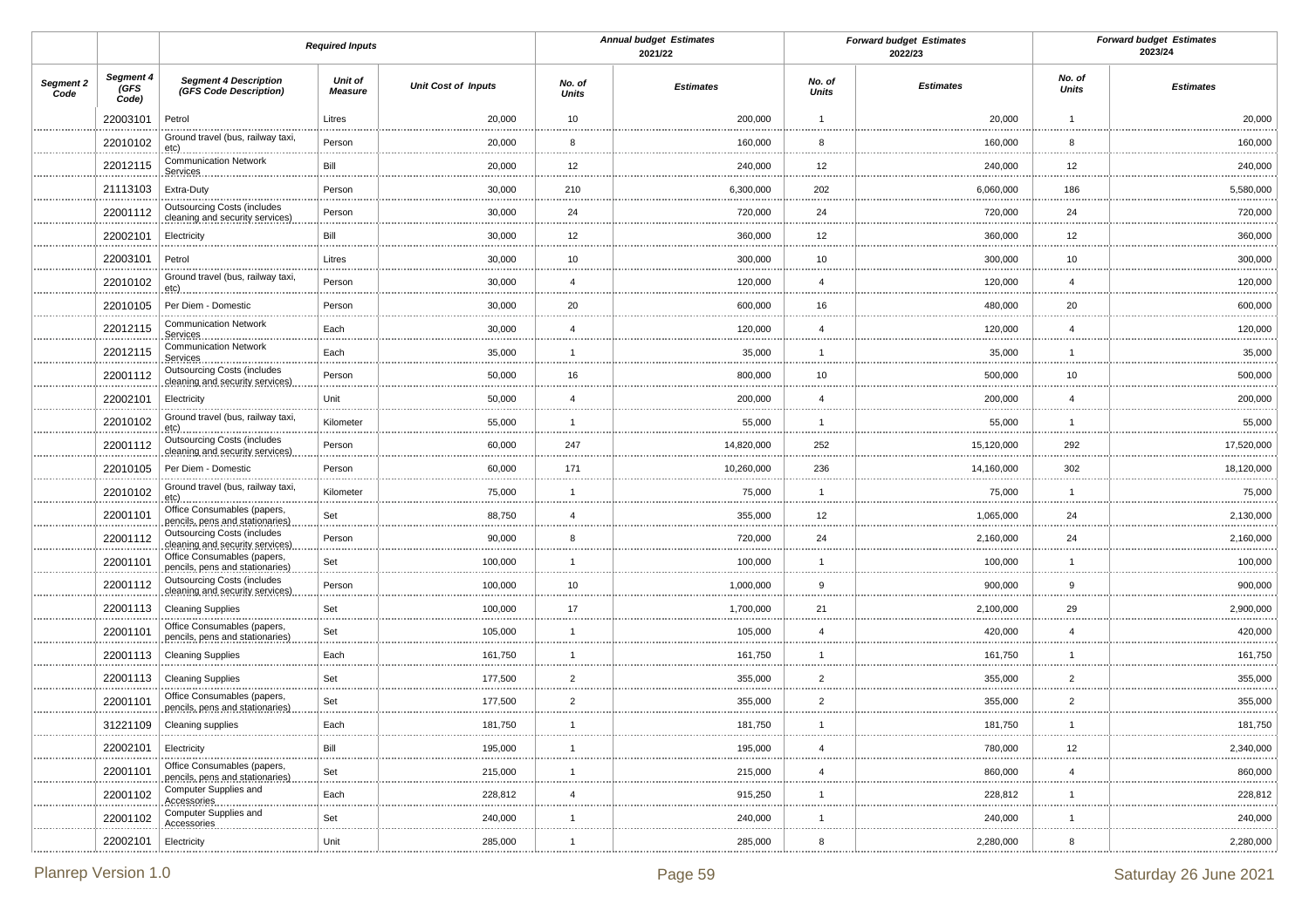| | | Required Inputs | | | Annual budget Estimates 2021/22 | | Forward budget Estimates 2022/23 | | Forward budget Estimates 2023/24 | |
|---|---|---|---|---|---|---|---|---|---|---|
| Segment 2 Code | Segment 4 (GFS Code) | Segment 4 Description (GFS Code Description) | Unit of Measure | Unit Cost of Inputs | No. of Units | Estimates | No. of Units | Estimates | No. of Units | Estimates |
| | 22003101 | Petrol | Litres | 20,000 | 10 | 200,000 | 1 | 20,000 | 1 | 20,000 |
| | 22010102 | Ground travel (bus, railway taxi, etc) | Person | 20,000 | 8 | 160,000 | 8 | 160,000 | 8 | 160,000 |
| | 22012115 | Communication Network Services | Bill | 20,000 | 12 | 240,000 | 12 | 240,000 | 12 | 240,000 |
| | 21113103 | Extra-Duty | Person | 30,000 | 210 | 6,300,000 | 202 | 6,060,000 | 186 | 5,580,000 |
| | 22001112 | Outsourcing Costs (includes cleaning and security services) | Person | 30,000 | 24 | 720,000 | 24 | 720,000 | 24 | 720,000 |
| | 22002101 | Electricity | Bill | 30,000 | 12 | 360,000 | 12 | 360,000 | 12 | 360,000 |
| | 22003101 | Petrol | Litres | 30,000 | 10 | 300,000 | 10 | 300,000 | 10 | 300,000 |
| | 22010102 | Ground travel (bus, railway taxi, etc) | Person | 30,000 | 4 | 120,000 | 4 | 120,000 | 4 | 120,000 |
| | 22010105 | Per Diem - Domestic | Person | 30,000 | 20 | 600,000 | 16 | 480,000 | 20 | 600,000 |
| | 22012115 | Communication Network Services | Each | 30,000 | 4 | 120,000 | 4 | 120,000 | 4 | 120,000 |
| | 22012115 | Communication Network Services | Each | 35,000 | 1 | 35,000 | 1 | 35,000 | 1 | 35,000 |
| | 22001112 | Outsourcing Costs (includes cleaning and security services) | Person | 50,000 | 16 | 800,000 | 10 | 500,000 | 10 | 500,000 |
| | 22002101 | Electricity | Unit | 50,000 | 4 | 200,000 | 4 | 200,000 | 4 | 200,000 |
| | 22010102 | Ground travel (bus, railway taxi, etc) | Kilometer | 55,000 | 1 | 55,000 | 1 | 55,000 | 1 | 55,000 |
| | 22001112 | Outsourcing Costs (includes cleaning and security services) | Person | 60,000 | 247 | 14,820,000 | 252 | 15,120,000 | 292 | 17,520,000 |
| | 22010105 | Per Diem - Domestic | Person | 60,000 | 171 | 10,260,000 | 236 | 14,160,000 | 302 | 18,120,000 |
| | 22010102 | Ground travel (bus, railway taxi, etc) | Kilometer | 75,000 | 1 | 75,000 | 1 | 75,000 | 1 | 75,000 |
| | 22001101 | Office Consumables (papers, pencils, pens and stationaries) | Set | 88,750 | 4 | 355,000 | 12 | 1,065,000 | 24 | 2,130,000 |
| | 22001112 | Outsourcing Costs (includes cleaning and security services) | Person | 90,000 | 8 | 720,000 | 24 | 2,160,000 | 24 | 2,160,000 |
| | 22001101 | Office Consumables (papers, pencils, pens and stationaries) | Set | 100,000 | 1 | 100,000 | 1 | 100,000 | 1 | 100,000 |
| | 22001112 | Outsourcing Costs (includes cleaning and security services) | Person | 100,000 | 10 | 1,000,000 | 9 | 900,000 | 9 | 900,000 |
| | 22001113 | Cleaning Supplies | Set | 100,000 | 17 | 1,700,000 | 21 | 2,100,000 | 29 | 2,900,000 |
| | 22001101 | Office Consumables (papers, pencils, pens and stationaries) | Set | 105,000 | 1 | 105,000 | 4 | 420,000 | 4 | 420,000 |
| | 22001113 | Cleaning Supplies | Each | 161,750 | 1 | 161,750 | 1 | 161,750 | 1 | 161,750 |
| | 22001113 | Cleaning Supplies | Set | 177,500 | 2 | 355,000 | 2 | 355,000 | 2 | 355,000 |
| | 22001101 | Office Consumables (papers, pencils, pens and stationaries) | Set | 177,500 | 2 | 355,000 | 2 | 355,000 | 2 | 355,000 |
| | 31221109 | Cleaning supplies | Each | 181,750 | 1 | 181,750 | 1 | 181,750 | 1 | 181,750 |
| | 22002101 | Electricity | Bill | 195,000 | 1 | 195,000 | 4 | 780,000 | 12 | 2,340,000 |
| | 22001101 | Office Consumables (papers, pencils, pens and stationaries) | Set | 215,000 | 1 | 215,000 | 4 | 860,000 | 4 | 860,000 |
| | 22001102 | Computer Supplies and Accessories | Each | 228,812 | 4 | 915,250 | 1 | 228,812 | 1 | 228,812 |
| | 22001102 | Computer Supplies and Accessories | Set | 240,000 | 1 | 240,000 | 1 | 240,000 | 1 | 240,000 |
| | 22002101 | Electricity | Unit | 285,000 | 1 | 285,000 | 8 | 2,280,000 | 8 | 2,280,000 |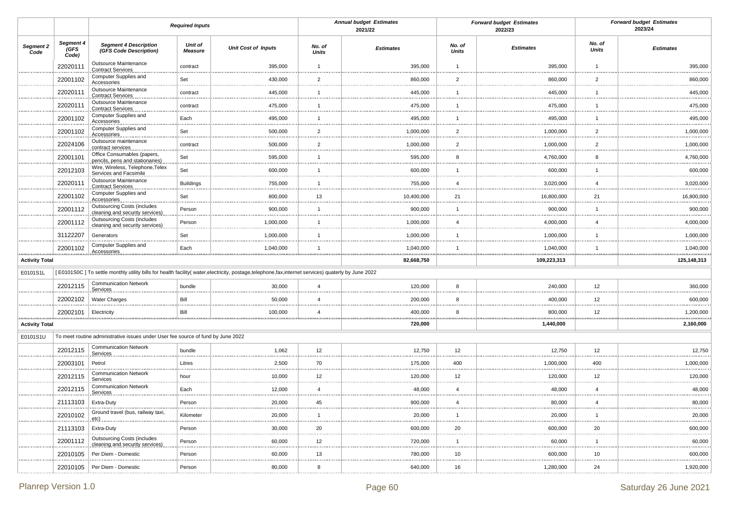| | | Required Inputs | | | Annual budget Estimates 2021/22 | | Forward budget Estimates 2022/23 | | Forward budget Estimates 2023/24 | |
|---|---|---|---|---|---|---|---|---|---|---|
| Segment 2 Code | Segment 4 (GFS Code) | Segment 4 Description (GFS Code Description) | Unit of Measure | Unit Cost of Inputs | No. of Units | Estimates | No. of Units | Estimates | No. of Units | Estimates |
| | 22020111 | Outsource Maintenance Contract Services | contract | 395,000 | 1 | 395,000 | 1 | 395,000 | 1 | 395,000 |
| | 22001102 | Computer Supplies and Accessories | Set | 430,000 | 2 | 860,000 | 2 | 860,000 | 2 | 860,000 |
| | 22020111 | Outsource Maintenance Contract Services | contract | 445,000 | 1 | 445,000 | 1 | 445,000 | 1 | 445,000 |
| | 22020111 | Outsource Maintenance Contract Services | contract | 475,000 | 1 | 475,000 | 1 | 475,000 | 1 | 475,000 |
| | 22001102 | Computer Supplies and Accessories | Each | 495,000 | 1 | 495,000 | 1 | 495,000 | 1 | 495,000 |
| | 22001102 | Computer Supplies and Accessories | Set | 500,000 | 2 | 1,000,000 | 2 | 1,000,000 | 2 | 1,000,000 |
| | 22024106 | Outsource maintenance contract services | contract | 500,000 | 2 | 1,000,000 | 2 | 1,000,000 | 2 | 1,000,000 |
| | 22001101 | Office Consumables (papers, pencils, pens and stationaries) | Set | 595,000 | 1 | 595,000 | 8 | 4,760,000 | 8 | 4,760,000 |
| | 22012103 | Wire, Wireless, Telephone,Telex Services and Facsimile | Set | 600,000 | 1 | 600,000 | 1 | 600,000 | 1 | 600,000 |
| | 22020111 | Outsource Maintenance Contract Services | Buildings | 755,000 | 1 | 755,000 | 4 | 3,020,000 | 4 | 3,020,000 |
| | 22001102 | Computer Supplies and Accessories | Set | 800,000 | 13 | 10,400,000 | 21 | 16,800,000 | 21 | 16,800,000 |
| | 22001112 | Outsourcing Costs (includes cleaning and security services) | Person | 900,000 | 1 | 900,000 | 1 | 900,000 | 1 | 900,000 |
| | 22001112 | Outsourcing Costs (includes cleaning and security services) | Person | 1,000,000 | 1 | 1,000,000 | 4 | 4,000,000 | 4 | 4,000,000 |
| | 31122207 | Generators | Set | 1,000,000 | 1 | 1,000,000 | 1 | 1,000,000 | 1 | 1,000,000 |
| | 22001102 | Computer Supplies and Accessories | Each | 1,040,000 | 1 | 1,040,000 | 1 | 1,040,000 | 1 | 1,040,000 |
| **Activity Total** | | | | | | **82,668,750** | | **109,223,313** | | **125,148,313** |
| E0101S1L | [ E0101S0C ] To settle monthly utility bills for health facility( water,electricity, postage,telephone,fax,internet services) quaterly by June 2022 | | | | | | | | | |
| | 22012115 | Communication Network Services | bundle | 30,000 | 4 | 120,000 | 8 | 240,000 | 12 | 360,000 |
| | 22002102 | Water Charges | Bill | 50,000 | 4 | 200,000 | 8 | 400,000 | 12 | 600,000 |
| | 22002101 | Electricity | Bill | 100,000 | 4 | 400,000 | 8 | 800,000 | 12 | 1,200,000 |
| **Activity Total** | | | | | | **720,000** | | **1,440,000** | | **2,160,000** |
| E0101S1U | To meet routine administrative issues under User fee source of fund by June 2022 | | | | | | | | | |
| | 22012115 | Communication Network Services | bundle | 1,062 | 12 | 12,750 | 12 | 12,750 | 12 | 12,750 |
| | 22003101 | Petrol | Litres | 2,500 | 70 | 175,000 | 400 | 1,000,000 | 400 | 1,000,000 |
| | 22012115 | Communication Network Services | hour | 10,000 | 12 | 120,000 | 12 | 120,000 | 12 | 120,000 |
| | 22012115 | Communication Network Services | Each | 12,000 | 4 | 48,000 | 4 | 48,000 | 4 | 48,000 |
| | 21113103 | Extra-Duty | Person | 20,000 | 45 | 900,000 | 4 | 80,000 | 4 | 80,000 |
| | 22010102 | Ground travel (bus, railway taxi, etc) | Kilometer | 20,000 | 1 | 20,000 | 1 | 20,000 | 1 | 20,000 |
| | 21113103 | Extra-Duty | Person | 30,000 | 20 | 600,000 | 20 | 600,000 | 20 | 600,000 |
| | 22001112 | Outsourcing Costs (includes cleaning and security services) | Person | 60,000 | 12 | 720,000 | 1 | 60,000 | 1 | 60,000 |
| | 22010105 | Per Diem - Domestic | Person | 60,000 | 13 | 780,000 | 10 | 600,000 | 10 | 600,000 |
| | 22010105 | Per Diem - Domestic | Person | 80,000 | 8 | 640,000 | 16 | 1,280,000 | 24 | 1,920,000 |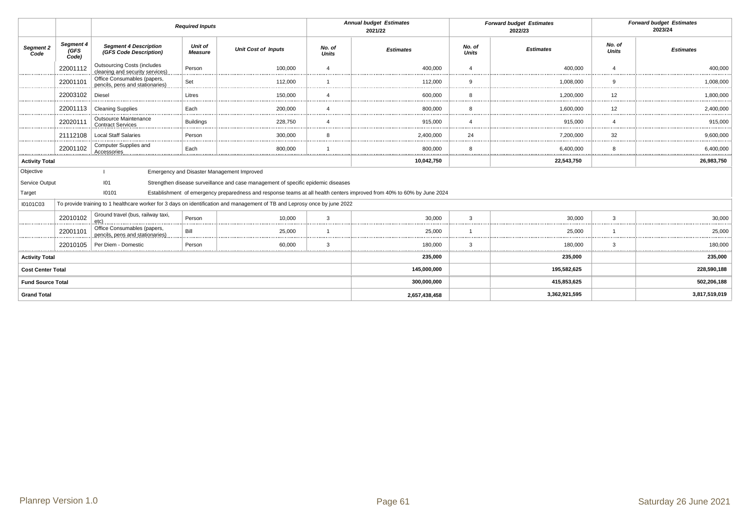| | | Required Inputs | | | Annual budget Estimates 2021/22 | | Forward budget Estimates 2022/23 | | Forward budget Estimates 2023/24 | |
|---|---|---|---|---|---|---|---|---|---|---|
| Segment 2 Code | Segment 4 (GFS Code) | Segment 4 Description (GFS Code Description) | Unit of Measure | Unit Cost of Inputs | No. of Units | Estimates | No. of Units | Estimates | No. of Units | Estimates |
| | 22001112 | Outsourcing Costs (includes cleaning and security services) | Person | 100,000 | 4 | 400,000 | 4 | 400,000 | 4 | 400,000 |
| | 22001101 | Office Consumables (papers, pencils, pens and stationaries) | Set | 112,000 | 1 | 112,000 | 9 | 1,008,000 | 9 | 1,008,000 |
| | 22003102 | Diesel | Litres | 150,000 | 4 | 600,000 | 8 | 1,200,000 | 12 | 1,800,000 |
| | 22001113 | Cleaning Supplies | Each | 200,000 | 4 | 800,000 | 8 | 1,600,000 | 12 | 2,400,000 |
| | 22020111 | Outsource Maintenance Contract Services | Buildings | 228,750 | 4 | 915,000 | 4 | 915,000 | 4 | 915,000 |
| | 21112108 | Local Staff Salaries | Person | 300,000 | 8 | 2,400,000 | 24 | 7,200,000 | 32 | 9,600,000 |
| | 22001102 | Computer Supplies and Accessories | Each | 800,000 | 1 | 800,000 | 8 | 6,400,000 | 8 | 6,400,000 |
| **Activity Total** | | | | | | **10,042,750** | | **22,543,750** | | **26,983,750** |
| Objective | | I | Emergency and Disaster Management Improved | | | | | | | |
| Service Output | | I01 | Strengthen disease surveillance and case management of specific epidemic diseases | | | | | | | |
| Target | | I0101 | Establishment of emergency preparedness and response teams at all health centers improved from 40% to 60% by June 2024 | | | | | | | |
| I0101C03 | To provide training to 1 healthcare worker for 3 days on identification and management of TB and Leprosy once by june 2022 | | | | | | | | | |
| | 22010102 | Ground travel (bus, railway taxi, etc) | Person | 10,000 | 3 | 30,000 | 3 | 30,000 | 3 | 30,000 |
| | 22001101 | Office Consumables (papers, pencils, pens and stationaries) | Bill | 25,000 | 1 | 25,000 | 1 | 25,000 | 1 | 25,000 |
| | 22010105 | Per Diem - Domestic | Person | 60,000 | 3 | 180,000 | 3 | 180,000 | 3 | 180,000 |
| **Activity Total** | | | | | | **235,000** | | **235,000** | | **235,000** |
| **Cost Center Total** | | | | | | **145,000,000** | | **195,582,625** | | **228,590,188** |
| **Fund Source Total** | | | | | | **300,000,000** | | **415,853,625** | | **502,206,188** |
| **Grand Total** | | | | | | **2,657,438,458** | | **3,362,921,595** | | **3,817,519,019** |